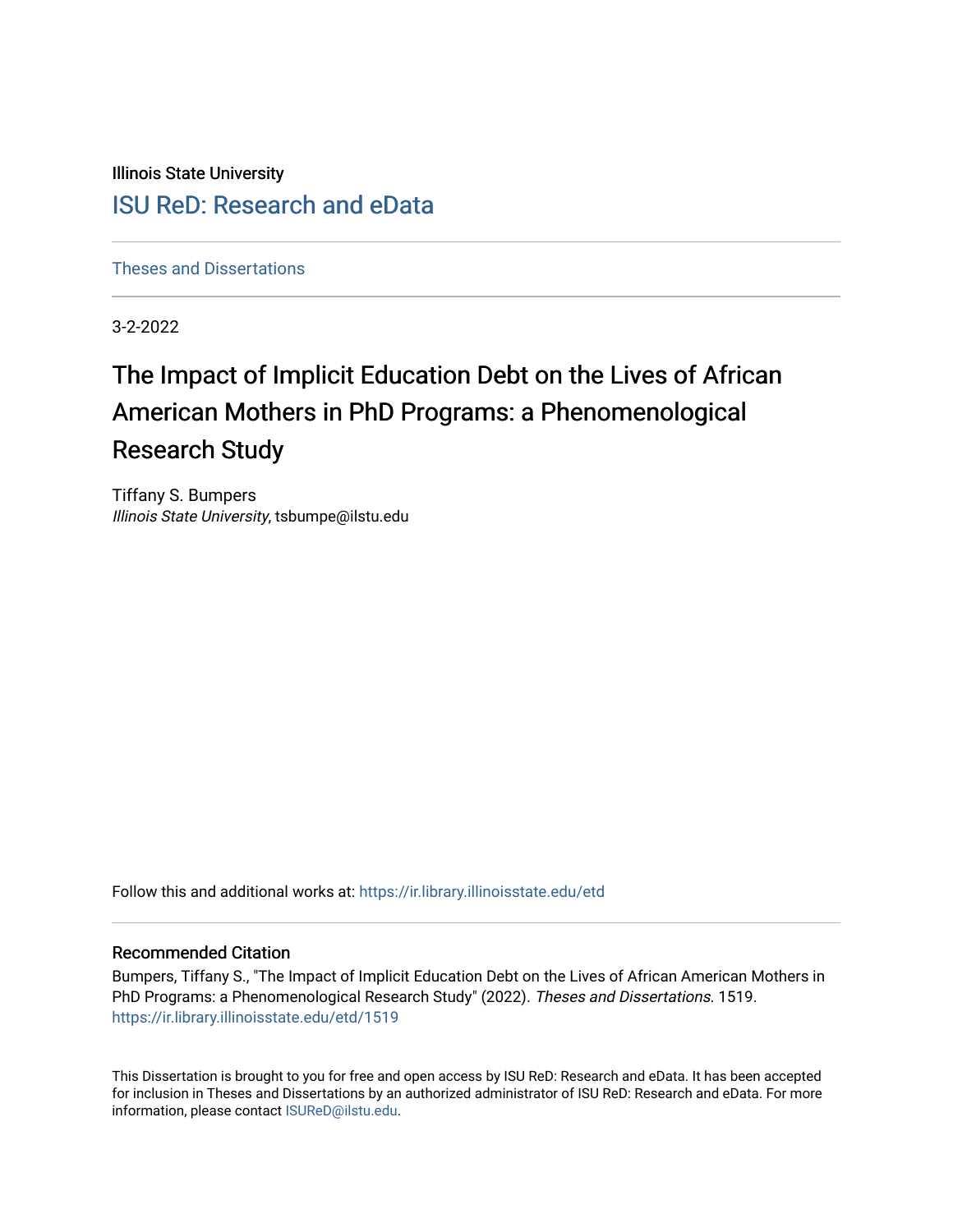Illinois State University

# ISU ReD: Research and eData

Theses and Dissertations

3-2-2022

## The Impact of Implicit Education Debt on the Lives of African American Mothers in PhD Programs: a Phenomenological Research Study

Tiffany S. Bumpers
*Illinois State University*, tsbumpe@ilstu.edu

Follow this and additional works at: https://ir.library.illinoisstate.edu/etd

### Recommended Citation

Bumpers, Tiffany S., "The Impact of Implicit Education Debt on the Lives of African American Mothers in PhD Programs: a Phenomenological Research Study" (2022). *Theses and Dissertations*. 1519.
https://ir.library.illinoisstate.edu/etd/1519

This Dissertation is brought to you for free and open access by ISU ReD: Research and eData. It has been accepted for inclusion in Theses and Dissertations by an authorized administrator of ISU ReD: Research and eData. For more information, please contact ISUReD@ilstu.edu.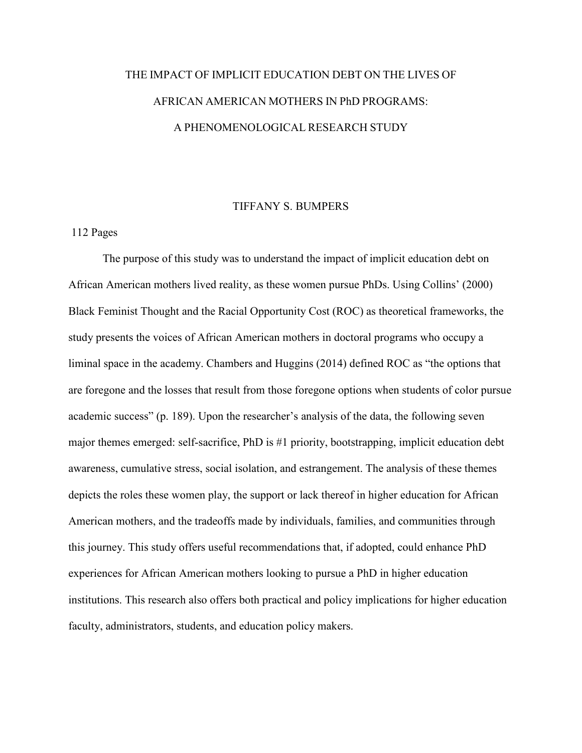# THE IMPACT OF IMPLICIT EDUCATION DEBT ON THE LIVES OF AFRICAN AMERICAN MOTHERS IN PhD PROGRAMS: A PHENOMENOLOGICAL RESEARCH STUDY

TIFFANY S. BUMPERS

112 Pages

The purpose of this study was to understand the impact of implicit education debt on African American mothers lived reality, as these women pursue PhDs. Using Collins' (2000) Black Feminist Thought and the Racial Opportunity Cost (ROC) as theoretical frameworks, the study presents the voices of African American mothers in doctoral programs who occupy a liminal space in the academy. Chambers and Huggins (2014) defined ROC as "the options that are foregone and the losses that result from those foregone options when students of color pursue academic success" (p. 189). Upon the researcher's analysis of the data, the following seven major themes emerged: self-sacrifice, PhD is #1 priority, bootstrapping, implicit education debt awareness, cumulative stress, social isolation, and estrangement. The analysis of these themes depicts the roles these women play, the support or lack thereof in higher education for African American mothers, and the tradeoffs made by individuals, families, and communities through this journey. This study offers useful recommendations that, if adopted, could enhance PhD experiences for African American mothers looking to pursue a PhD in higher education institutions. This research also offers both practical and policy implications for higher education faculty, administrators, students, and education policy makers.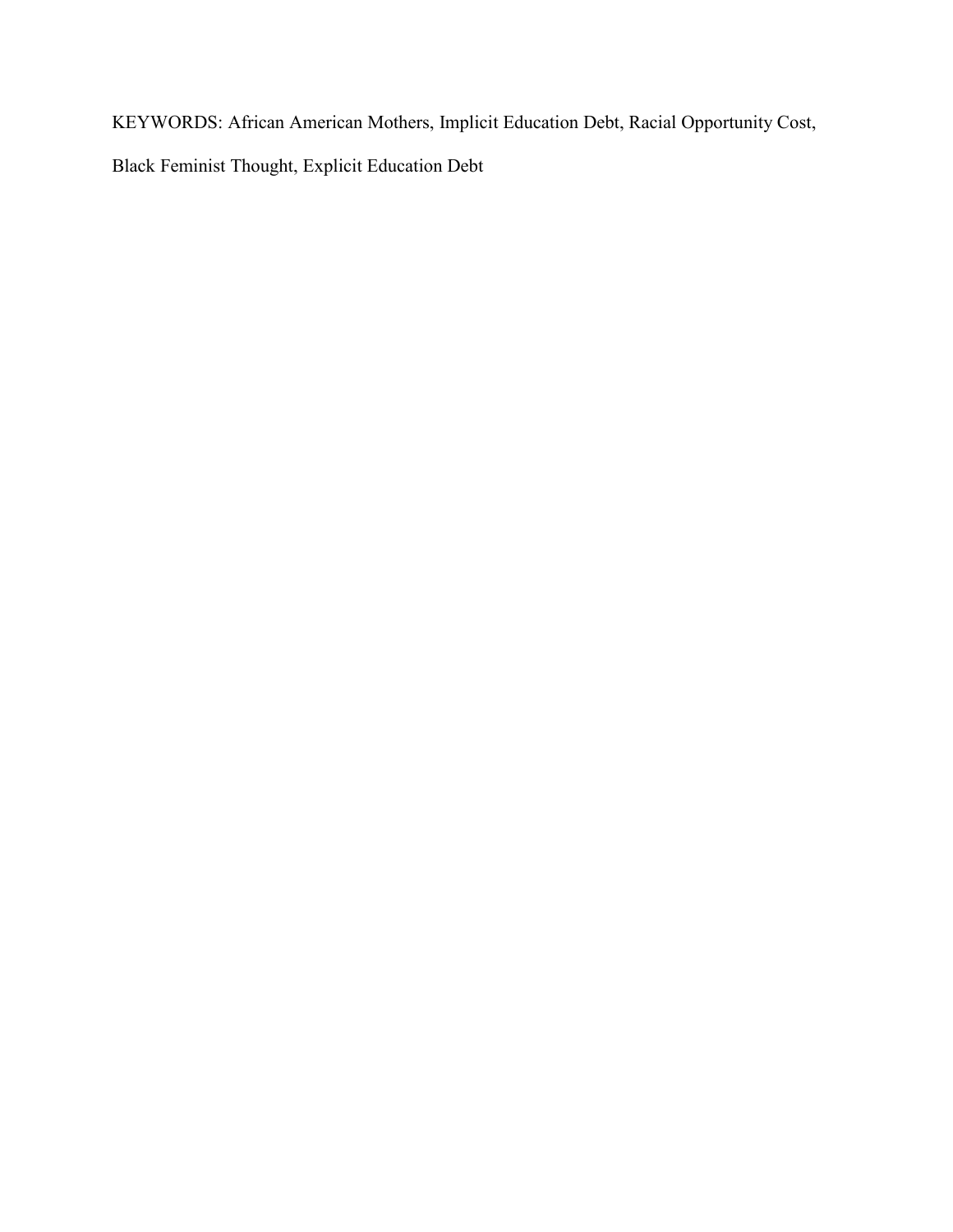KEYWORDS: African American Mothers, Implicit Education Debt, Racial Opportunity Cost, Black Feminist Thought, Explicit Education Debt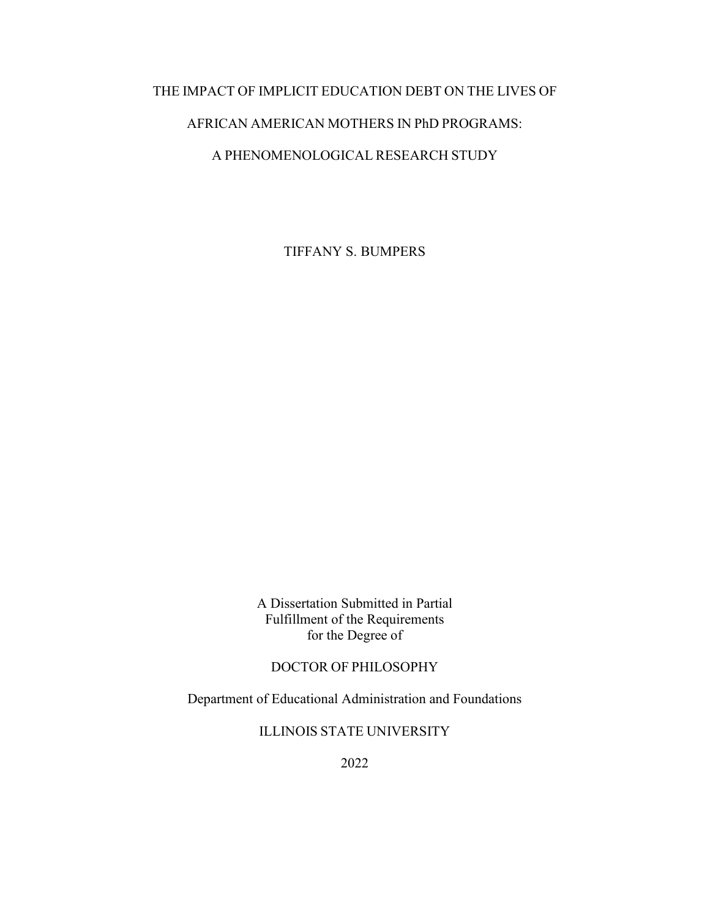# THE IMPACT OF IMPLICIT EDUCATION DEBT ON THE LIVES OF AFRICAN AMERICAN MOTHERS IN PhD PROGRAMS: A PHENOMENOLOGICAL RESEARCH STUDY

TIFFANY S. BUMPERS

A Dissertation Submitted in Partial
Fulfillment of the Requirements
for the Degree of

DOCTOR OF PHILOSOPHY

Department of Educational Administration and Foundations

ILLINOIS STATE UNIVERSITY

2022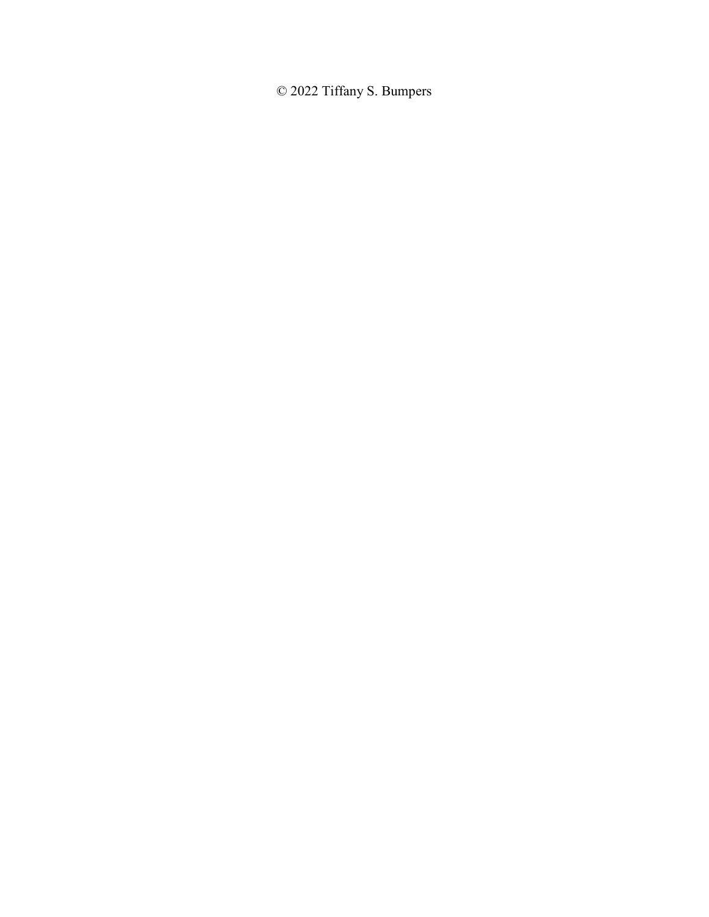© 2022 Tiffany S. Bumpers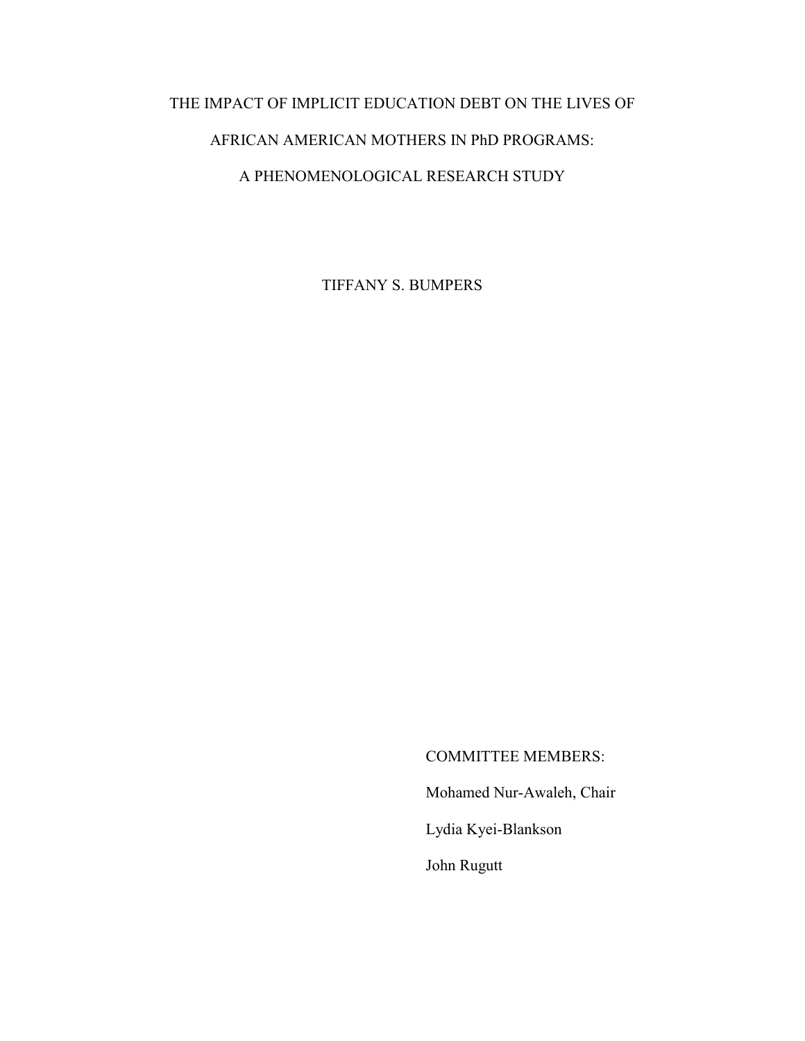# THE IMPACT OF IMPLICIT EDUCATION DEBT ON THE LIVES OF AFRICAN AMERICAN MOTHERS IN PhD PROGRAMS: A PHENOMENOLOGICAL RESEARCH STUDY

TIFFANY S. BUMPERS

COMMITTEE MEMBERS:

Mohamed Nur-Awaleh, Chair

Lydia Kyei-Blankson

John Rugutt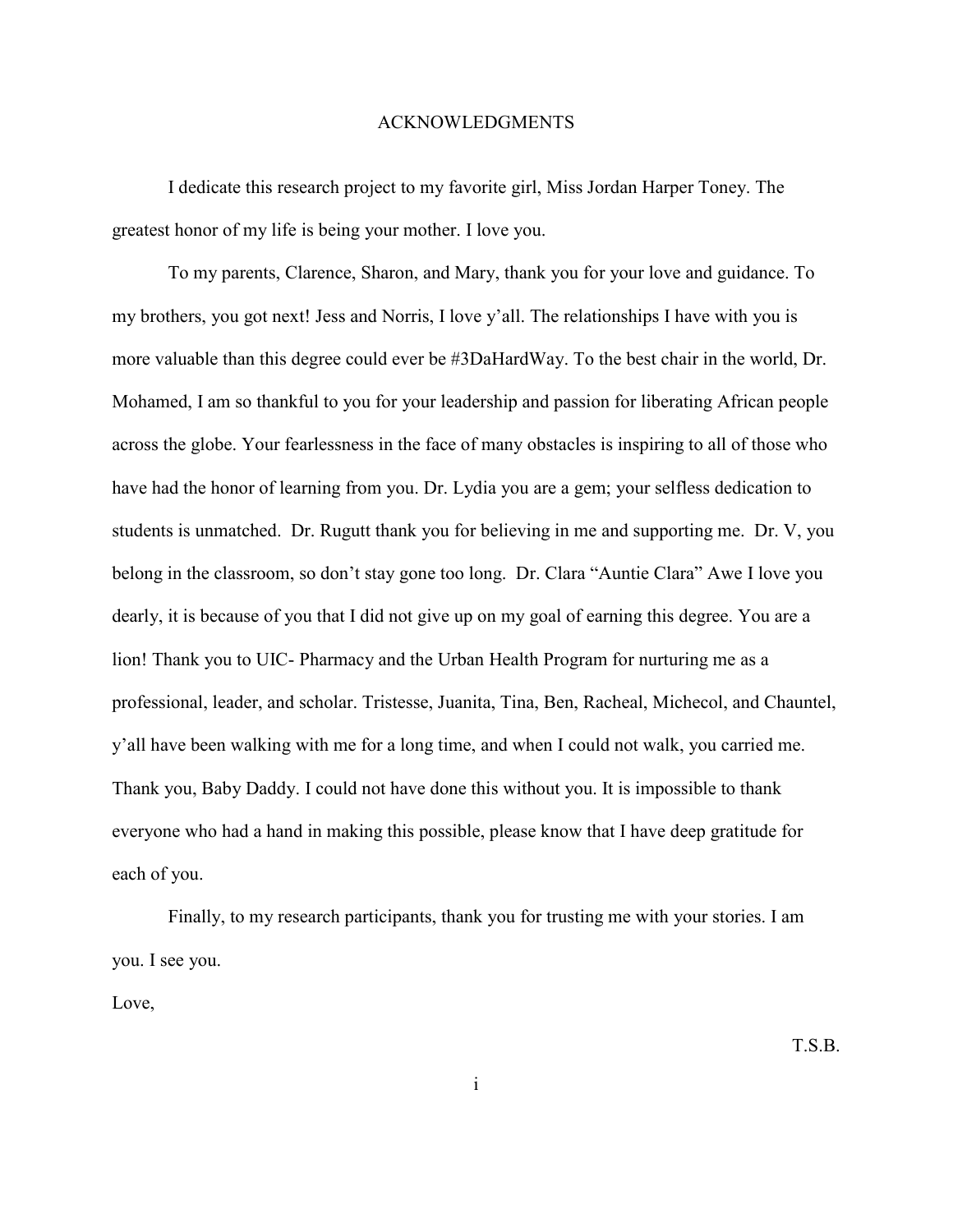# ACKNOWLEDGMENTS

I dedicate this research project to my favorite girl, Miss Jordan Harper Toney. The greatest honor of my life is being your mother. I love you.

To my parents, Clarence, Sharon, and Mary, thank you for your love and guidance. To my brothers, you got next! Jess and Norris, I love y'all. The relationships I have with you is more valuable than this degree could ever be #3DaHardWay. To the best chair in the world, Dr. Mohamed, I am so thankful to you for your leadership and passion for liberating African people across the globe. Your fearlessness in the face of many obstacles is inspiring to all of those who have had the honor of learning from you. Dr. Lydia you are a gem; your selfless dedication to students is unmatched. Dr. Rugutt thank you for believing in me and supporting me. Dr. V, you belong in the classroom, so don't stay gone too long. Dr. Clara "Auntie Clara" Awe I love you dearly, it is because of you that I did not give up on my goal of earning this degree. You are a lion! Thank you to UIC- Pharmacy and the Urban Health Program for nurturing me as a professional, leader, and scholar. Tristesse, Juanita, Tina, Ben, Racheal, Michecol, and Chauntel, y'all have been walking with me for a long time, and when I could not walk, you carried me. Thank you, Baby Daddy. I could not have done this without you. It is impossible to thank everyone who had a hand in making this possible, please know that I have deep gratitude for each of you.

Finally, to my research participants, thank you for trusting me with your stories. I am you. I see you.

Love,

T.S.B.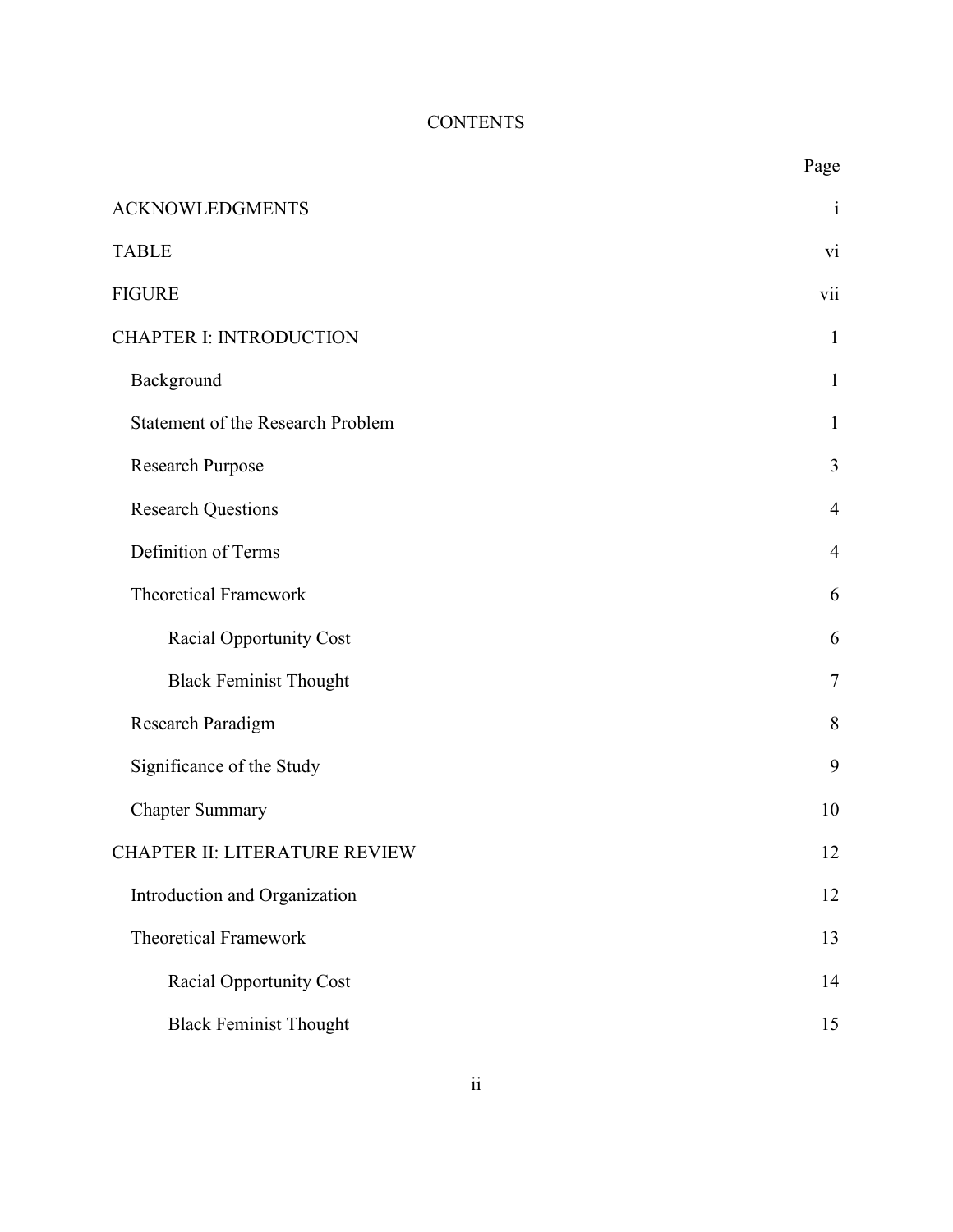# CONTENTS

| | Page |
|---|---|
| ACKNOWLEDGMENTS | i |
| TABLE | vi |
| FIGURE | vii |
| CHAPTER I: INTRODUCTION | 1 |
| Background | 1 |
| Statement of the Research Problem | 1 |
| Research Purpose | 3 |
| Research Questions | 4 |
| Definition of Terms | 4 |
| Theoretical Framework | 6 |
| Racial Opportunity Cost | 6 |
| Black Feminist Thought | 7 |
| Research Paradigm | 8 |
| Significance of the Study | 9 |
| Chapter Summary | 10 |
| CHAPTER II: LITERATURE REVIEW | 12 |
| Introduction and Organization | 12 |
| Theoretical Framework | 13 |
| Racial Opportunity Cost | 14 |
| Black Feminist Thought | 15 |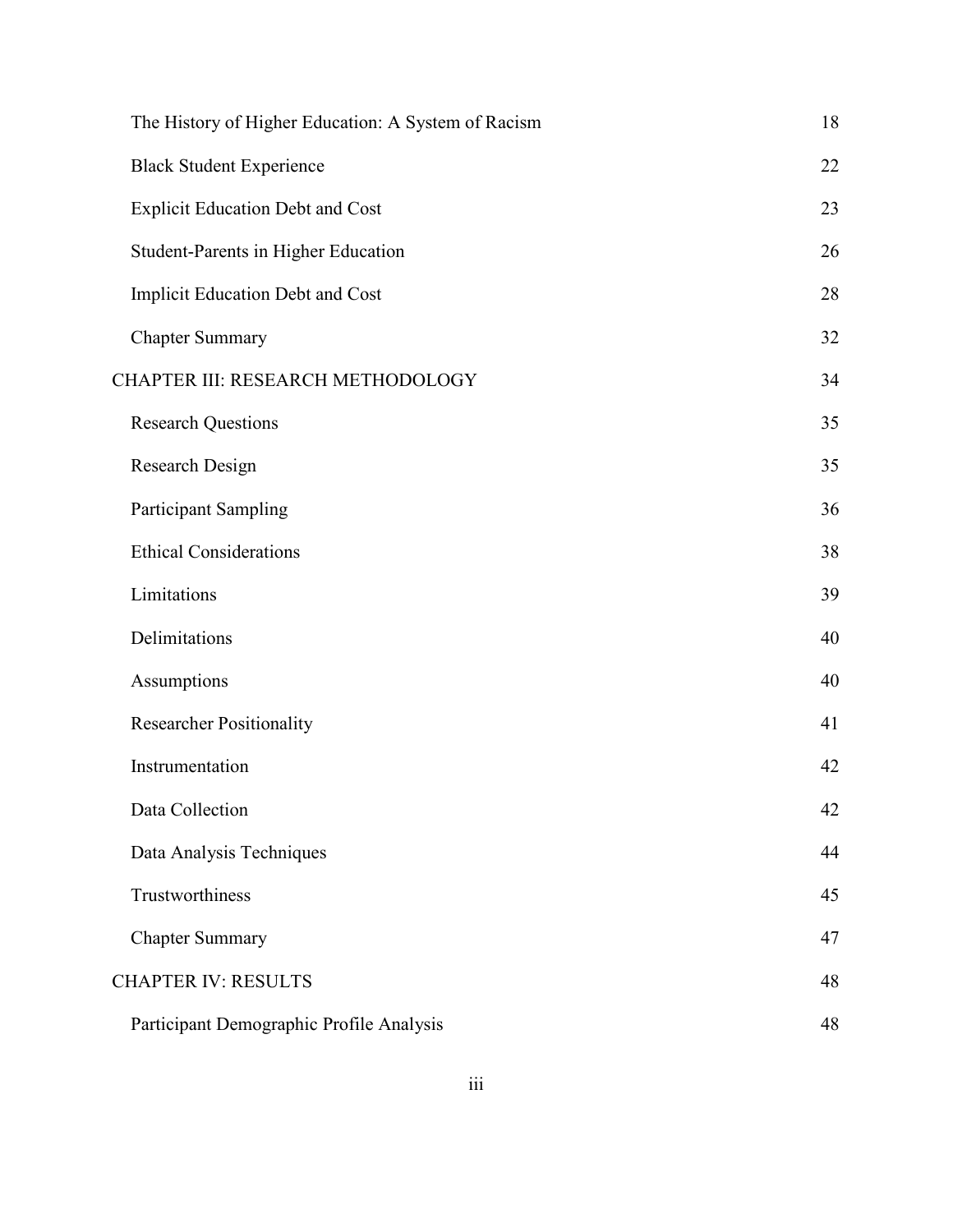| | |
|---|---|
| The History of Higher Education: A System of Racism | 18 |
| Black Student Experience | 22 |
| Explicit Education Debt and Cost | 23 |
| Student-Parents in Higher Education | 26 |
| Implicit Education Debt and Cost | 28 |
| Chapter Summary | 32 |
| CHAPTER III: RESEARCH METHODOLOGY | 34 |
| Research Questions | 35 |
| Research Design | 35 |
| Participant Sampling | 36 |
| Ethical Considerations | 38 |
| Limitations | 39 |
| Delimitations | 40 |
| Assumptions | 40 |
| Researcher Positionality | 41 |
| Instrumentation | 42 |
| Data Collection | 42 |
| Data Analysis Techniques | 44 |
| Trustworthiness | 45 |
| Chapter Summary | 47 |
| CHAPTER IV: RESULTS | 48 |
| Participant Demographic Profile Analysis | 48 |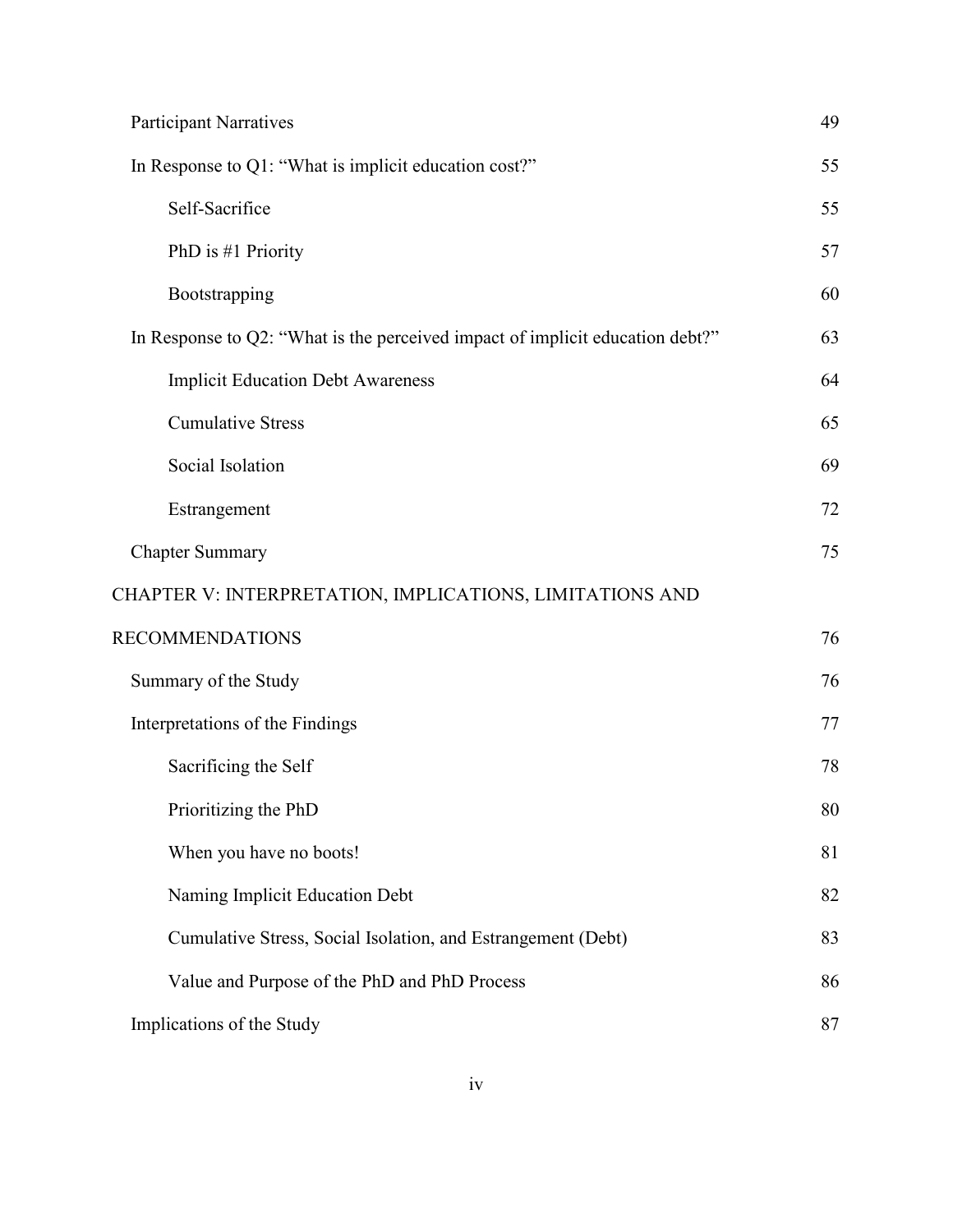| | |
|---|---|
| Participant Narratives | 49 |
| In Response to Q1: "What is implicit education cost?" | 55 |
| Self-Sacrifice | 55 |
| PhD is #1 Priority | 57 |
| Bootstrapping | 60 |
| In Response to Q2: "What is the perceived impact of implicit education debt?" | 63 |
| Implicit Education Debt Awareness | 64 |
| Cumulative Stress | 65 |
| Social Isolation | 69 |
| Estrangement | 72 |
| Chapter Summary | 75 |
| CHAPTER V: INTERPRETATION, IMPLICATIONS, LIMITATIONS AND RECOMMENDATIONS | 76 |
| Summary of the Study | 76 |
| Interpretations of the Findings | 77 |
| Sacrificing the Self | 78 |
| Prioritizing the PhD | 80 |
| When you have no boots! | 81 |
| Naming Implicit Education Debt | 82 |
| Cumulative Stress, Social Isolation, and Estrangement (Debt) | 83 |
| Value and Purpose of the PhD and PhD Process | 86 |
| Implications of the Study | 87 |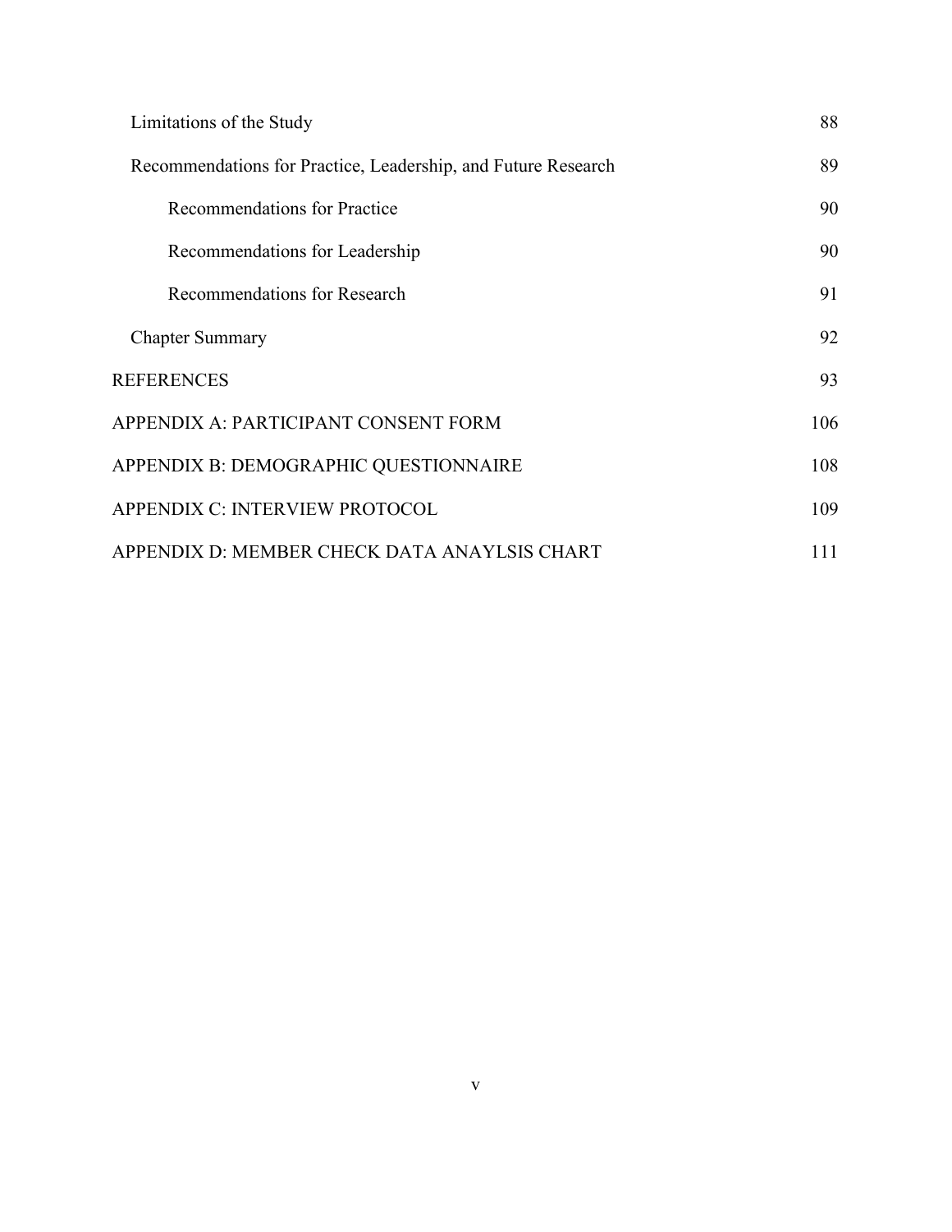| | |
|---|---|
| Limitations of the Study | 88 |
| Recommendations for Practice, Leadership, and Future Research | 89 |
| Recommendations for Practice | 90 |
| Recommendations for Leadership | 90 |
| Recommendations for Research | 91 |
| Chapter Summary | 92 |
| REFERENCES | 93 |
| APPENDIX A: PARTICIPANT CONSENT FORM | 106 |
| APPENDIX B: DEMOGRAPHIC QUESTIONNAIRE | 108 |
| APPENDIX C: INTERVIEW PROTOCOL | 109 |
| APPENDIX D: MEMBER CHECK DATA ANAYLSIS CHART | 111 |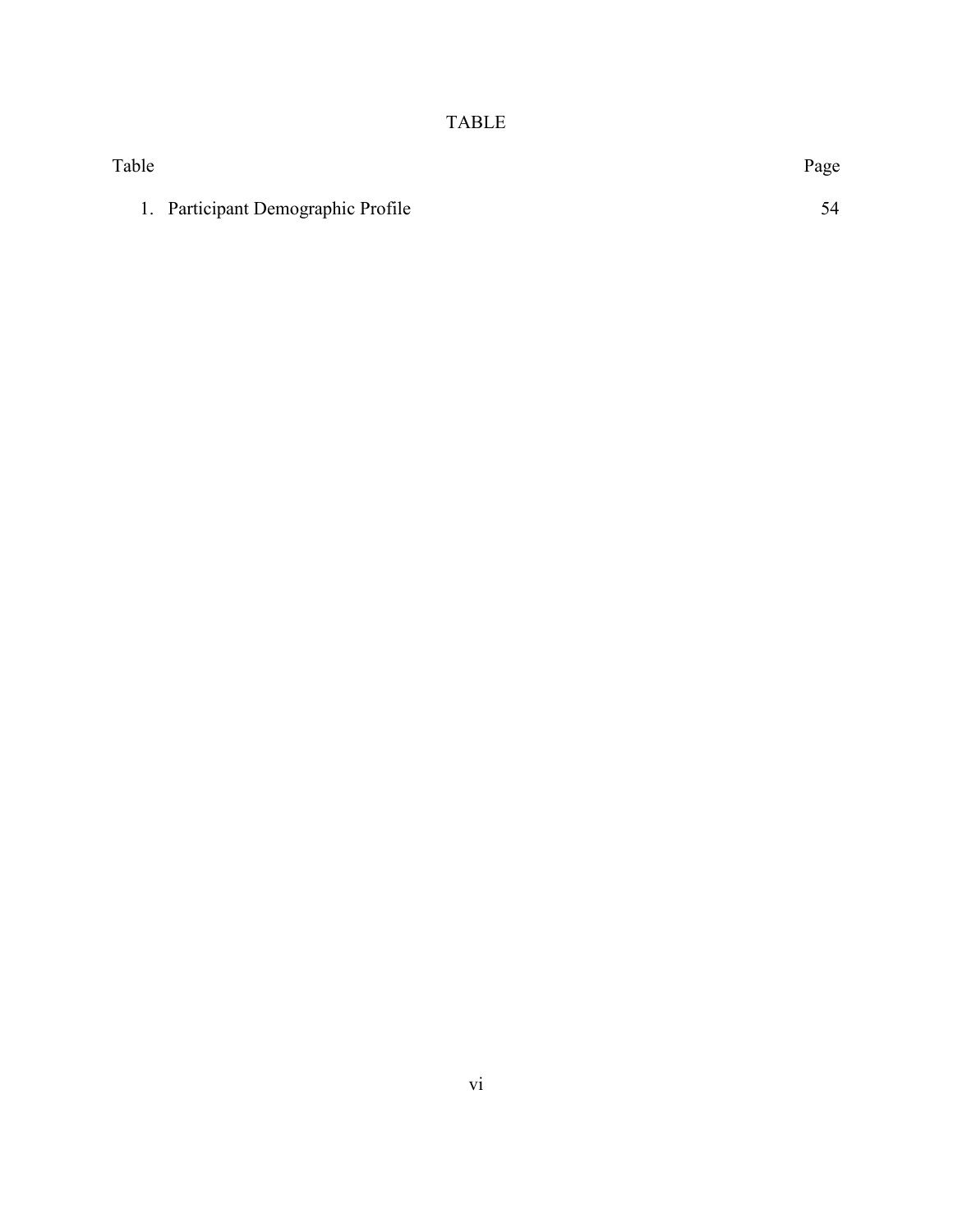# TABLE

| Table | Page |
|---|---|
| 1. Participant Demographic Profile | 54 |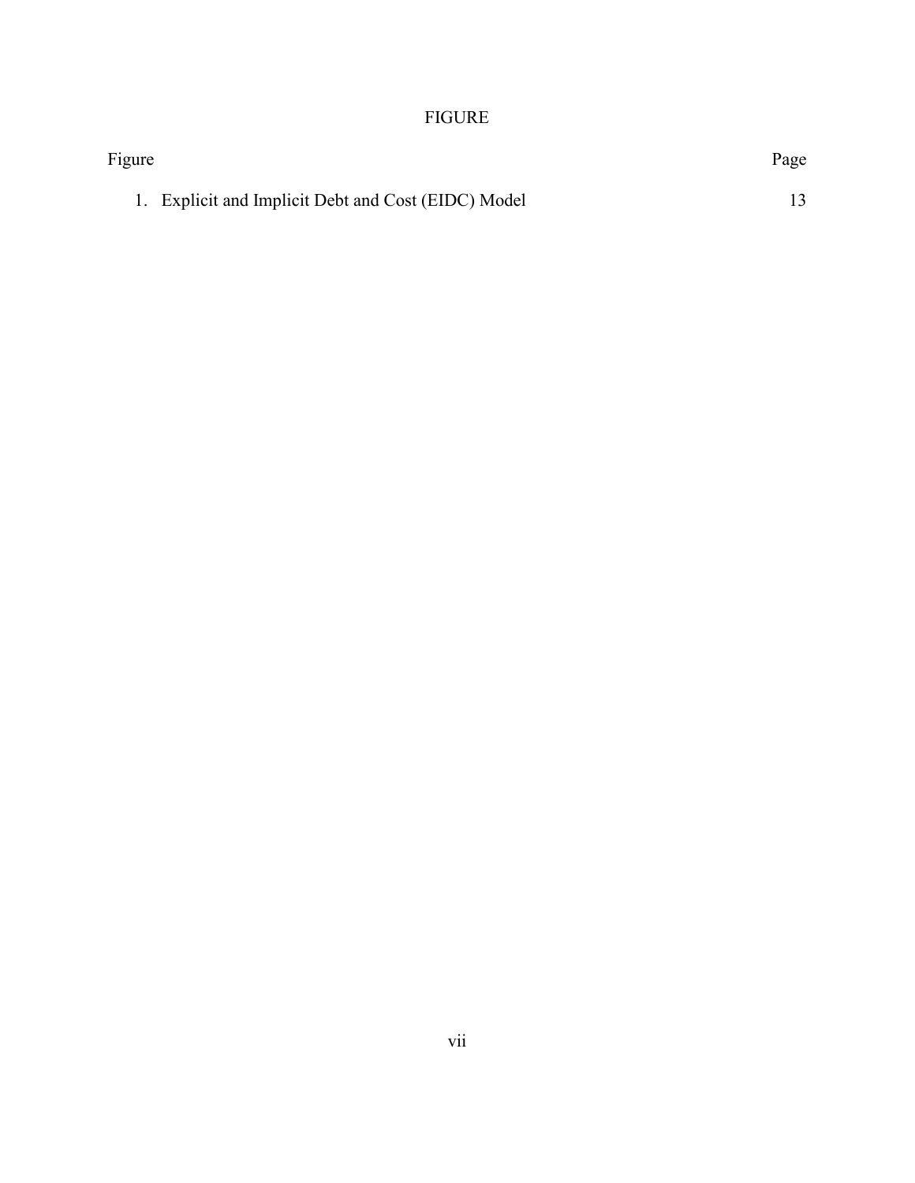# FIGURE

| Figure | Page |
|---|---|
| 1. Explicit and Implicit Debt and Cost (EIDC) Model | 13 |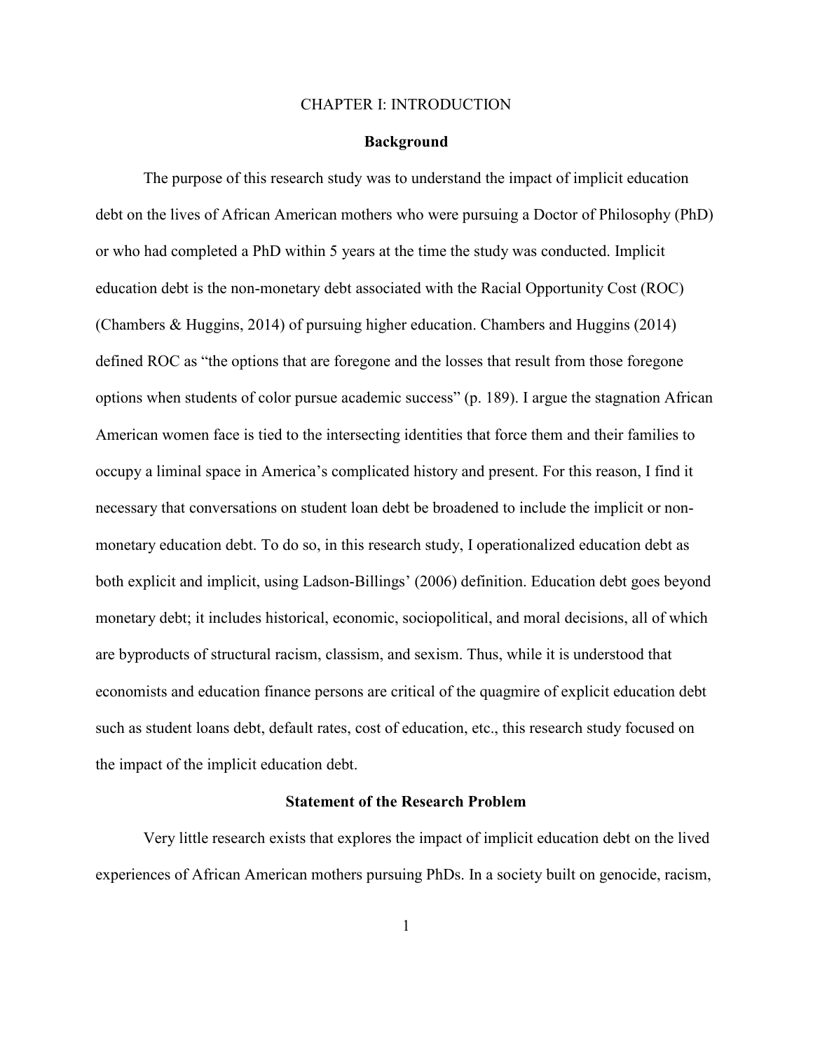# CHAPTER I: INTRODUCTION

## Background

The purpose of this research study was to understand the impact of implicit education debt on the lives of African American mothers who were pursuing a Doctor of Philosophy (PhD) or who had completed a PhD within 5 years at the time the study was conducted. Implicit education debt is the non-monetary debt associated with the Racial Opportunity Cost (ROC) (Chambers & Huggins, 2014) of pursuing higher education. Chambers and Huggins (2014) defined ROC as "the options that are foregone and the losses that result from those foregone options when students of color pursue academic success" (p. 189). I argue the stagnation African American women face is tied to the intersecting identities that force them and their families to occupy a liminal space in America's complicated history and present. For this reason, I find it necessary that conversations on student loan debt be broadened to include the implicit or non-monetary education debt. To do so, in this research study, I operationalized education debt as both explicit and implicit, using Ladson-Billings' (2006) definition. Education debt goes beyond monetary debt; it includes historical, economic, sociopolitical, and moral decisions, all of which are byproducts of structural racism, classism, and sexism. Thus, while it is understood that economists and education finance persons are critical of the quagmire of explicit education debt such as student loans debt, default rates, cost of education, etc., this research study focused on the impact of the implicit education debt.

## Statement of the Research Problem

Very little research exists that explores the impact of implicit education debt on the lived experiences of African American mothers pursuing PhDs. In a society built on genocide, racism,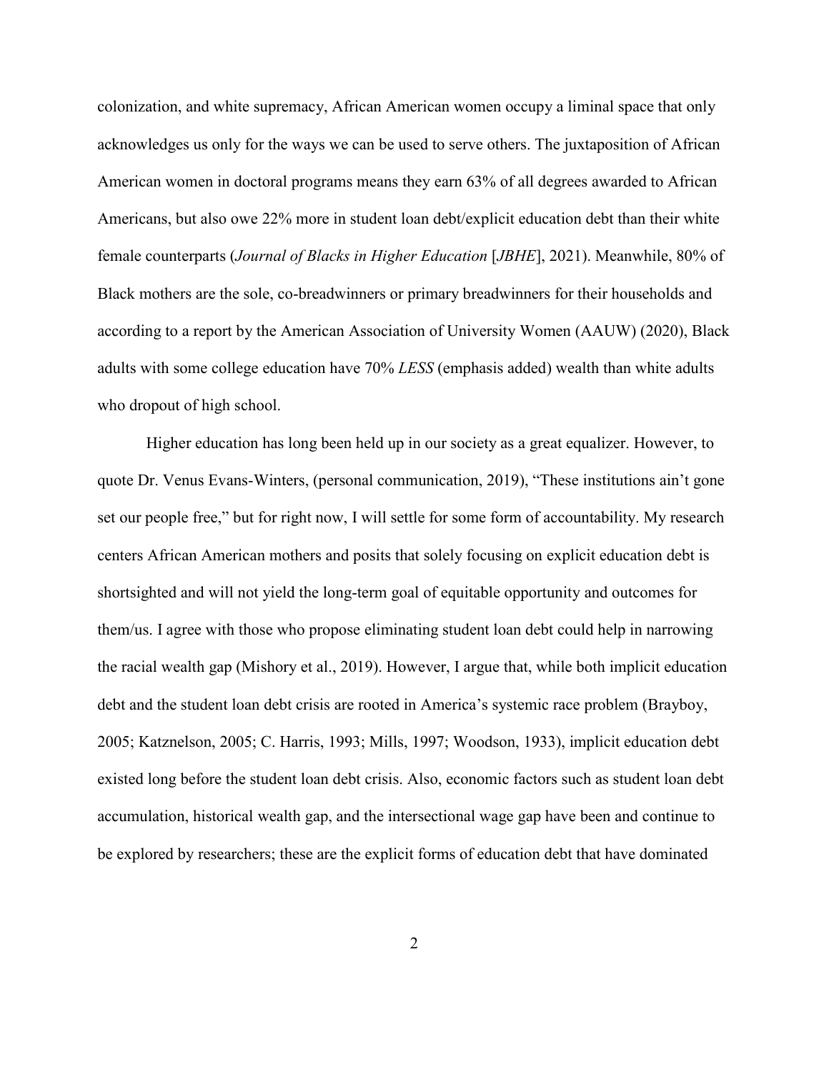colonization, and white supremacy, African American women occupy a liminal space that only acknowledges us only for the ways we can be used to serve others. The juxtaposition of African American women in doctoral programs means they earn 63% of all degrees awarded to African Americans, but also owe 22% more in student loan debt/explicit education debt than their white female counterparts (*Journal of Blacks in Higher Education* [*JBHE*], 2021). Meanwhile, 80% of Black mothers are the sole, co-breadwinners or primary breadwinners for their households and according to a report by the American Association of University Women (AAUW) (2020), Black adults with some college education have 70% *LESS* (emphasis added) wealth than white adults who dropout of high school.

Higher education has long been held up in our society as a great equalizer. However, to quote Dr. Venus Evans-Winters, (personal communication, 2019), "These institutions ain't gone set our people free," but for right now, I will settle for some form of accountability. My research centers African American mothers and posits that solely focusing on explicit education debt is shortsighted and will not yield the long-term goal of equitable opportunity and outcomes for them/us. I agree with those who propose eliminating student loan debt could help in narrowing the racial wealth gap (Mishory et al., 2019). However, I argue that, while both implicit education debt and the student loan debt crisis are rooted in America's systemic race problem (Brayboy, 2005; Katznelson, 2005; C. Harris, 1993; Mills, 1997; Woodson, 1933), implicit education debt existed long before the student loan debt crisis. Also, economic factors such as student loan debt accumulation, historical wealth gap, and the intersectional wage gap have been and continue to be explored by researchers; these are the explicit forms of education debt that have dominated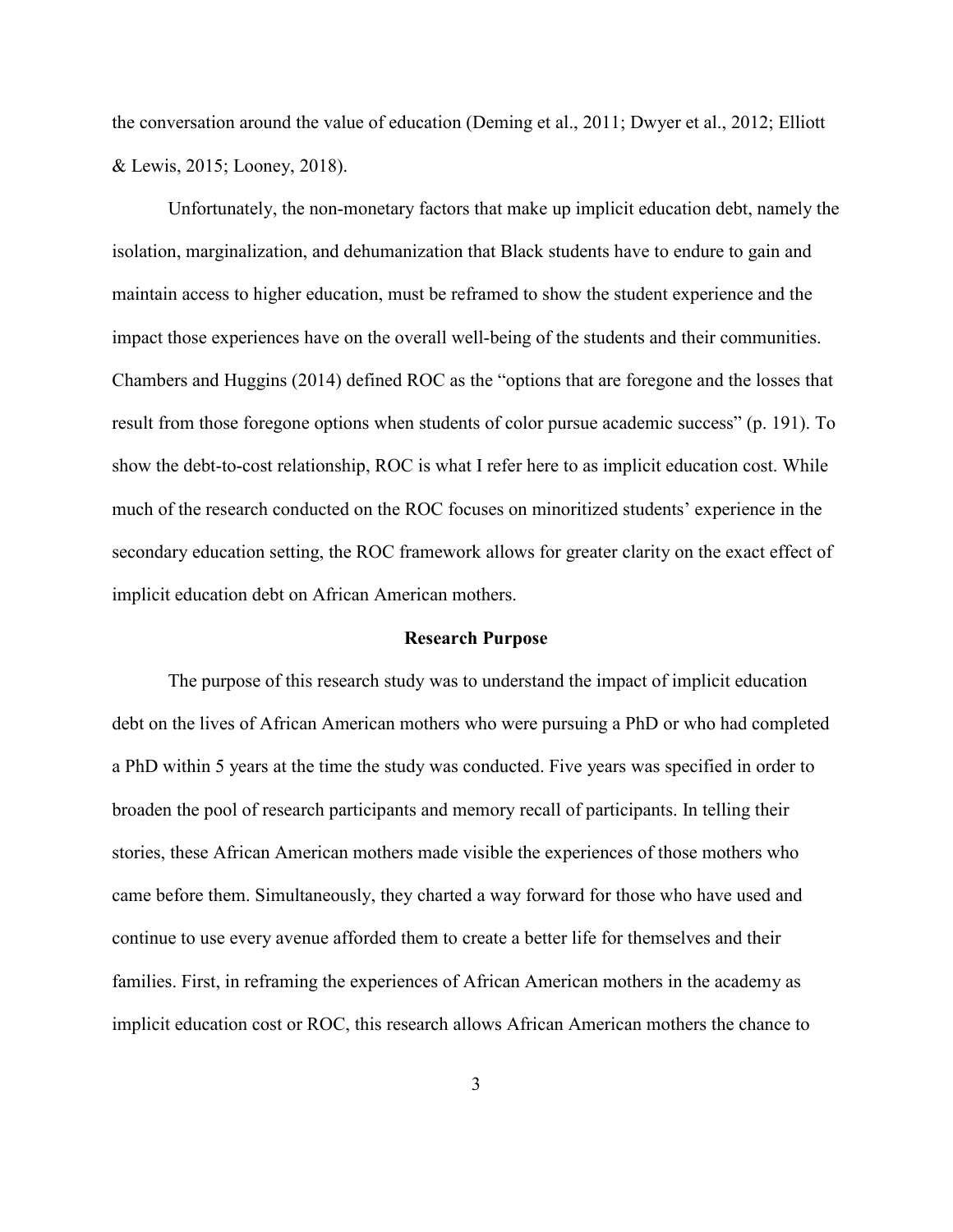the conversation around the value of education (Deming et al., 2011; Dwyer et al., 2012; Elliott & Lewis, 2015; Looney, 2018).

Unfortunately, the non-monetary factors that make up implicit education debt, namely the isolation, marginalization, and dehumanization that Black students have to endure to gain and maintain access to higher education, must be reframed to show the student experience and the impact those experiences have on the overall well-being of the students and their communities. Chambers and Huggins (2014) defined ROC as the "options that are foregone and the losses that result from those foregone options when students of color pursue academic success" (p. 191). To show the debt-to-cost relationship, ROC is what I refer here to as implicit education cost. While much of the research conducted on the ROC focuses on minoritized students' experience in the secondary education setting, the ROC framework allows for greater clarity on the exact effect of implicit education debt on African American mothers.

## Research Purpose

The purpose of this research study was to understand the impact of implicit education debt on the lives of African American mothers who were pursuing a PhD or who had completed a PhD within 5 years at the time the study was conducted. Five years was specified in order to broaden the pool of research participants and memory recall of participants. In telling their stories, these African American mothers made visible the experiences of those mothers who came before them. Simultaneously, they charted a way forward for those who have used and continue to use every avenue afforded them to create a better life for themselves and their families. First, in reframing the experiences of African American mothers in the academy as implicit education cost or ROC, this research allows African American mothers the chance to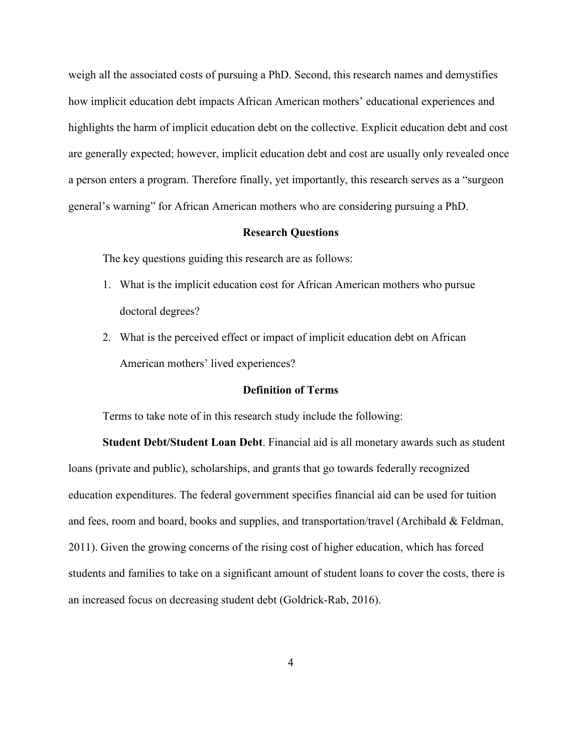weigh all the associated costs of pursuing a PhD. Second, this research names and demystifies how implicit education debt impacts African American mothers' educational experiences and highlights the harm of implicit education debt on the collective. Explicit education debt and cost are generally expected; however, implicit education debt and cost are usually only revealed once a person enters a program. Therefore finally, yet importantly, this research serves as a "surgeon general's warning" for African American mothers who are considering pursuing a PhD.

## Research Questions

The key questions guiding this research are as follows:

1. What is the implicit education cost for African American mothers who pursue doctoral degrees?
2. What is the perceived effect or impact of implicit education debt on African American mothers' lived experiences?

## Definition of Terms

Terms to take note of in this research study include the following:

**Student Debt/Student Loan Debt**. Financial aid is all monetary awards such as student loans (private and public), scholarships, and grants that go towards federally recognized education expenditures. The federal government specifies financial aid can be used for tuition and fees, room and board, books and supplies, and transportation/travel (Archibald & Feldman, 2011). Given the growing concerns of the rising cost of higher education, which has forced students and families to take on a significant amount of student loans to cover the costs, there is an increased focus on decreasing student debt (Goldrick-Rab, 2016).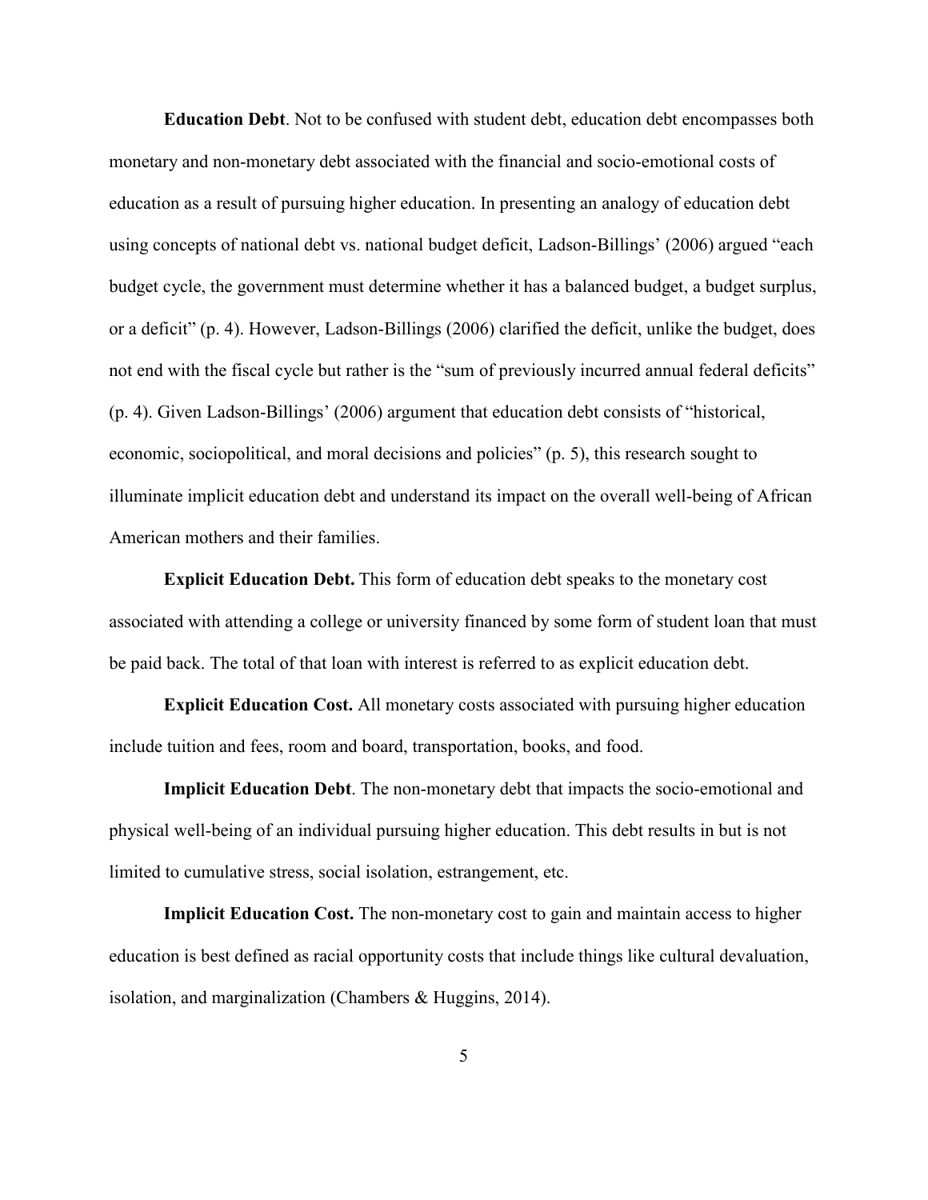**Education Debt**. Not to be confused with student debt, education debt encompasses both monetary and non-monetary debt associated with the financial and socio-emotional costs of education as a result of pursuing higher education. In presenting an analogy of education debt using concepts of national debt vs. national budget deficit, Ladson-Billings' (2006) argued "each budget cycle, the government must determine whether it has a balanced budget, a budget surplus, or a deficit" (p. 4). However, Ladson-Billings (2006) clarified the deficit, unlike the budget, does not end with the fiscal cycle but rather is the "sum of previously incurred annual federal deficits" (p. 4). Given Ladson-Billings' (2006) argument that education debt consists of "historical, economic, sociopolitical, and moral decisions and policies" (p. 5), this research sought to illuminate implicit education debt and understand its impact on the overall well-being of African American mothers and their families.

**Explicit Education Debt.** This form of education debt speaks to the monetary cost associated with attending a college or university financed by some form of student loan that must be paid back. The total of that loan with interest is referred to as explicit education debt.

**Explicit Education Cost.** All monetary costs associated with pursuing higher education include tuition and fees, room and board, transportation, books, and food.

**Implicit Education Debt**. The non-monetary debt that impacts the socio-emotional and physical well-being of an individual pursuing higher education. This debt results in but is not limited to cumulative stress, social isolation, estrangement, etc.

**Implicit Education Cost.** The non-monetary cost to gain and maintain access to higher education is best defined as racial opportunity costs that include things like cultural devaluation, isolation, and marginalization (Chambers & Huggins, 2014).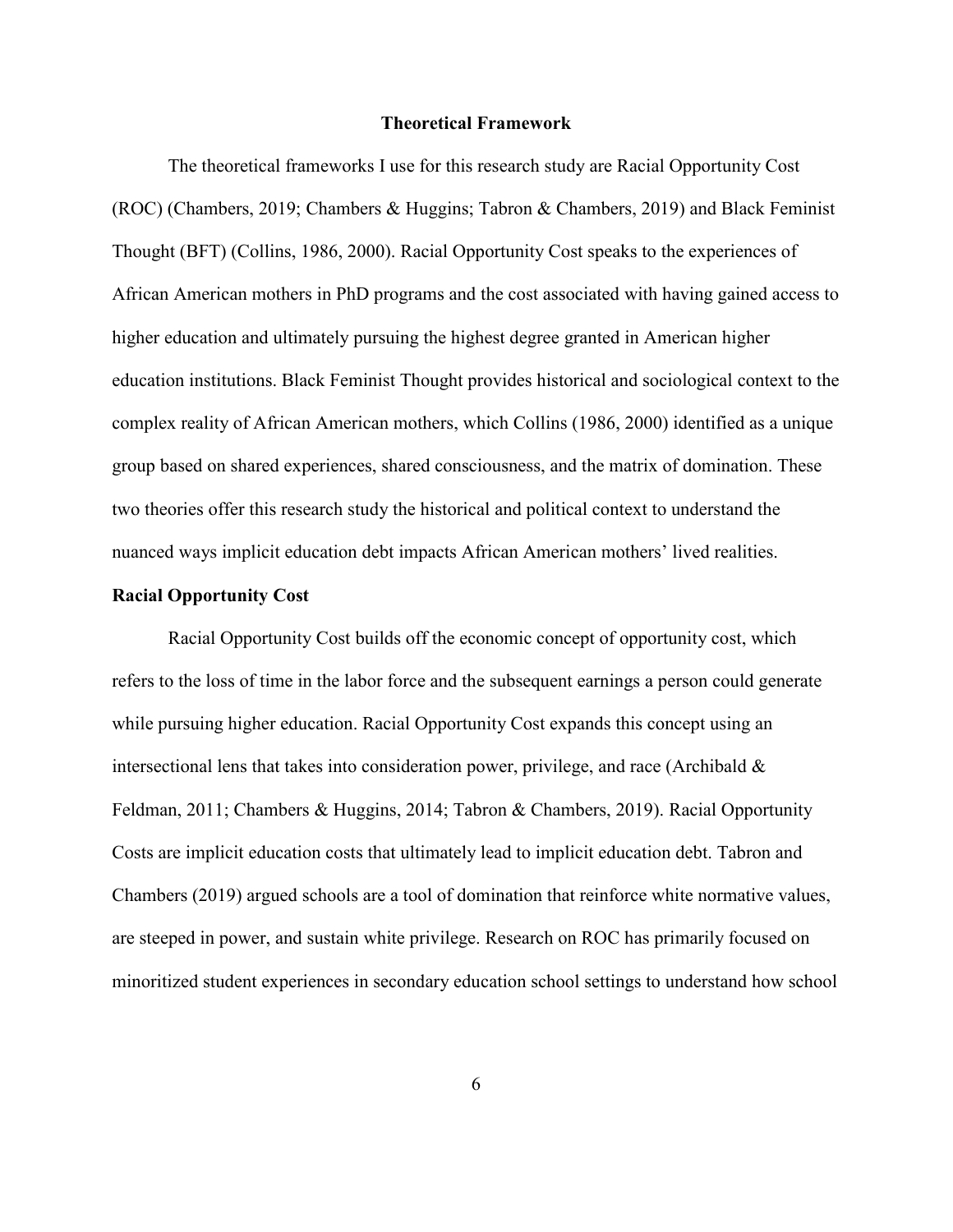## Theoretical Framework

The theoretical frameworks I use for this research study are Racial Opportunity Cost (ROC) (Chambers, 2019; Chambers & Huggins; Tabron & Chambers, 2019) and Black Feminist Thought (BFT) (Collins, 1986, 2000). Racial Opportunity Cost speaks to the experiences of African American mothers in PhD programs and the cost associated with having gained access to higher education and ultimately pursuing the highest degree granted in American higher education institutions. Black Feminist Thought provides historical and sociological context to the complex reality of African American mothers, which Collins (1986, 2000) identified as a unique group based on shared experiences, shared consciousness, and the matrix of domination. These two theories offer this research study the historical and political context to understand the nuanced ways implicit education debt impacts African American mothers' lived realities.

### Racial Opportunity Cost

Racial Opportunity Cost builds off the economic concept of opportunity cost, which refers to the loss of time in the labor force and the subsequent earnings a person could generate while pursuing higher education. Racial Opportunity Cost expands this concept using an intersectional lens that takes into consideration power, privilege, and race (Archibald & Feldman, 2011; Chambers & Huggins, 2014; Tabron & Chambers, 2019). Racial Opportunity Costs are implicit education costs that ultimately lead to implicit education debt. Tabron and Chambers (2019) argued schools are a tool of domination that reinforce white normative values, are steeped in power, and sustain white privilege. Research on ROC has primarily focused on minoritized student experiences in secondary education school settings to understand how school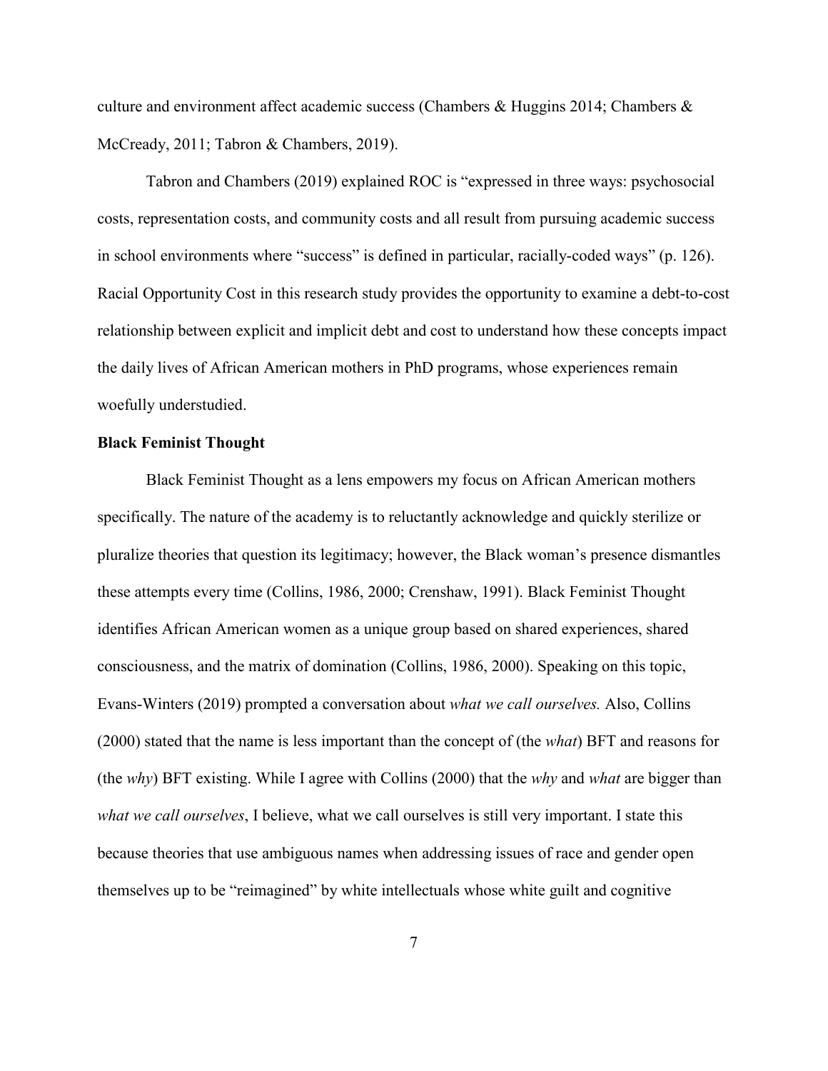culture and environment affect academic success (Chambers & Huggins 2014; Chambers & McCready, 2011; Tabron & Chambers, 2019).

Tabron and Chambers (2019) explained ROC is "expressed in three ways: psychosocial costs, representation costs, and community costs and all result from pursuing academic success in school environments where "success" is defined in particular, racially-coded ways" (p. 126). Racial Opportunity Cost in this research study provides the opportunity to examine a debt-to-cost relationship between explicit and implicit debt and cost to understand how these concepts impact the daily lives of African American mothers in PhD programs, whose experiences remain woefully understudied.

**Black Feminist Thought**

Black Feminist Thought as a lens empowers my focus on African American mothers specifically. The nature of the academy is to reluctantly acknowledge and quickly sterilize or pluralize theories that question its legitimacy; however, the Black woman's presence dismantles these attempts every time (Collins, 1986, 2000; Crenshaw, 1991). Black Feminist Thought identifies African American women as a unique group based on shared experiences, shared consciousness, and the matrix of domination (Collins, 1986, 2000). Speaking on this topic, Evans-Winters (2019) prompted a conversation about *what we call ourselves.* Also, Collins (2000) stated that the name is less important than the concept of (the *what*) BFT and reasons for (the *why*) BFT existing. While I agree with Collins (2000) that the *why* and *what* are bigger than *what we call ourselves*, I believe, what we call ourselves is still very important. I state this because theories that use ambiguous names when addressing issues of race and gender open themselves up to be "reimagined" by white intellectuals whose white guilt and cognitive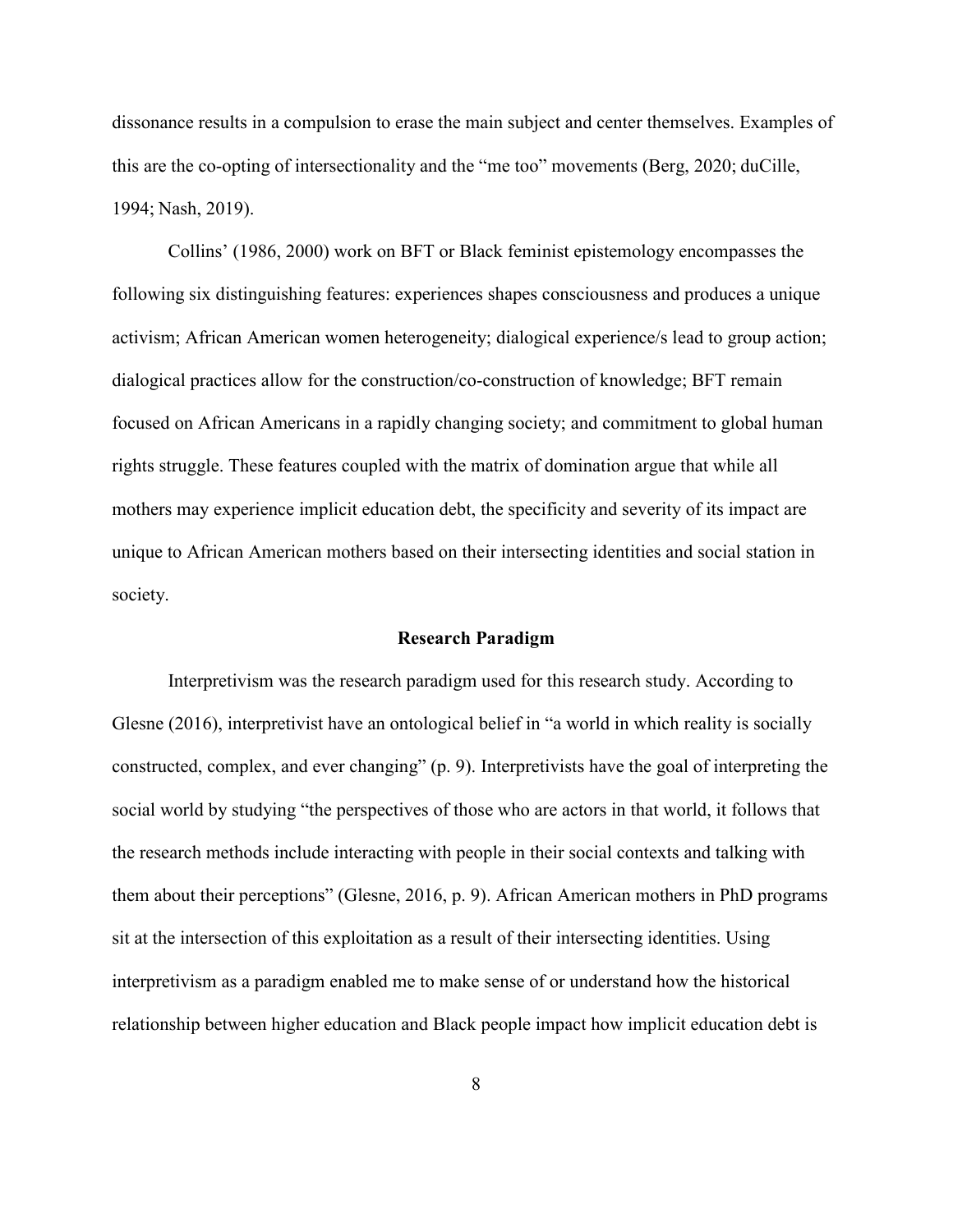dissonance results in a compulsion to erase the main subject and center themselves. Examples of this are the co-opting of intersectionality and the "me too" movements (Berg, 2020; duCille, 1994; Nash, 2019).

Collins' (1986, 2000) work on BFT or Black feminist epistemology encompasses the following six distinguishing features: experiences shapes consciousness and produces a unique activism; African American women heterogeneity; dialogical experience/s lead to group action; dialogical practices allow for the construction/co-construction of knowledge; BFT remain focused on African Americans in a rapidly changing society; and commitment to global human rights struggle. These features coupled with the matrix of domination argue that while all mothers may experience implicit education debt, the specificity and severity of its impact are unique to African American mothers based on their intersecting identities and social station in society.

## Research Paradigm

Interpretivism was the research paradigm used for this research study. According to Glesne (2016), interpretivist have an ontological belief in "a world in which reality is socially constructed, complex, and ever changing" (p. 9). Interpretivists have the goal of interpreting the social world by studying "the perspectives of those who are actors in that world, it follows that the research methods include interacting with people in their social contexts and talking with them about their perceptions" (Glesne, 2016, p. 9). African American mothers in PhD programs sit at the intersection of this exploitation as a result of their intersecting identities. Using interpretivism as a paradigm enabled me to make sense of or understand how the historical relationship between higher education and Black people impact how implicit education debt is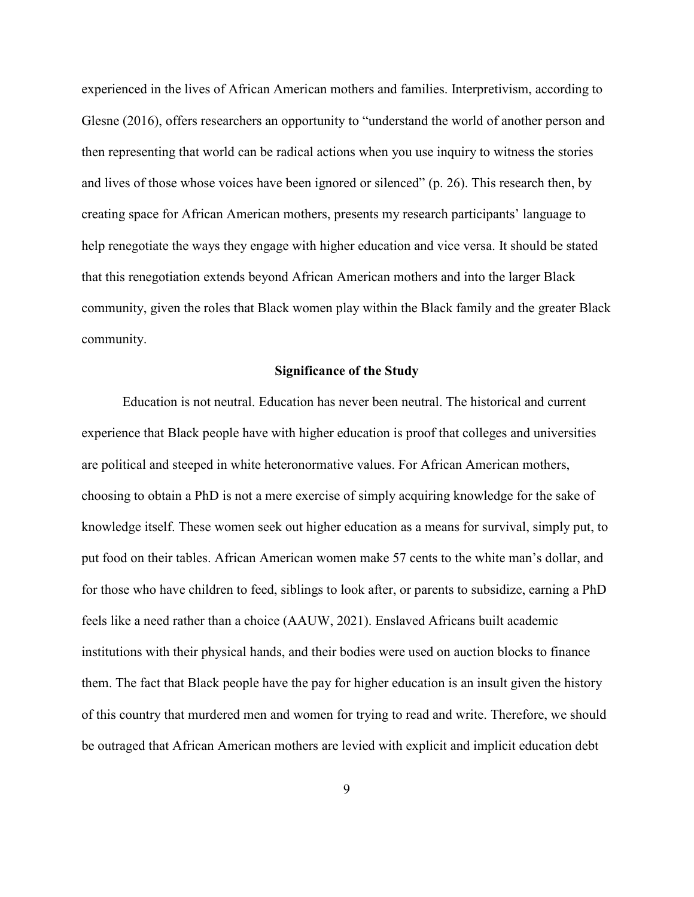experienced in the lives of African American mothers and families. Interpretivism, according to Glesne (2016), offers researchers an opportunity to "understand the world of another person and then representing that world can be radical actions when you use inquiry to witness the stories and lives of those whose voices have been ignored or silenced" (p. 26). This research then, by creating space for African American mothers, presents my research participants' language to help renegotiate the ways they engage with higher education and vice versa. It should be stated that this renegotiation extends beyond African American mothers and into the larger Black community, given the roles that Black women play within the Black family and the greater Black community.

## Significance of the Study

Education is not neutral. Education has never been neutral. The historical and current experience that Black people have with higher education is proof that colleges and universities are political and steeped in white heteronormative values. For African American mothers, choosing to obtain a PhD is not a mere exercise of simply acquiring knowledge for the sake of knowledge itself. These women seek out higher education as a means for survival, simply put, to put food on their tables. African American women make 57 cents to the white man's dollar, and for those who have children to feed, siblings to look after, or parents to subsidize, earning a PhD feels like a need rather than a choice (AAUW, 2021). Enslaved Africans built academic institutions with their physical hands, and their bodies were used on auction blocks to finance them. The fact that Black people have the pay for higher education is an insult given the history of this country that murdered men and women for trying to read and write. Therefore, we should be outraged that African American mothers are levied with explicit and implicit education debt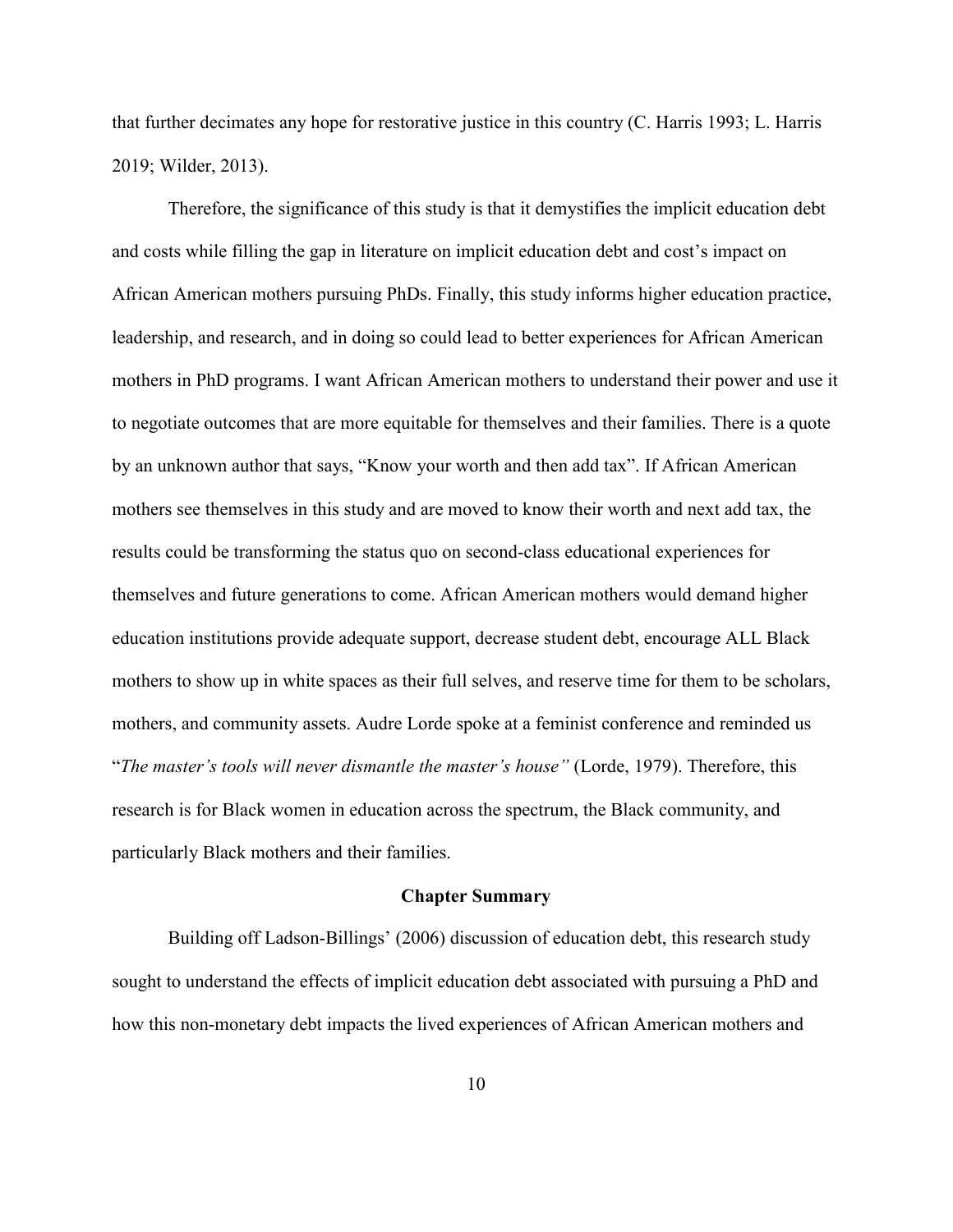that further decimates any hope for restorative justice in this country (C. Harris 1993; L. Harris 2019; Wilder, 2013).

Therefore, the significance of this study is that it demystifies the implicit education debt and costs while filling the gap in literature on implicit education debt and cost's impact on African American mothers pursuing PhDs. Finally, this study informs higher education practice, leadership, and research, and in doing so could lead to better experiences for African American mothers in PhD programs. I want African American mothers to understand their power and use it to negotiate outcomes that are more equitable for themselves and their families. There is a quote by an unknown author that says, "Know your worth and then add tax". If African American mothers see themselves in this study and are moved to know their worth and next add tax, the results could be transforming the status quo on second-class educational experiences for themselves and future generations to come. African American mothers would demand higher education institutions provide adequate support, decrease student debt, encourage ALL Black mothers to show up in white spaces as their full selves, and reserve time for them to be scholars, mothers, and community assets. Audre Lorde spoke at a feminist conference and reminded us "*The master's tools will never dismantle the master's house"* (Lorde, 1979). Therefore, this research is for Black women in education across the spectrum, the Black community, and particularly Black mothers and their families.

## Chapter Summary

Building off Ladson-Billings' (2006) discussion of education debt, this research study sought to understand the effects of implicit education debt associated with pursuing a PhD and how this non-monetary debt impacts the lived experiences of African American mothers and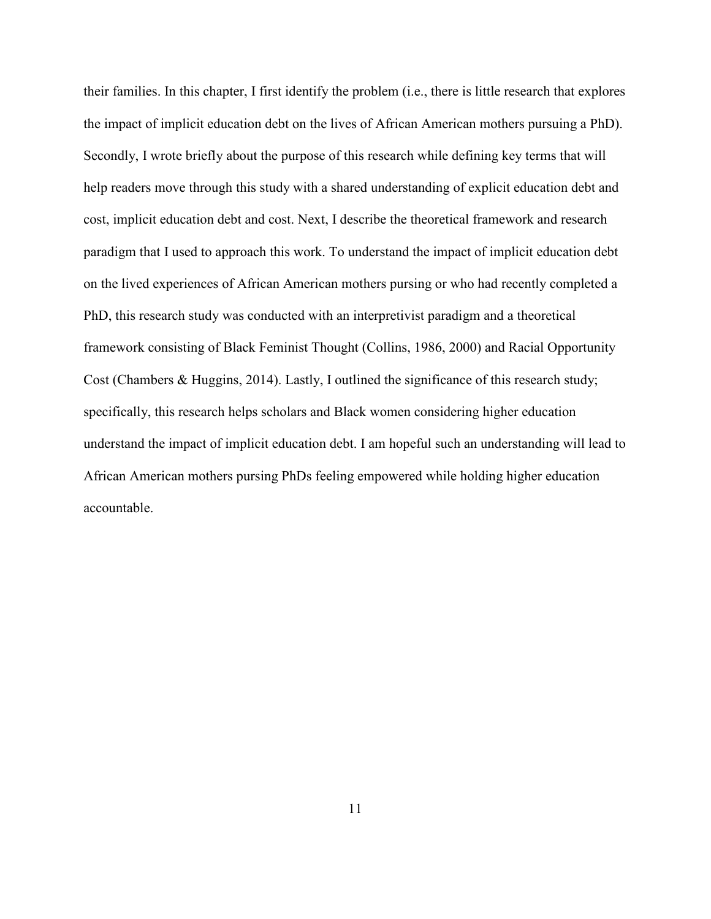their families. In this chapter, I first identify the problem (i.e., there is little research that explores the impact of implicit education debt on the lives of African American mothers pursuing a PhD). Secondly, I wrote briefly about the purpose of this research while defining key terms that will help readers move through this study with a shared understanding of explicit education debt and cost, implicit education debt and cost. Next, I describe the theoretical framework and research paradigm that I used to approach this work. To understand the impact of implicit education debt on the lived experiences of African American mothers pursing or who had recently completed a PhD, this research study was conducted with an interpretivist paradigm and a theoretical framework consisting of Black Feminist Thought (Collins, 1986, 2000) and Racial Opportunity Cost (Chambers & Huggins, 2014). Lastly, I outlined the significance of this research study; specifically, this research helps scholars and Black women considering higher education understand the impact of implicit education debt. I am hopeful such an understanding will lead to African American mothers pursing PhDs feeling empowered while holding higher education accountable.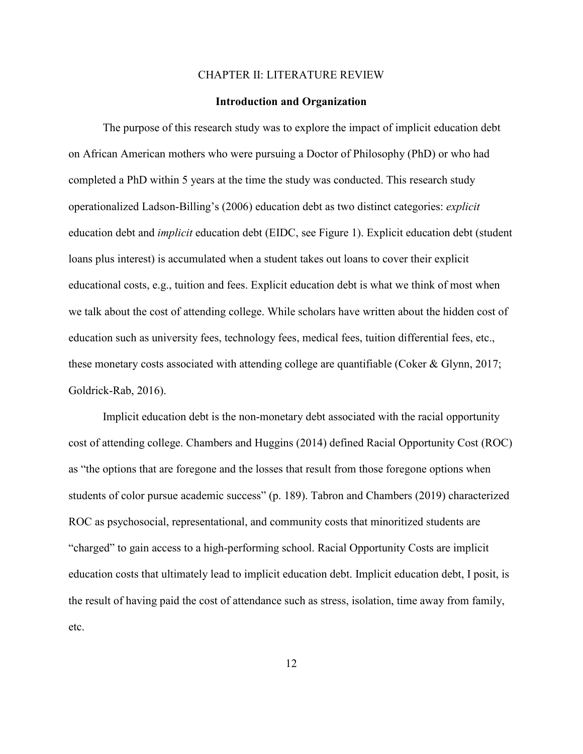# CHAPTER II: LITERATURE REVIEW

## Introduction and Organization

The purpose of this research study was to explore the impact of implicit education debt on African American mothers who were pursuing a Doctor of Philosophy (PhD) or who had completed a PhD within 5 years at the time the study was conducted. This research study operationalized Ladson-Billing's (2006) education debt as two distinct categories: *explicit* education debt and *implicit* education debt (EIDC, see Figure 1). Explicit education debt (student loans plus interest) is accumulated when a student takes out loans to cover their explicit educational costs, e.g., tuition and fees. Explicit education debt is what we think of most when we talk about the cost of attending college. While scholars have written about the hidden cost of education such as university fees, technology fees, medical fees, tuition differential fees, etc., these monetary costs associated with attending college are quantifiable (Coker & Glynn, 2017; Goldrick-Rab, 2016).

Implicit education debt is the non-monetary debt associated with the racial opportunity cost of attending college. Chambers and Huggins (2014) defined Racial Opportunity Cost (ROC) as "the options that are foregone and the losses that result from those foregone options when students of color pursue academic success" (p. 189). Tabron and Chambers (2019) characterized ROC as psychosocial, representational, and community costs that minoritized students are "charged" to gain access to a high-performing school. Racial Opportunity Costs are implicit education costs that ultimately lead to implicit education debt. Implicit education debt, I posit, is the result of having paid the cost of attendance such as stress, isolation, time away from family, etc.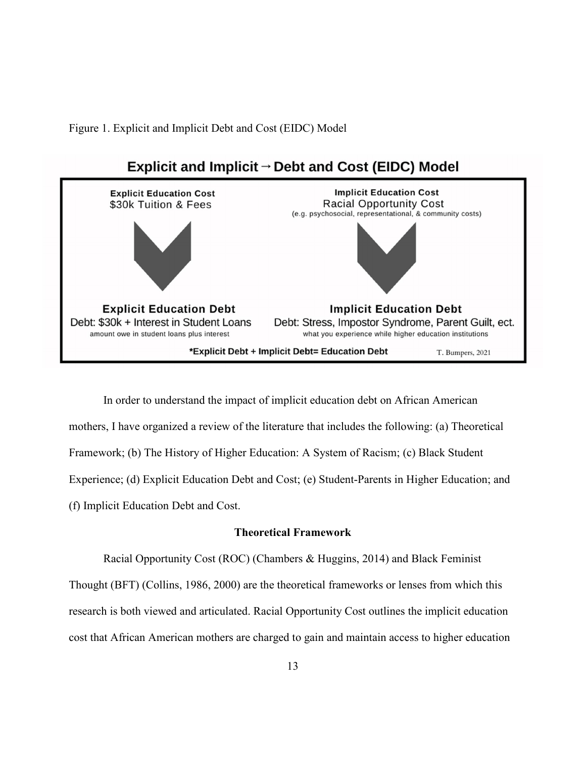Figure 1. Explicit and Implicit Debt and Cost (EIDC) Model

**Explicit and Implicit → Debt and Cost (EIDC) Model**

**Explicit Education Cost**
$30k Tuition & Fees

**Implicit Education Cost**
Racial Opportunity Cost
(e.g. psychosocial, representational, & community costs)

**Explicit Education Debt**
Debt: $30k + Interest in Student Loans
amount owe in student loans plus interest

**Implicit Education Debt**
Debt: Stress, Impostor Syndrome, Parent Guilt, ect.
what you experience while higher education institutions

***Explicit Debt + Implicit Debt= Education Debt**

T. Bumpers, 2021

In order to understand the impact of implicit education debt on African American mothers, I have organized a review of the literature that includes the following: (a) Theoretical Framework; (b) The History of Higher Education: A System of Racism; (c) Black Student Experience; (d) Explicit Education Debt and Cost; (e) Student-Parents in Higher Education; and (f) Implicit Education Debt and Cost.

## Theoretical Framework

Racial Opportunity Cost (ROC) (Chambers & Huggins, 2014) and Black Feminist Thought (BFT) (Collins, 1986, 2000) are the theoretical frameworks or lenses from which this research is both viewed and articulated. Racial Opportunity Cost outlines the implicit education cost that African American mothers are charged to gain and maintain access to higher education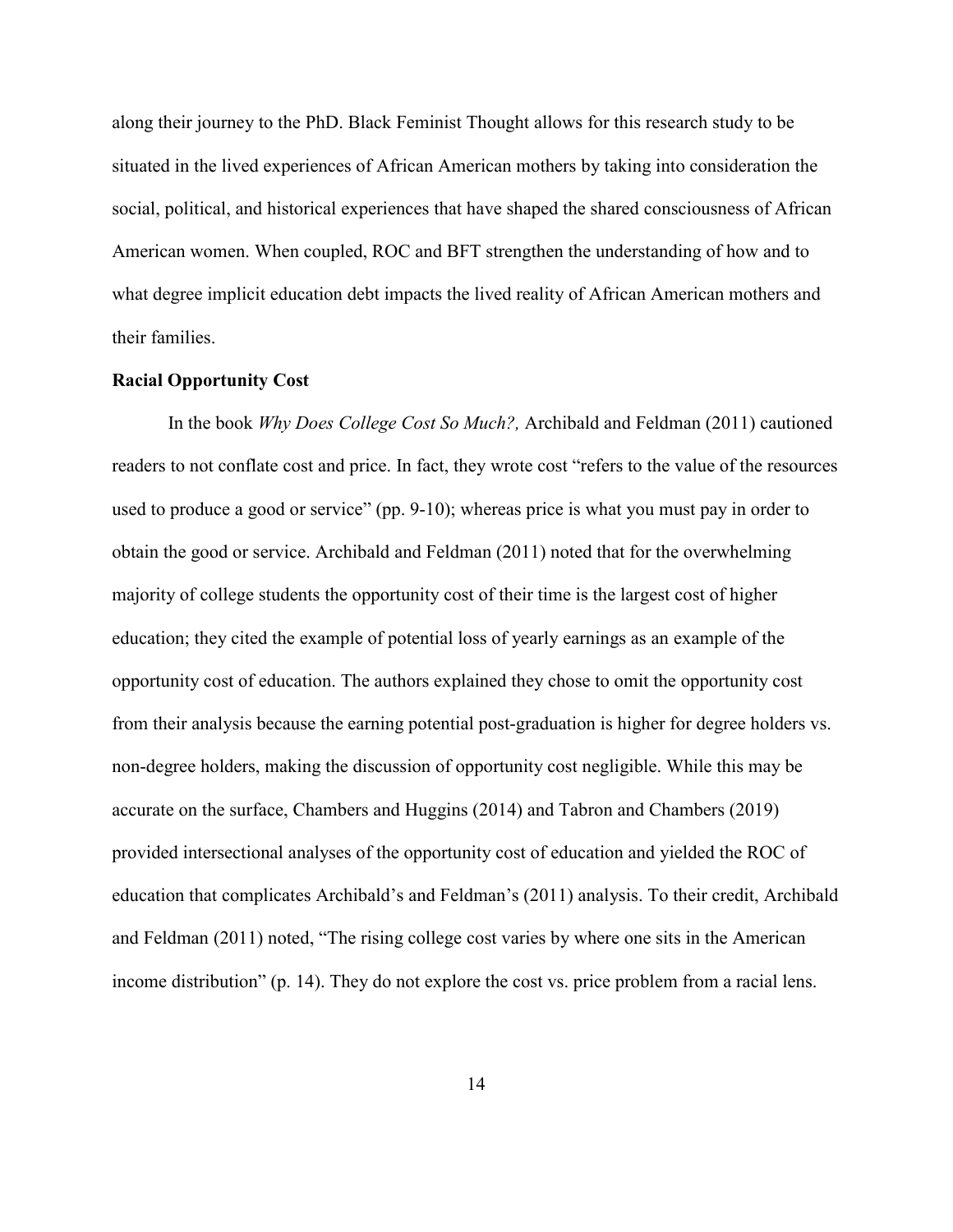along their journey to the PhD. Black Feminist Thought allows for this research study to be situated in the lived experiences of African American mothers by taking into consideration the social, political, and historical experiences that have shaped the shared consciousness of African American women. When coupled, ROC and BFT strengthen the understanding of how and to what degree implicit education debt impacts the lived reality of African American mothers and their families.

**Racial Opportunity Cost**

In the book *Why Does College Cost So Much?,* Archibald and Feldman (2011) cautioned readers to not conflate cost and price. In fact, they wrote cost "refers to the value of the resources used to produce a good or service" (pp. 9-10); whereas price is what you must pay in order to obtain the good or service. Archibald and Feldman (2011) noted that for the overwhelming majority of college students the opportunity cost of their time is the largest cost of higher education; they cited the example of potential loss of yearly earnings as an example of the opportunity cost of education. The authors explained they chose to omit the opportunity cost from their analysis because the earning potential post-graduation is higher for degree holders vs. non-degree holders, making the discussion of opportunity cost negligible. While this may be accurate on the surface, Chambers and Huggins (2014) and Tabron and Chambers (2019) provided intersectional analyses of the opportunity cost of education and yielded the ROC of education that complicates Archibald's and Feldman's (2011) analysis. To their credit, Archibald and Feldman (2011) noted, "The rising college cost varies by where one sits in the American income distribution" (p. 14). They do not explore the cost vs. price problem from a racial lens.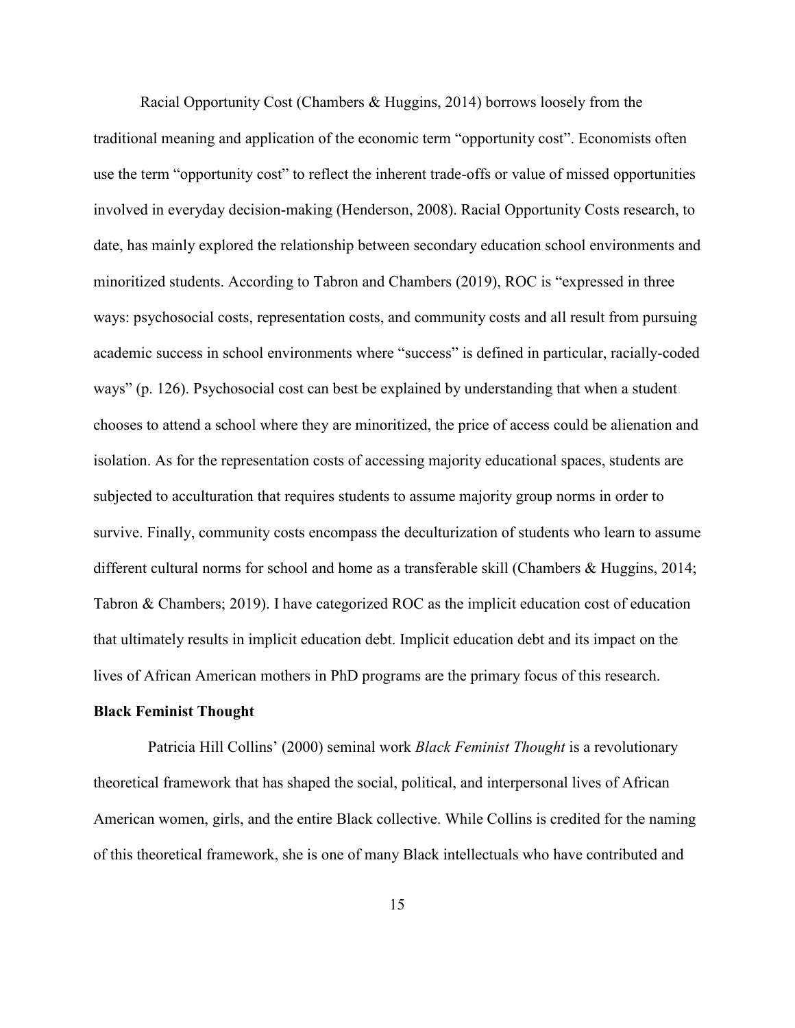Racial Opportunity Cost (Chambers & Huggins, 2014) borrows loosely from the traditional meaning and application of the economic term “opportunity cost”. Economists often use the term “opportunity cost” to reflect the inherent trade-offs or value of missed opportunities involved in everyday decision-making (Henderson, 2008). Racial Opportunity Costs research, to date, has mainly explored the relationship between secondary education school environments and minoritized students. According to Tabron and Chambers (2019), ROC is “expressed in three ways: psychosocial costs, representation costs, and community costs and all result from pursuing academic success in school environments where “success” is defined in particular, racially-coded ways” (p. 126). Psychosocial cost can best be explained by understanding that when a student chooses to attend a school where they are minoritized, the price of access could be alienation and isolation. As for the representation costs of accessing majority educational spaces, students are subjected to acculturation that requires students to assume majority group norms in order to survive. Finally, community costs encompass the deculturization of students who learn to assume different cultural norms for school and home as a transferable skill (Chambers & Huggins, 2014; Tabron & Chambers; 2019). I have categorized ROC as the implicit education cost of education that ultimately results in implicit education debt. Implicit education debt and its impact on the lives of African American mothers in PhD programs are the primary focus of this research.

**Black Feminist Thought**

Patricia Hill Collins’ (2000) seminal work *Black Feminist Thought* is a revolutionary theoretical framework that has shaped the social, political, and interpersonal lives of African American women, girls, and the entire Black collective. While Collins is credited for the naming of this theoretical framework, she is one of many Black intellectuals who have contributed and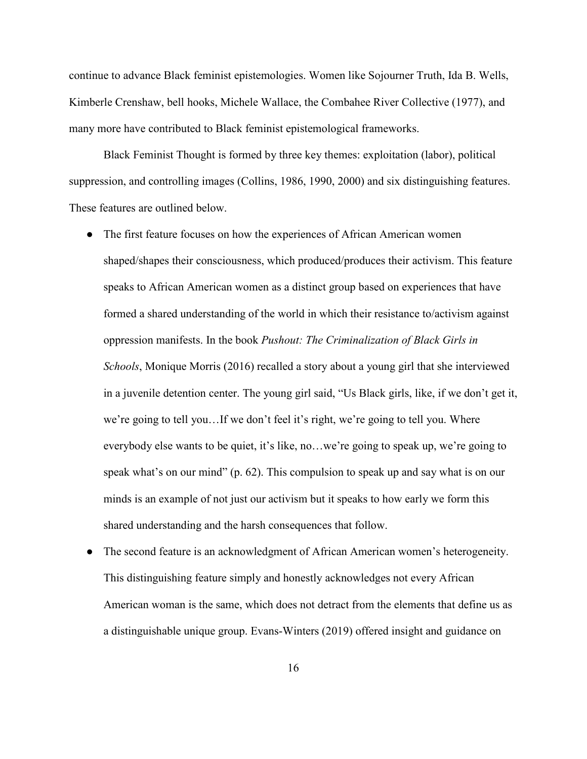continue to advance Black feminist epistemologies. Women like Sojourner Truth, Ida B. Wells, Kimberle Crenshaw, bell hooks, Michele Wallace, the Combahee River Collective (1977), and many more have contributed to Black feminist epistemological frameworks.

Black Feminist Thought is formed by three key themes: exploitation (labor), political suppression, and controlling images (Collins, 1986, 1990, 2000) and six distinguishing features. These features are outlined below.

- The first feature focuses on how the experiences of African American women shaped/shapes their consciousness, which produced/produces their activism. This feature speaks to African American women as a distinct group based on experiences that have formed a shared understanding of the world in which their resistance to/activism against oppression manifests. In the book *Pushout: The Criminalization of Black Girls in Schools*, Monique Morris (2016) recalled a story about a young girl that she interviewed in a juvenile detention center. The young girl said, “Us Black girls, like, if we don’t get it, we’re going to tell you…If we don’t feel it’s right, we’re going to tell you. Where everybody else wants to be quiet, it’s like, no…we’re going to speak up, we’re going to speak what’s on our mind” (p. 62). This compulsion to speak up and say what is on our minds is an example of not just our activism but it speaks to how early we form this shared understanding and the harsh consequences that follow.
- The second feature is an acknowledgment of African American women’s heterogeneity. This distinguishing feature simply and honestly acknowledges not every African American woman is the same, which does not detract from the elements that define us as a distinguishable unique group. Evans-Winters (2019) offered insight and guidance on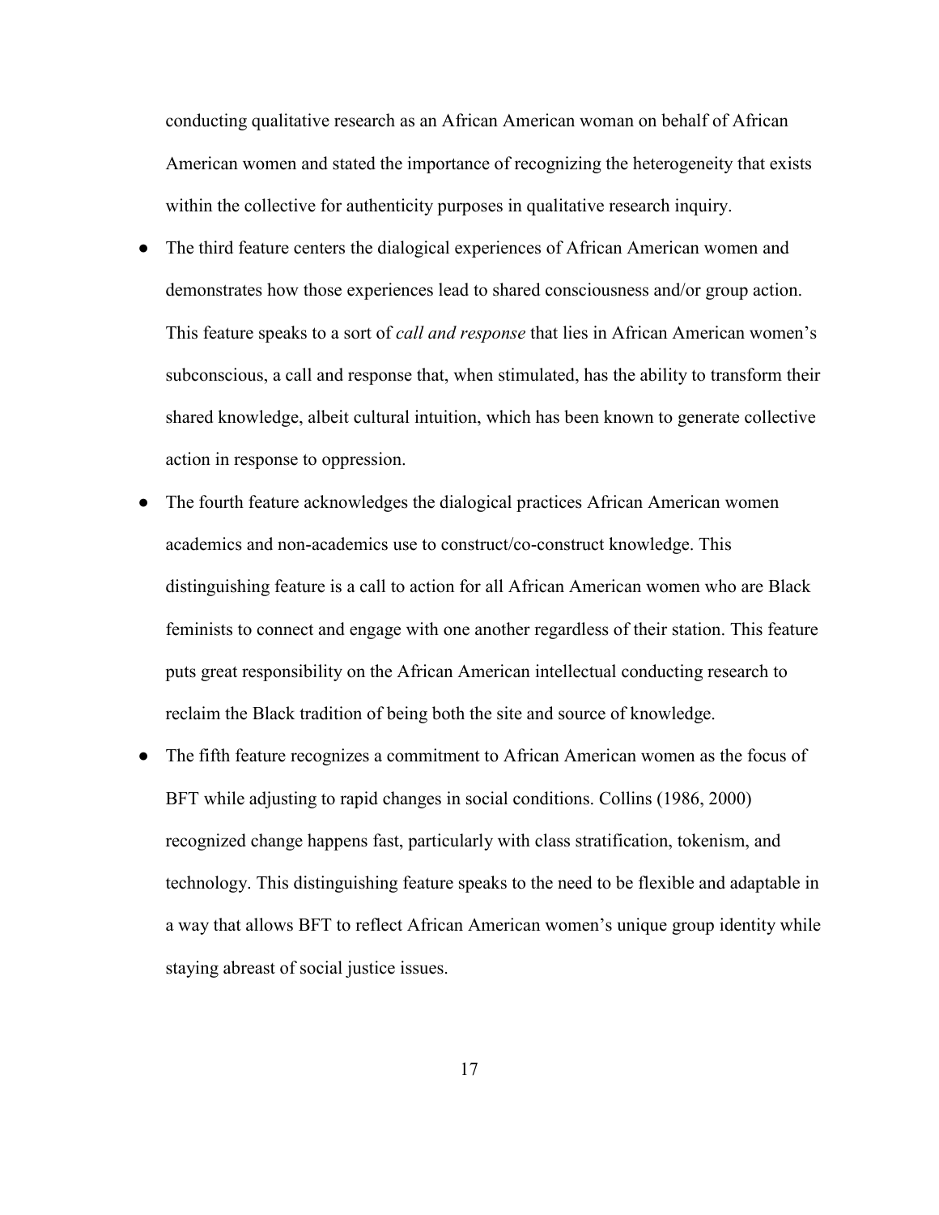conducting qualitative research as an African American woman on behalf of African American women and stated the importance of recognizing the heterogeneity that exists within the collective for authenticity purposes in qualitative research inquiry.

- The third feature centers the dialogical experiences of African American women and demonstrates how those experiences lead to shared consciousness and/or group action. This feature speaks to a sort of *call and response* that lies in African American women's subconscious, a call and response that, when stimulated, has the ability to transform their shared knowledge, albeit cultural intuition, which has been known to generate collective action in response to oppression.
- The fourth feature acknowledges the dialogical practices African American women academics and non-academics use to construct/co-construct knowledge. This distinguishing feature is a call to action for all African American women who are Black feminists to connect and engage with one another regardless of their station. This feature puts great responsibility on the African American intellectual conducting research to reclaim the Black tradition of being both the site and source of knowledge.
- The fifth feature recognizes a commitment to African American women as the focus of BFT while adjusting to rapid changes in social conditions. Collins (1986, 2000) recognized change happens fast, particularly with class stratification, tokenism, and technology. This distinguishing feature speaks to the need to be flexible and adaptable in a way that allows BFT to reflect African American women's unique group identity while staying abreast of social justice issues.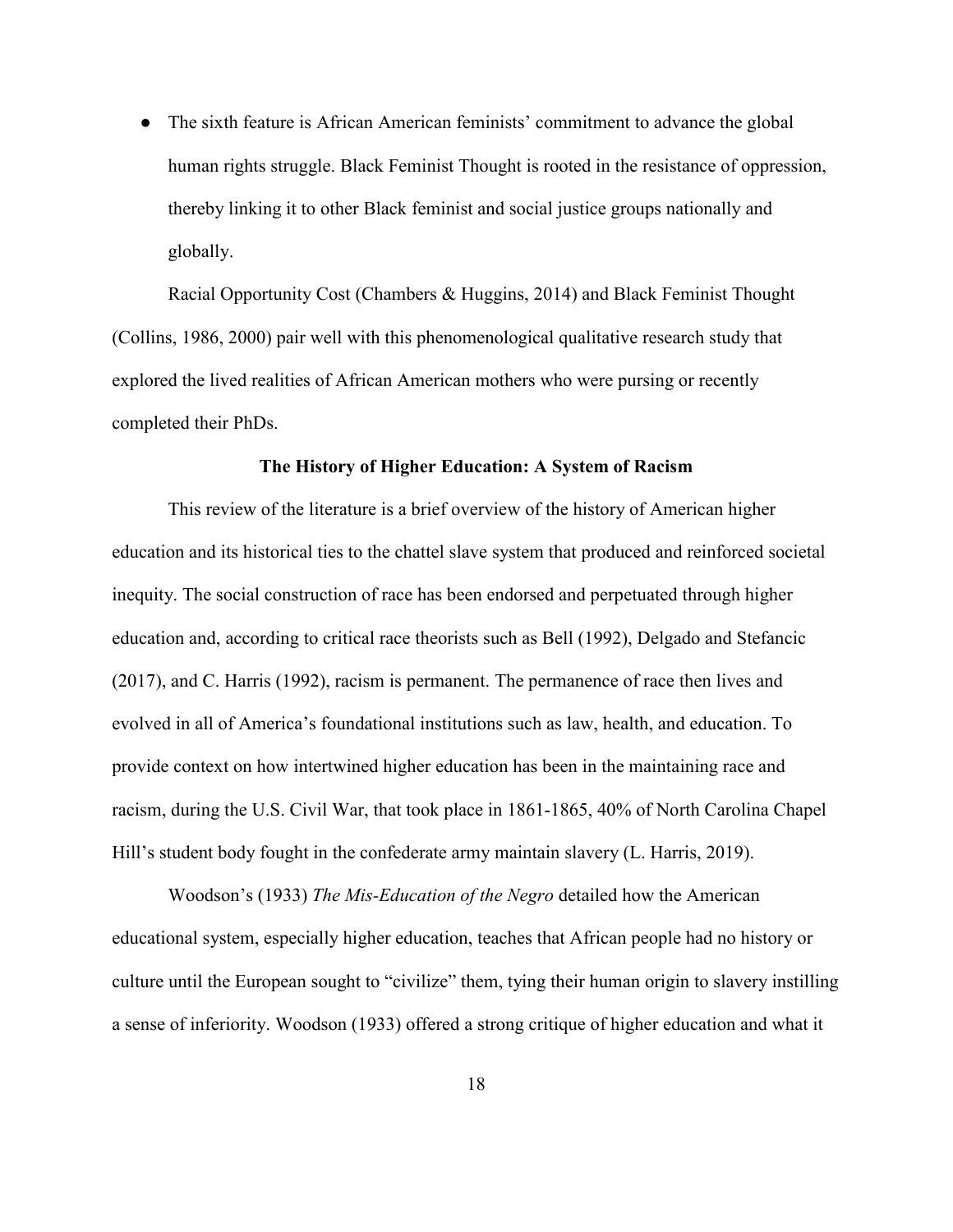- The sixth feature is African American feminists' commitment to advance the global human rights struggle. Black Feminist Thought is rooted in the resistance of oppression, thereby linking it to other Black feminist and social justice groups nationally and globally.

Racial Opportunity Cost (Chambers & Huggins, 2014) and Black Feminist Thought (Collins, 1986, 2000) pair well with this phenomenological qualitative research study that explored the lived realities of African American mothers who were pursing or recently completed their PhDs.

**The History of Higher Education: A System of Racism**

This review of the literature is a brief overview of the history of American higher education and its historical ties to the chattel slave system that produced and reinforced societal inequity. The social construction of race has been endorsed and perpetuated through higher education and, according to critical race theorists such as Bell (1992), Delgado and Stefancic (2017), and C. Harris (1992), racism is permanent. The permanence of race then lives and evolved in all of America's foundational institutions such as law, health, and education. To provide context on how intertwined higher education has been in the maintaining race and racism, during the U.S. Civil War, that took place in 1861-1865, 40% of North Carolina Chapel Hill's student body fought in the confederate army maintain slavery (L. Harris, 2019).

Woodson's (1933) *The Mis-Education of the Negro* detailed how the American educational system, especially higher education, teaches that African people had no history or culture until the European sought to "civilize" them, tying their human origin to slavery instilling a sense of inferiority. Woodson (1933) offered a strong critique of higher education and what it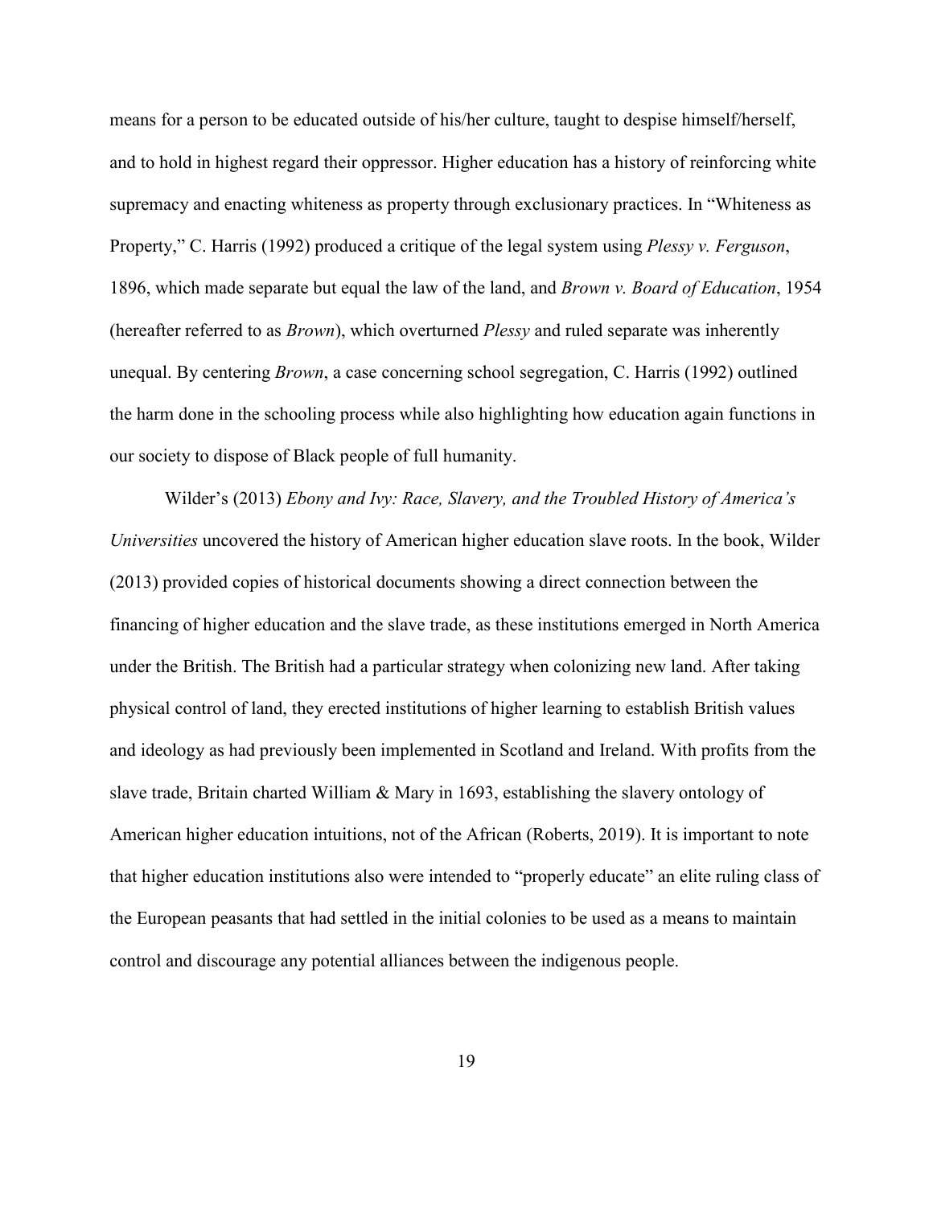means for a person to be educated outside of his/her culture, taught to despise himself/herself, and to hold in highest regard their oppressor. Higher education has a history of reinforcing white supremacy and enacting whiteness as property through exclusionary practices. In "Whiteness as Property," C. Harris (1992) produced a critique of the legal system using *Plessy v. Ferguson*, 1896, which made separate but equal the law of the land, and *Brown v. Board of Education*, 1954 (hereafter referred to as *Brown*), which overturned *Plessy* and ruled separate was inherently unequal. By centering *Brown*, a case concerning school segregation, C. Harris (1992) outlined the harm done in the schooling process while also highlighting how education again functions in our society to dispose of Black people of full humanity.

Wilder's (2013) *Ebony and Ivy: Race, Slavery, and the Troubled History of America's Universities* uncovered the history of American higher education slave roots. In the book, Wilder (2013) provided copies of historical documents showing a direct connection between the financing of higher education and the slave trade, as these institutions emerged in North America under the British. The British had a particular strategy when colonizing new land. After taking physical control of land, they erected institutions of higher learning to establish British values and ideology as had previously been implemented in Scotland and Ireland. With profits from the slave trade, Britain charted William & Mary in 1693, establishing the slavery ontology of American higher education intuitions, not of the African (Roberts, 2019). It is important to note that higher education institutions also were intended to "properly educate" an elite ruling class of the European peasants that had settled in the initial colonies to be used as a means to maintain control and discourage any potential alliances between the indigenous people.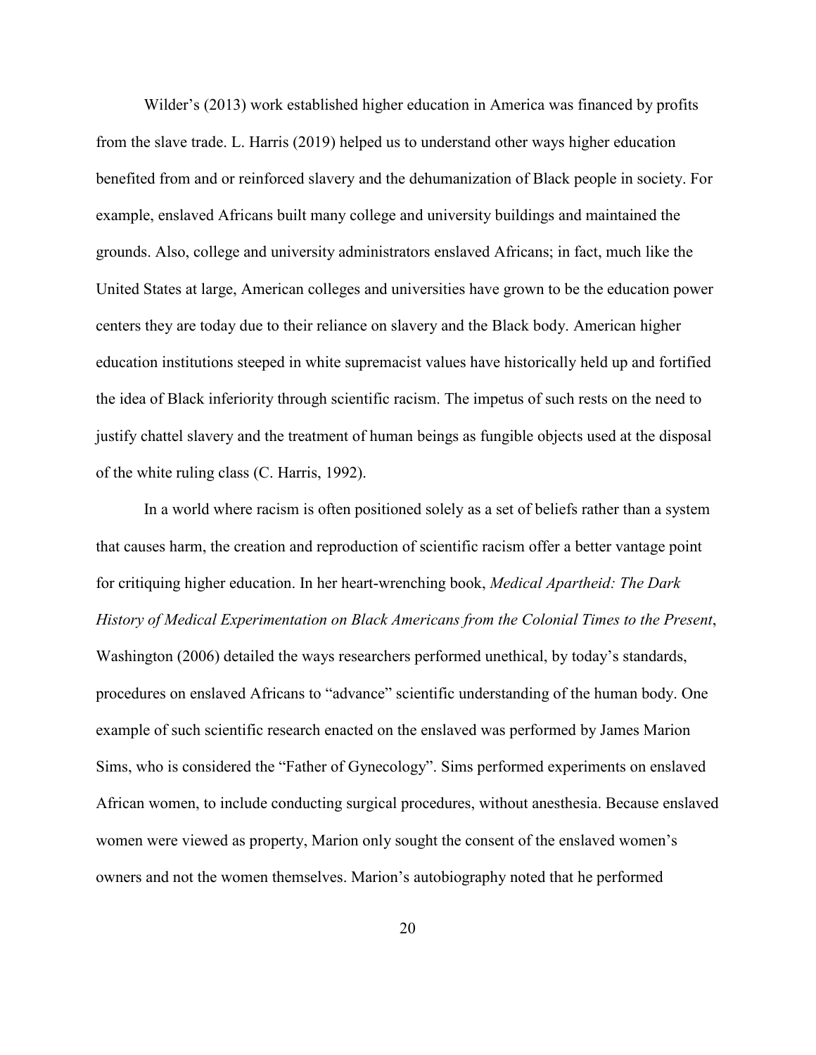Wilder's (2013) work established higher education in America was financed by profits from the slave trade. L. Harris (2019) helped us to understand other ways higher education benefited from and or reinforced slavery and the dehumanization of Black people in society. For example, enslaved Africans built many college and university buildings and maintained the grounds. Also, college and university administrators enslaved Africans; in fact, much like the United States at large, American colleges and universities have grown to be the education power centers they are today due to their reliance on slavery and the Black body. American higher education institutions steeped in white supremacist values have historically held up and fortified the idea of Black inferiority through scientific racism. The impetus of such rests on the need to justify chattel slavery and the treatment of human beings as fungible objects used at the disposal of the white ruling class (C. Harris, 1992).

In a world where racism is often positioned solely as a set of beliefs rather than a system that causes harm, the creation and reproduction of scientific racism offer a better vantage point for critiquing higher education. In her heart-wrenching book, *Medical Apartheid: The Dark History of Medical Experimentation on Black Americans from the Colonial Times to the Present*, Washington (2006) detailed the ways researchers performed unethical, by today's standards, procedures on enslaved Africans to "advance" scientific understanding of the human body. One example of such scientific research enacted on the enslaved was performed by James Marion Sims, who is considered the "Father of Gynecology". Sims performed experiments on enslaved African women, to include conducting surgical procedures, without anesthesia. Because enslaved women were viewed as property, Marion only sought the consent of the enslaved women's owners and not the women themselves. Marion's autobiography noted that he performed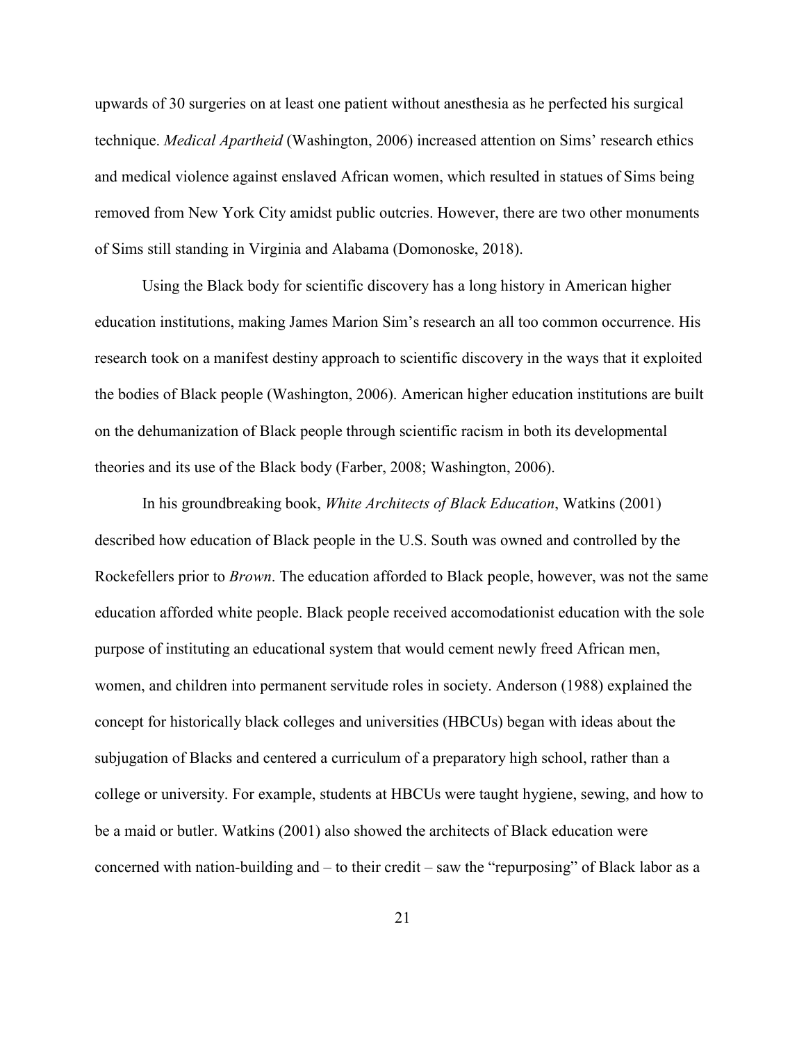upwards of 30 surgeries on at least one patient without anesthesia as he perfected his surgical technique. *Medical Apartheid* (Washington, 2006) increased attention on Sims' research ethics and medical violence against enslaved African women, which resulted in statues of Sims being removed from New York City amidst public outcries. However, there are two other monuments of Sims still standing in Virginia and Alabama (Domonoske, 2018).

Using the Black body for scientific discovery has a long history in American higher education institutions, making James Marion Sim's research an all too common occurrence. His research took on a manifest destiny approach to scientific discovery in the ways that it exploited the bodies of Black people (Washington, 2006). American higher education institutions are built on the dehumanization of Black people through scientific racism in both its developmental theories and its use of the Black body (Farber, 2008; Washington, 2006).

In his groundbreaking book, *White Architects of Black Education*, Watkins (2001) described how education of Black people in the U.S. South was owned and controlled by the Rockefellers prior to *Brown*. The education afforded to Black people, however, was not the same education afforded white people. Black people received accomodationist education with the sole purpose of instituting an educational system that would cement newly freed African men, women, and children into permanent servitude roles in society. Anderson (1988) explained the concept for historically black colleges and universities (HBCUs) began with ideas about the subjugation of Blacks and centered a curriculum of a preparatory high school, rather than a college or university. For example, students at HBCUs were taught hygiene, sewing, and how to be a maid or butler. Watkins (2001) also showed the architects of Black education were concerned with nation-building and – to their credit – saw the "repurposing" of Black labor as a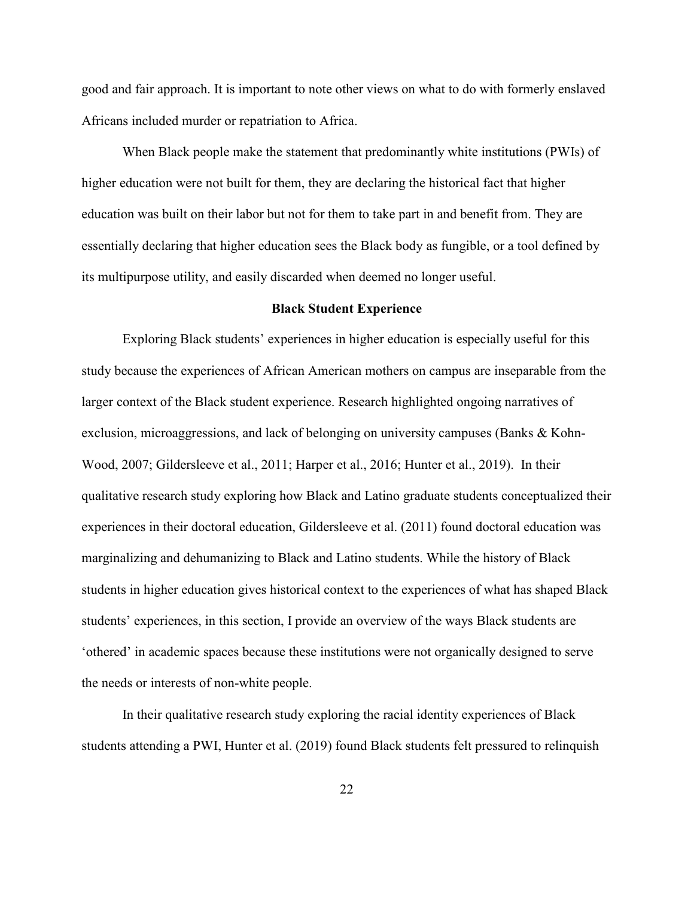good and fair approach. It is important to note other views on what to do with formerly enslaved Africans included murder or repatriation to Africa.

When Black people make the statement that predominantly white institutions (PWIs) of higher education were not built for them, they are declaring the historical fact that higher education was built on their labor but not for them to take part in and benefit from. They are essentially declaring that higher education sees the Black body as fungible, or a tool defined by its multipurpose utility, and easily discarded when deemed no longer useful.

## Black Student Experience

Exploring Black students' experiences in higher education is especially useful for this study because the experiences of African American mothers on campus are inseparable from the larger context of the Black student experience. Research highlighted ongoing narratives of exclusion, microaggressions, and lack of belonging on university campuses (Banks & Kohn-Wood, 2007; Gildersleeve et al., 2011; Harper et al., 2016; Hunter et al., 2019). In their qualitative research study exploring how Black and Latino graduate students conceptualized their experiences in their doctoral education, Gildersleeve et al. (2011) found doctoral education was marginalizing and dehumanizing to Black and Latino students. While the history of Black students in higher education gives historical context to the experiences of what has shaped Black students' experiences, in this section, I provide an overview of the ways Black students are 'othered' in academic spaces because these institutions were not organically designed to serve the needs or interests of non-white people.

In their qualitative research study exploring the racial identity experiences of Black students attending a PWI, Hunter et al. (2019) found Black students felt pressured to relinquish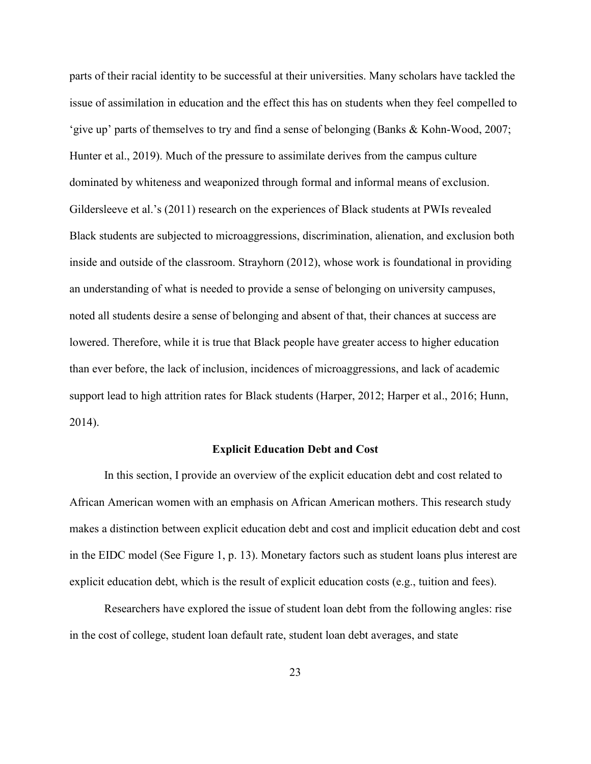parts of their racial identity to be successful at their universities. Many scholars have tackled the issue of assimilation in education and the effect this has on students when they feel compelled to 'give up' parts of themselves to try and find a sense of belonging (Banks & Kohn-Wood, 2007; Hunter et al., 2019). Much of the pressure to assimilate derives from the campus culture dominated by whiteness and weaponized through formal and informal means of exclusion. Gildersleeve et al.'s (2011) research on the experiences of Black students at PWIs revealed Black students are subjected to microaggressions, discrimination, alienation, and exclusion both inside and outside of the classroom. Strayhorn (2012), whose work is foundational in providing an understanding of what is needed to provide a sense of belonging on university campuses, noted all students desire a sense of belonging and absent of that, their chances at success are lowered. Therefore, while it is true that Black people have greater access to higher education than ever before, the lack of inclusion, incidences of microaggressions, and lack of academic support lead to high attrition rates for Black students (Harper, 2012; Harper et al., 2016; Hunn, 2014).

## Explicit Education Debt and Cost

In this section, I provide an overview of the explicit education debt and cost related to African American women with an emphasis on African American mothers. This research study makes a distinction between explicit education debt and cost and implicit education debt and cost in the EIDC model (See Figure 1, p. 13). Monetary factors such as student loans plus interest are explicit education debt, which is the result of explicit education costs (e.g., tuition and fees).

Researchers have explored the issue of student loan debt from the following angles: rise in the cost of college, student loan default rate, student loan debt averages, and state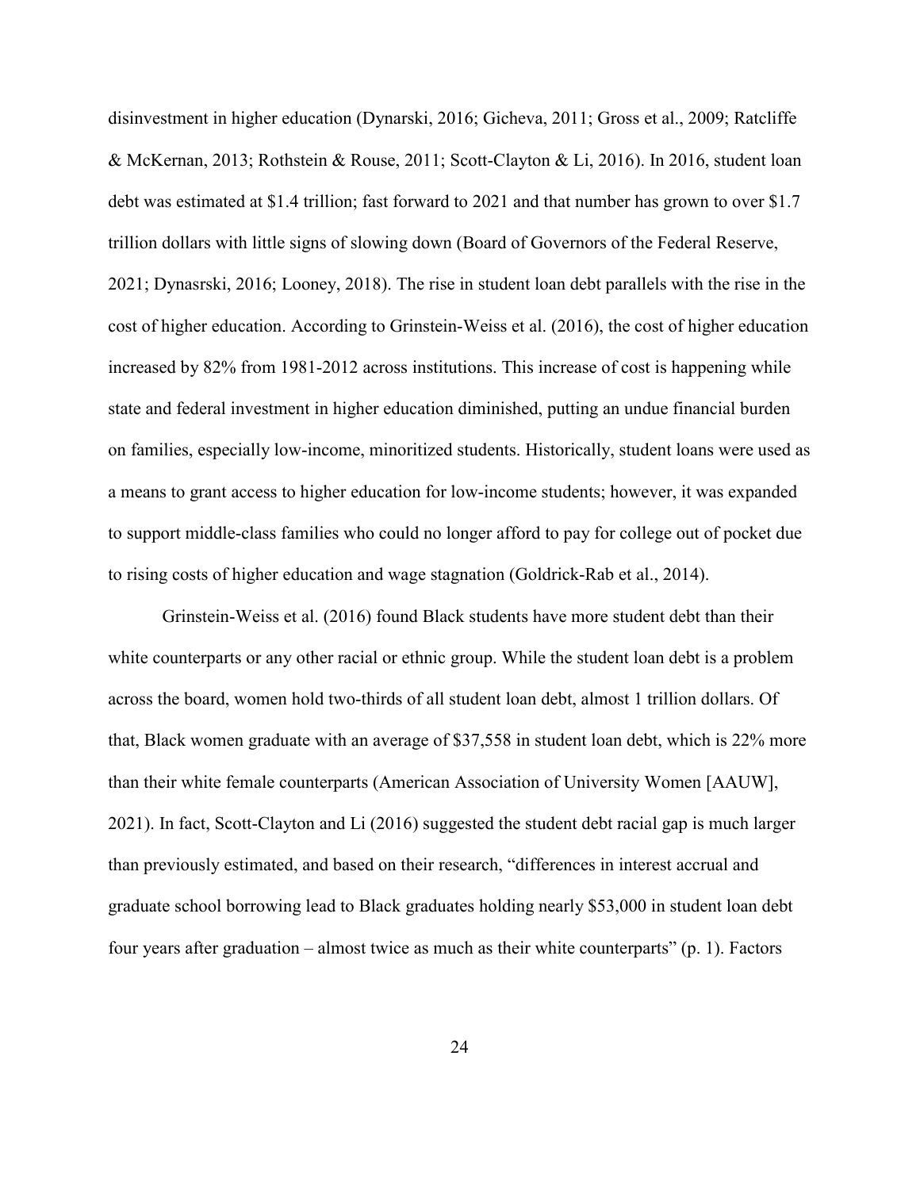disinvestment in higher education (Dynarski, 2016; Gicheva, 2011; Gross et al., 2009; Ratcliffe & McKernan, 2013; Rothstein & Rouse, 2011; Scott-Clayton & Li, 2016). In 2016, student loan debt was estimated at $1.4 trillion; fast forward to 2021 and that number has grown to over $1.7 trillion dollars with little signs of slowing down (Board of Governors of the Federal Reserve, 2021; Dynasrski, 2016; Looney, 2018). The rise in student loan debt parallels with the rise in the cost of higher education. According to Grinstein-Weiss et al. (2016), the cost of higher education increased by 82% from 1981-2012 across institutions. This increase of cost is happening while state and federal investment in higher education diminished, putting an undue financial burden on families, especially low-income, minoritized students. Historically, student loans were used as a means to grant access to higher education for low-income students; however, it was expanded to support middle-class families who could no longer afford to pay for college out of pocket due to rising costs of higher education and wage stagnation (Goldrick-Rab et al., 2014).

Grinstein-Weiss et al. (2016) found Black students have more student debt than their white counterparts or any other racial or ethnic group. While the student loan debt is a problem across the board, women hold two-thirds of all student loan debt, almost 1 trillion dollars. Of that, Black women graduate with an average of $37,558 in student loan debt, which is 22% more than their white female counterparts (American Association of University Women [AAUW], 2021). In fact, Scott-Clayton and Li (2016) suggested the student debt racial gap is much larger than previously estimated, and based on their research, "differences in interest accrual and graduate school borrowing lead to Black graduates holding nearly $53,000 in student loan debt four years after graduation – almost twice as much as their white counterparts" (p. 1). Factors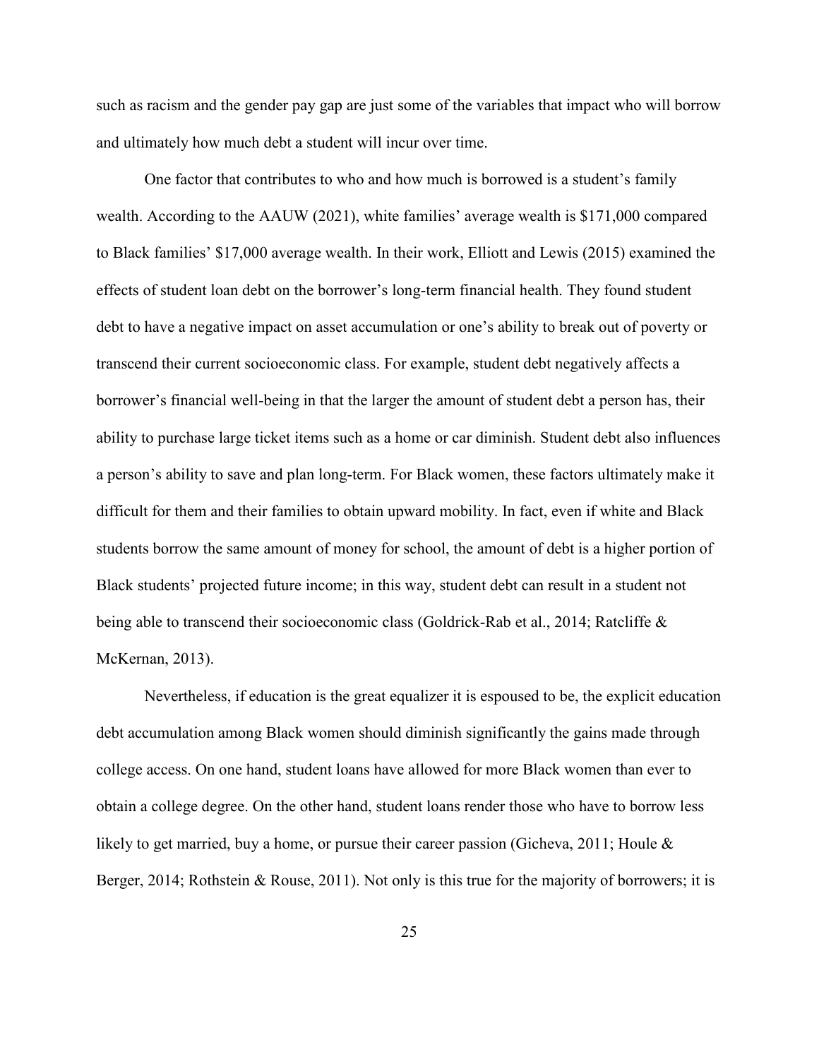such as racism and the gender pay gap are just some of the variables that impact who will borrow and ultimately how much debt a student will incur over time.

One factor that contributes to who and how much is borrowed is a student's family wealth. According to the AAUW (2021), white families' average wealth is $171,000 compared to Black families' $17,000 average wealth. In their work, Elliott and Lewis (2015) examined the effects of student loan debt on the borrower's long-term financial health. They found student debt to have a negative impact on asset accumulation or one's ability to break out of poverty or transcend their current socioeconomic class. For example, student debt negatively affects a borrower's financial well-being in that the larger the amount of student debt a person has, their ability to purchase large ticket items such as a home or car diminish. Student debt also influences a person's ability to save and plan long-term. For Black women, these factors ultimately make it difficult for them and their families to obtain upward mobility. In fact, even if white and Black students borrow the same amount of money for school, the amount of debt is a higher portion of Black students' projected future income; in this way, student debt can result in a student not being able to transcend their socioeconomic class (Goldrick-Rab et al., 2014; Ratcliffe & McKernan, 2013).

Nevertheless, if education is the great equalizer it is espoused to be, the explicit education debt accumulation among Black women should diminish significantly the gains made through college access. On one hand, student loans have allowed for more Black women than ever to obtain a college degree. On the other hand, student loans render those who have to borrow less likely to get married, buy a home, or pursue their career passion (Gicheva, 2011; Houle & Berger, 2014; Rothstein & Rouse, 2011). Not only is this true for the majority of borrowers; it is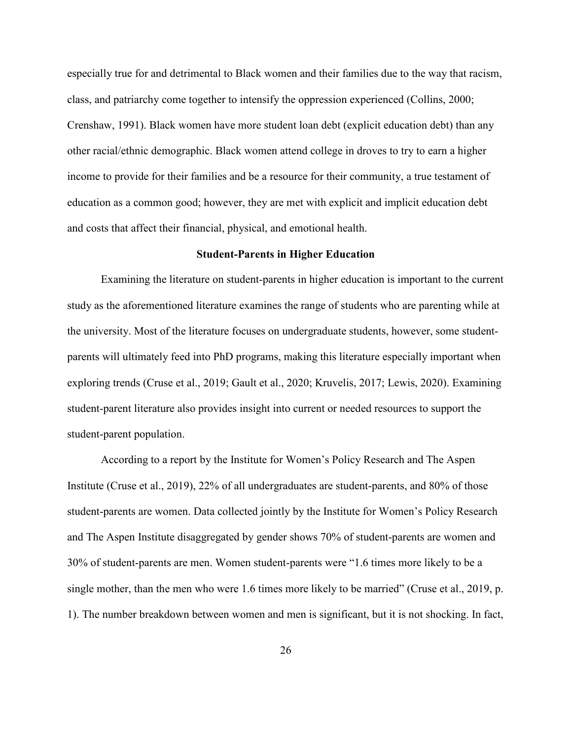especially true for and detrimental to Black women and their families due to the way that racism, class, and patriarchy come together to intensify the oppression experienced (Collins, 2000; Crenshaw, 1991). Black women have more student loan debt (explicit education debt) than any other racial/ethnic demographic. Black women attend college in droves to try to earn a higher income to provide for their families and be a resource for their community, a true testament of education as a common good; however, they are met with explicit and implicit education debt and costs that affect their financial, physical, and emotional health.

## Student-Parents in Higher Education

Examining the literature on student-parents in higher education is important to the current study as the aforementioned literature examines the range of students who are parenting while at the university. Most of the literature focuses on undergraduate students, however, some student-parents will ultimately feed into PhD programs, making this literature especially important when exploring trends (Cruse et al., 2019; Gault et al., 2020; Kruvelis, 2017; Lewis, 2020). Examining student-parent literature also provides insight into current or needed resources to support the student-parent population.

According to a report by the Institute for Women's Policy Research and The Aspen Institute (Cruse et al., 2019), 22% of all undergraduates are student-parents, and 80% of those student-parents are women. Data collected jointly by the Institute for Women's Policy Research and The Aspen Institute disaggregated by gender shows 70% of student-parents are women and 30% of student-parents are men. Women student-parents were "1.6 times more likely to be a single mother, than the men who were 1.6 times more likely to be married" (Cruse et al., 2019, p. 1). The number breakdown between women and men is significant, but it is not shocking. In fact,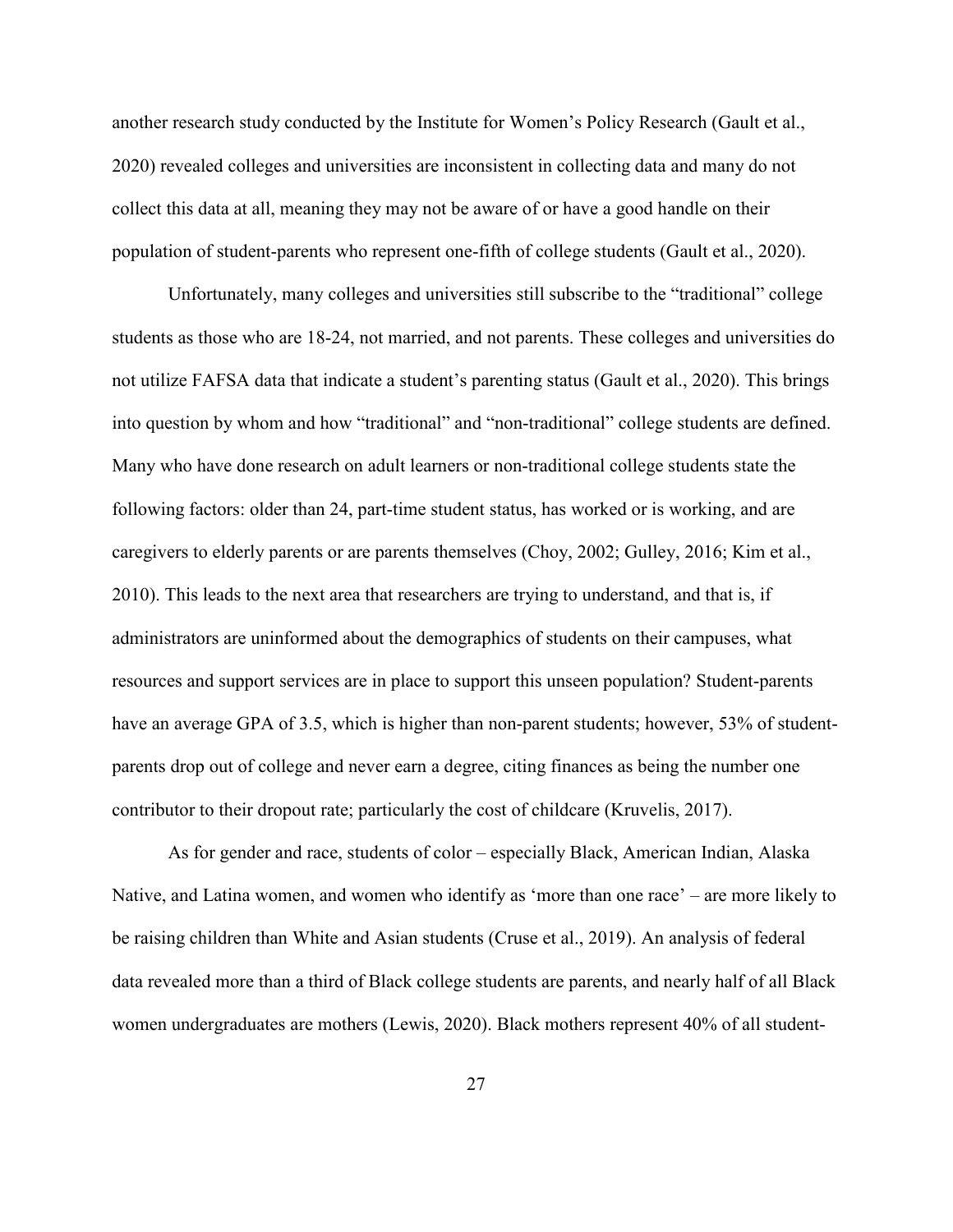another research study conducted by the Institute for Women's Policy Research (Gault et al., 2020) revealed colleges and universities are inconsistent in collecting data and many do not collect this data at all, meaning they may not be aware of or have a good handle on their population of student-parents who represent one-fifth of college students (Gault et al., 2020).

Unfortunately, many colleges and universities still subscribe to the "traditional" college students as those who are 18-24, not married, and not parents. These colleges and universities do not utilize FAFSA data that indicate a student's parenting status (Gault et al., 2020). This brings into question by whom and how "traditional" and "non-traditional" college students are defined. Many who have done research on adult learners or non-traditional college students state the following factors: older than 24, part-time student status, has worked or is working, and are caregivers to elderly parents or are parents themselves (Choy, 2002; Gulley, 2016; Kim et al., 2010). This leads to the next area that researchers are trying to understand, and that is, if administrators are uninformed about the demographics of students on their campuses, what resources and support services are in place to support this unseen population? Student-parents have an average GPA of 3.5, which is higher than non-parent students; however, 53% of student-parents drop out of college and never earn a degree, citing finances as being the number one contributor to their dropout rate; particularly the cost of childcare (Kruvelis, 2017).

As for gender and race, students of color – especially Black, American Indian, Alaska Native, and Latina women, and women who identify as 'more than one race' – are more likely to be raising children than White and Asian students (Cruse et al., 2019). An analysis of federal data revealed more than a third of Black college students are parents, and nearly half of all Black women undergraduates are mothers (Lewis, 2020). Black mothers represent 40% of all student-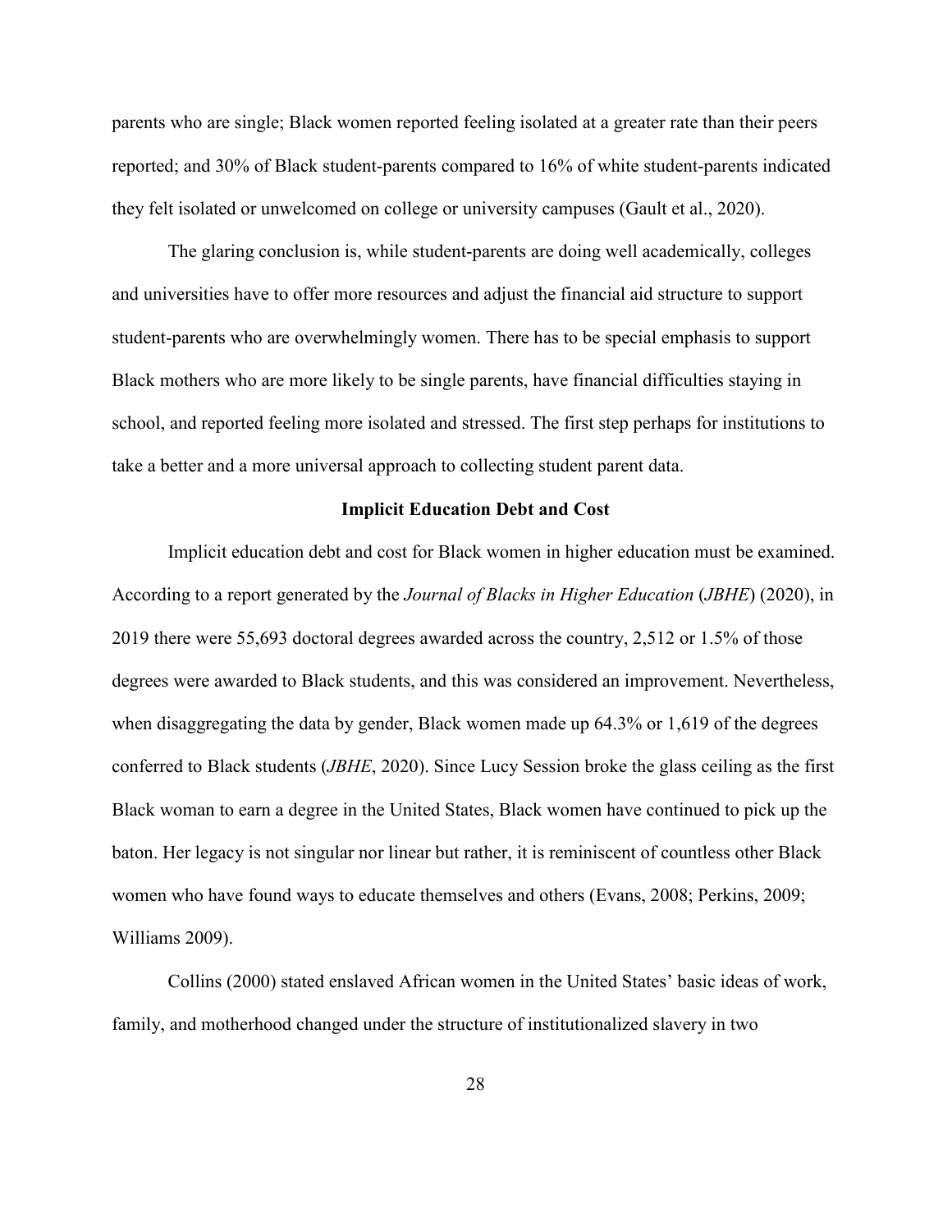parents who are single; Black women reported feeling isolated at a greater rate than their peers reported; and 30% of Black student-parents compared to 16% of white student-parents indicated they felt isolated or unwelcomed on college or university campuses (Gault et al., 2020).

The glaring conclusion is, while student-parents are doing well academically, colleges and universities have to offer more resources and adjust the financial aid structure to support student-parents who are overwhelmingly women. There has to be special emphasis to support Black mothers who are more likely to be single parents, have financial difficulties staying in school, and reported feeling more isolated and stressed. The first step perhaps for institutions to take a better and a more universal approach to collecting student parent data.

## Implicit Education Debt and Cost

Implicit education debt and cost for Black women in higher education must be examined. According to a report generated by the *Journal of Blacks in Higher Education* (*JBHE*) (2020), in 2019 there were 55,693 doctoral degrees awarded across the country, 2,512 or 1.5% of those degrees were awarded to Black students, and this was considered an improvement. Nevertheless, when disaggregating the data by gender, Black women made up 64.3% or 1,619 of the degrees conferred to Black students (*JBHE*, 2020). Since Lucy Session broke the glass ceiling as the first Black woman to earn a degree in the United States, Black women have continued to pick up the baton. Her legacy is not singular nor linear but rather, it is reminiscent of countless other Black women who have found ways to educate themselves and others (Evans, 2008; Perkins, 2009; Williams 2009).

Collins (2000) stated enslaved African women in the United States' basic ideas of work, family, and motherhood changed under the structure of institutionalized slavery in two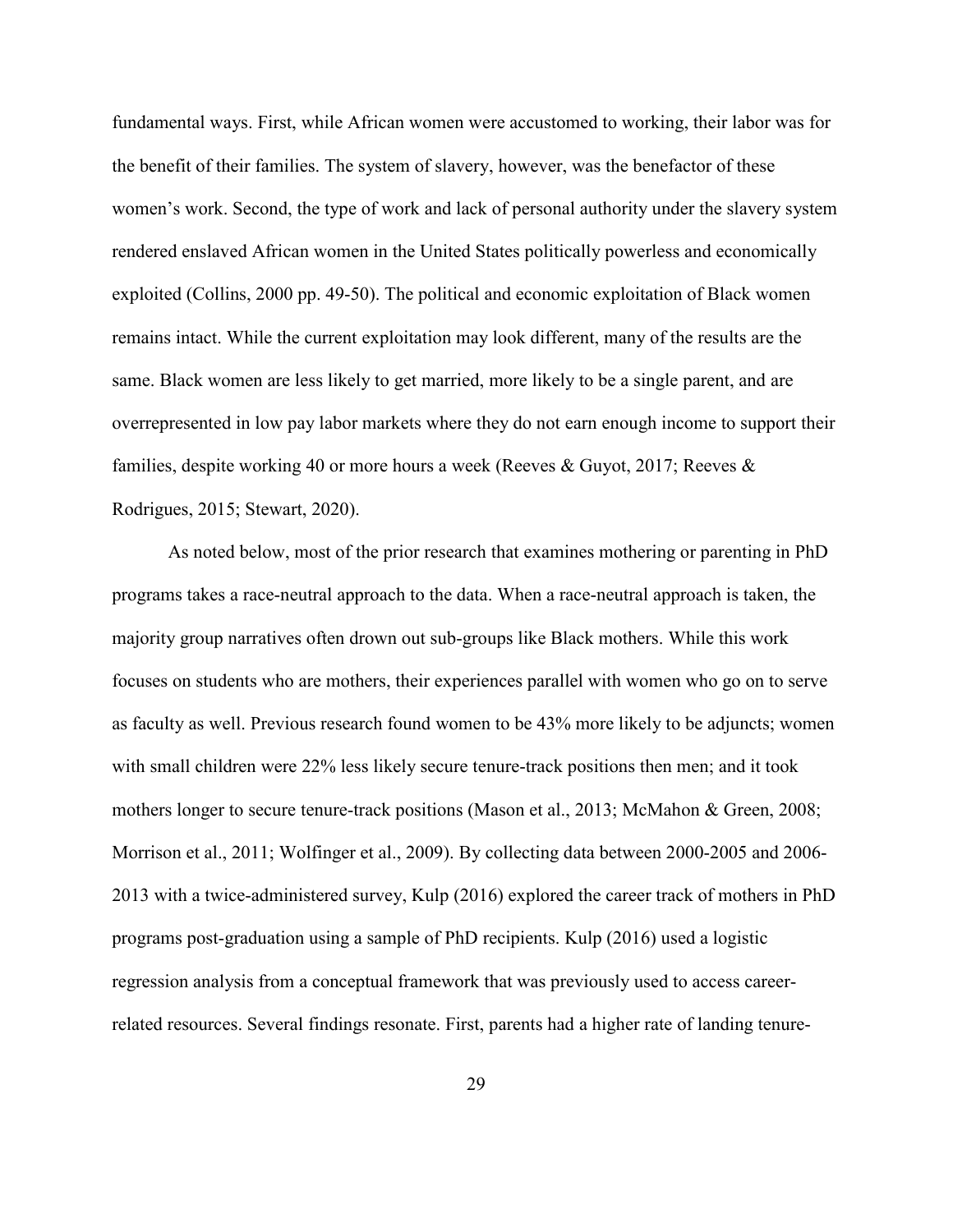fundamental ways. First, while African women were accustomed to working, their labor was for the benefit of their families. The system of slavery, however, was the benefactor of these women's work. Second, the type of work and lack of personal authority under the slavery system rendered enslaved African women in the United States politically powerless and economically exploited (Collins, 2000 pp. 49-50). The political and economic exploitation of Black women remains intact. While the current exploitation may look different, many of the results are the same. Black women are less likely to get married, more likely to be a single parent, and are overrepresented in low pay labor markets where they do not earn enough income to support their families, despite working 40 or more hours a week (Reeves & Guyot, 2017; Reeves & Rodrigues, 2015; Stewart, 2020).

As noted below, most of the prior research that examines mothering or parenting in PhD programs takes a race-neutral approach to the data. When a race-neutral approach is taken, the majority group narratives often drown out sub-groups like Black mothers. While this work focuses on students who are mothers, their experiences parallel with women who go on to serve as faculty as well. Previous research found women to be 43% more likely to be adjuncts; women with small children were 22% less likely secure tenure-track positions then men; and it took mothers longer to secure tenure-track positions (Mason et al., 2013; McMahon & Green, 2008; Morrison et al., 2011; Wolfinger et al., 2009). By collecting data between 2000-2005 and 2006-2013 with a twice-administered survey, Kulp (2016) explored the career track of mothers in PhD programs post-graduation using a sample of PhD recipients. Kulp (2016) used a logistic regression analysis from a conceptual framework that was previously used to access career-related resources. Several findings resonate. First, parents had a higher rate of landing tenure-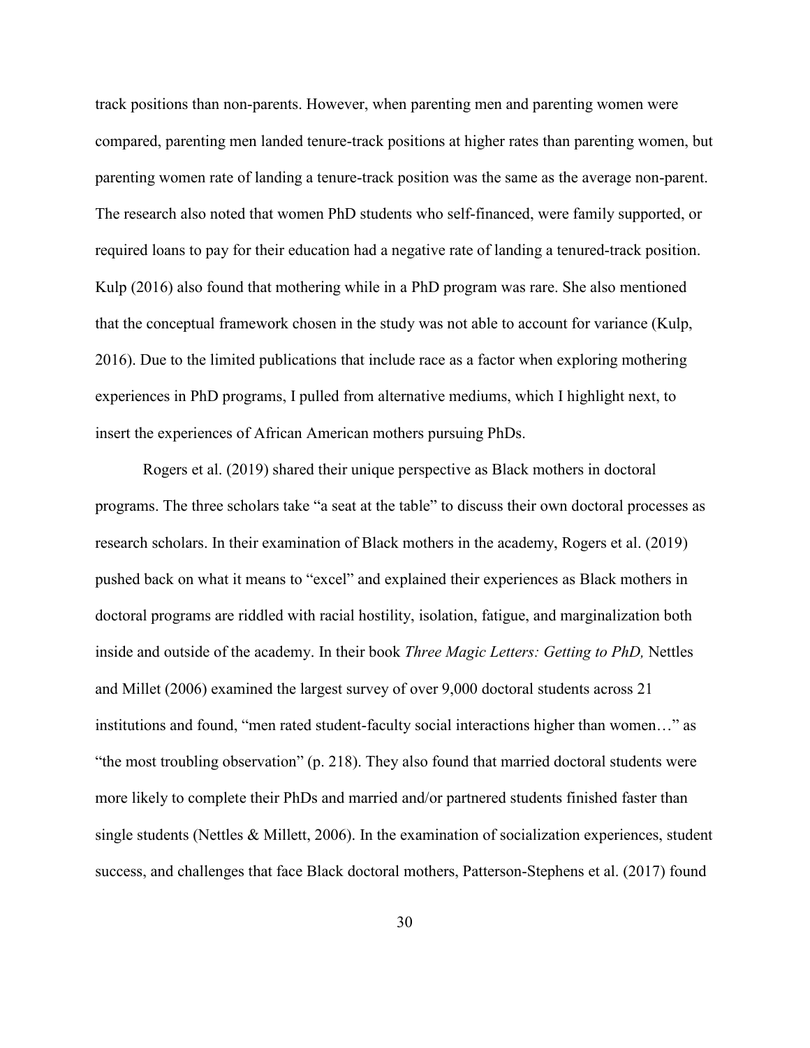track positions than non-parents. However, when parenting men and parenting women were compared, parenting men landed tenure-track positions at higher rates than parenting women, but parenting women rate of landing a tenure-track position was the same as the average non-parent. The research also noted that women PhD students who self-financed, were family supported, or required loans to pay for their education had a negative rate of landing a tenured-track position. Kulp (2016) also found that mothering while in a PhD program was rare. She also mentioned that the conceptual framework chosen in the study was not able to account for variance (Kulp, 2016). Due to the limited publications that include race as a factor when exploring mothering experiences in PhD programs, I pulled from alternative mediums, which I highlight next, to insert the experiences of African American mothers pursuing PhDs.

Rogers et al. (2019) shared their unique perspective as Black mothers in doctoral programs. The three scholars take "a seat at the table" to discuss their own doctoral processes as research scholars. In their examination of Black mothers in the academy, Rogers et al. (2019) pushed back on what it means to "excel" and explained their experiences as Black mothers in doctoral programs are riddled with racial hostility, isolation, fatigue, and marginalization both inside and outside of the academy. In their book *Three Magic Letters: Getting to PhD,* Nettles and Millet (2006) examined the largest survey of over 9,000 doctoral students across 21 institutions and found, "men rated student-faculty social interactions higher than women…" as "the most troubling observation" (p. 218). They also found that married doctoral students were more likely to complete their PhDs and married and/or partnered students finished faster than single students (Nettles & Millett, 2006). In the examination of socialization experiences, student success, and challenges that face Black doctoral mothers, Patterson-Stephens et al. (2017) found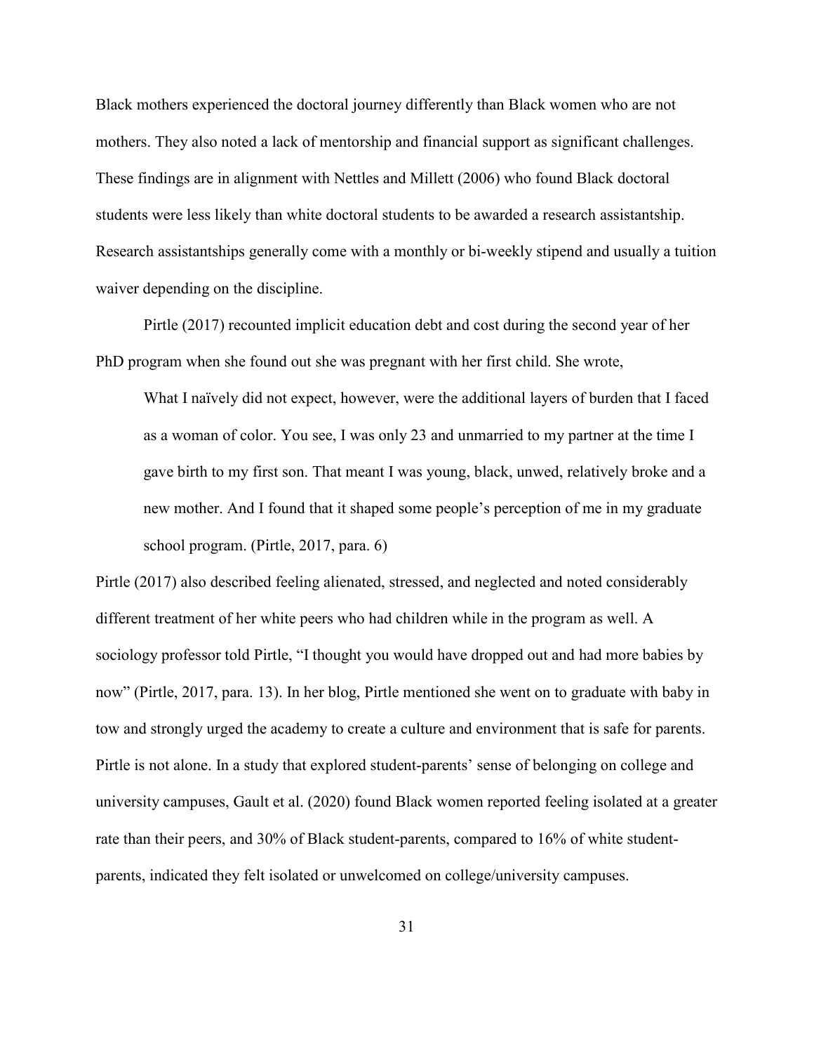Black mothers experienced the doctoral journey differently than Black women who are not mothers. They also noted a lack of mentorship and financial support as significant challenges. These findings are in alignment with Nettles and Millett (2006) who found Black doctoral students were less likely than white doctoral students to be awarded a research assistantship. Research assistantships generally come with a monthly or bi-weekly stipend and usually a tuition waiver depending on the discipline.

Pirtle (2017) recounted implicit education debt and cost during the second year of her PhD program when she found out she was pregnant with her first child. She wrote,

> What I naïvely did not expect, however, were the additional layers of burden that I faced as a woman of color. You see, I was only 23 and unmarried to my partner at the time I gave birth to my first son. That meant I was young, black, unwed, relatively broke and a new mother. And I found that it shaped some people's perception of me in my graduate school program. (Pirtle, 2017, para. 6)

Pirtle (2017) also described feeling alienated, stressed, and neglected and noted considerably different treatment of her white peers who had children while in the program as well. A sociology professor told Pirtle, "I thought you would have dropped out and had more babies by now" (Pirtle, 2017, para. 13). In her blog, Pirtle mentioned she went on to graduate with baby in tow and strongly urged the academy to create a culture and environment that is safe for parents. Pirtle is not alone. In a study that explored student-parents' sense of belonging on college and university campuses, Gault et al. (2020) found Black women reported feeling isolated at a greater rate than their peers, and 30% of Black student-parents, compared to 16% of white student-parents, indicated they felt isolated or unwelcomed on college/university campuses.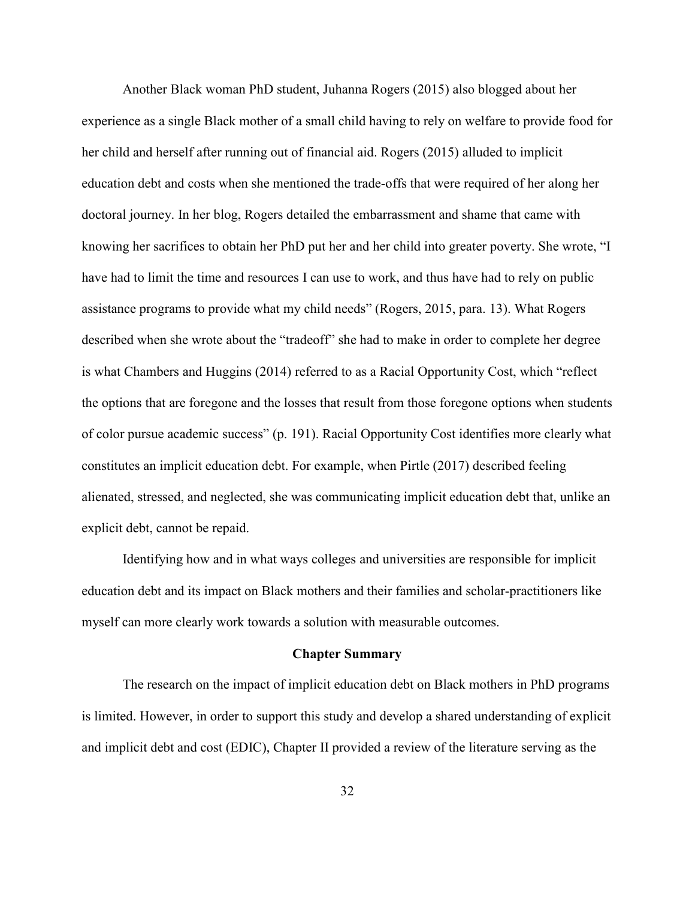Another Black woman PhD student, Juhanna Rogers (2015) also blogged about her experience as a single Black mother of a small child having to rely on welfare to provide food for her child and herself after running out of financial aid. Rogers (2015) alluded to implicit education debt and costs when she mentioned the trade-offs that were required of her along her doctoral journey. In her blog, Rogers detailed the embarrassment and shame that came with knowing her sacrifices to obtain her PhD put her and her child into greater poverty. She wrote, "I have had to limit the time and resources I can use to work, and thus have had to rely on public assistance programs to provide what my child needs" (Rogers, 2015, para. 13). What Rogers described when she wrote about the "tradeoff" she had to make in order to complete her degree is what Chambers and Huggins (2014) referred to as a Racial Opportunity Cost, which "reflect the options that are foregone and the losses that result from those foregone options when students of color pursue academic success" (p. 191). Racial Opportunity Cost identifies more clearly what constitutes an implicit education debt. For example, when Pirtle (2017) described feeling alienated, stressed, and neglected, she was communicating implicit education debt that, unlike an explicit debt, cannot be repaid.

Identifying how and in what ways colleges and universities are responsible for implicit education debt and its impact on Black mothers and their families and scholar-practitioners like myself can more clearly work towards a solution with measurable outcomes.

## Chapter Summary

The research on the impact of implicit education debt on Black mothers in PhD programs is limited. However, in order to support this study and develop a shared understanding of explicit and implicit debt and cost (EDIC), Chapter II provided a review of the literature serving as the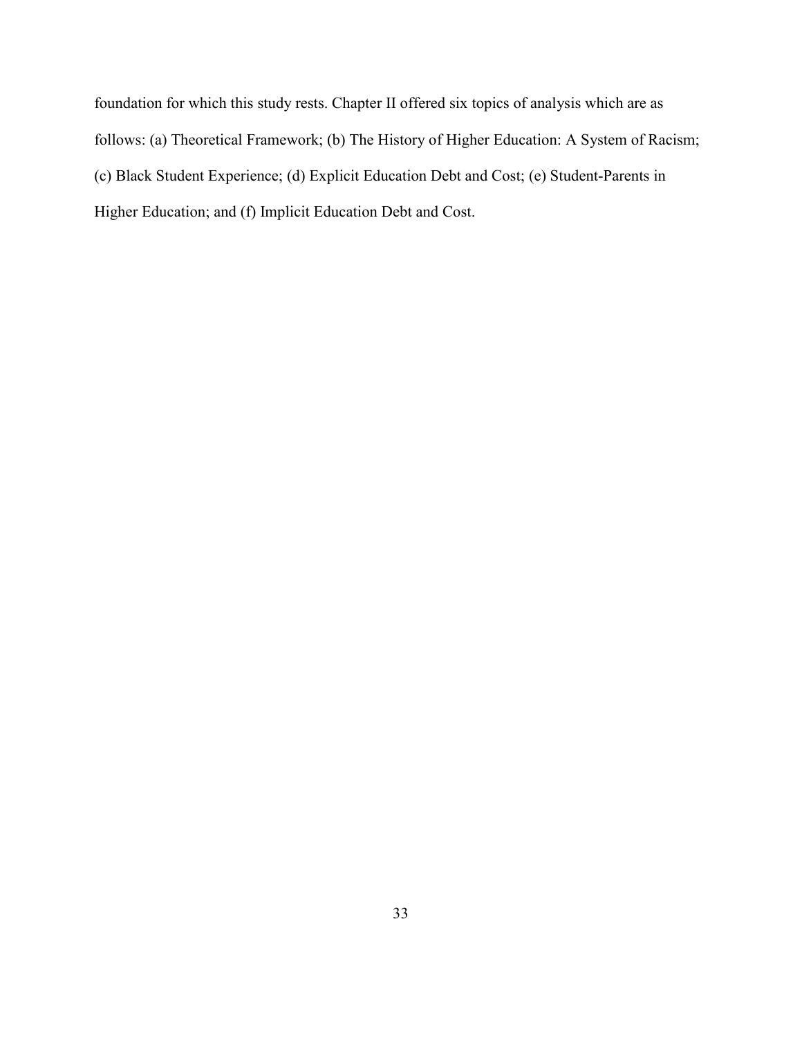foundation for which this study rests. Chapter II offered six topics of analysis which are as follows: (a) Theoretical Framework; (b) The History of Higher Education: A System of Racism; (c) Black Student Experience; (d) Explicit Education Debt and Cost; (e) Student-Parents in Higher Education; and (f) Implicit Education Debt and Cost.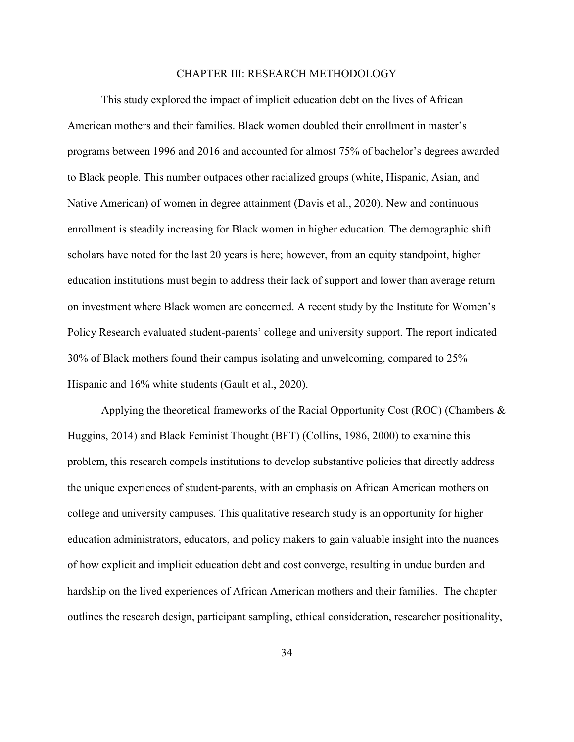# CHAPTER III: RESEARCH METHODOLOGY

This study explored the impact of implicit education debt on the lives of African American mothers and their families. Black women doubled their enrollment in master's programs between 1996 and 2016 and accounted for almost 75% of bachelor's degrees awarded to Black people. This number outpaces other racialized groups (white, Hispanic, Asian, and Native American) of women in degree attainment (Davis et al., 2020). New and continuous enrollment is steadily increasing for Black women in higher education. The demographic shift scholars have noted for the last 20 years is here; however, from an equity standpoint, higher education institutions must begin to address their lack of support and lower than average return on investment where Black women are concerned. A recent study by the Institute for Women's Policy Research evaluated student-parents' college and university support. The report indicated 30% of Black mothers found their campus isolating and unwelcoming, compared to 25% Hispanic and 16% white students (Gault et al., 2020).

Applying the theoretical frameworks of the Racial Opportunity Cost (ROC) (Chambers & Huggins, 2014) and Black Feminist Thought (BFT) (Collins, 1986, 2000) to examine this problem, this research compels institutions to develop substantive policies that directly address the unique experiences of student-parents, with an emphasis on African American mothers on college and university campuses. This qualitative research study is an opportunity for higher education administrators, educators, and policy makers to gain valuable insight into the nuances of how explicit and implicit education debt and cost converge, resulting in undue burden and hardship on the lived experiences of African American mothers and their families. The chapter outlines the research design, participant sampling, ethical consideration, researcher positionality,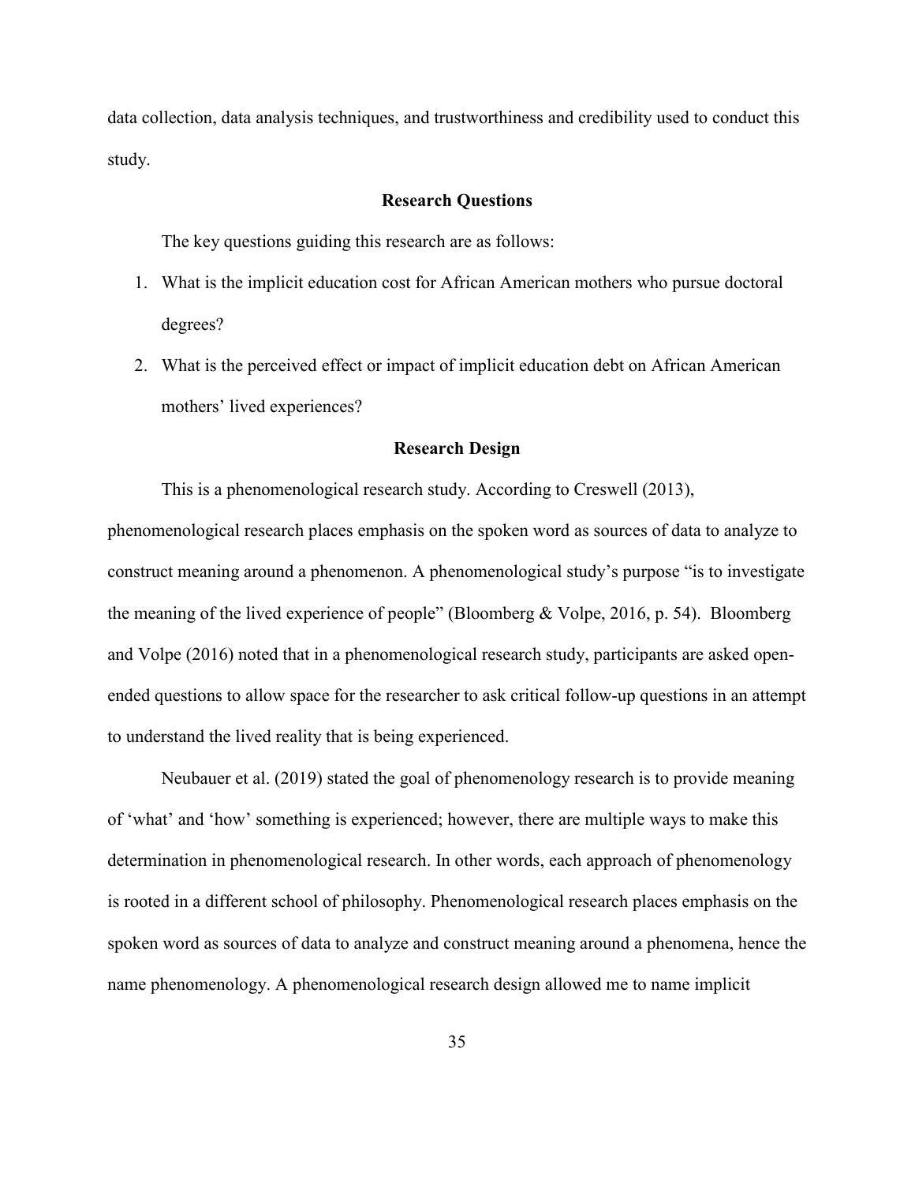data collection, data analysis techniques, and trustworthiness and credibility used to conduct this study.

## Research Questions

The key questions guiding this research are as follows:

1. What is the implicit education cost for African American mothers who pursue doctoral degrees?
2. What is the perceived effect or impact of implicit education debt on African American mothers' lived experiences?

## Research Design

This is a phenomenological research study. According to Creswell (2013), phenomenological research places emphasis on the spoken word as sources of data to analyze to construct meaning around a phenomenon. A phenomenological study's purpose "is to investigate the meaning of the lived experience of people" (Bloomberg & Volpe, 2016, p. 54). Bloomberg and Volpe (2016) noted that in a phenomenological research study, participants are asked open-ended questions to allow space for the researcher to ask critical follow-up questions in an attempt to understand the lived reality that is being experienced.

Neubauer et al. (2019) stated the goal of phenomenology research is to provide meaning of 'what' and 'how' something is experienced; however, there are multiple ways to make this determination in phenomenological research. In other words, each approach of phenomenology is rooted in a different school of philosophy. Phenomenological research places emphasis on the spoken word as sources of data to analyze and construct meaning around a phenomena, hence the name phenomenology. A phenomenological research design allowed me to name implicit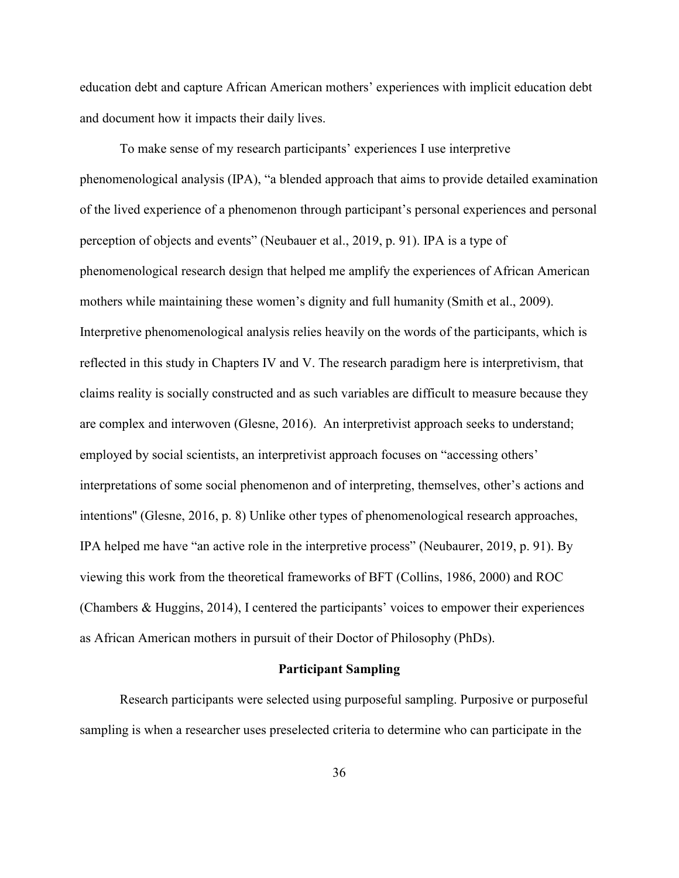education debt and capture African American mothers' experiences with implicit education debt and document how it impacts their daily lives.

To make sense of my research participants' experiences I use interpretive phenomenological analysis (IPA), "a blended approach that aims to provide detailed examination of the lived experience of a phenomenon through participant's personal experiences and personal perception of objects and events" (Neubauer et al., 2019, p. 91). IPA is a type of phenomenological research design that helped me amplify the experiences of African American mothers while maintaining these women's dignity and full humanity (Smith et al., 2009). Interpretive phenomenological analysis relies heavily on the words of the participants, which is reflected in this study in Chapters IV and V. The research paradigm here is interpretivism, that claims reality is socially constructed and as such variables are difficult to measure because they are complex and interwoven (Glesne, 2016). An interpretivist approach seeks to understand; employed by social scientists, an interpretivist approach focuses on "accessing others' interpretations of some social phenomenon and of interpreting, themselves, other's actions and intentions" (Glesne, 2016, p. 8) Unlike other types of phenomenological research approaches, IPA helped me have "an active role in the interpretive process" (Neubaurer, 2019, p. 91). By viewing this work from the theoretical frameworks of BFT (Collins, 1986, 2000) and ROC (Chambers & Huggins, 2014), I centered the participants' voices to empower their experiences as African American mothers in pursuit of their Doctor of Philosophy (PhDs).

## Participant Sampling

Research participants were selected using purposeful sampling. Purposive or purposeful sampling is when a researcher uses preselected criteria to determine who can participate in the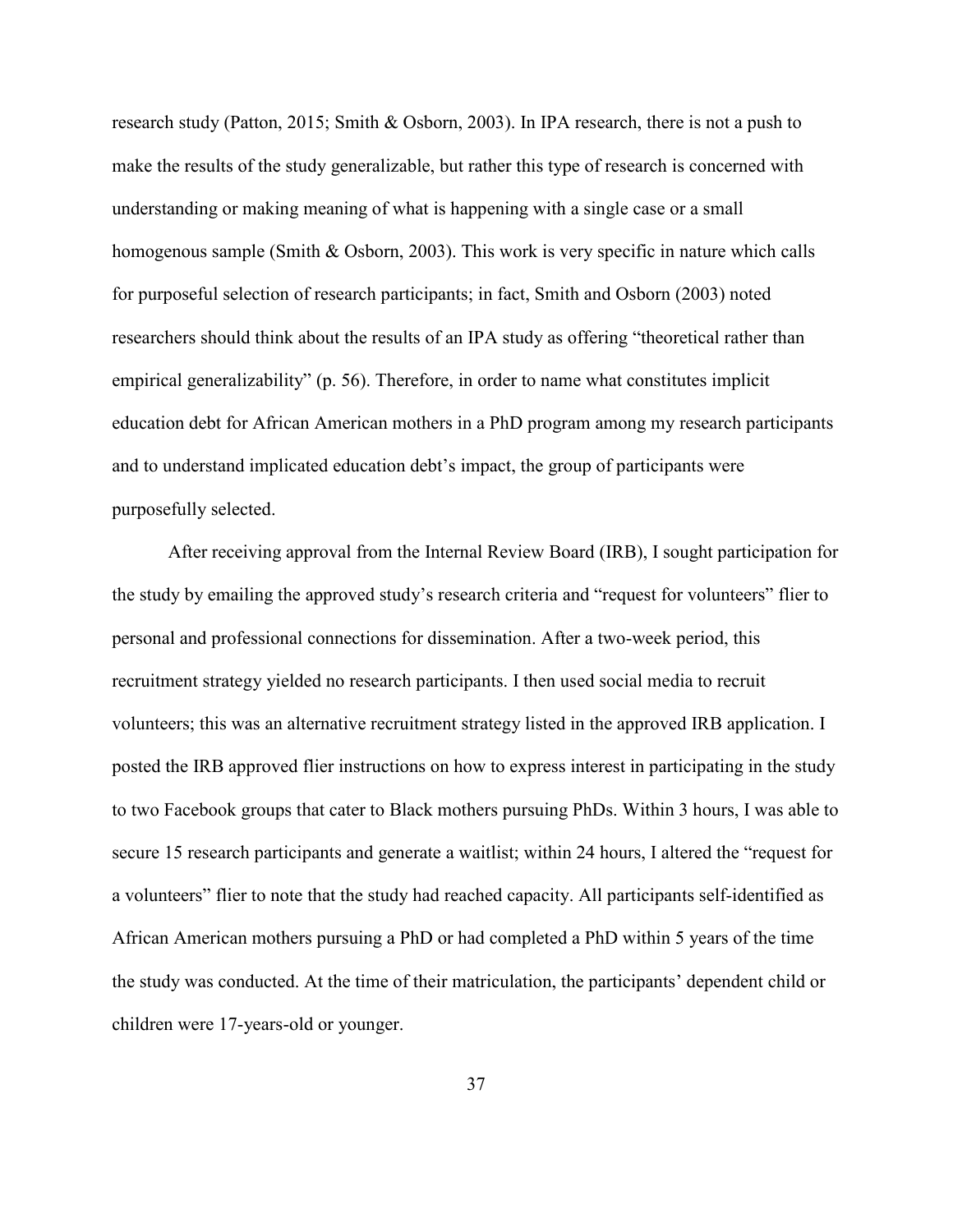research study (Patton, 2015; Smith & Osborn, 2003). In IPA research, there is not a push to make the results of the study generalizable, but rather this type of research is concerned with understanding or making meaning of what is happening with a single case or a small homogenous sample (Smith & Osborn, 2003). This work is very specific in nature which calls for purposeful selection of research participants; in fact, Smith and Osborn (2003) noted researchers should think about the results of an IPA study as offering "theoretical rather than empirical generalizability" (p. 56). Therefore, in order to name what constitutes implicit education debt for African American mothers in a PhD program among my research participants and to understand implicated education debt's impact, the group of participants were purposefully selected.

After receiving approval from the Internal Review Board (IRB), I sought participation for the study by emailing the approved study's research criteria and "request for volunteers" flier to personal and professional connections for dissemination. After a two-week period, this recruitment strategy yielded no research participants. I then used social media to recruit volunteers; this was an alternative recruitment strategy listed in the approved IRB application. I posted the IRB approved flier instructions on how to express interest in participating in the study to two Facebook groups that cater to Black mothers pursuing PhDs. Within 3 hours, I was able to secure 15 research participants and generate a waitlist; within 24 hours, I altered the "request for a volunteers" flier to note that the study had reached capacity. All participants self-identified as African American mothers pursuing a PhD or had completed a PhD within 5 years of the time the study was conducted. At the time of their matriculation, the participants' dependent child or children were 17-years-old or younger.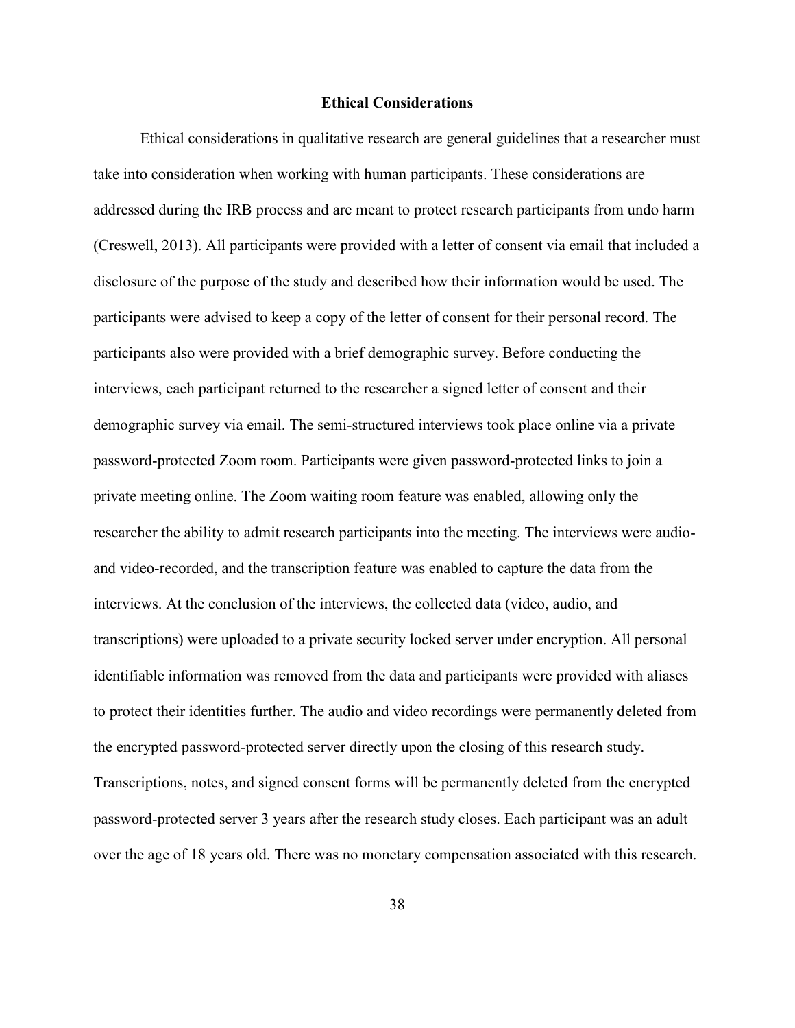## Ethical Considerations

Ethical considerations in qualitative research are general guidelines that a researcher must take into consideration when working with human participants. These considerations are addressed during the IRB process and are meant to protect research participants from undo harm (Creswell, 2013). All participants were provided with a letter of consent via email that included a disclosure of the purpose of the study and described how their information would be used. The participants were advised to keep a copy of the letter of consent for their personal record. The participants also were provided with a brief demographic survey. Before conducting the interviews, each participant returned to the researcher a signed letter of consent and their demographic survey via email. The semi-structured interviews took place online via a private password-protected Zoom room. Participants were given password-protected links to join a private meeting online. The Zoom waiting room feature was enabled, allowing only the researcher the ability to admit research participants into the meeting. The interviews were audio- and video-recorded, and the transcription feature was enabled to capture the data from the interviews. At the conclusion of the interviews, the collected data (video, audio, and transcriptions) were uploaded to a private security locked server under encryption. All personal identifiable information was removed from the data and participants were provided with aliases to protect their identities further. The audio and video recordings were permanently deleted from the encrypted password-protected server directly upon the closing of this research study. Transcriptions, notes, and signed consent forms will be permanently deleted from the encrypted password-protected server 3 years after the research study closes. Each participant was an adult over the age of 18 years old. There was no monetary compensation associated with this research.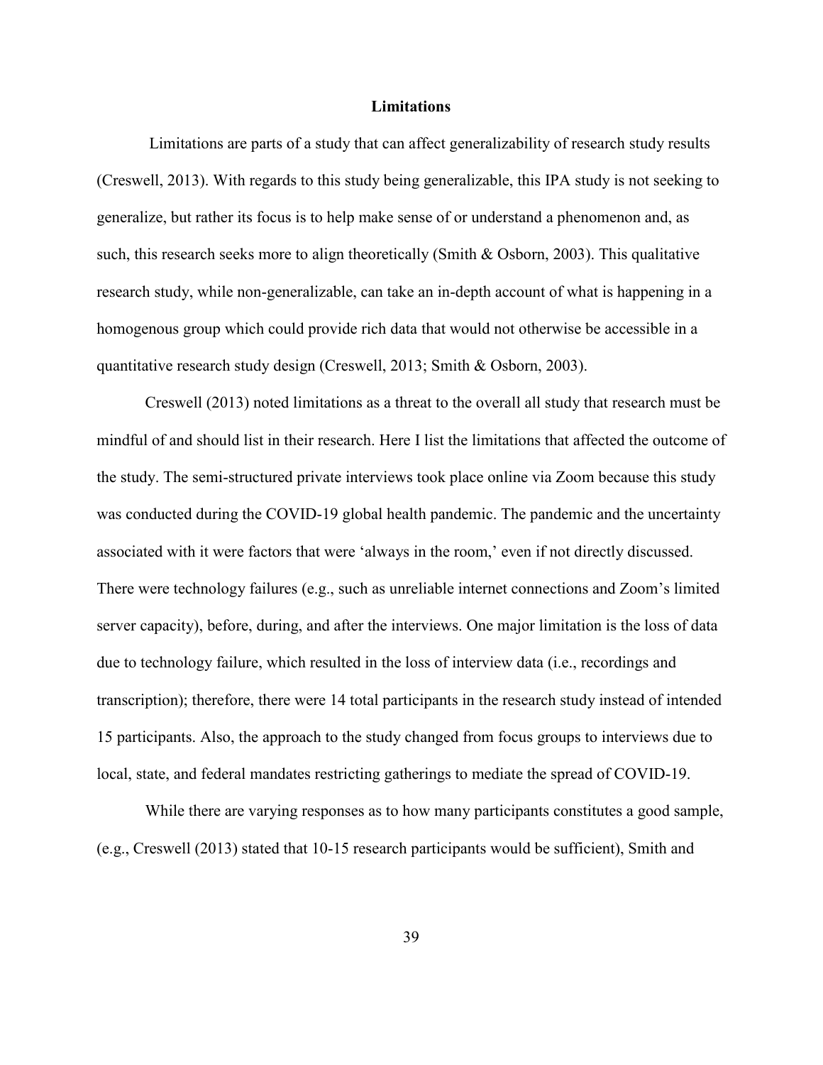## Limitations

Limitations are parts of a study that can affect generalizability of research study results (Creswell, 2013). With regards to this study being generalizable, this IPA study is not seeking to generalize, but rather its focus is to help make sense of or understand a phenomenon and, as such, this research seeks more to align theoretically (Smith & Osborn, 2003). This qualitative research study, while non-generalizable, can take an in-depth account of what is happening in a homogenous group which could provide rich data that would not otherwise be accessible in a quantitative research study design (Creswell, 2013; Smith & Osborn, 2003).

Creswell (2013) noted limitations as a threat to the overall all study that research must be mindful of and should list in their research. Here I list the limitations that affected the outcome of the study. The semi-structured private interviews took place online via Zoom because this study was conducted during the COVID-19 global health pandemic. The pandemic and the uncertainty associated with it were factors that were 'always in the room,' even if not directly discussed. There were technology failures (e.g., such as unreliable internet connections and Zoom's limited server capacity), before, during, and after the interviews. One major limitation is the loss of data due to technology failure, which resulted in the loss of interview data (i.e., recordings and transcription); therefore, there were 14 total participants in the research study instead of intended 15 participants. Also, the approach to the study changed from focus groups to interviews due to local, state, and federal mandates restricting gatherings to mediate the spread of COVID-19.

While there are varying responses as to how many participants constitutes a good sample, (e.g., Creswell (2013) stated that 10-15 research participants would be sufficient), Smith and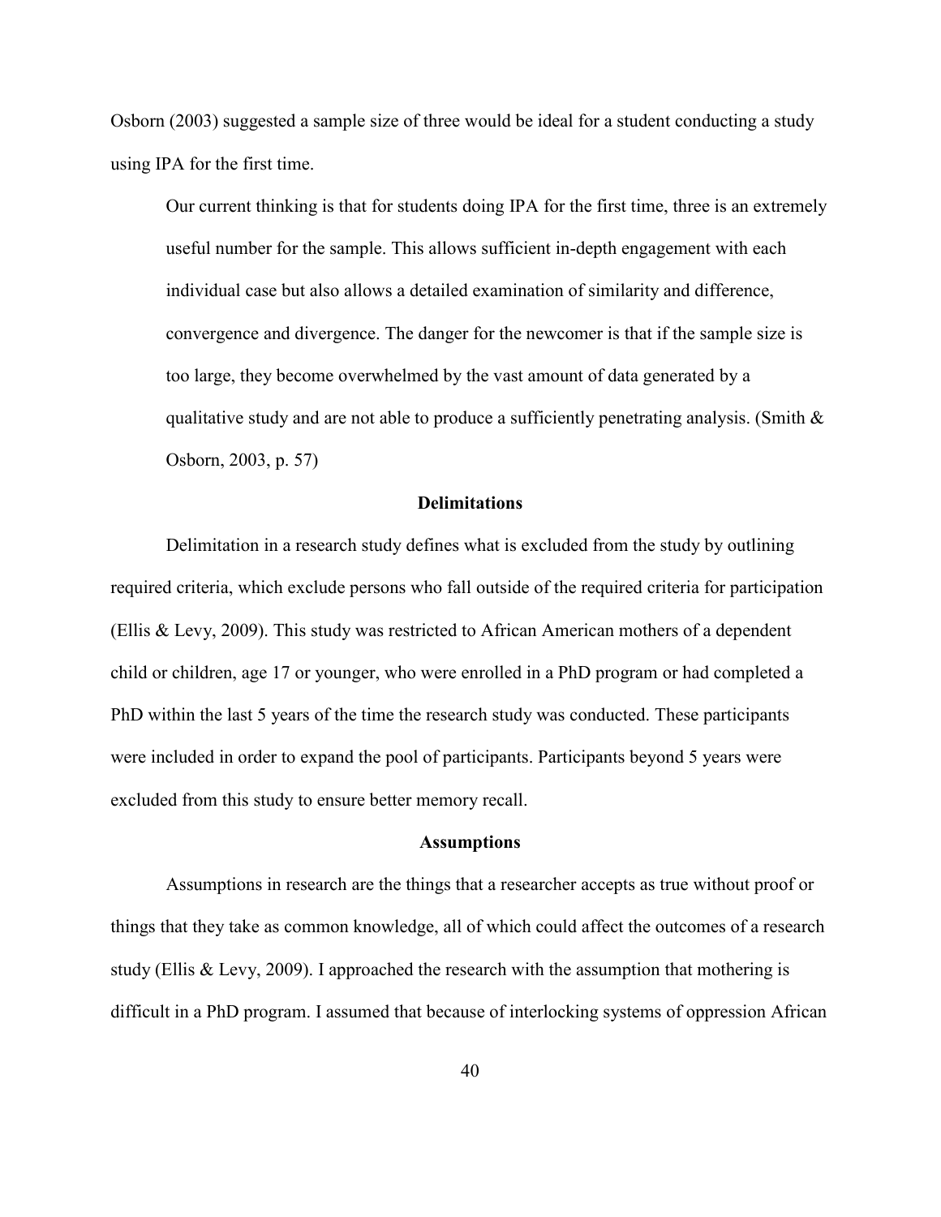Osborn (2003) suggested a sample size of three would be ideal for a student conducting a study using IPA for the first time.

> Our current thinking is that for students doing IPA for the first time, three is an extremely useful number for the sample. This allows sufficient in-depth engagement with each individual case but also allows a detailed examination of similarity and difference, convergence and divergence. The danger for the newcomer is that if the sample size is too large, they become overwhelmed by the vast amount of data generated by a qualitative study and are not able to produce a sufficiently penetrating analysis. (Smith & Osborn, 2003, p. 57)

## Delimitations

Delimitation in a research study defines what is excluded from the study by outlining required criteria, which exclude persons who fall outside of the required criteria for participation (Ellis & Levy, 2009). This study was restricted to African American mothers of a dependent child or children, age 17 or younger, who were enrolled in a PhD program or had completed a PhD within the last 5 years of the time the research study was conducted. These participants were included in order to expand the pool of participants. Participants beyond 5 years were excluded from this study to ensure better memory recall.

## Assumptions

Assumptions in research are the things that a researcher accepts as true without proof or things that they take as common knowledge, all of which could affect the outcomes of a research study (Ellis & Levy, 2009). I approached the research with the assumption that mothering is difficult in a PhD program. I assumed that because of interlocking systems of oppression African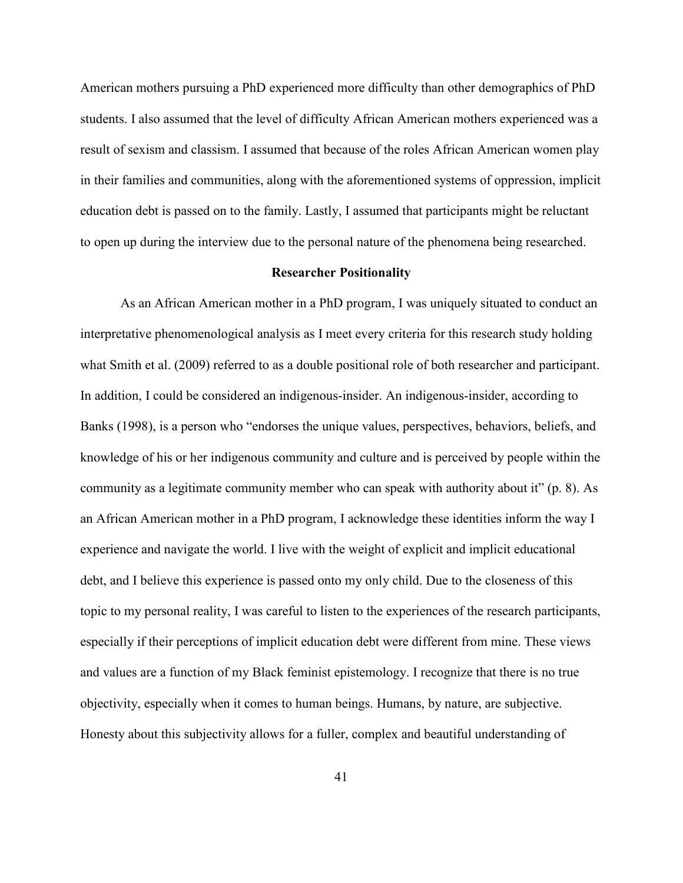American mothers pursuing a PhD experienced more difficulty than other demographics of PhD students. I also assumed that the level of difficulty African American mothers experienced was a result of sexism and classism. I assumed that because of the roles African American women play in their families and communities, along with the aforementioned systems of oppression, implicit education debt is passed on to the family. Lastly, I assumed that participants might be reluctant to open up during the interview due to the personal nature of the phenomena being researched.

## Researcher Positionality

As an African American mother in a PhD program, I was uniquely situated to conduct an interpretative phenomenological analysis as I meet every criteria for this research study holding what Smith et al. (2009) referred to as a double positional role of both researcher and participant. In addition, I could be considered an indigenous-insider. An indigenous-insider, according to Banks (1998), is a person who "endorses the unique values, perspectives, behaviors, beliefs, and knowledge of his or her indigenous community and culture and is perceived by people within the community as a legitimate community member who can speak with authority about it" (p. 8). As an African American mother in a PhD program, I acknowledge these identities inform the way I experience and navigate the world. I live with the weight of explicit and implicit educational debt, and I believe this experience is passed onto my only child. Due to the closeness of this topic to my personal reality, I was careful to listen to the experiences of the research participants, especially if their perceptions of implicit education debt were different from mine. These views and values are a function of my Black feminist epistemology. I recognize that there is no true objectivity, especially when it comes to human beings. Humans, by nature, are subjective. Honesty about this subjectivity allows for a fuller, complex and beautiful understanding of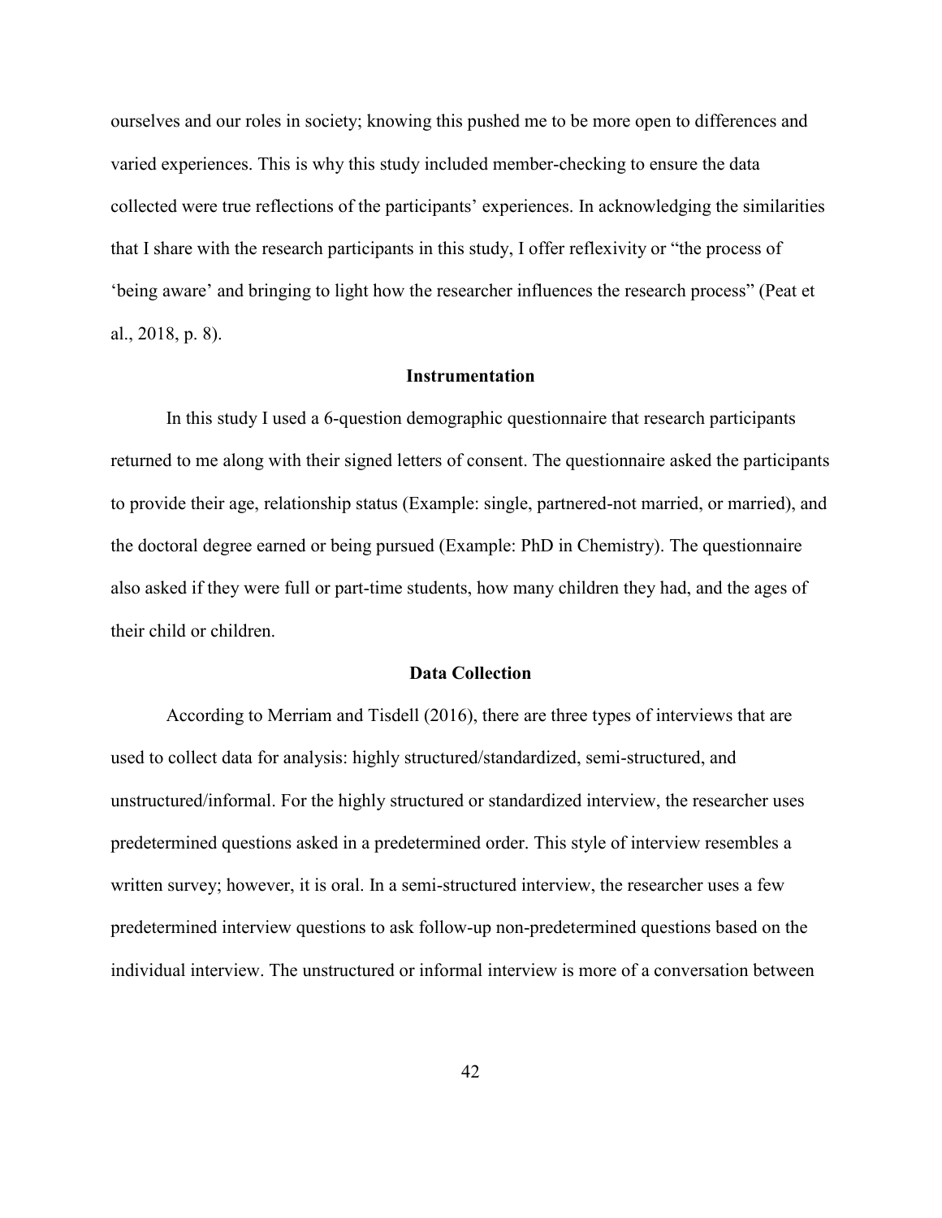ourselves and our roles in society; knowing this pushed me to be more open to differences and varied experiences. This is why this study included member-checking to ensure the data collected were true reflections of the participants' experiences. In acknowledging the similarities that I share with the research participants in this study, I offer reflexivity or "the process of 'being aware' and bringing to light how the researcher influences the research process" (Peat et al., 2018, p. 8).

## Instrumentation

In this study I used a 6-question demographic questionnaire that research participants returned to me along with their signed letters of consent. The questionnaire asked the participants to provide their age, relationship status (Example: single, partnered-not married, or married), and the doctoral degree earned or being pursued (Example: PhD in Chemistry). The questionnaire also asked if they were full or part-time students, how many children they had, and the ages of their child or children.

## Data Collection

According to Merriam and Tisdell (2016), there are three types of interviews that are used to collect data for analysis: highly structured/standardized, semi-structured, and unstructured/informal. For the highly structured or standardized interview, the researcher uses predetermined questions asked in a predetermined order. This style of interview resembles a written survey; however, it is oral. In a semi-structured interview, the researcher uses a few predetermined interview questions to ask follow-up non-predetermined questions based on the individual interview. The unstructured or informal interview is more of a conversation between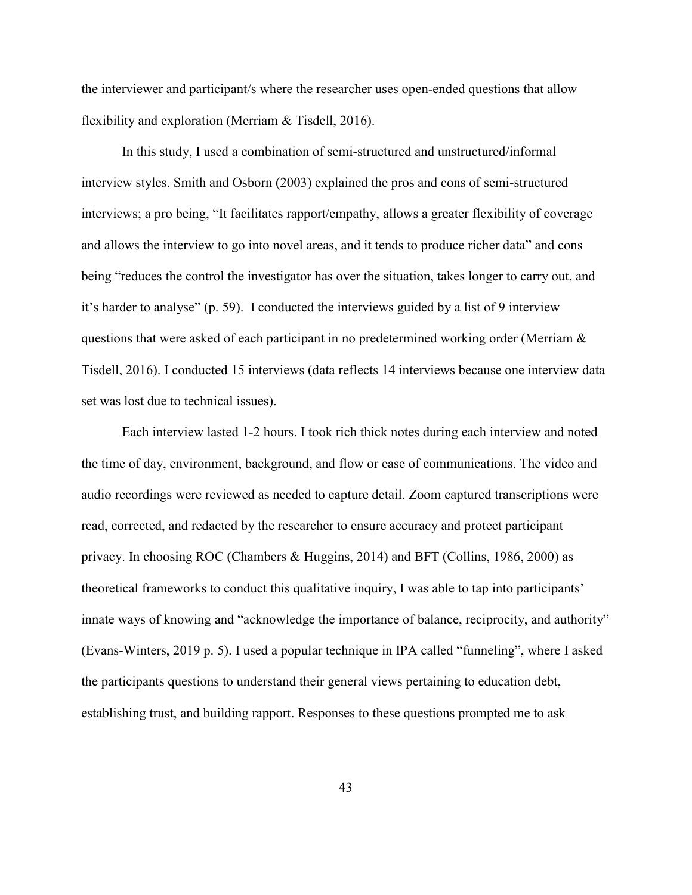the interviewer and participant/s where the researcher uses open-ended questions that allow flexibility and exploration (Merriam & Tisdell, 2016).

In this study, I used a combination of semi-structured and unstructured/informal interview styles. Smith and Osborn (2003) explained the pros and cons of semi-structured interviews; a pro being, "It facilitates rapport/empathy, allows a greater flexibility of coverage and allows the interview to go into novel areas, and it tends to produce richer data" and cons being "reduces the control the investigator has over the situation, takes longer to carry out, and it's harder to analyse" (p. 59). I conducted the interviews guided by a list of 9 interview questions that were asked of each participant in no predetermined working order (Merriam & Tisdell, 2016). I conducted 15 interviews (data reflects 14 interviews because one interview data set was lost due to technical issues).

Each interview lasted 1-2 hours. I took rich thick notes during each interview and noted the time of day, environment, background, and flow or ease of communications. The video and audio recordings were reviewed as needed to capture detail. Zoom captured transcriptions were read, corrected, and redacted by the researcher to ensure accuracy and protect participant privacy. In choosing ROC (Chambers & Huggins, 2014) and BFT (Collins, 1986, 2000) as theoretical frameworks to conduct this qualitative inquiry, I was able to tap into participants' innate ways of knowing and "acknowledge the importance of balance, reciprocity, and authority" (Evans-Winters, 2019 p. 5). I used a popular technique in IPA called "funneling", where I asked the participants questions to understand their general views pertaining to education debt, establishing trust, and building rapport. Responses to these questions prompted me to ask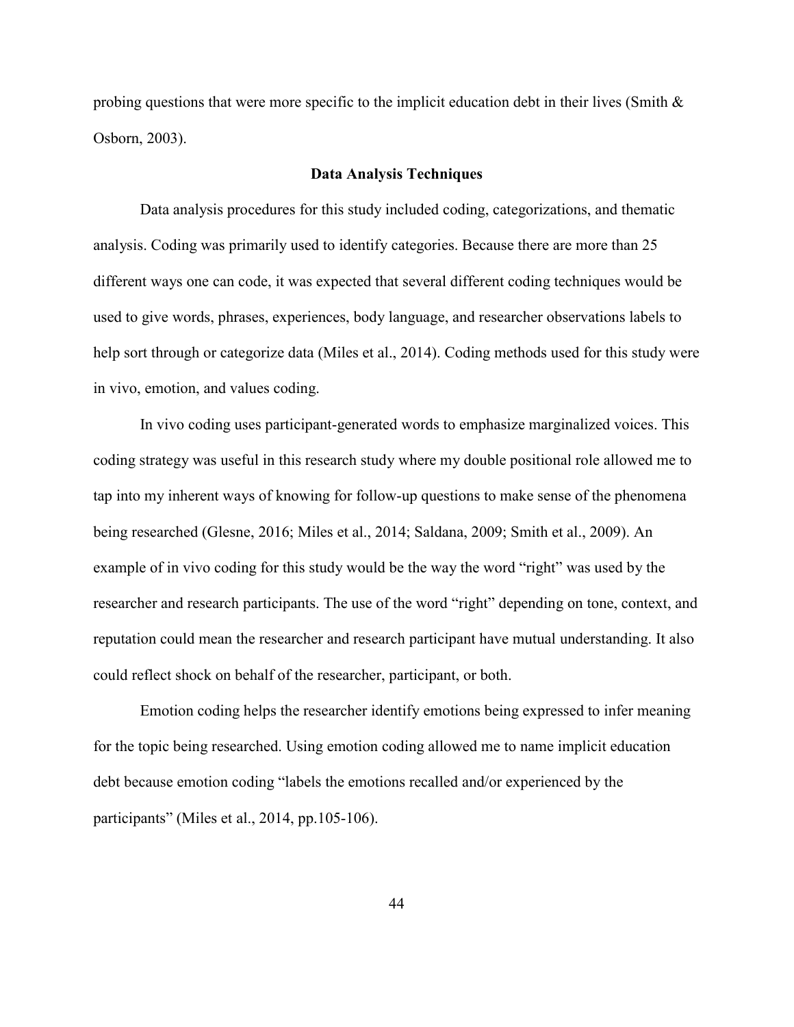probing questions that were more specific to the implicit education debt in their lives (Smith & Osborn, 2003).

## Data Analysis Techniques

Data analysis procedures for this study included coding, categorizations, and thematic analysis. Coding was primarily used to identify categories. Because there are more than 25 different ways one can code, it was expected that several different coding techniques would be used to give words, phrases, experiences, body language, and researcher observations labels to help sort through or categorize data (Miles et al., 2014). Coding methods used for this study were in vivo, emotion, and values coding.

In vivo coding uses participant-generated words to emphasize marginalized voices. This coding strategy was useful in this research study where my double positional role allowed me to tap into my inherent ways of knowing for follow-up questions to make sense of the phenomena being researched (Glesne, 2016; Miles et al., 2014; Saldana, 2009; Smith et al., 2009). An example of in vivo coding for this study would be the way the word "right" was used by the researcher and research participants. The use of the word "right" depending on tone, context, and reputation could mean the researcher and research participant have mutual understanding. It also could reflect shock on behalf of the researcher, participant, or both.

Emotion coding helps the researcher identify emotions being expressed to infer meaning for the topic being researched. Using emotion coding allowed me to name implicit education debt because emotion coding "labels the emotions recalled and/or experienced by the participants" (Miles et al., 2014, pp.105-106).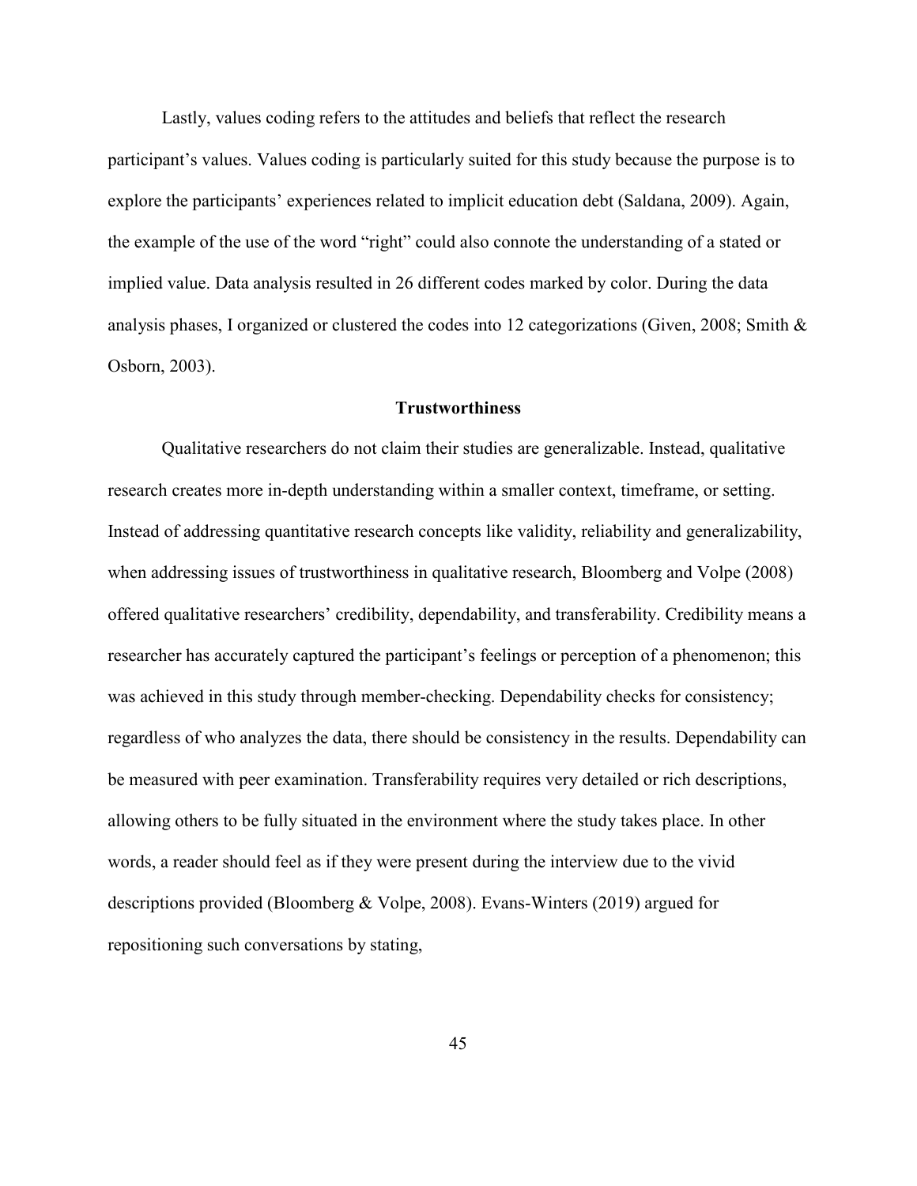Lastly, values coding refers to the attitudes and beliefs that reflect the research participant's values. Values coding is particularly suited for this study because the purpose is to explore the participants' experiences related to implicit education debt (Saldana, 2009). Again, the example of the use of the word "right" could also connote the understanding of a stated or implied value. Data analysis resulted in 26 different codes marked by color. During the data analysis phases, I organized or clustered the codes into 12 categorizations (Given, 2008; Smith & Osborn, 2003).

## Trustworthiness

Qualitative researchers do not claim their studies are generalizable. Instead, qualitative research creates more in-depth understanding within a smaller context, timeframe, or setting. Instead of addressing quantitative research concepts like validity, reliability and generalizability, when addressing issues of trustworthiness in qualitative research, Bloomberg and Volpe (2008) offered qualitative researchers' credibility, dependability, and transferability. Credibility means a researcher has accurately captured the participant's feelings or perception of a phenomenon; this was achieved in this study through member-checking. Dependability checks for consistency; regardless of who analyzes the data, there should be consistency in the results. Dependability can be measured with peer examination. Transferability requires very detailed or rich descriptions, allowing others to be fully situated in the environment where the study takes place. In other words, a reader should feel as if they were present during the interview due to the vivid descriptions provided (Bloomberg & Volpe, 2008). Evans-Winters (2019) argued for repositioning such conversations by stating,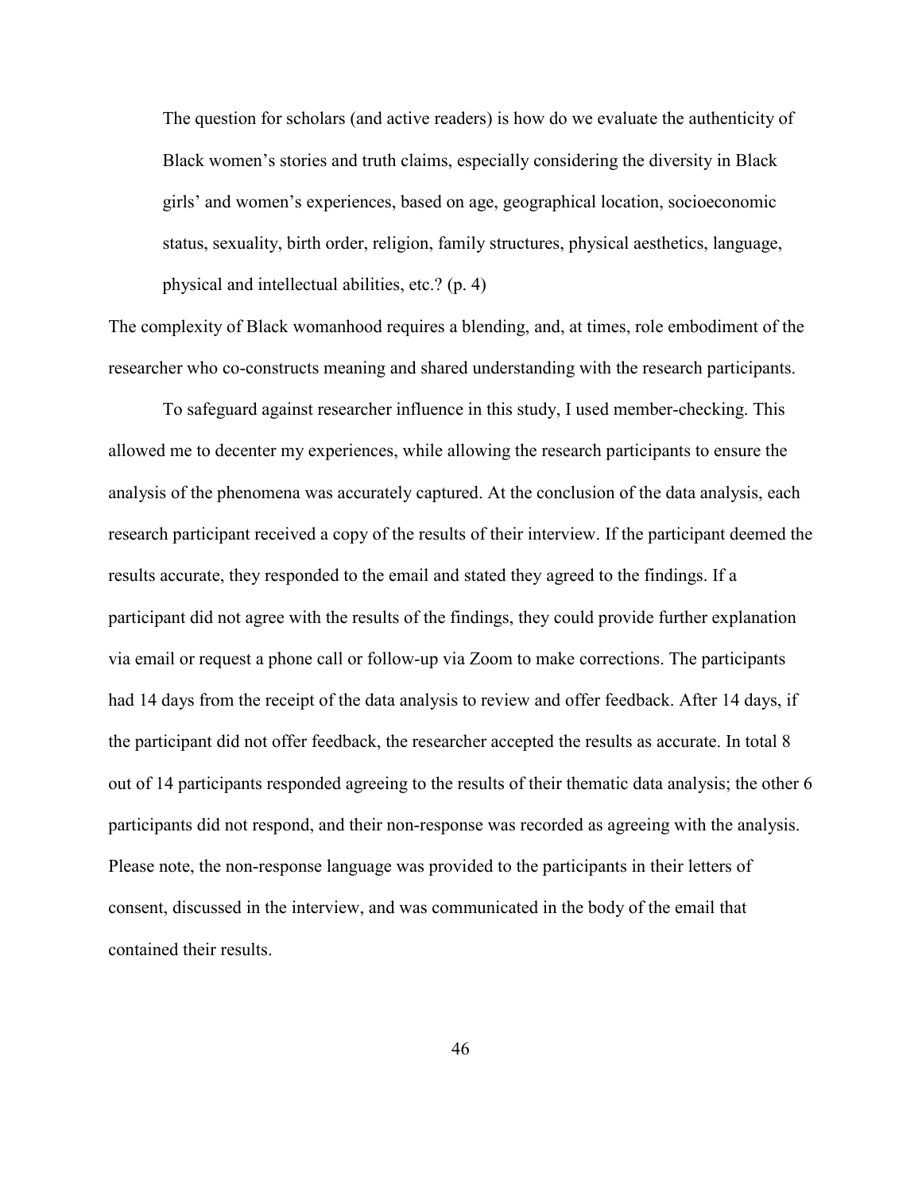> The question for scholars (and active readers) is how do we evaluate the authenticity of Black women's stories and truth claims, especially considering the diversity in Black girls' and women's experiences, based on age, geographical location, socioeconomic status, sexuality, birth order, religion, family structures, physical aesthetics, language, physical and intellectual abilities, etc.? (p. 4)

The complexity of Black womanhood requires a blending, and, at times, role embodiment of the researcher who co-constructs meaning and shared understanding with the research participants.

To safeguard against researcher influence in this study, I used member-checking. This allowed me to decenter my experiences, while allowing the research participants to ensure the analysis of the phenomena was accurately captured. At the conclusion of the data analysis, each research participant received a copy of the results of their interview. If the participant deemed the results accurate, they responded to the email and stated they agreed to the findings. If a participant did not agree with the results of the findings, they could provide further explanation via email or request a phone call or follow-up via Zoom to make corrections. The participants had 14 days from the receipt of the data analysis to review and offer feedback. After 14 days, if the participant did not offer feedback, the researcher accepted the results as accurate. In total 8 out of 14 participants responded agreeing to the results of their thematic data analysis; the other 6 participants did not respond, and their non-response was recorded as agreeing with the analysis. Please note, the non-response language was provided to the participants in their letters of consent, discussed in the interview, and was communicated in the body of the email that contained their results.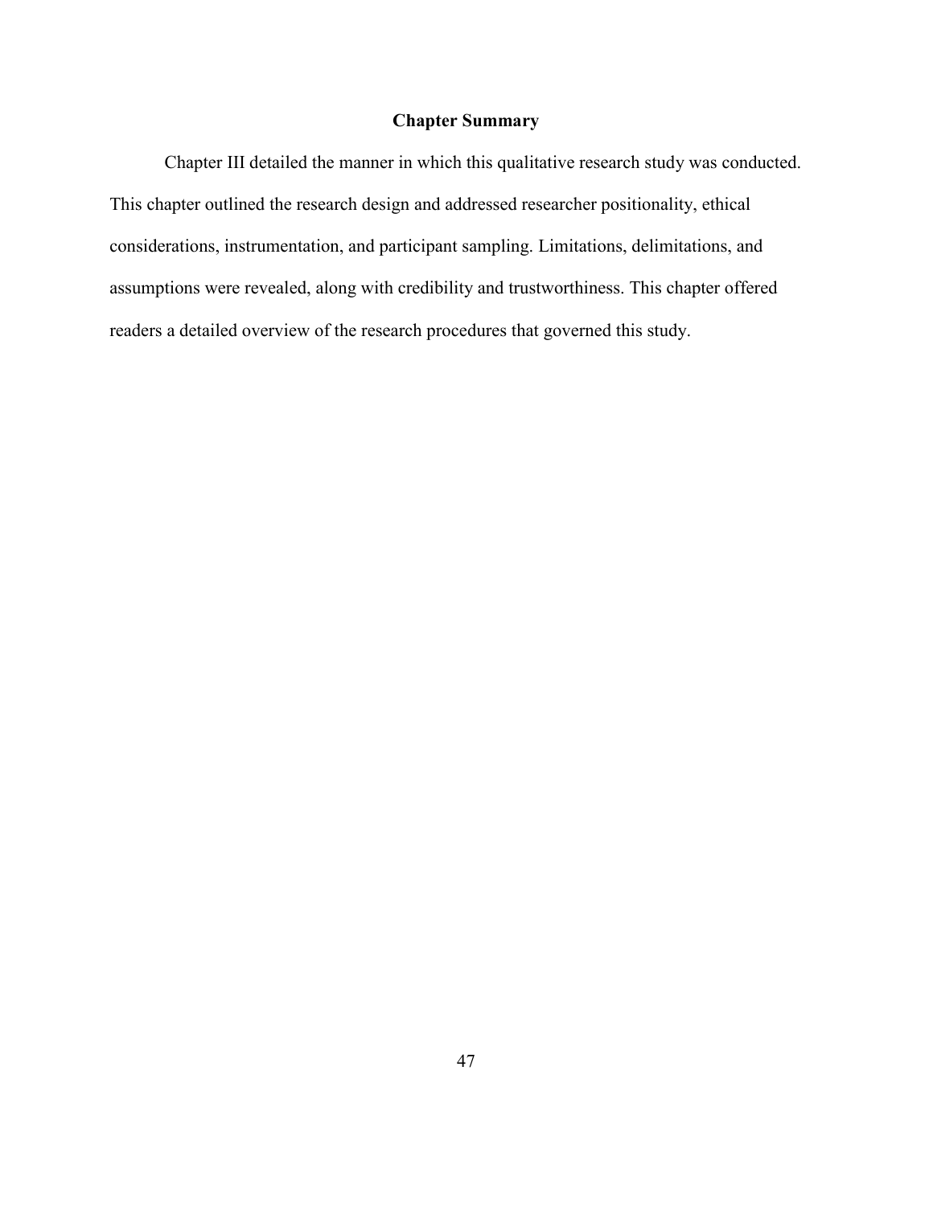## Chapter Summary

Chapter III detailed the manner in which this qualitative research study was conducted. This chapter outlined the research design and addressed researcher positionality, ethical considerations, instrumentation, and participant sampling. Limitations, delimitations, and assumptions were revealed, along with credibility and trustworthiness. This chapter offered readers a detailed overview of the research procedures that governed this study.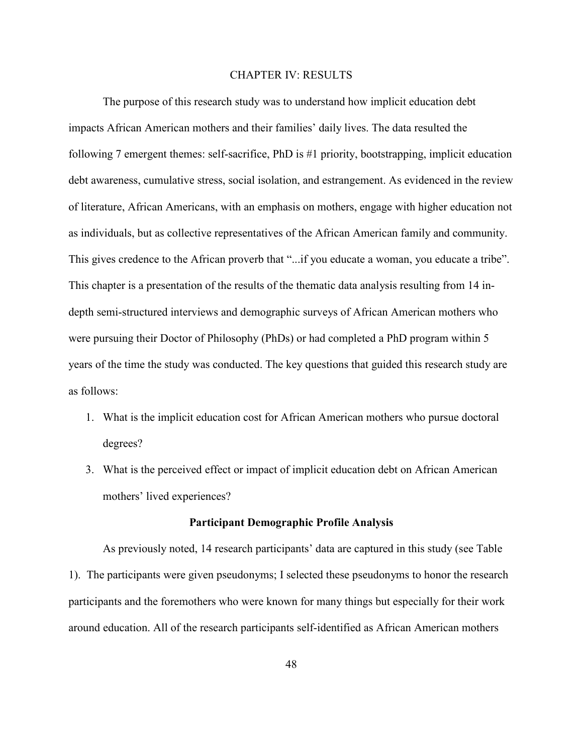# CHAPTER IV: RESULTS

The purpose of this research study was to understand how implicit education debt impacts African American mothers and their families' daily lives. The data resulted the following 7 emergent themes: self-sacrifice, PhD is #1 priority, bootstrapping, implicit education debt awareness, cumulative stress, social isolation, and estrangement. As evidenced in the review of literature, African Americans, with an emphasis on mothers, engage with higher education not as individuals, but as collective representatives of the African American family and community. This gives credence to the African proverb that "...if you educate a woman, you educate a tribe". This chapter is a presentation of the results of the thematic data analysis resulting from 14 in-depth semi-structured interviews and demographic surveys of African American mothers who were pursuing their Doctor of Philosophy (PhDs) or had completed a PhD program within 5 years of the time the study was conducted. The key questions that guided this research study are as follows:

1. What is the implicit education cost for African American mothers who pursue doctoral degrees?
3. What is the perceived effect or impact of implicit education debt on African American mothers' lived experiences?

## Participant Demographic Profile Analysis

As previously noted, 14 research participants' data are captured in this study (see Table 1). The participants were given pseudonyms; I selected these pseudonyms to honor the research participants and the foremothers who were known for many things but especially for their work around education. All of the research participants self-identified as African American mothers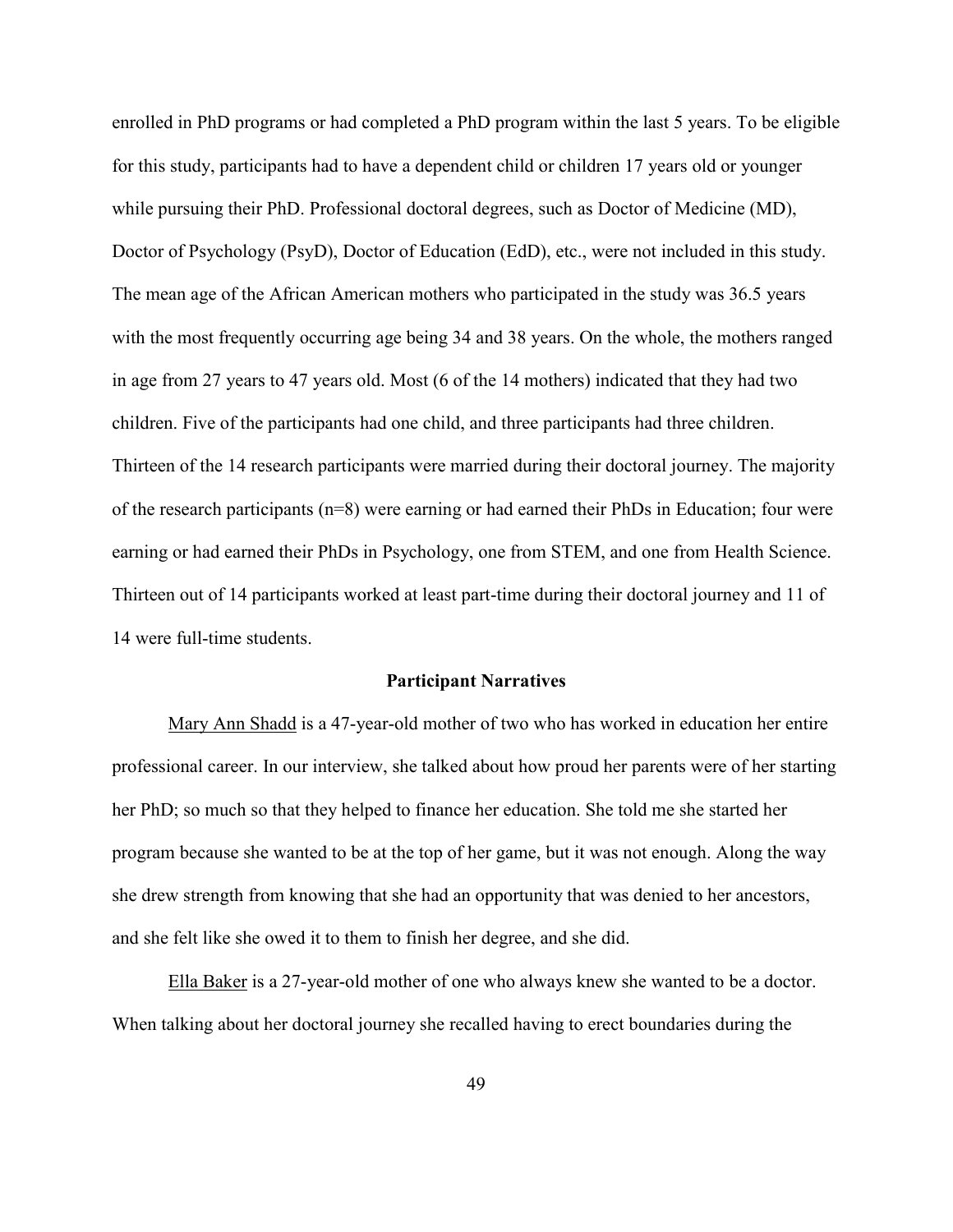enrolled in PhD programs or had completed a PhD program within the last 5 years. To be eligible for this study, participants had to have a dependent child or children 17 years old or younger while pursuing their PhD. Professional doctoral degrees, such as Doctor of Medicine (MD), Doctor of Psychology (PsyD), Doctor of Education (EdD), etc., were not included in this study. The mean age of the African American mothers who participated in the study was 36.5 years with the most frequently occurring age being 34 and 38 years. On the whole, the mothers ranged in age from 27 years to 47 years old. Most (6 of the 14 mothers) indicated that they had two children. Five of the participants had one child, and three participants had three children. Thirteen of the 14 research participants were married during their doctoral journey. The majority of the research participants (n=8) were earning or had earned their PhDs in Education; four were earning or had earned their PhDs in Psychology, one from STEM, and one from Health Science. Thirteen out of 14 participants worked at least part-time during their doctoral journey and 11 of 14 were full-time students.

## Participant Narratives

Mary Ann Shadd is a 47-year-old mother of two who has worked in education her entire professional career. In our interview, she talked about how proud her parents were of her starting her PhD; so much so that they helped to finance her education. She told me she started her program because she wanted to be at the top of her game, but it was not enough. Along the way she drew strength from knowing that she had an opportunity that was denied to her ancestors, and she felt like she owed it to them to finish her degree, and she did.

Ella Baker is a 27-year-old mother of one who always knew she wanted to be a doctor. When talking about her doctoral journey she recalled having to erect boundaries during the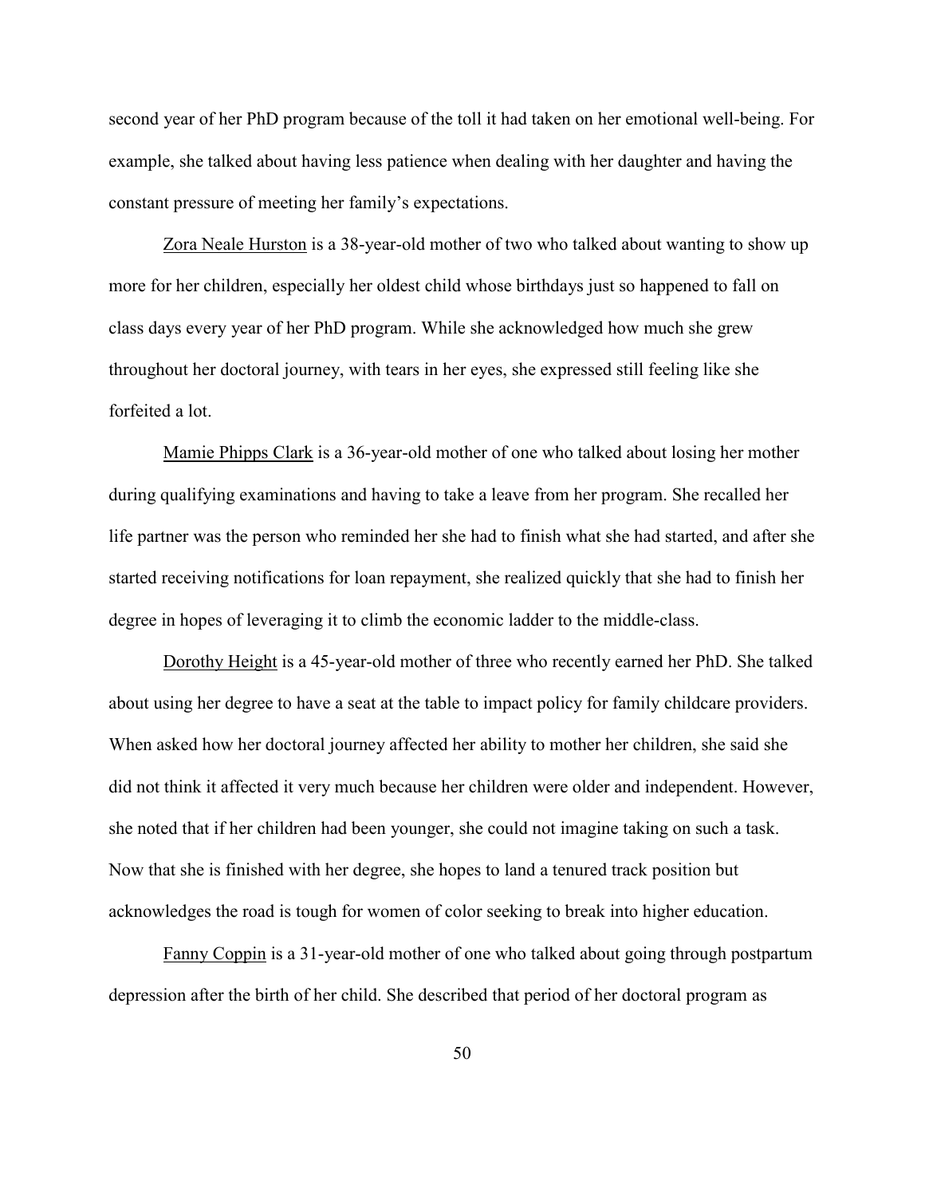second year of her PhD program because of the toll it had taken on her emotional well-being. For example, she talked about having less patience when dealing with her daughter and having the constant pressure of meeting her family's expectations.

<u>Zora Neale Hurston</u> is a 38-year-old mother of two who talked about wanting to show up more for her children, especially her oldest child whose birthdays just so happened to fall on class days every year of her PhD program. While she acknowledged how much she grew throughout her doctoral journey, with tears in her eyes, she expressed still feeling like she forfeited a lot.

<u>Mamie Phipps Clark</u> is a 36-year-old mother of one who talked about losing her mother during qualifying examinations and having to take a leave from her program. She recalled her life partner was the person who reminded her she had to finish what she had started, and after she started receiving notifications for loan repayment, she realized quickly that she had to finish her degree in hopes of leveraging it to climb the economic ladder to the middle-class.

<u>Dorothy Height</u> is a 45-year-old mother of three who recently earned her PhD. She talked about using her degree to have a seat at the table to impact policy for family childcare providers. When asked how her doctoral journey affected her ability to mother her children, she said she did not think it affected it very much because her children were older and independent. However, she noted that if her children had been younger, she could not imagine taking on such a task. Now that she is finished with her degree, she hopes to land a tenured track position but acknowledges the road is tough for women of color seeking to break into higher education.

<u>Fanny Coppin</u> is a 31-year-old mother of one who talked about going through postpartum depression after the birth of her child. She described that period of her doctoral program as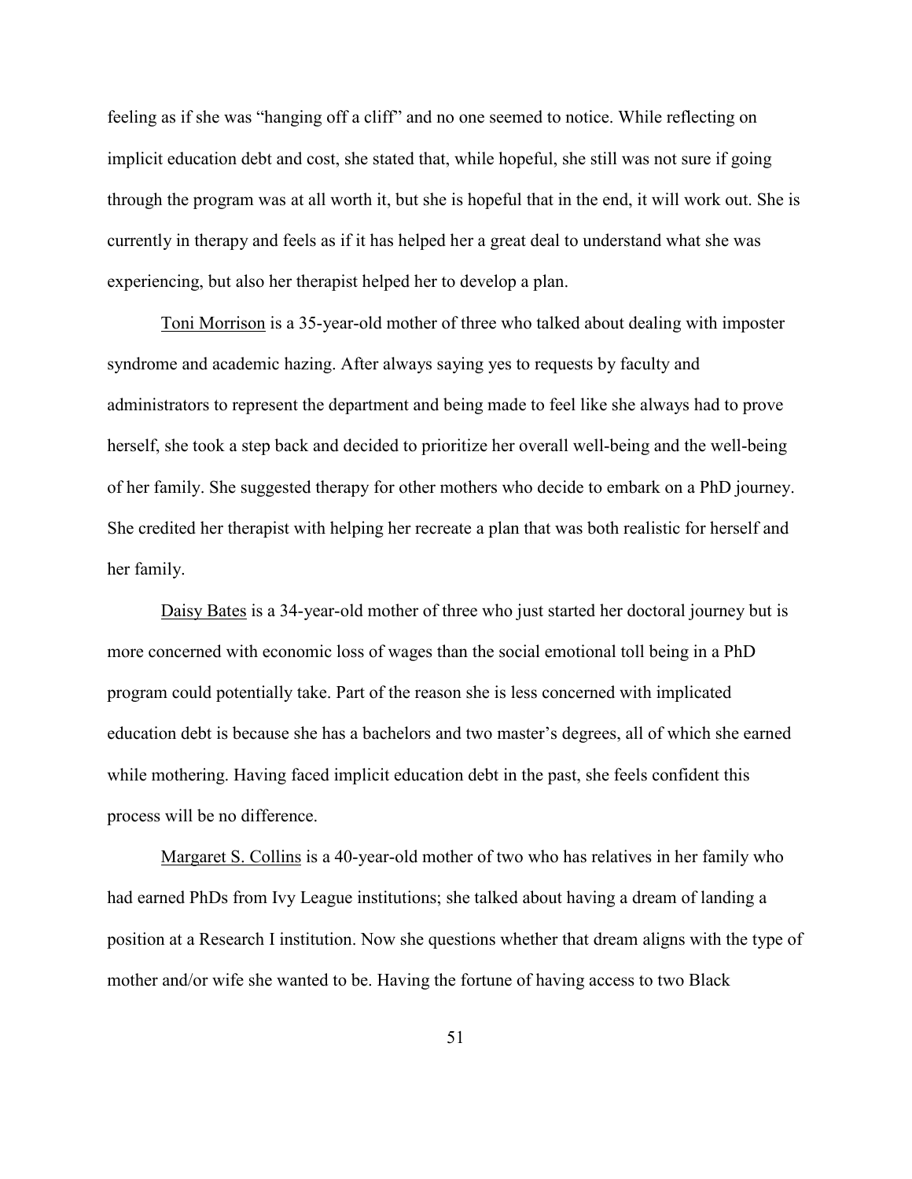feeling as if she was "hanging off a cliff" and no one seemed to notice. While reflecting on implicit education debt and cost, she stated that, while hopeful, she still was not sure if going through the program was at all worth it, but she is hopeful that in the end, it will work out. She is currently in therapy and feels as if it has helped her a great deal to understand what she was experiencing, but also her therapist helped her to develop a plan.

<u>Toni Morrison</u> is a 35-year-old mother of three who talked about dealing with imposter syndrome and academic hazing. After always saying yes to requests by faculty and administrators to represent the department and being made to feel like she always had to prove herself, she took a step back and decided to prioritize her overall well-being and the well-being of her family. She suggested therapy for other mothers who decide to embark on a PhD journey. She credited her therapist with helping her recreate a plan that was both realistic for herself and her family.

<u>Daisy Bates</u> is a 34-year-old mother of three who just started her doctoral journey but is more concerned with economic loss of wages than the social emotional toll being in a PhD program could potentially take. Part of the reason she is less concerned with implicated education debt is because she has a bachelors and two master's degrees, all of which she earned while mothering. Having faced implicit education debt in the past, she feels confident this process will be no difference.

<u>Margaret S. Collins</u> is a 40-year-old mother of two who has relatives in her family who had earned PhDs from Ivy League institutions; she talked about having a dream of landing a position at a Research I institution. Now she questions whether that dream aligns with the type of mother and/or wife she wanted to be. Having the fortune of having access to two Black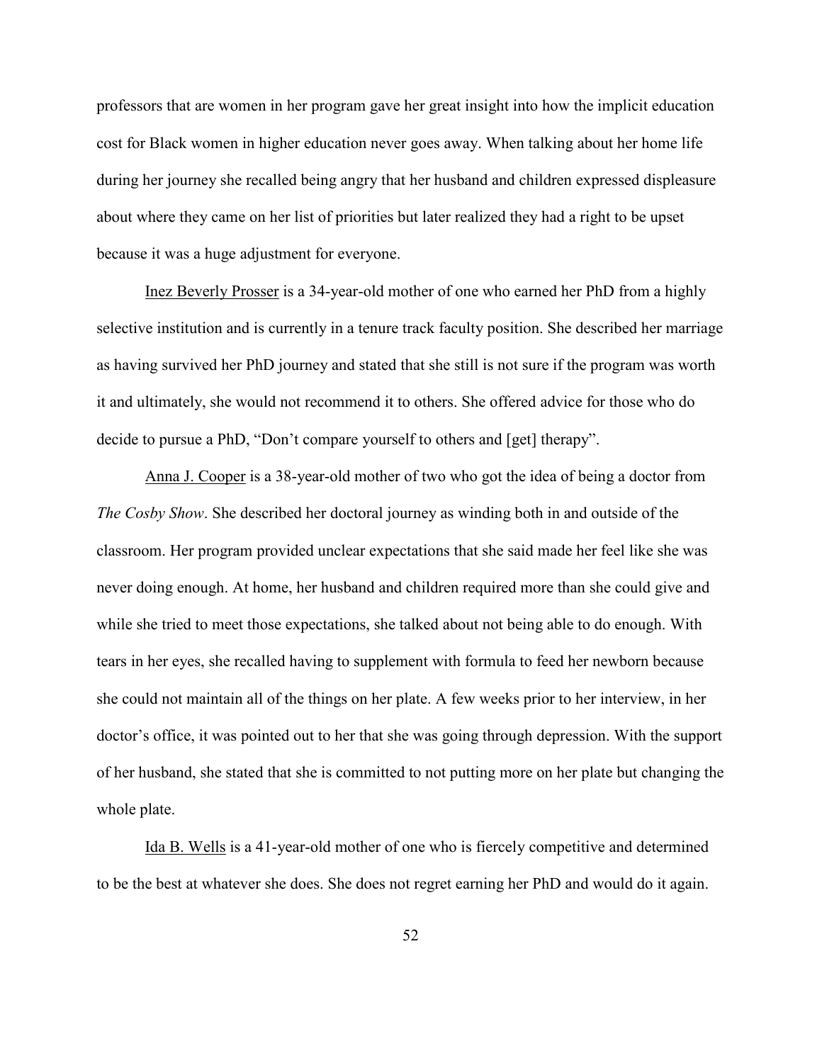professors that are women in her program gave her great insight into how the implicit education cost for Black women in higher education never goes away. When talking about her home life during her journey she recalled being angry that her husband and children expressed displeasure about where they came on her list of priorities but later realized they had a right to be upset because it was a huge adjustment for everyone.

<u>Inez Beverly Prosser</u> is a 34-year-old mother of one who earned her PhD from a highly selective institution and is currently in a tenure track faculty position. She described her marriage as having survived her PhD journey and stated that she still is not sure if the program was worth it and ultimately, she would not recommend it to others. She offered advice for those who do decide to pursue a PhD, "Don't compare yourself to others and [get] therapy".

<u>Anna J. Cooper</u> is a 38-year-old mother of two who got the idea of being a doctor from *The Cosby Show*. She described her doctoral journey as winding both in and outside of the classroom. Her program provided unclear expectations that she said made her feel like she was never doing enough. At home, her husband and children required more than she could give and while she tried to meet those expectations, she talked about not being able to do enough. With tears in her eyes, she recalled having to supplement with formula to feed her newborn because she could not maintain all of the things on her plate. A few weeks prior to her interview, in her doctor's office, it was pointed out to her that she was going through depression. With the support of her husband, she stated that she is committed to not putting more on her plate but changing the whole plate.

<u>Ida B. Wells</u> is a 41-year-old mother of one who is fiercely competitive and determined to be the best at whatever she does. She does not regret earning her PhD and would do it again.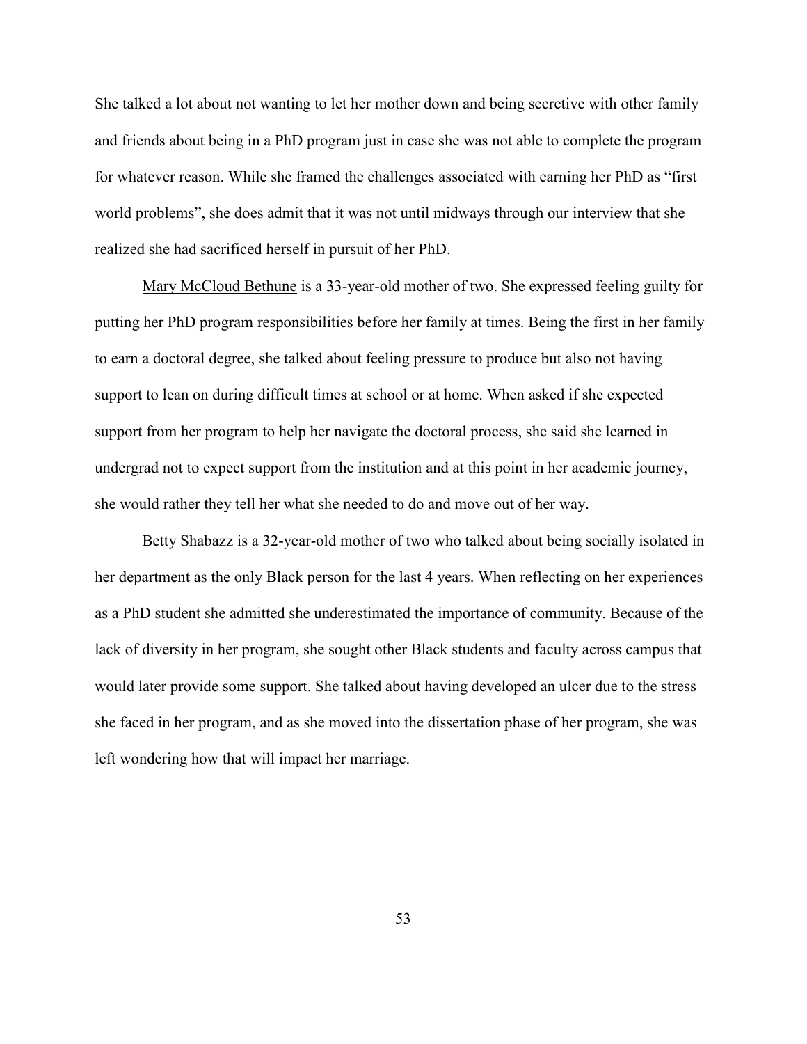She talked a lot about not wanting to let her mother down and being secretive with other family and friends about being in a PhD program just in case she was not able to complete the program for whatever reason. While she framed the challenges associated with earning her PhD as "first world problems", she does admit that it was not until midways through our interview that she realized she had sacrificed herself in pursuit of her PhD.

Mary McCloud Bethune is a 33-year-old mother of two. She expressed feeling guilty for putting her PhD program responsibilities before her family at times. Being the first in her family to earn a doctoral degree, she talked about feeling pressure to produce but also not having support to lean on during difficult times at school or at home. When asked if she expected support from her program to help her navigate the doctoral process, she said she learned in undergrad not to expect support from the institution and at this point in her academic journey, she would rather they tell her what she needed to do and move out of her way.

Betty Shabazz is a 32-year-old mother of two who talked about being socially isolated in her department as the only Black person for the last 4 years. When reflecting on her experiences as a PhD student she admitted she underestimated the importance of community. Because of the lack of diversity in her program, she sought other Black students and faculty across campus that would later provide some support. She talked about having developed an ulcer due to the stress she faced in her program, and as she moved into the dissertation phase of her program, she was left wondering how that will impact her marriage.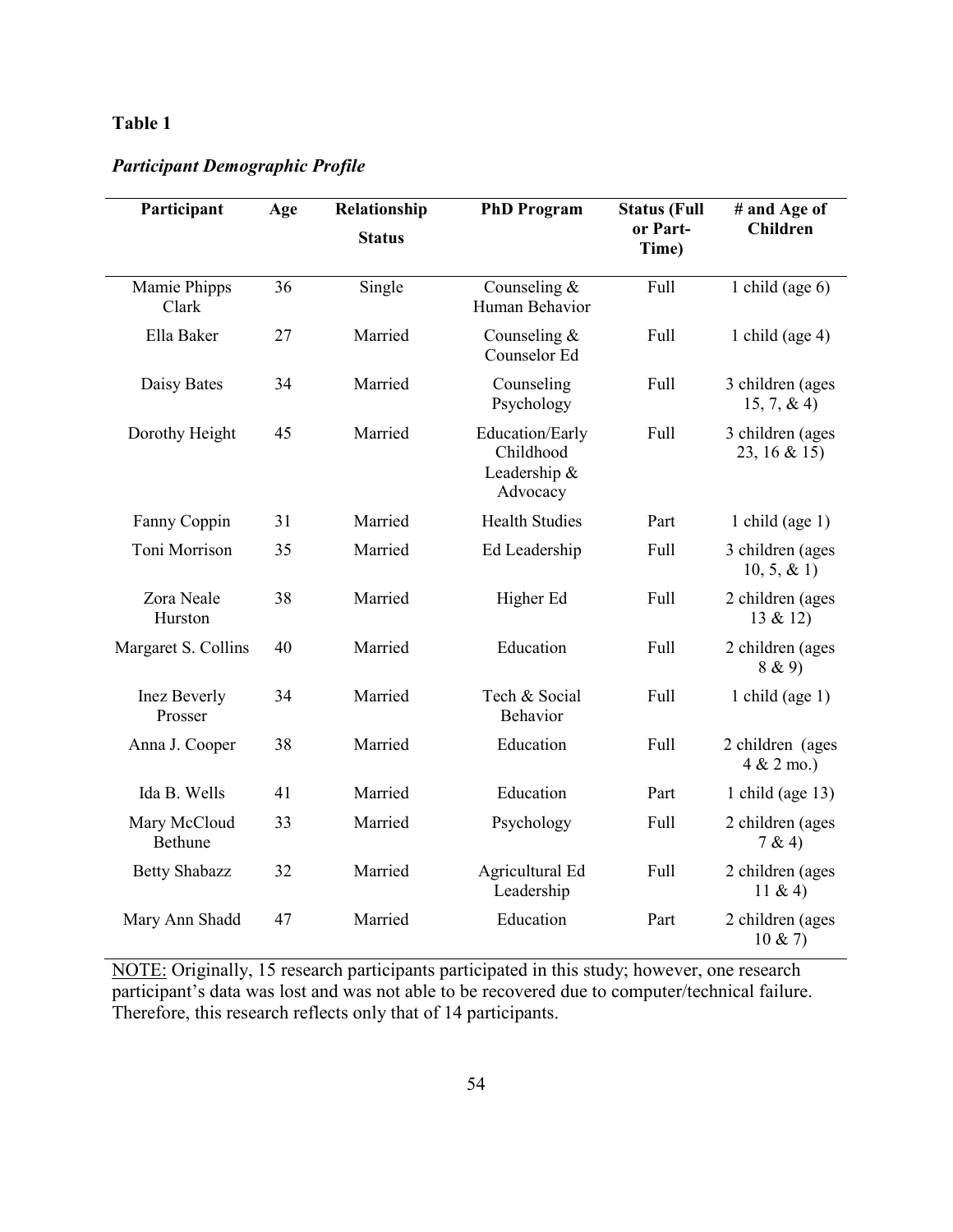**Table 1**

***Participant Demographic Profile***

| Participant | Age | Relationship Status | PhD Program | Status (Full or Part-Time) | # and Age of Children |
|---|---|---|---|---|---|
| Mamie Phipps Clark | 36 | Single | Counseling & Human Behavior | Full | 1 child (age 6) |
| Ella Baker | 27 | Married | Counseling & Counselor Ed | Full | 1 child (age 4) |
| Daisy Bates | 34 | Married | Counseling Psychology | Full | 3 children (ages 15, 7, & 4) |
| Dorothy Height | 45 | Married | Education/Early Childhood Leadership & Advocacy | Full | 3 children (ages 23, 16 & 15) |
| Fanny Coppin | 31 | Married | Health Studies | Part | 1 child (age 1) |
| Toni Morrison | 35 | Married | Ed Leadership | Full | 3 children (ages 10, 5, & 1) |
| Zora Neale Hurston | 38 | Married | Higher Ed | Full | 2 children (ages 13 & 12) |
| Margaret S. Collins | 40 | Married | Education | Full | 2 children (ages 8 & 9) |
| Inez Beverly Prosser | 34 | Married | Tech & Social Behavior | Full | 1 child (age 1) |
| Anna J. Cooper | 38 | Married | Education | Full | 2 children (ages 4 & 2 mo.) |
| Ida B. Wells | 41 | Married | Education | Part | 1 child (age 13) |
| Mary McCloud Bethune | 33 | Married | Psychology | Full | 2 children (ages 7 & 4) |
| Betty Shabazz | 32 | Married | Agricultural Ed Leadership | Full | 2 children (ages 11 & 4) |
| Mary Ann Shadd | 47 | Married | Education | Part | 2 children (ages 10 & 7) |

NOTE: Originally, 15 research participants participated in this study; however, one research participant's data was lost and was not able to be recovered due to computer/technical failure. Therefore, this research reflects only that of 14 participants.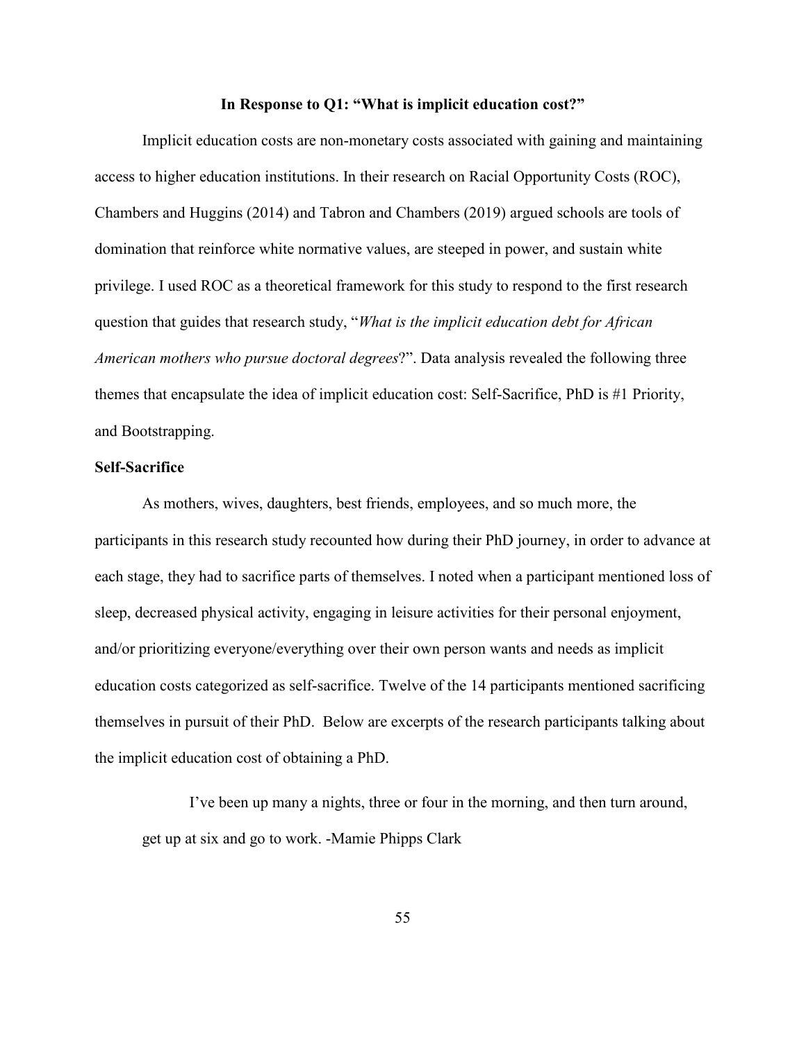### In Response to Q1: "What is implicit education cost?"

Implicit education costs are non-monetary costs associated with gaining and maintaining access to higher education institutions. In their research on Racial Opportunity Costs (ROC), Chambers and Huggins (2014) and Tabron and Chambers (2019) argued schools are tools of domination that reinforce white normative values, are steeped in power, and sustain white privilege. I used ROC as a theoretical framework for this study to respond to the first research question that guides that research study, "*What is the implicit education debt for African American mothers who pursue doctoral degrees*?". Data analysis revealed the following three themes that encapsulate the idea of implicit education cost: Self-Sacrifice, PhD is #1 Priority, and Bootstrapping.

**Self-Sacrifice**

As mothers, wives, daughters, best friends, employees, and so much more, the participants in this research study recounted how during their PhD journey, in order to advance at each stage, they had to sacrifice parts of themselves. I noted when a participant mentioned loss of sleep, decreased physical activity, engaging in leisure activities for their personal enjoyment, and/or prioritizing everyone/everything over their own person wants and needs as implicit education costs categorized as self-sacrifice. Twelve of the 14 participants mentioned sacrificing themselves in pursuit of their PhD. Below are excerpts of the research participants talking about the implicit education cost of obtaining a PhD.

> I've been up many a nights, three or four in the morning, and then turn around, get up at six and go to work. -Mamie Phipps Clark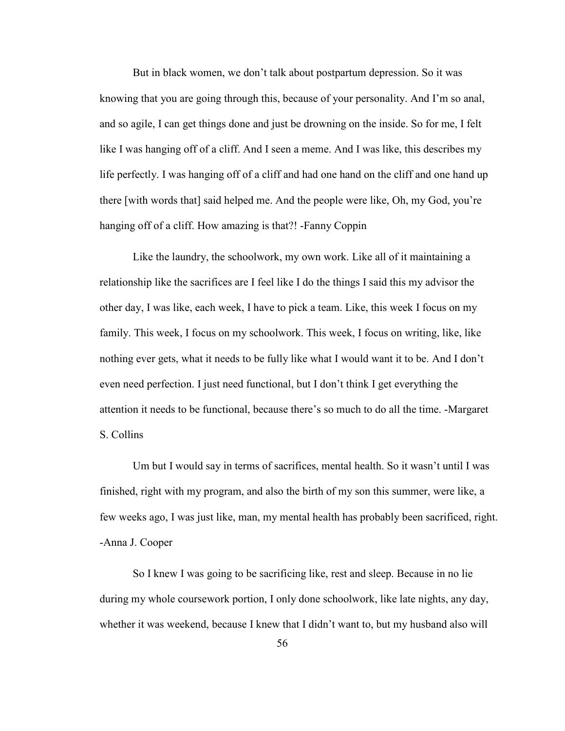But in black women, we don't talk about postpartum depression. So it was knowing that you are going through this, because of your personality. And I'm so anal, and so agile, I can get things done and just be drowning on the inside. So for me, I felt like I was hanging off of a cliff. And I seen a meme. And I was like, this describes my life perfectly. I was hanging off of a cliff and had one hand on the cliff and one hand up there [with words that] said helped me. And the people were like, Oh, my God, you're hanging off of a cliff. How amazing is that?! -Fanny Coppin

Like the laundry, the schoolwork, my own work. Like all of it maintaining a relationship like the sacrifices are I feel like I do the things I said this my advisor the other day, I was like, each week, I have to pick a team. Like, this week I focus on my family. This week, I focus on my schoolwork. This week, I focus on writing, like, like nothing ever gets, what it needs to be fully like what I would want it to be. And I don't even need perfection. I just need functional, but I don't think I get everything the attention it needs to be functional, because there's so much to do all the time. -Margaret S. Collins

Um but I would say in terms of sacrifices, mental health. So it wasn't until I was finished, right with my program, and also the birth of my son this summer, were like, a few weeks ago, I was just like, man, my mental health has probably been sacrificed, right. -Anna J. Cooper

So I knew I was going to be sacrificing like, rest and sleep. Because in no lie during my whole coursework portion, I only done schoolwork, like late nights, any day, whether it was weekend, because I knew that I didn't want to, but my husband also will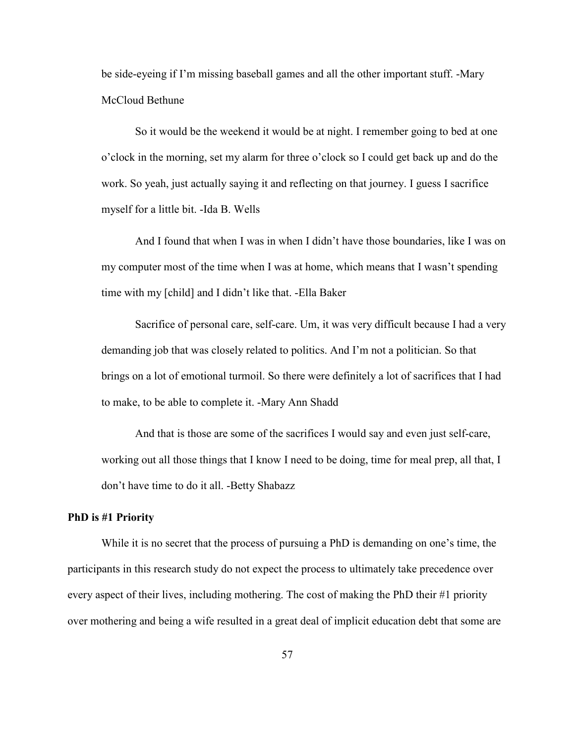be side-eyeing if I'm missing baseball games and all the other important stuff. -Mary McCloud Bethune

So it would be the weekend it would be at night. I remember going to bed at one o'clock in the morning, set my alarm for three o'clock so I could get back up and do the work. So yeah, just actually saying it and reflecting on that journey. I guess I sacrifice myself for a little bit. -Ida B. Wells

And I found that when I was in when I didn't have those boundaries, like I was on my computer most of the time when I was at home, which means that I wasn't spending time with my [child] and I didn't like that. -Ella Baker

Sacrifice of personal care, self-care. Um, it was very difficult because I had a very demanding job that was closely related to politics. And I'm not a politician. So that brings on a lot of emotional turmoil. So there were definitely a lot of sacrifices that I had to make, to be able to complete it. -Mary Ann Shadd

And that is those are some of the sacrifices I would say and even just self-care, working out all those things that I know I need to be doing, time for meal prep, all that, I don't have time to do it all. -Betty Shabazz

**PhD is #1 Priority**

While it is no secret that the process of pursuing a PhD is demanding on one's time, the participants in this research study do not expect the process to ultimately take precedence over every aspect of their lives, including mothering. The cost of making the PhD their #1 priority over mothering and being a wife resulted in a great deal of implicit education debt that some are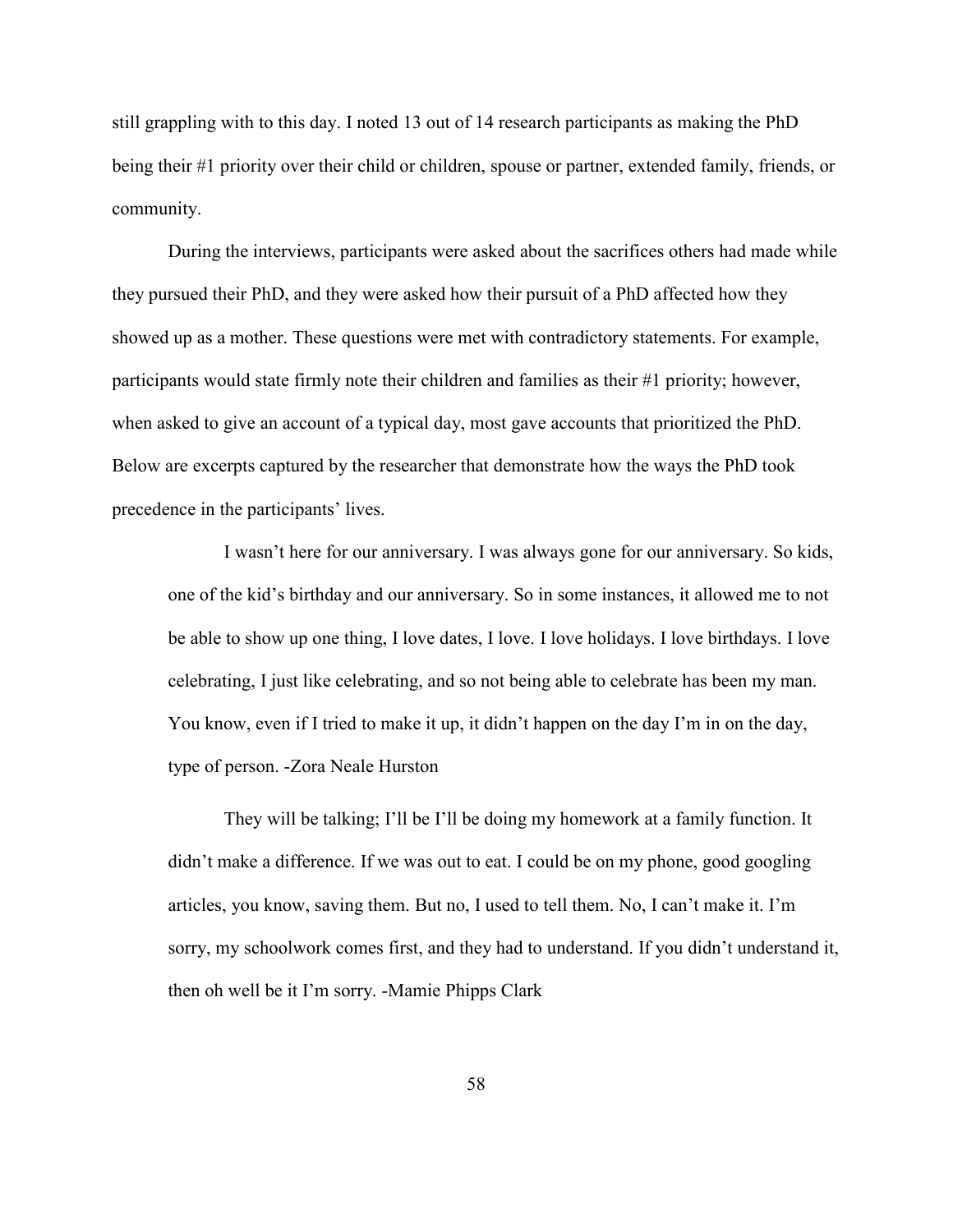still grappling with to this day. I noted 13 out of 14 research participants as making the PhD being their #1 priority over their child or children, spouse or partner, extended family, friends, or community.

During the interviews, participants were asked about the sacrifices others had made while they pursued their PhD, and they were asked how their pursuit of a PhD affected how they showed up as a mother. These questions were met with contradictory statements. For example, participants would state firmly note their children and families as their #1 priority; however, when asked to give an account of a typical day, most gave accounts that prioritized the PhD. Below are excerpts captured by the researcher that demonstrate how the ways the PhD took precedence in the participants' lives.

> I wasn't here for our anniversary. I was always gone for our anniversary. So kids, one of the kid's birthday and our anniversary. So in some instances, it allowed me to not be able to show up one thing, I love dates, I love. I love holidays. I love birthdays. I love celebrating, I just like celebrating, and so not being able to celebrate has been my man. You know, even if I tried to make it up, it didn't happen on the day I'm in on the day, type of person. -Zora Neale Hurston

> They will be talking; I'll be I'll be doing my homework at a family function. It didn't make a difference. If we was out to eat. I could be on my phone, good googling articles, you know, saving them. But no, I used to tell them. No, I can't make it. I'm sorry, my schoolwork comes first, and they had to understand. If you didn't understand it, then oh well be it I'm sorry. -Mamie Phipps Clark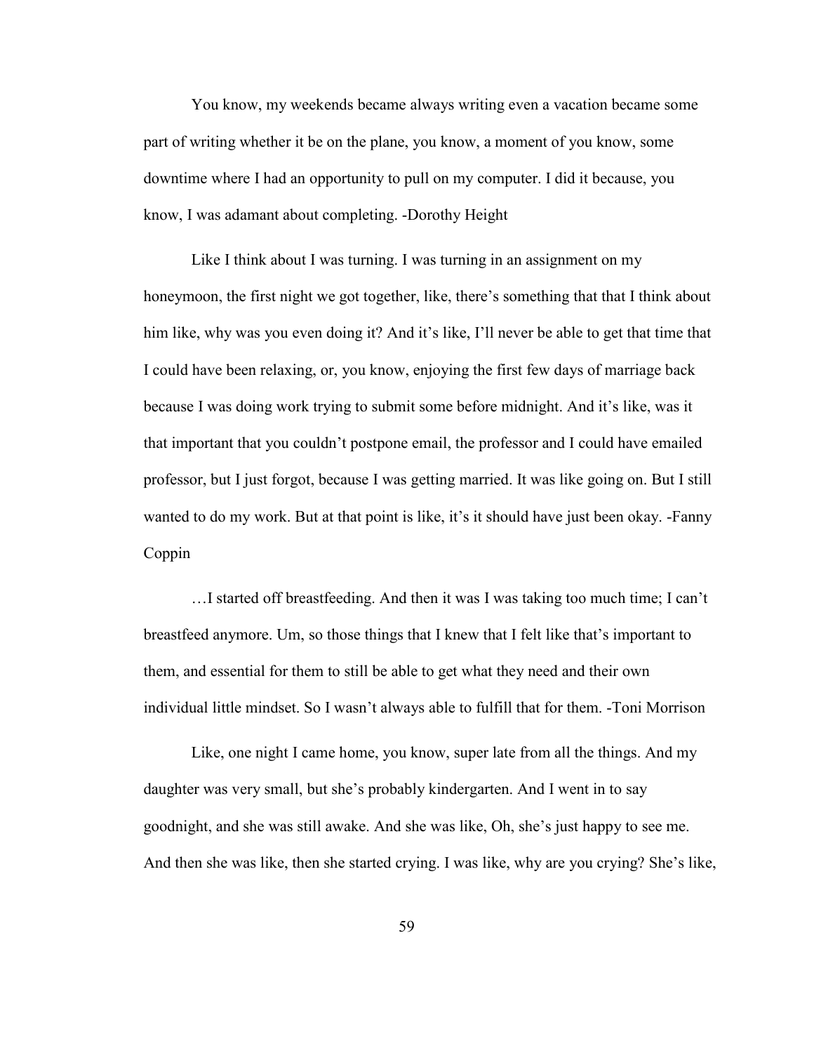You know, my weekends became always writing even a vacation became some part of writing whether it be on the plane, you know, a moment of you know, some downtime where I had an opportunity to pull on my computer. I did it because, you know, I was adamant about completing. -Dorothy Height

Like I think about I was turning. I was turning in an assignment on my honeymoon, the first night we got together, like, there's something that that I think about him like, why was you even doing it? And it's like, I'll never be able to get that time that I could have been relaxing, or, you know, enjoying the first few days of marriage back because I was doing work trying to submit some before midnight. And it's like, was it that important that you couldn't postpone email, the professor and I could have emailed professor, but I just forgot, because I was getting married. It was like going on. But I still wanted to do my work. But at that point is like, it's it should have just been okay. -Fanny Coppin

…I started off breastfeeding. And then it was I was taking too much time; I can't breastfeed anymore. Um, so those things that I knew that I felt like that's important to them, and essential for them to still be able to get what they need and their own individual little mindset. So I wasn't always able to fulfill that for them. -Toni Morrison

Like, one night I came home, you know, super late from all the things. And my daughter was very small, but she's probably kindergarten. And I went in to say goodnight, and she was still awake. And she was like, Oh, she's just happy to see me. And then she was like, then she started crying. I was like, why are you crying? She's like,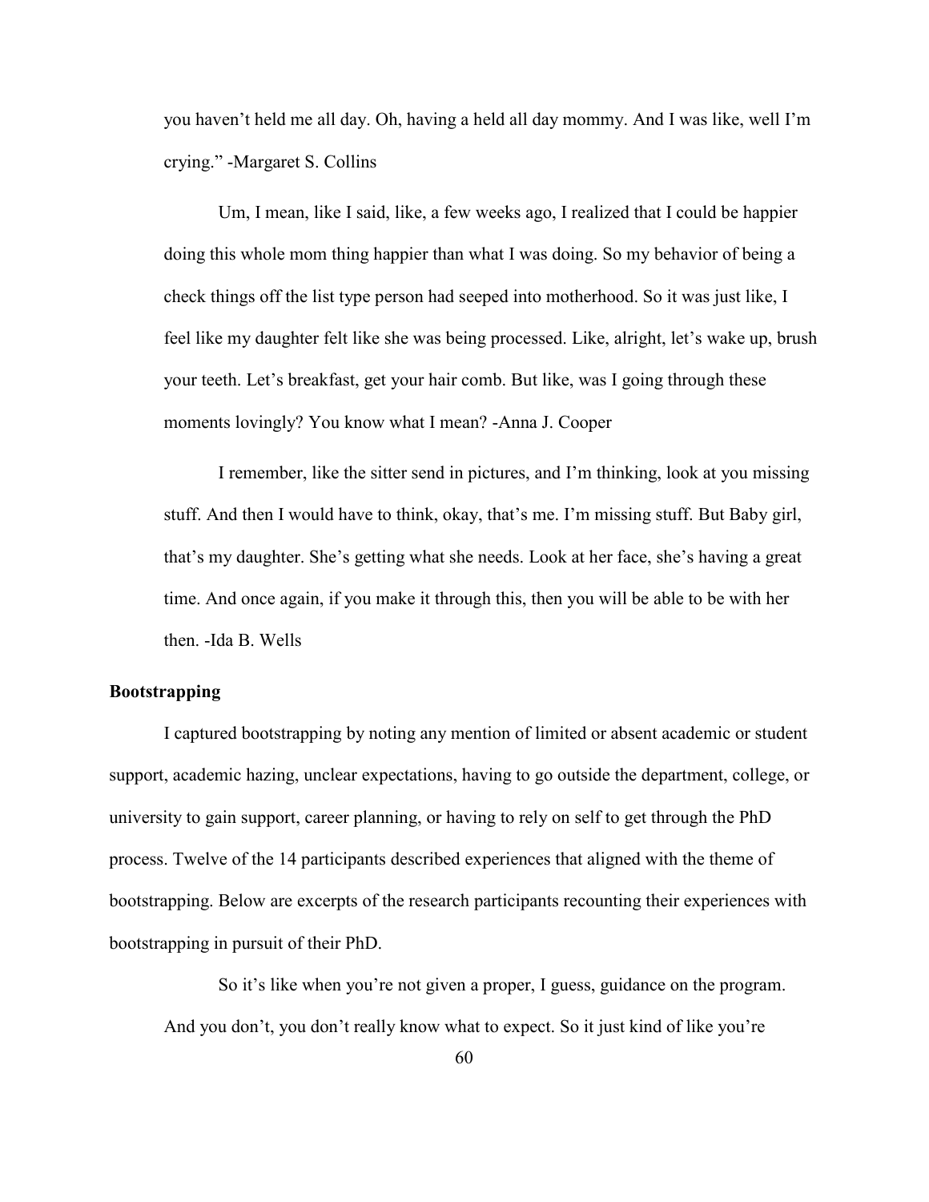you haven't held me all day. Oh, having a held all day mommy. And I was like, well I'm crying." -Margaret S. Collins

> Um, I mean, like I said, like, a few weeks ago, I realized that I could be happier doing this whole mom thing happier than what I was doing. So my behavior of being a check things off the list type person had seeped into motherhood. So it was just like, I feel like my daughter felt like she was being processed. Like, alright, let's wake up, brush your teeth. Let's breakfast, get your hair comb. But like, was I going through these moments lovingly? You know what I mean? -Anna J. Cooper

> I remember, like the sitter send in pictures, and I'm thinking, look at you missing stuff. And then I would have to think, okay, that's me. I'm missing stuff. But Baby girl, that's my daughter. She's getting what she needs. Look at her face, she's having a great time. And once again, if you make it through this, then you will be able to be with her then. -Ida B. Wells

### Bootstrapping

I captured bootstrapping by noting any mention of limited or absent academic or student support, academic hazing, unclear expectations, having to go outside the department, college, or university to gain support, career planning, or having to rely on self to get through the PhD process. Twelve of the 14 participants described experiences that aligned with the theme of bootstrapping. Below are excerpts of the research participants recounting their experiences with bootstrapping in pursuit of their PhD.

> So it's like when you're not given a proper, I guess, guidance on the program. And you don't, you don't really know what to expect. So it just kind of like you're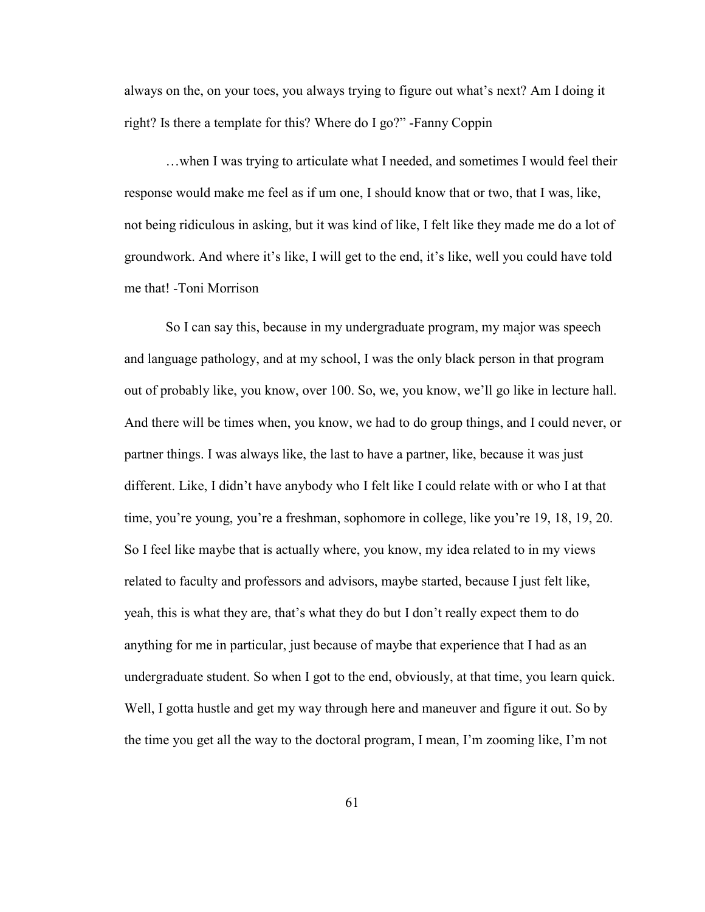always on the, on your toes, you always trying to figure out what's next? Am I doing it right? Is there a template for this? Where do I go?" -Fanny Coppin

…when I was trying to articulate what I needed, and sometimes I would feel their response would make me feel as if um one, I should know that or two, that I was, like, not being ridiculous in asking, but it was kind of like, I felt like they made me do a lot of groundwork. And where it's like, I will get to the end, it's like, well you could have told me that! -Toni Morrison

So I can say this, because in my undergraduate program, my major was speech and language pathology, and at my school, I was the only black person in that program out of probably like, you know, over 100. So, we, you know, we'll go like in lecture hall. And there will be times when, you know, we had to do group things, and I could never, or partner things. I was always like, the last to have a partner, like, because it was just different. Like, I didn't have anybody who I felt like I could relate with or who I at that time, you're young, you're a freshman, sophomore in college, like you're 19, 18, 19, 20. So I feel like maybe that is actually where, you know, my idea related to in my views related to faculty and professors and advisors, maybe started, because I just felt like, yeah, this is what they are, that's what they do but I don't really expect them to do anything for me in particular, just because of maybe that experience that I had as an undergraduate student. So when I got to the end, obviously, at that time, you learn quick. Well, I gotta hustle and get my way through here and maneuver and figure it out. So by the time you get all the way to the doctoral program, I mean, I'm zooming like, I'm not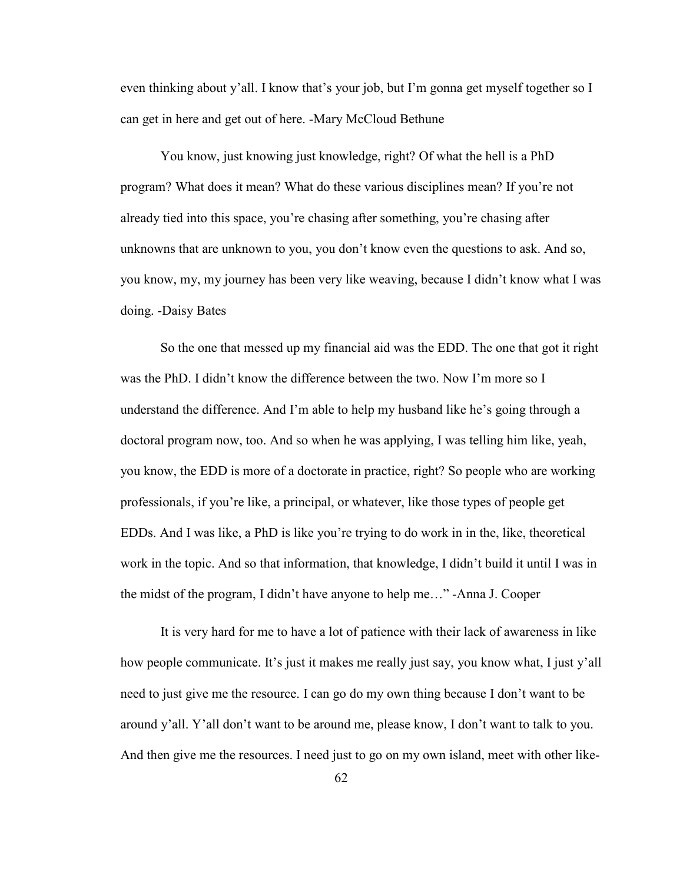even thinking about y'all. I know that's your job, but I'm gonna get myself together so I can get in here and get out of here. -Mary McCloud Bethune

You know, just knowing just knowledge, right? Of what the hell is a PhD program? What does it mean? What do these various disciplines mean? If you're not already tied into this space, you're chasing after something, you're chasing after unknowns that are unknown to you, you don't know even the questions to ask. And so, you know, my, my journey has been very like weaving, because I didn't know what I was doing. -Daisy Bates

So the one that messed up my financial aid was the EDD. The one that got it right was the PhD. I didn't know the difference between the two. Now I'm more so I understand the difference. And I'm able to help my husband like he's going through a doctoral program now, too. And so when he was applying, I was telling him like, yeah, you know, the EDD is more of a doctorate in practice, right? So people who are working professionals, if you're like, a principal, or whatever, like those types of people get EDDs. And I was like, a PhD is like you're trying to do work in in the, like, theoretical work in the topic. And so that information, that knowledge, I didn't build it until I was in the midst of the program, I didn't have anyone to help me…" -Anna J. Cooper

It is very hard for me to have a lot of patience with their lack of awareness in like how people communicate. It's just it makes me really just say, you know what, I just y'all need to just give me the resource. I can go do my own thing because I don't want to be around y'all. Y'all don't want to be around me, please know, I don't want to talk to you. And then give me the resources. I need just to go on my own island, meet with other like-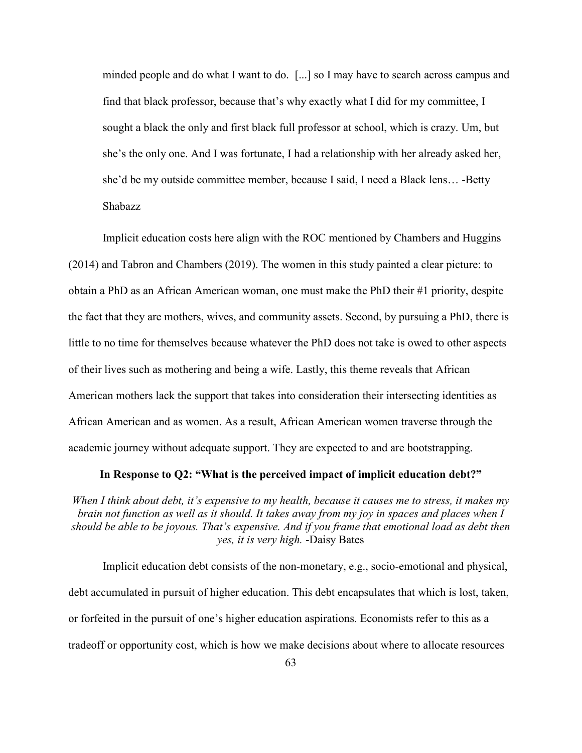> minded people and do what I want to do. [...] so I may have to search across campus and find that black professor, because that's why exactly what I did for my committee, I sought a black the only and first black full professor at school, which is crazy. Um, but she's the only one. And I was fortunate, I had a relationship with her already asked her, she'd be my outside committee member, because I said, I need a Black lens… -Betty Shabazz

Implicit education costs here align with the ROC mentioned by Chambers and Huggins (2014) and Tabron and Chambers (2019). The women in this study painted a clear picture: to obtain a PhD as an African American woman, one must make the PhD their #1 priority, despite the fact that they are mothers, wives, and community assets. Second, by pursuing a PhD, there is little to no time for themselves because whatever the PhD does not take is owed to other aspects of their lives such as mothering and being a wife. Lastly, this theme reveals that African American mothers lack the support that takes into consideration their intersecting identities as African American and as women. As a result, African American women traverse through the academic journey without adequate support. They are expected to and are bootstrapping.

### In Response to Q2: "What is the perceived impact of implicit education debt?"

*When I think about debt, it's expensive to my health, because it causes me to stress, it makes my brain not function as well as it should. It takes away from my joy in spaces and places when I should be able to be joyous. That's expensive. And if you frame that emotional load as debt then yes, it is very high.* -Daisy Bates

Implicit education debt consists of the non-monetary, e.g., socio-emotional and physical, debt accumulated in pursuit of higher education. This debt encapsulates that which is lost, taken, or forfeited in the pursuit of one's higher education aspirations. Economists refer to this as a tradeoff or opportunity cost, which is how we make decisions about where to allocate resources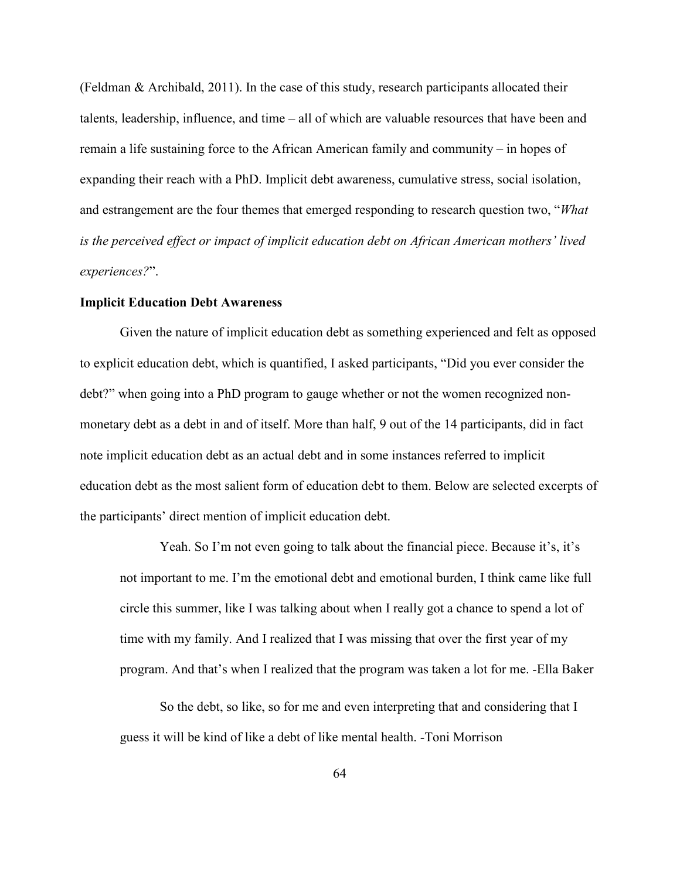(Feldman & Archibald, 2011). In the case of this study, research participants allocated their talents, leadership, influence, and time – all of which are valuable resources that have been and remain a life sustaining force to the African American family and community – in hopes of expanding their reach with a PhD. Implicit debt awareness, cumulative stress, social isolation, and estrangement are the four themes that emerged responding to research question two, "*What is the perceived effect or impact of implicit education debt on African American mothers' lived experiences?*".

**Implicit Education Debt Awareness**

Given the nature of implicit education debt as something experienced and felt as opposed to explicit education debt, which is quantified, I asked participants, "Did you ever consider the debt?" when going into a PhD program to gauge whether or not the women recognized non-monetary debt as a debt in and of itself. More than half, 9 out of the 14 participants, did in fact note implicit education debt as an actual debt and in some instances referred to implicit education debt as the most salient form of education debt to them. Below are selected excerpts of the participants' direct mention of implicit education debt.

> Yeah. So I'm not even going to talk about the financial piece. Because it's, it's not important to me. I'm the emotional debt and emotional burden, I think came like full circle this summer, like I was talking about when I really got a chance to spend a lot of time with my family. And I realized that I was missing that over the first year of my program. And that's when I realized that the program was taken a lot for me. -Ella Baker

> So the debt, so like, so for me and even interpreting that and considering that I guess it will be kind of like a debt of like mental health. -Toni Morrison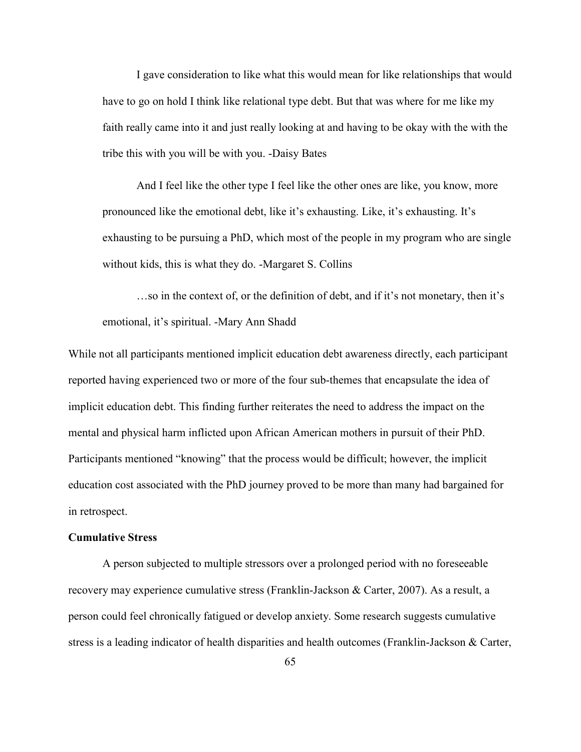I gave consideration to like what this would mean for like relationships that would have to go on hold I think like relational type debt. But that was where for me like my faith really came into it and just really looking at and having to be okay with the with the tribe this with you will be with you. -Daisy Bates

And I feel like the other type I feel like the other ones are like, you know, more pronounced like the emotional debt, like it's exhausting. Like, it's exhausting. It's exhausting to be pursuing a PhD, which most of the people in my program who are single without kids, this is what they do. -Margaret S. Collins

…so in the context of, or the definition of debt, and if it's not monetary, then it's emotional, it's spiritual. -Mary Ann Shadd

While not all participants mentioned implicit education debt awareness directly, each participant reported having experienced two or more of the four sub-themes that encapsulate the idea of implicit education debt. This finding further reiterates the need to address the impact on the mental and physical harm inflicted upon African American mothers in pursuit of their PhD. Participants mentioned "knowing" that the process would be difficult; however, the implicit education cost associated with the PhD journey proved to be more than many had bargained for in retrospect.

**Cumulative Stress**

A person subjected to multiple stressors over a prolonged period with no foreseeable recovery may experience cumulative stress (Franklin-Jackson & Carter, 2007). As a result, a person could feel chronically fatigued or develop anxiety. Some research suggests cumulative stress is a leading indicator of health disparities and health outcomes (Franklin-Jackson & Carter,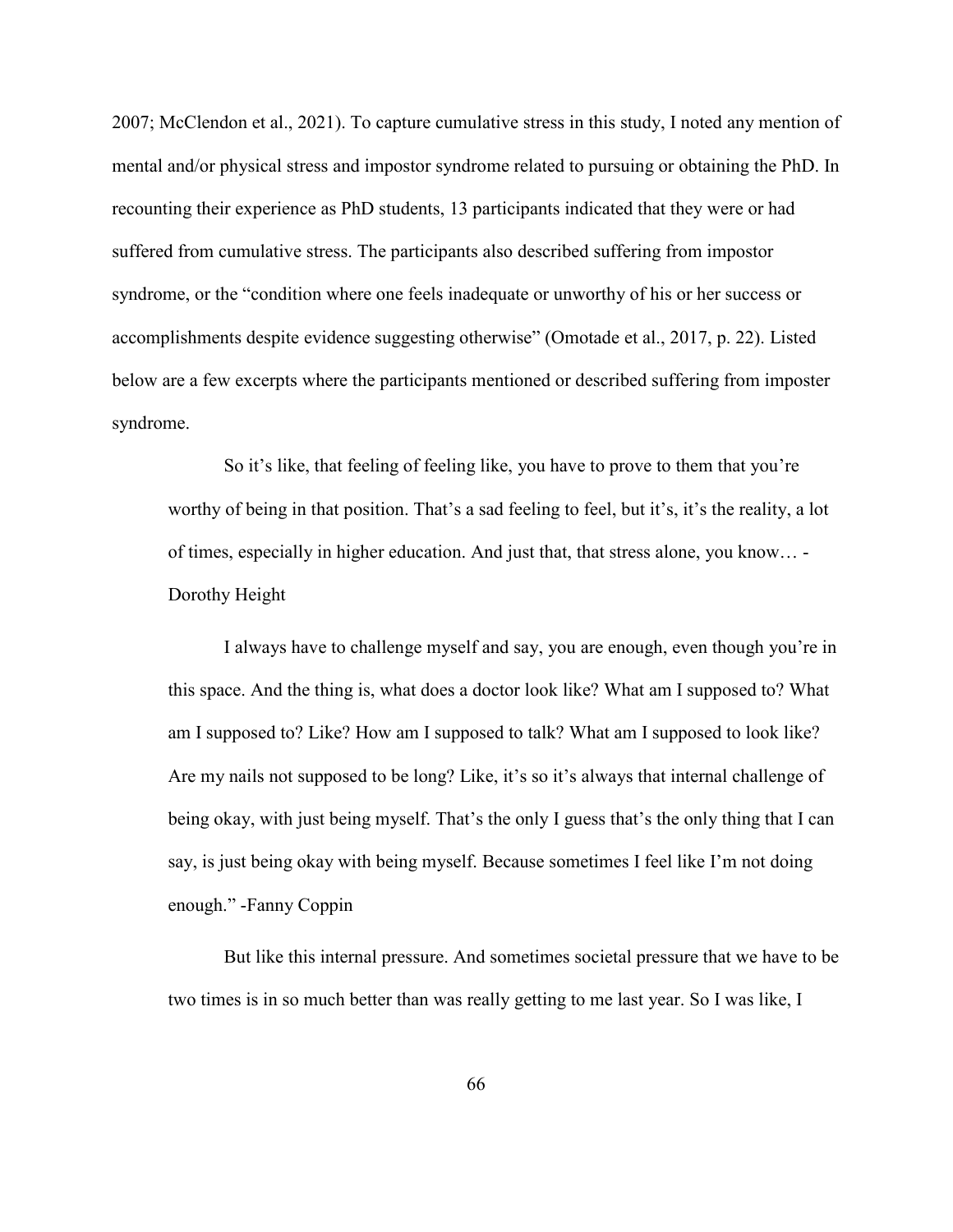2007; McClendon et al., 2021). To capture cumulative stress in this study, I noted any mention of mental and/or physical stress and impostor syndrome related to pursuing or obtaining the PhD. In recounting their experience as PhD students, 13 participants indicated that they were or had suffered from cumulative stress. The participants also described suffering from impostor syndrome, or the "condition where one feels inadequate or unworthy of his or her success or accomplishments despite evidence suggesting otherwise" (Omotade et al., 2017, p. 22). Listed below are a few excerpts where the participants mentioned or described suffering from imposter syndrome.

> So it's like, that feeling of feeling like, you have to prove to them that you're worthy of being in that position. That's a sad feeling to feel, but it's, it's the reality, a lot of times, especially in higher education. And just that, that stress alone, you know… -Dorothy Height

> I always have to challenge myself and say, you are enough, even though you're in this space. And the thing is, what does a doctor look like? What am I supposed to? What am I supposed to? Like? How am I supposed to talk? What am I supposed to look like? Are my nails not supposed to be long? Like, it's so it's always that internal challenge of being okay, with just being myself. That's the only I guess that's the only thing that I can say, is just being okay with being myself. Because sometimes I feel like I'm not doing enough." -Fanny Coppin

> But like this internal pressure. And sometimes societal pressure that we have to be two times is in so much better than was really getting to me last year. So I was like, I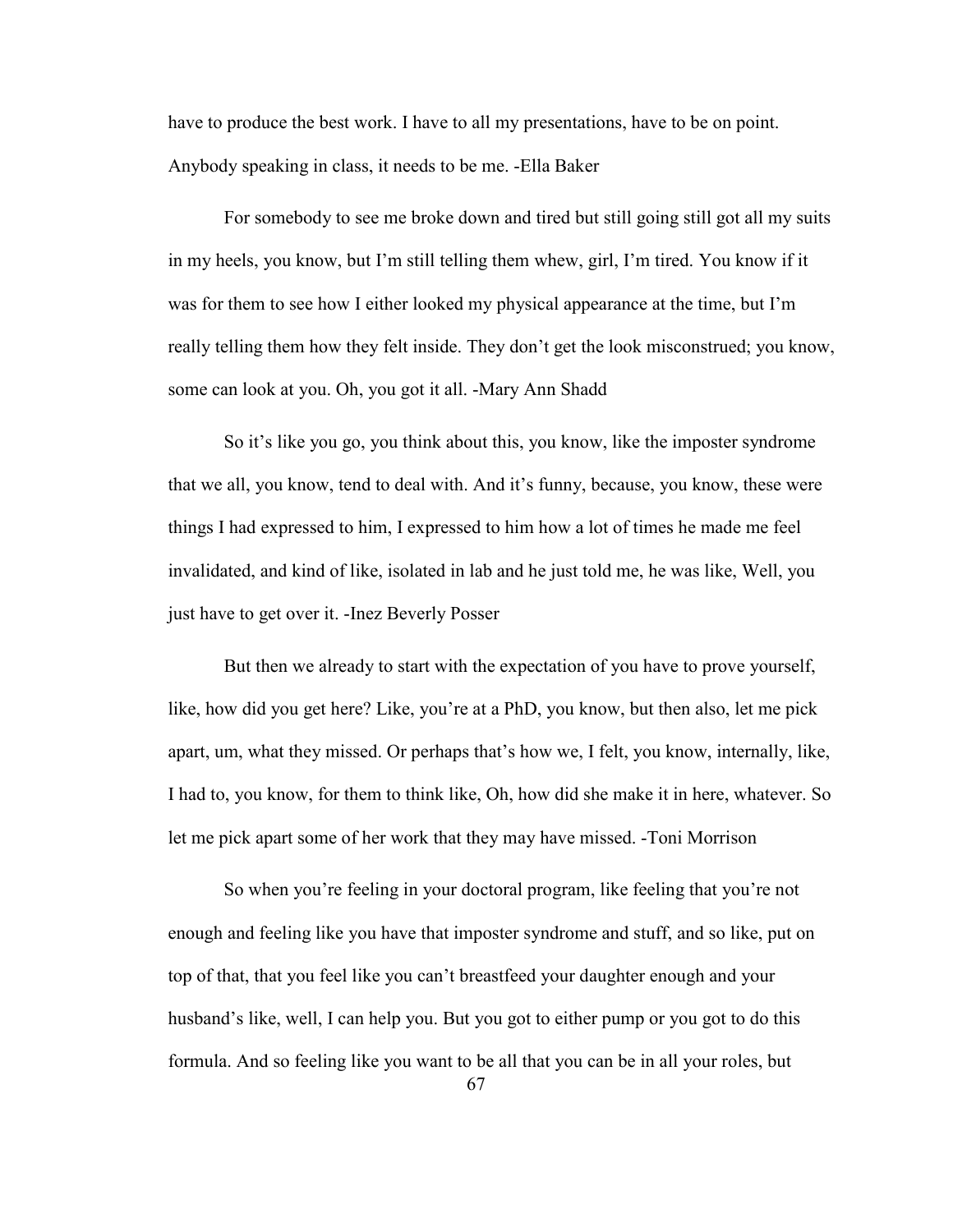have to produce the best work. I have to all my presentations, have to be on point. Anybody speaking in class, it needs to be me. -Ella Baker

For somebody to see me broke down and tired but still going still got all my suits in my heels, you know, but I'm still telling them whew, girl, I'm tired. You know if it was for them to see how I either looked my physical appearance at the time, but I'm really telling them how they felt inside. They don't get the look misconstrued; you know, some can look at you. Oh, you got it all. -Mary Ann Shadd

So it's like you go, you think about this, you know, like the imposter syndrome that we all, you know, tend to deal with. And it's funny, because, you know, these were things I had expressed to him, I expressed to him how a lot of times he made me feel invalidated, and kind of like, isolated in lab and he just told me, he was like, Well, you just have to get over it. -Inez Beverly Posser

But then we already to start with the expectation of you have to prove yourself, like, how did you get here? Like, you're at a PhD, you know, but then also, let me pick apart, um, what they missed. Or perhaps that's how we, I felt, you know, internally, like, I had to, you know, for them to think like, Oh, how did she make it in here, whatever. So let me pick apart some of her work that they may have missed. -Toni Morrison

So when you're feeling in your doctoral program, like feeling that you're not enough and feeling like you have that imposter syndrome and stuff, and so like, put on top of that, that you feel like you can't breastfeed your daughter enough and your husband's like, well, I can help you. But you got to either pump or you got to do this formula. And so feeling like you want to be all that you can be in all your roles, but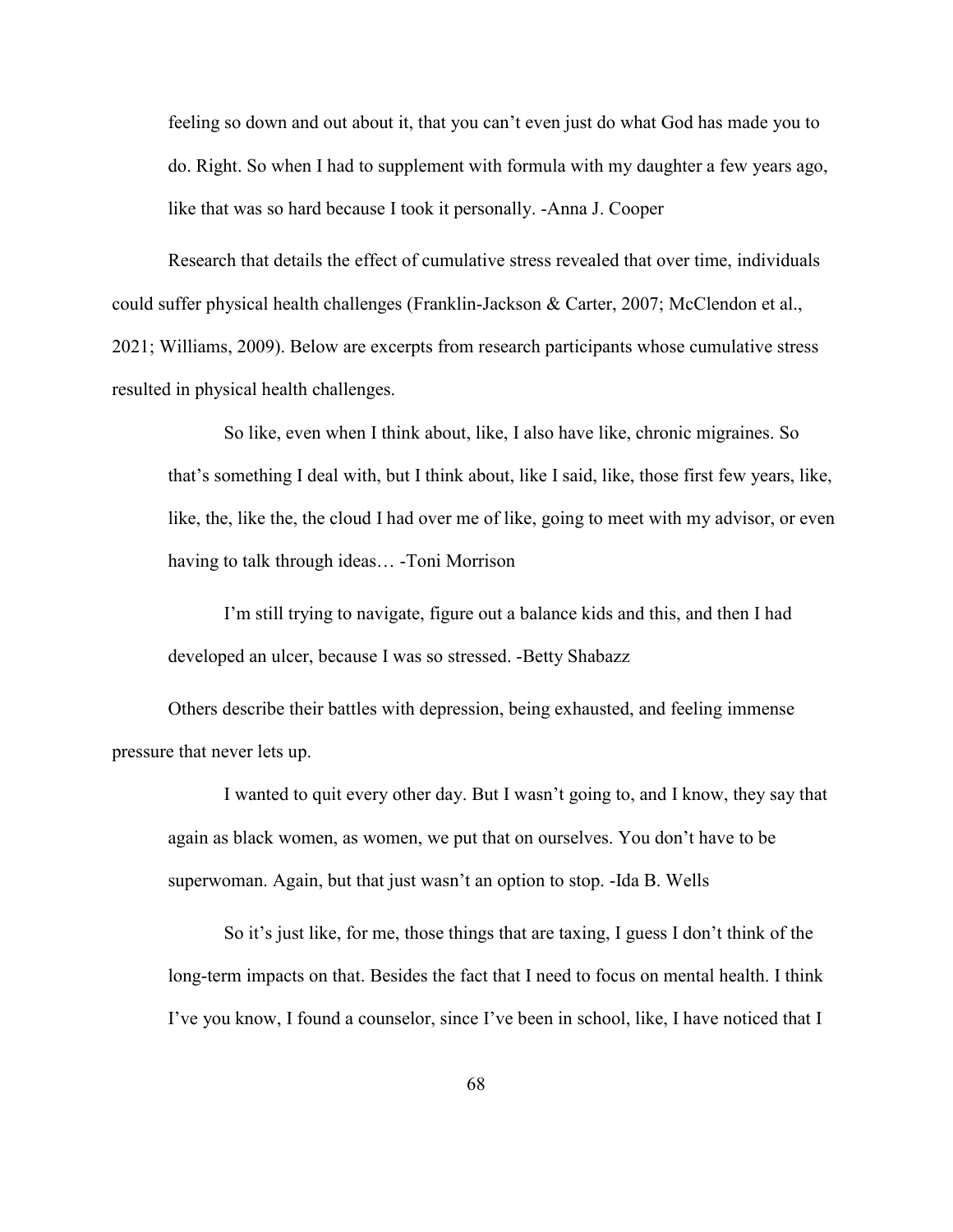> feeling so down and out about it, that you can't even just do what God has made you to do. Right. So when I had to supplement with formula with my daughter a few years ago, like that was so hard because I took it personally. -Anna J. Cooper

Research that details the effect of cumulative stress revealed that over time, individuals could suffer physical health challenges (Franklin-Jackson & Carter, 2007; McClendon et al., 2021; Williams, 2009). Below are excerpts from research participants whose cumulative stress resulted in physical health challenges.

> So like, even when I think about, like, I also have like, chronic migraines. So that's something I deal with, but I think about, like I said, like, those first few years, like, like, the, like the, the cloud I had over me of like, going to meet with my advisor, or even having to talk through ideas… -Toni Morrison

> I'm still trying to navigate, figure out a balance kids and this, and then I had developed an ulcer, because I was so stressed. -Betty Shabazz

Others describe their battles with depression, being exhausted, and feeling immense pressure that never lets up.

> I wanted to quit every other day. But I wasn't going to, and I know, they say that again as black women, as women, we put that on ourselves. You don't have to be superwoman. Again, but that just wasn't an option to stop. -Ida B. Wells

> So it's just like, for me, those things that are taxing, I guess I don't think of the long-term impacts on that. Besides the fact that I need to focus on mental health. I think I've you know, I found a counselor, since I've been in school, like, I have noticed that I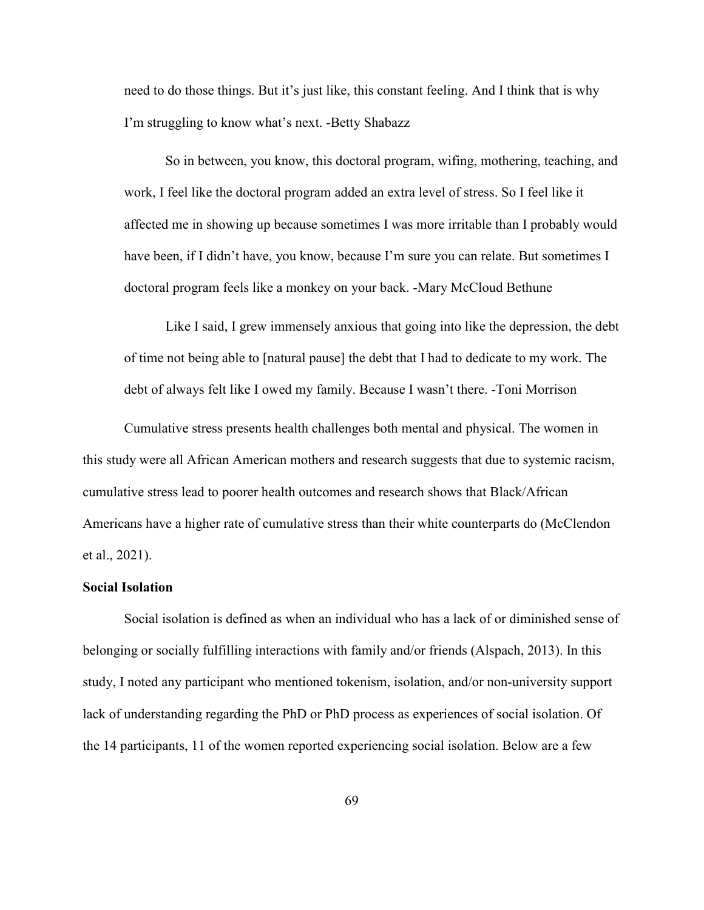need to do those things. But it's just like, this constant feeling. And I think that is why I'm struggling to know what's next. -Betty Shabazz

> So in between, you know, this doctoral program, wifing, mothering, teaching, and work, I feel like the doctoral program added an extra level of stress. So I feel like it affected me in showing up because sometimes I was more irritable than I probably would have been, if I didn't have, you know, because I'm sure you can relate. But sometimes I doctoral program feels like a monkey on your back. -Mary McCloud Bethune

> Like I said, I grew immensely anxious that going into like the depression, the debt of time not being able to [natural pause] the debt that I had to dedicate to my work. The debt of always felt like I owed my family. Because I wasn't there. -Toni Morrison

Cumulative stress presents health challenges both mental and physical. The women in this study were all African American mothers and research suggests that due to systemic racism, cumulative stress lead to poorer health outcomes and research shows that Black/African Americans have a higher rate of cumulative stress than their white counterparts do (McClendon et al., 2021).

**Social Isolation**

Social isolation is defined as when an individual who has a lack of or diminished sense of belonging or socially fulfilling interactions with family and/or friends (Alspach, 2013). In this study, I noted any participant who mentioned tokenism, isolation, and/or non-university support lack of understanding regarding the PhD or PhD process as experiences of social isolation. Of the 14 participants, 11 of the women reported experiencing social isolation. Below are a few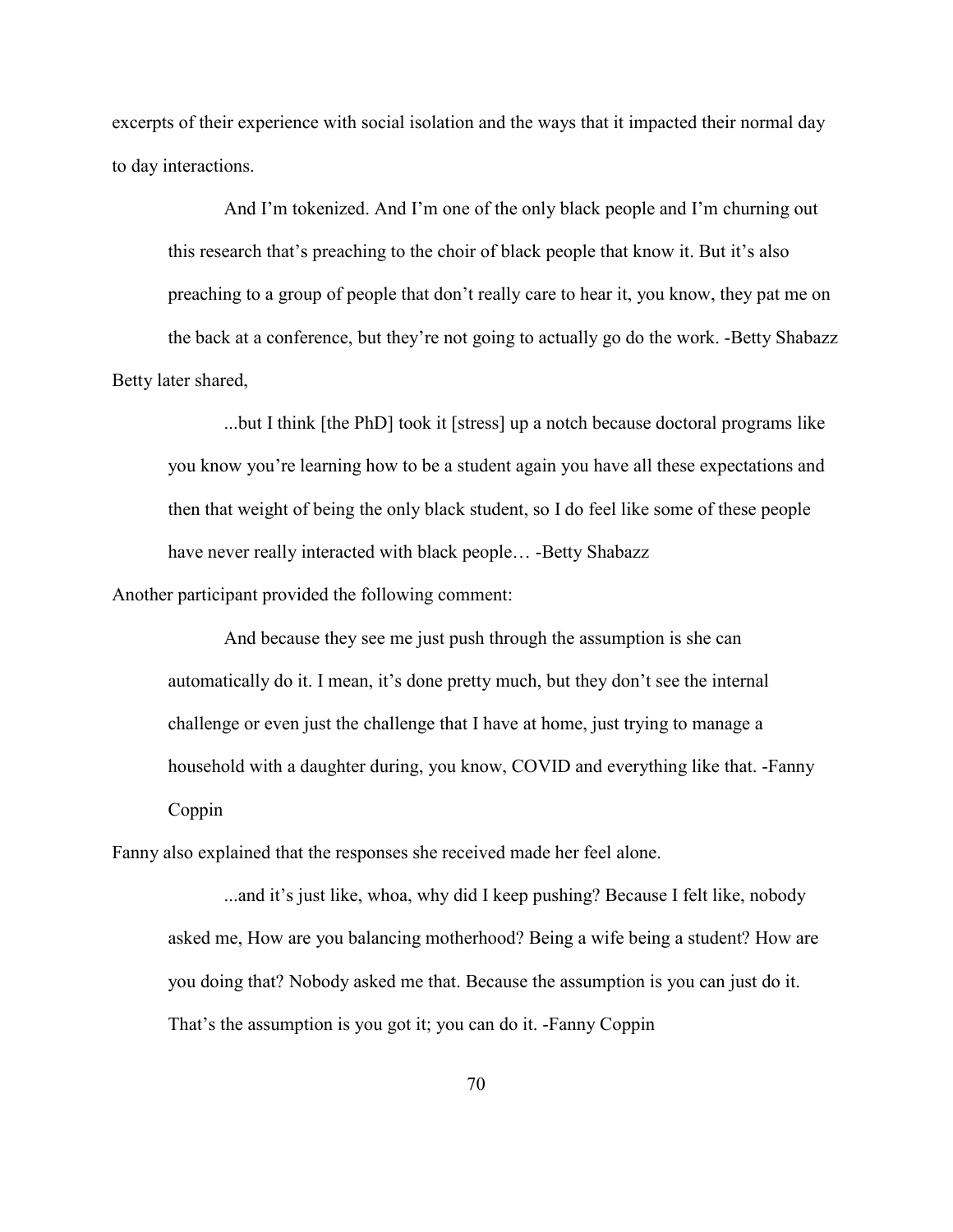excerpts of their experience with social isolation and the ways that it impacted their normal day to day interactions.

> And I'm tokenized. And I'm one of the only black people and I'm churning out this research that's preaching to the choir of black people that know it. But it's also preaching to a group of people that don't really care to hear it, you know, they pat me on the back at a conference, but they're not going to actually go do the work. -Betty Shabazz

Betty later shared,

> ...but I think [the PhD] took it [stress] up a notch because doctoral programs like you know you're learning how to be a student again you have all these expectations and then that weight of being the only black student, so I do feel like some of these people have never really interacted with black people… -Betty Shabazz

Another participant provided the following comment:

> And because they see me just push through the assumption is she can automatically do it. I mean, it's done pretty much, but they don't see the internal challenge or even just the challenge that I have at home, just trying to manage a household with a daughter during, you know, COVID and everything like that. -Fanny Coppin

Fanny also explained that the responses she received made her feel alone.

> ...and it's just like, whoa, why did I keep pushing? Because I felt like, nobody asked me, How are you balancing motherhood? Being a wife being a student? How are you doing that? Nobody asked me that. Because the assumption is you can just do it. That's the assumption is you got it; you can do it. -Fanny Coppin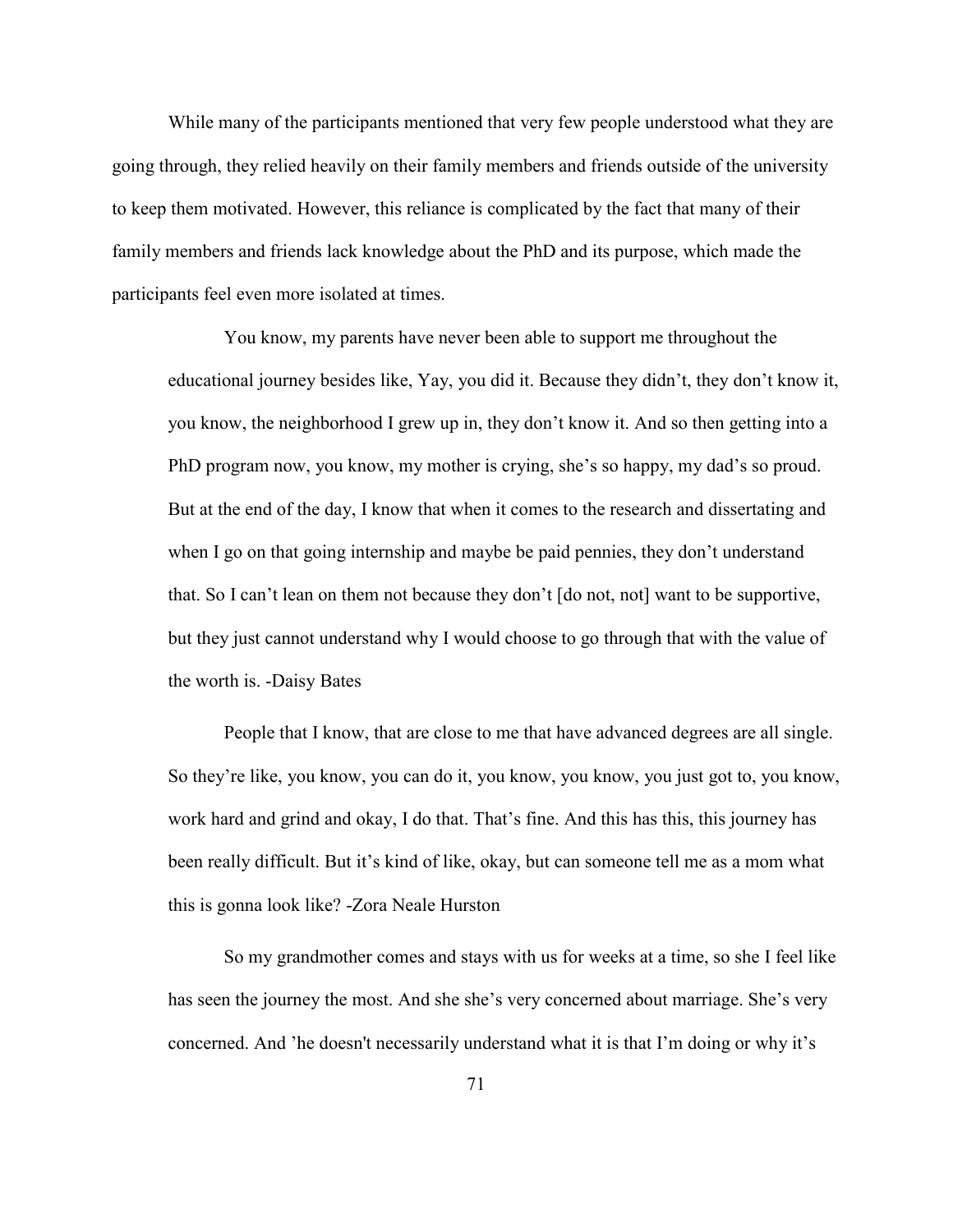While many of the participants mentioned that very few people understood what they are going through, they relied heavily on their family members and friends outside of the university to keep them motivated. However, this reliance is complicated by the fact that many of their family members and friends lack knowledge about the PhD and its purpose, which made the participants feel even more isolated at times.

> You know, my parents have never been able to support me throughout the educational journey besides like, Yay, you did it. Because they didn't, they don't know it, you know, the neighborhood I grew up in, they don't know it. And so then getting into a PhD program now, you know, my mother is crying, she's so happy, my dad's so proud. But at the end of the day, I know that when it comes to the research and dissertating and when I go on that going internship and maybe be paid pennies, they don't understand that. So I can't lean on them not because they don't [do not, not] want to be supportive, but they just cannot understand why I would choose to go through that with the value of the worth is. -Daisy Bates

> People that I know, that are close to me that have advanced degrees are all single. So they're like, you know, you can do it, you know, you know, you just got to, you know, work hard and grind and okay, I do that. That's fine. And this has this, this journey has been really difficult. But it's kind of like, okay, but can someone tell me as a mom what this is gonna look like? -Zora Neale Hurston

> So my grandmother comes and stays with us for weeks at a time, so she I feel like has seen the journey the most. And she she's very concerned about marriage. She's very concerned. And 'he doesn't necessarily understand what it is that I'm doing or why it's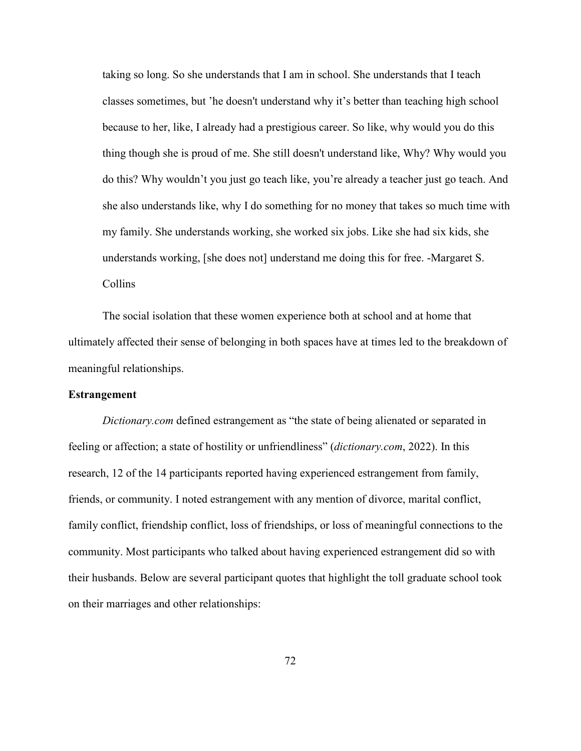> taking so long. So she understands that I am in school. She understands that I teach classes sometimes, but 'he doesn't understand why it's better than teaching high school because to her, like, I already had a prestigious career. So like, why would you do this thing though she is proud of me. She still doesn't understand like, Why? Why would you do this? Why wouldn't you just go teach like, you're already a teacher just go teach. And she also understands like, why I do something for no money that takes so much time with my family. She understands working, she worked six jobs. Like she had six kids, she understands working, [she does not] understand me doing this for free. -Margaret S. Collins

The social isolation that these women experience both at school and at home that ultimately affected their sense of belonging in both spaces have at times led to the breakdown of meaningful relationships.

**Estrangement**

*Dictionary.com* defined estrangement as "the state of being alienated or separated in feeling or affection; a state of hostility or unfriendliness" (*dictionary.com*, 2022). In this research, 12 of the 14 participants reported having experienced estrangement from family, friends, or community. I noted estrangement with any mention of divorce, marital conflict, family conflict, friendship conflict, loss of friendships, or loss of meaningful connections to the community. Most participants who talked about having experienced estrangement did so with their husbands. Below are several participant quotes that highlight the toll graduate school took on their marriages and other relationships: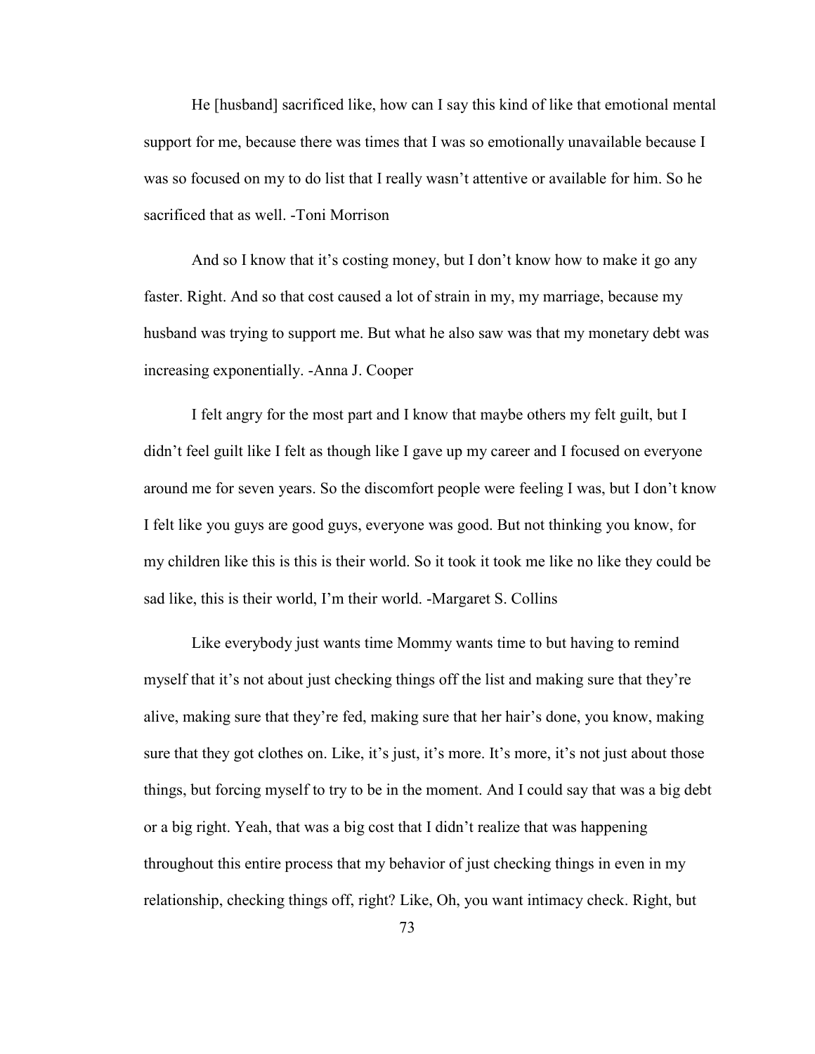He [husband] sacrificed like, how can I say this kind of like that emotional mental support for me, because there was times that I was so emotionally unavailable because I was so focused on my to do list that I really wasn't attentive or available for him. So he sacrificed that as well. -Toni Morrison

And so I know that it's costing money, but I don't know how to make it go any faster. Right. And so that cost caused a lot of strain in my, my marriage, because my husband was trying to support me. But what he also saw was that my monetary debt was increasing exponentially. -Anna J. Cooper

I felt angry for the most part and I know that maybe others my felt guilt, but I didn't feel guilt like I felt as though like I gave up my career and I focused on everyone around me for seven years. So the discomfort people were feeling I was, but I don't know I felt like you guys are good guys, everyone was good. But not thinking you know, for my children like this is this is their world. So it took it took me like no like they could be sad like, this is their world, I'm their world. -Margaret S. Collins

Like everybody just wants time Mommy wants time to but having to remind myself that it's not about just checking things off the list and making sure that they're alive, making sure that they're fed, making sure that her hair's done, you know, making sure that they got clothes on. Like, it's just, it's more. It's more, it's not just about those things, but forcing myself to try to be in the moment. And I could say that was a big debt or a big right. Yeah, that was a big cost that I didn't realize that was happening throughout this entire process that my behavior of just checking things in even in my relationship, checking things off, right? Like, Oh, you want intimacy check. Right, but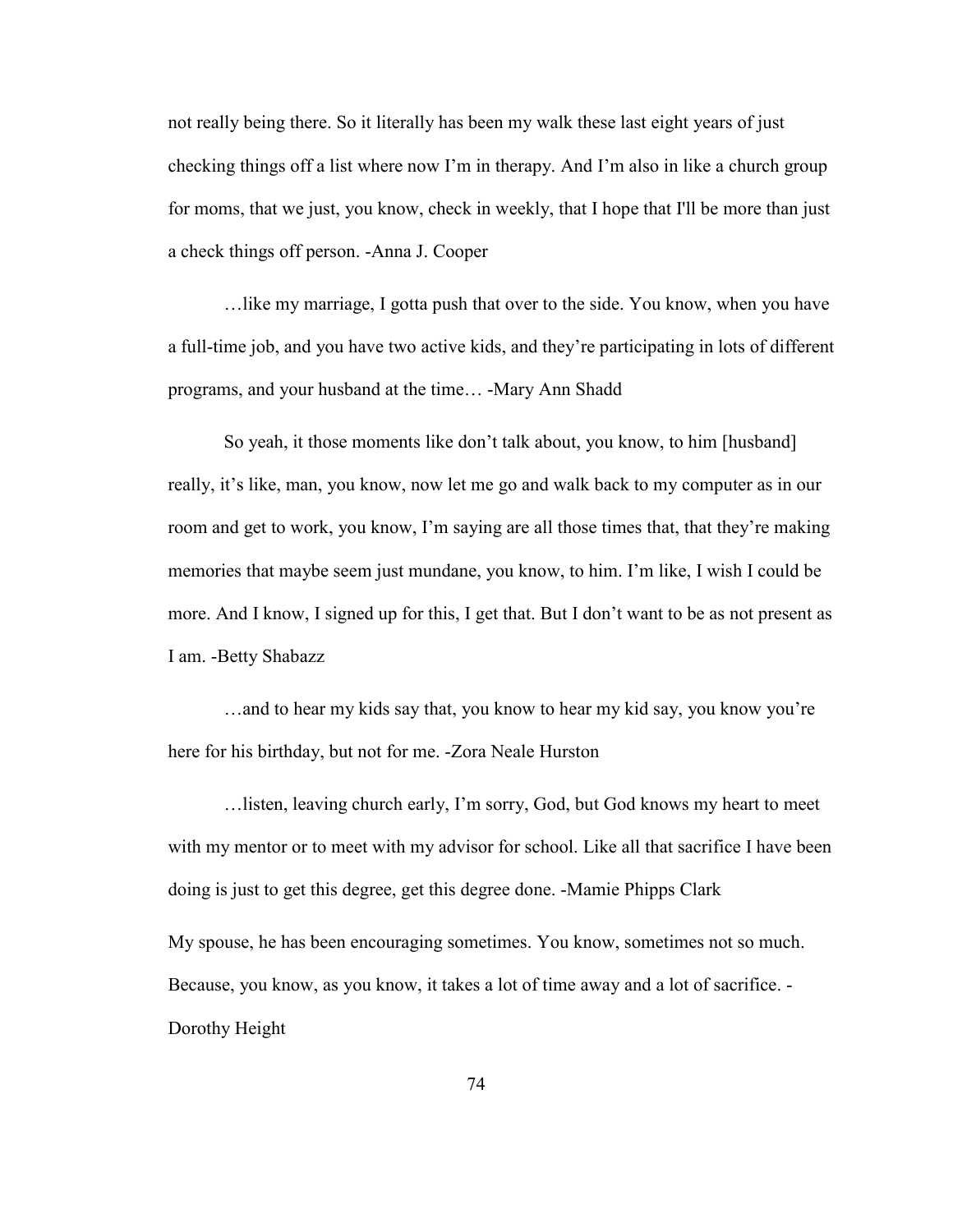not really being there. So it literally has been my walk these last eight years of just checking things off a list where now I'm in therapy. And I'm also in like a church group for moms, that we just, you know, check in weekly, that I hope that I'll be more than just a check things off person. -Anna J. Cooper

…like my marriage, I gotta push that over to the side. You know, when you have a full-time job, and you have two active kids, and they're participating in lots of different programs, and your husband at the time… -Mary Ann Shadd

So yeah, it those moments like don't talk about, you know, to him [husband] really, it's like, man, you know, now let me go and walk back to my computer as in our room and get to work, you know, I'm saying are all those times that, that they're making memories that maybe seem just mundane, you know, to him. I'm like, I wish I could be more. And I know, I signed up for this, I get that. But I don't want to be as not present as I am. -Betty Shabazz

…and to hear my kids say that, you know to hear my kid say, you know you're here for his birthday, but not for me. -Zora Neale Hurston

…listen, leaving church early, I'm sorry, God, but God knows my heart to meet with my mentor or to meet with my advisor for school. Like all that sacrifice I have been doing is just to get this degree, get this degree done. -Mamie Phipps Clark

My spouse, he has been encouraging sometimes. You know, sometimes not so much. Because, you know, as you know, it takes a lot of time away and a lot of sacrifice. -Dorothy Height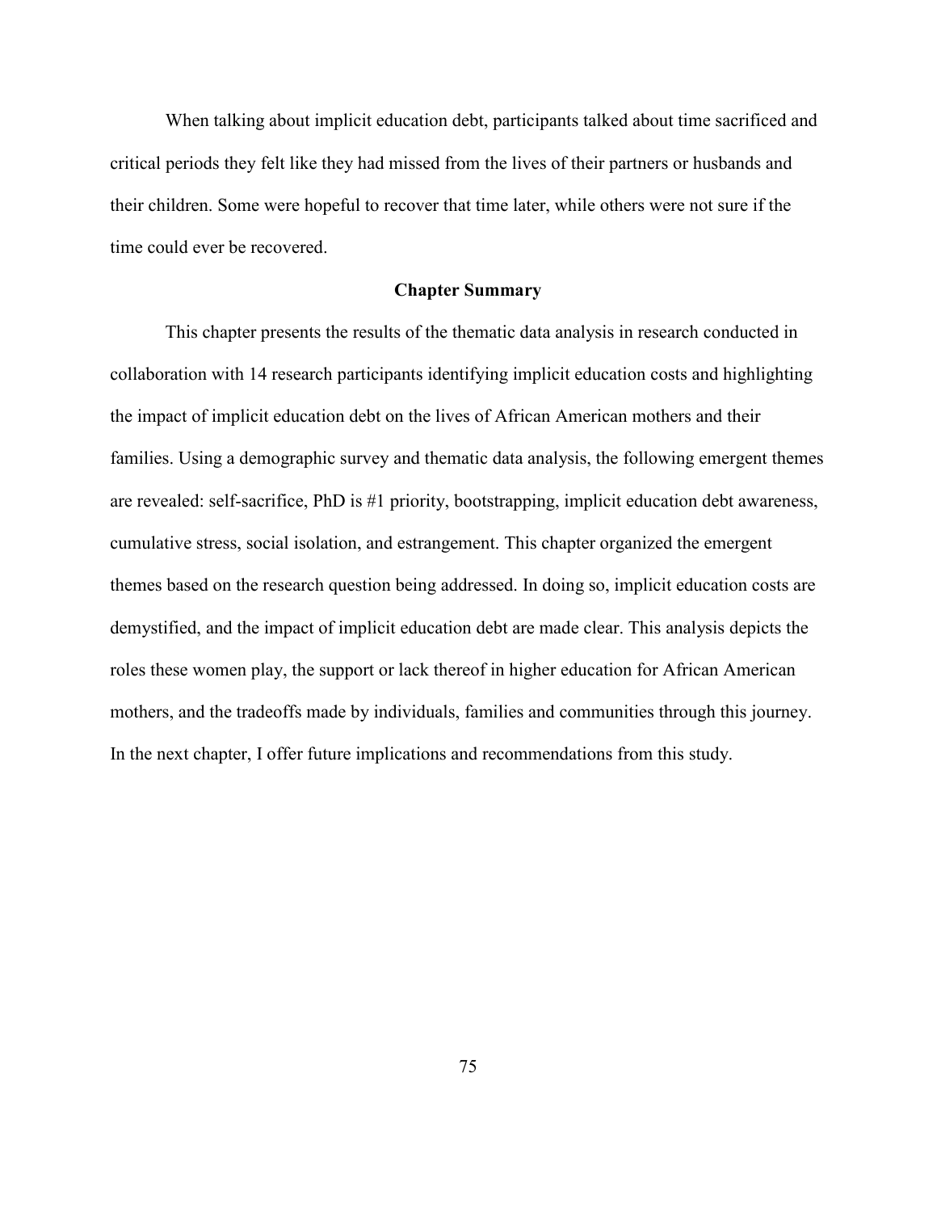When talking about implicit education debt, participants talked about time sacrificed and critical periods they felt like they had missed from the lives of their partners or husbands and their children. Some were hopeful to recover that time later, while others were not sure if the time could ever be recovered.

## Chapter Summary

This chapter presents the results of the thematic data analysis in research conducted in collaboration with 14 research participants identifying implicit education costs and highlighting the impact of implicit education debt on the lives of African American mothers and their families. Using a demographic survey and thematic data analysis, the following emergent themes are revealed: self-sacrifice, PhD is #1 priority, bootstrapping, implicit education debt awareness, cumulative stress, social isolation, and estrangement. This chapter organized the emergent themes based on the research question being addressed. In doing so, implicit education costs are demystified, and the impact of implicit education debt are made clear. This analysis depicts the roles these women play, the support or lack thereof in higher education for African American mothers, and the tradeoffs made by individuals, families and communities through this journey. In the next chapter, I offer future implications and recommendations from this study.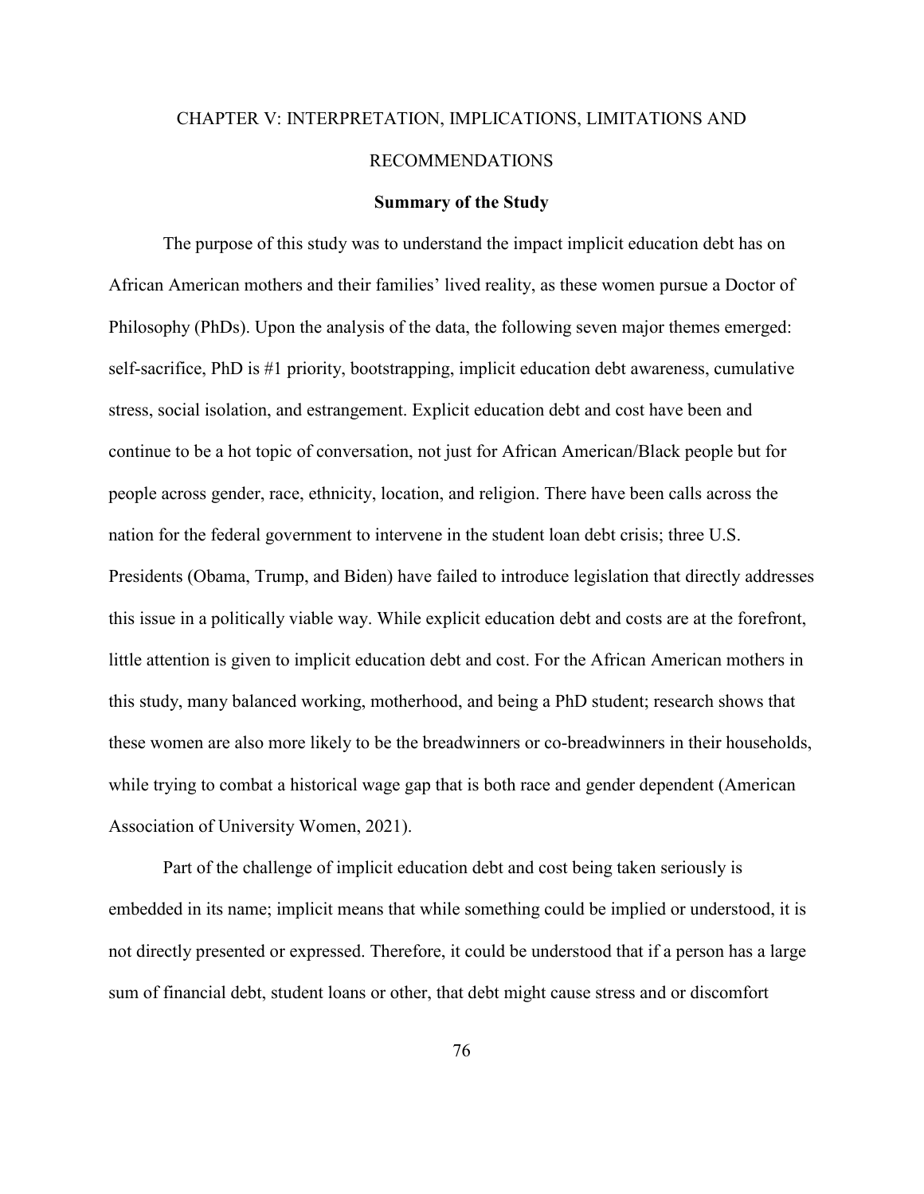# CHAPTER V: INTERPRETATION, IMPLICATIONS, LIMITATIONS AND RECOMMENDATIONS

## Summary of the Study

The purpose of this study was to understand the impact implicit education debt has on African American mothers and their families' lived reality, as these women pursue a Doctor of Philosophy (PhDs). Upon the analysis of the data, the following seven major themes emerged: self-sacrifice, PhD is #1 priority, bootstrapping, implicit education debt awareness, cumulative stress, social isolation, and estrangement. Explicit education debt and cost have been and continue to be a hot topic of conversation, not just for African American/Black people but for people across gender, race, ethnicity, location, and religion. There have been calls across the nation for the federal government to intervene in the student loan debt crisis; three U.S. Presidents (Obama, Trump, and Biden) have failed to introduce legislation that directly addresses this issue in a politically viable way. While explicit education debt and costs are at the forefront, little attention is given to implicit education debt and cost. For the African American mothers in this study, many balanced working, motherhood, and being a PhD student; research shows that these women are also more likely to be the breadwinners or co-breadwinners in their households, while trying to combat a historical wage gap that is both race and gender dependent (American Association of University Women, 2021).

Part of the challenge of implicit education debt and cost being taken seriously is embedded in its name; implicit means that while something could be implied or understood, it is not directly presented or expressed. Therefore, it could be understood that if a person has a large sum of financial debt, student loans or other, that debt might cause stress and or discomfort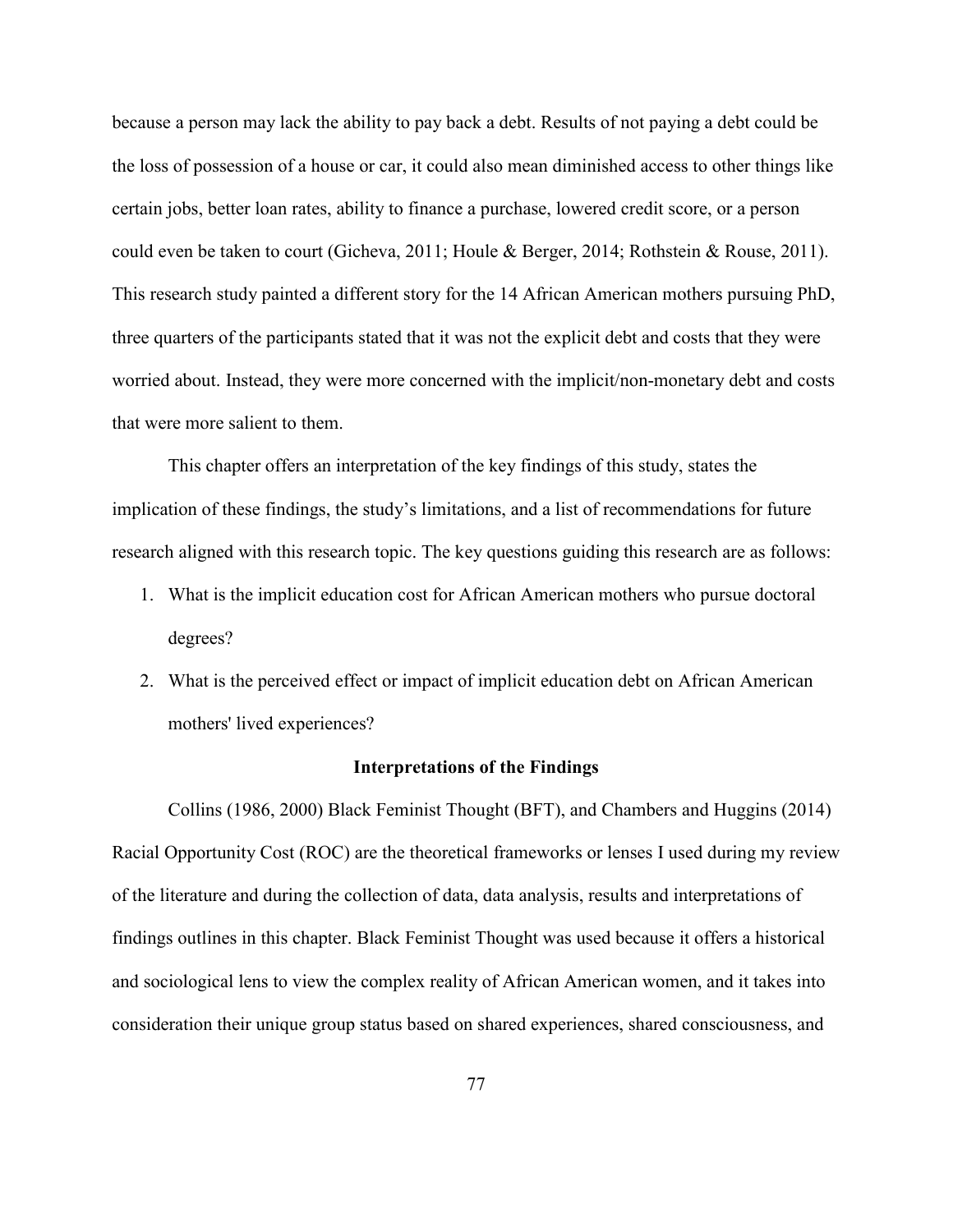because a person may lack the ability to pay back a debt. Results of not paying a debt could be the loss of possession of a house or car, it could also mean diminished access to other things like certain jobs, better loan rates, ability to finance a purchase, lowered credit score, or a person could even be taken to court (Gicheva, 2011; Houle & Berger, 2014; Rothstein & Rouse, 2011). This research study painted a different story for the 14 African American mothers pursuing PhD, three quarters of the participants stated that it was not the explicit debt and costs that they were worried about. Instead, they were more concerned with the implicit/non-monetary debt and costs that were more salient to them.

This chapter offers an interpretation of the key findings of this study, states the implication of these findings, the study's limitations, and a list of recommendations for future research aligned with this research topic. The key questions guiding this research are as follows:

1. What is the implicit education cost for African American mothers who pursue doctoral degrees?
2. What is the perceived effect or impact of implicit education debt on African American mothers' lived experiences?

## Interpretations of the Findings

Collins (1986, 2000) Black Feminist Thought (BFT), and Chambers and Huggins (2014) Racial Opportunity Cost (ROC) are the theoretical frameworks or lenses I used during my review of the literature and during the collection of data, data analysis, results and interpretations of findings outlines in this chapter. Black Feminist Thought was used because it offers a historical and sociological lens to view the complex reality of African American women, and it takes into consideration their unique group status based on shared experiences, shared consciousness, and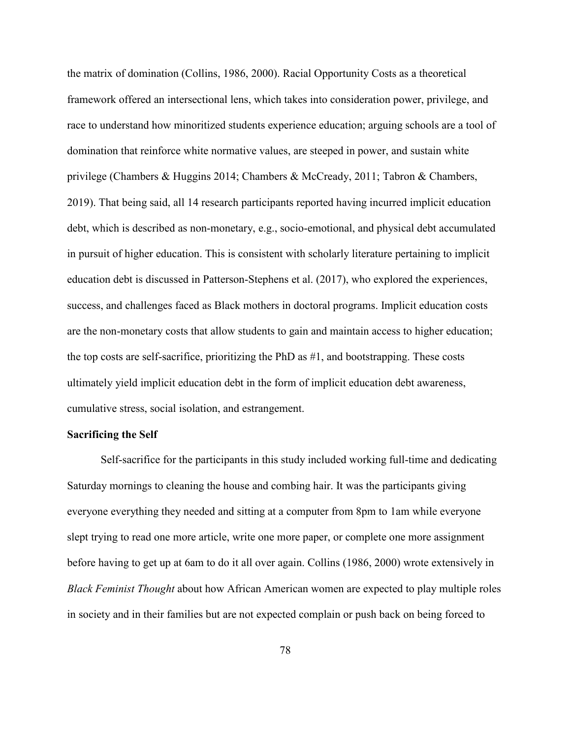the matrix of domination (Collins, 1986, 2000). Racial Opportunity Costs as a theoretical framework offered an intersectional lens, which takes into consideration power, privilege, and race to understand how minoritized students experience education; arguing schools are a tool of domination that reinforce white normative values, are steeped in power, and sustain white privilege (Chambers & Huggins 2014; Chambers & McCready, 2011; Tabron & Chambers, 2019). That being said, all 14 research participants reported having incurred implicit education debt, which is described as non-monetary, e.g., socio-emotional, and physical debt accumulated in pursuit of higher education. This is consistent with scholarly literature pertaining to implicit education debt is discussed in Patterson-Stephens et al. (2017), who explored the experiences, success, and challenges faced as Black mothers in doctoral programs. Implicit education costs are the non-monetary costs that allow students to gain and maintain access to higher education; the top costs are self-sacrifice, prioritizing the PhD as #1, and bootstrapping. These costs ultimately yield implicit education debt in the form of implicit education debt awareness, cumulative stress, social isolation, and estrangement.

**Sacrificing the Self**

Self-sacrifice for the participants in this study included working full-time and dedicating Saturday mornings to cleaning the house and combing hair. It was the participants giving everyone everything they needed and sitting at a computer from 8pm to 1am while everyone slept trying to read one more article, write one more paper, or complete one more assignment before having to get up at 6am to do it all over again. Collins (1986, 2000) wrote extensively in *Black Feminist Thought* about how African American women are expected to play multiple roles in society and in their families but are not expected complain or push back on being forced to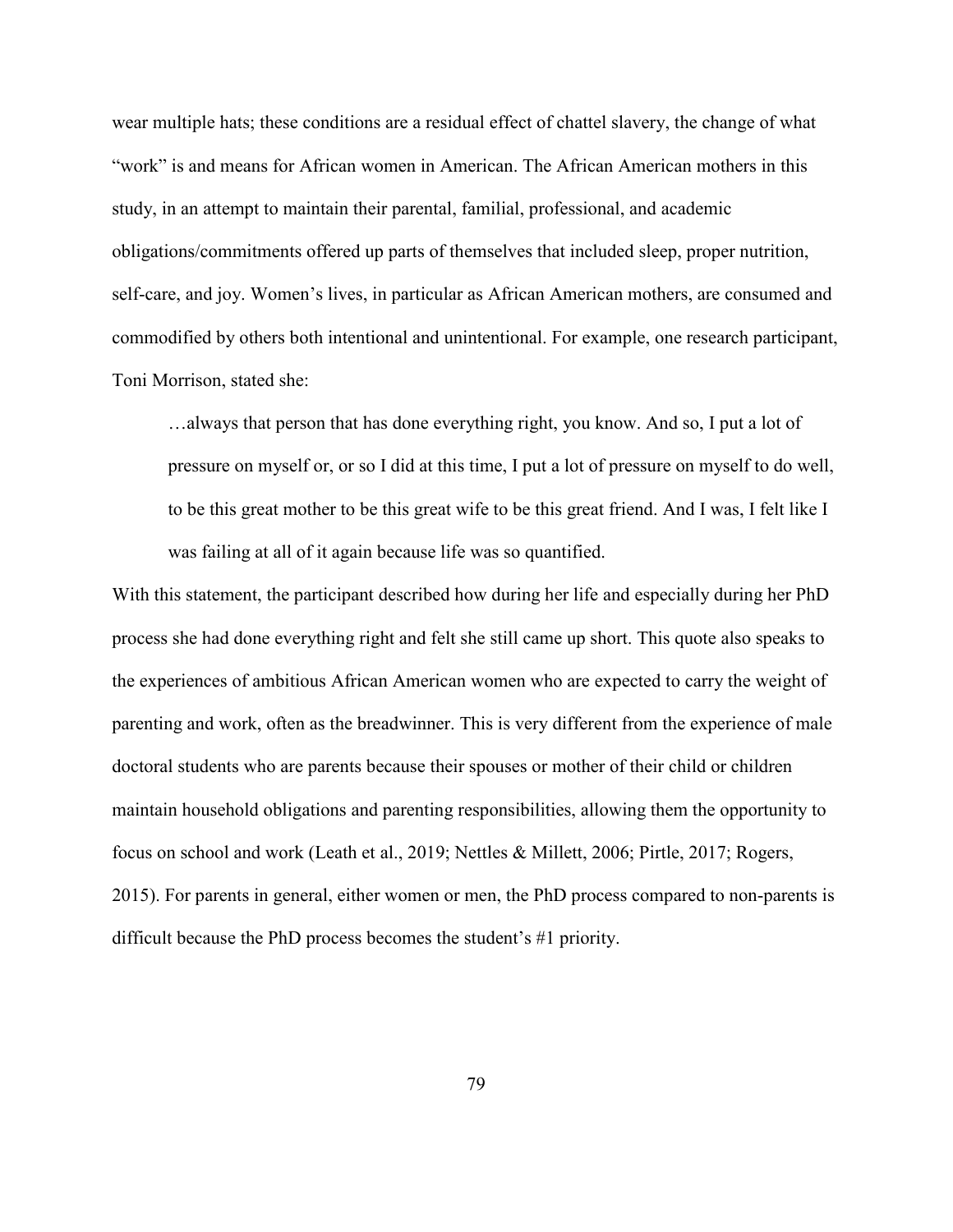wear multiple hats; these conditions are a residual effect of chattel slavery, the change of what "work" is and means for African women in American. The African American mothers in this study, in an attempt to maintain their parental, familial, professional, and academic obligations/commitments offered up parts of themselves that included sleep, proper nutrition, self-care, and joy. Women's lives, in particular as African American mothers, are consumed and commodified by others both intentional and unintentional. For example, one research participant, Toni Morrison, stated she:

> …always that person that has done everything right, you know. And so, I put a lot of pressure on myself or, or so I did at this time, I put a lot of pressure on myself to do well, to be this great mother to be this great wife to be this great friend. And I was, I felt like I was failing at all of it again because life was so quantified.

With this statement, the participant described how during her life and especially during her PhD process she had done everything right and felt she still came up short. This quote also speaks to the experiences of ambitious African American women who are expected to carry the weight of parenting and work, often as the breadwinner. This is very different from the experience of male doctoral students who are parents because their spouses or mother of their child or children maintain household obligations and parenting responsibilities, allowing them the opportunity to focus on school and work (Leath et al., 2019; Nettles & Millett, 2006; Pirtle, 2017; Rogers, 2015). For parents in general, either women or men, the PhD process compared to non-parents is difficult because the PhD process becomes the student's #1 priority.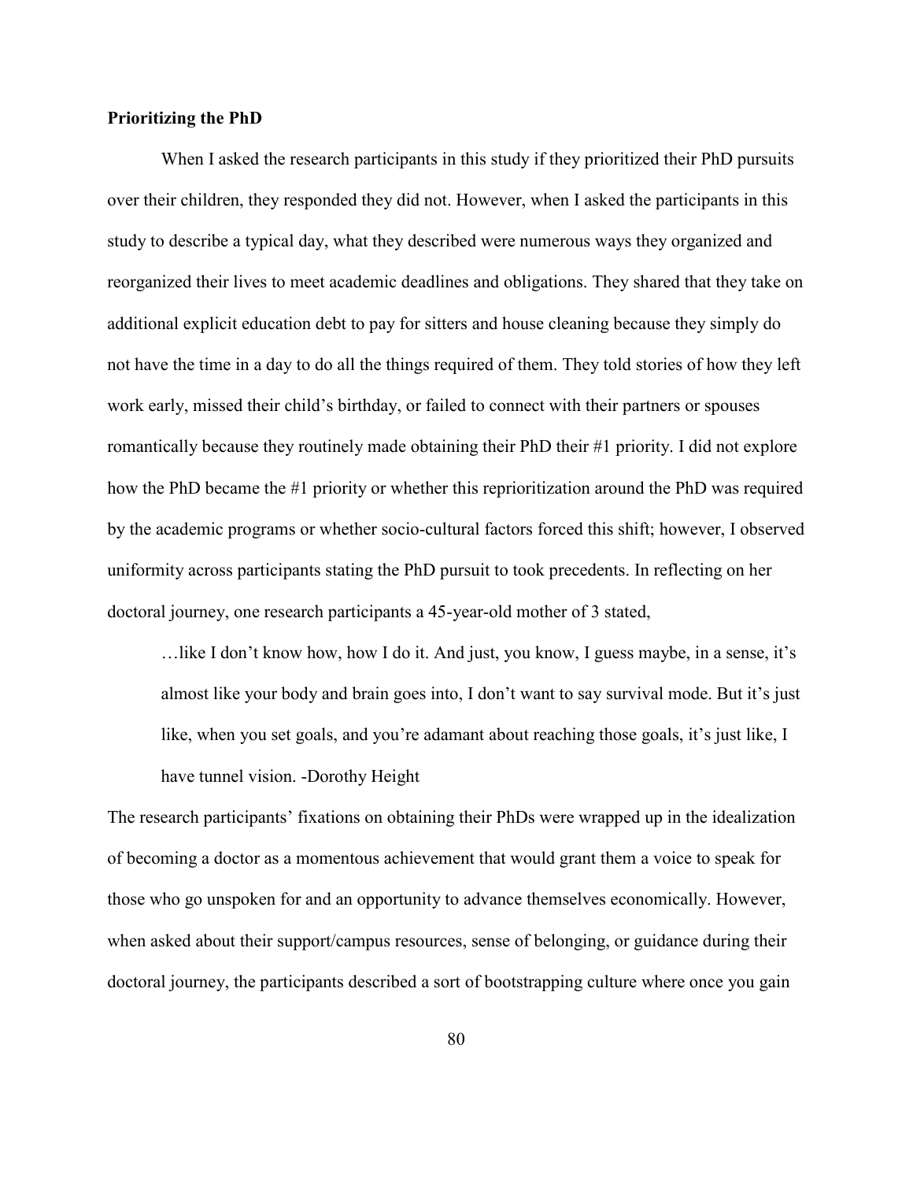**Prioritizing the PhD**

When I asked the research participants in this study if they prioritized their PhD pursuits over their children, they responded they did not. However, when I asked the participants in this study to describe a typical day, what they described were numerous ways they organized and reorganized their lives to meet academic deadlines and obligations. They shared that they take on additional explicit education debt to pay for sitters and house cleaning because they simply do not have the time in a day to do all the things required of them. They told stories of how they left work early, missed their child's birthday, or failed to connect with their partners or spouses romantically because they routinely made obtaining their PhD their #1 priority. I did not explore how the PhD became the #1 priority or whether this reprioritization around the PhD was required by the academic programs or whether socio-cultural factors forced this shift; however, I observed uniformity across participants stating the PhD pursuit to took precedents. In reflecting on her doctoral journey, one research participants a 45-year-old mother of 3 stated,

> …like I don't know how, how I do it. And just, you know, I guess maybe, in a sense, it's almost like your body and brain goes into, I don't want to say survival mode. But it's just like, when you set goals, and you're adamant about reaching those goals, it's just like, I have tunnel vision. -Dorothy Height

The research participants' fixations on obtaining their PhDs were wrapped up in the idealization of becoming a doctor as a momentous achievement that would grant them a voice to speak for those who go unspoken for and an opportunity to advance themselves economically. However, when asked about their support/campus resources, sense of belonging, or guidance during their doctoral journey, the participants described a sort of bootstrapping culture where once you gain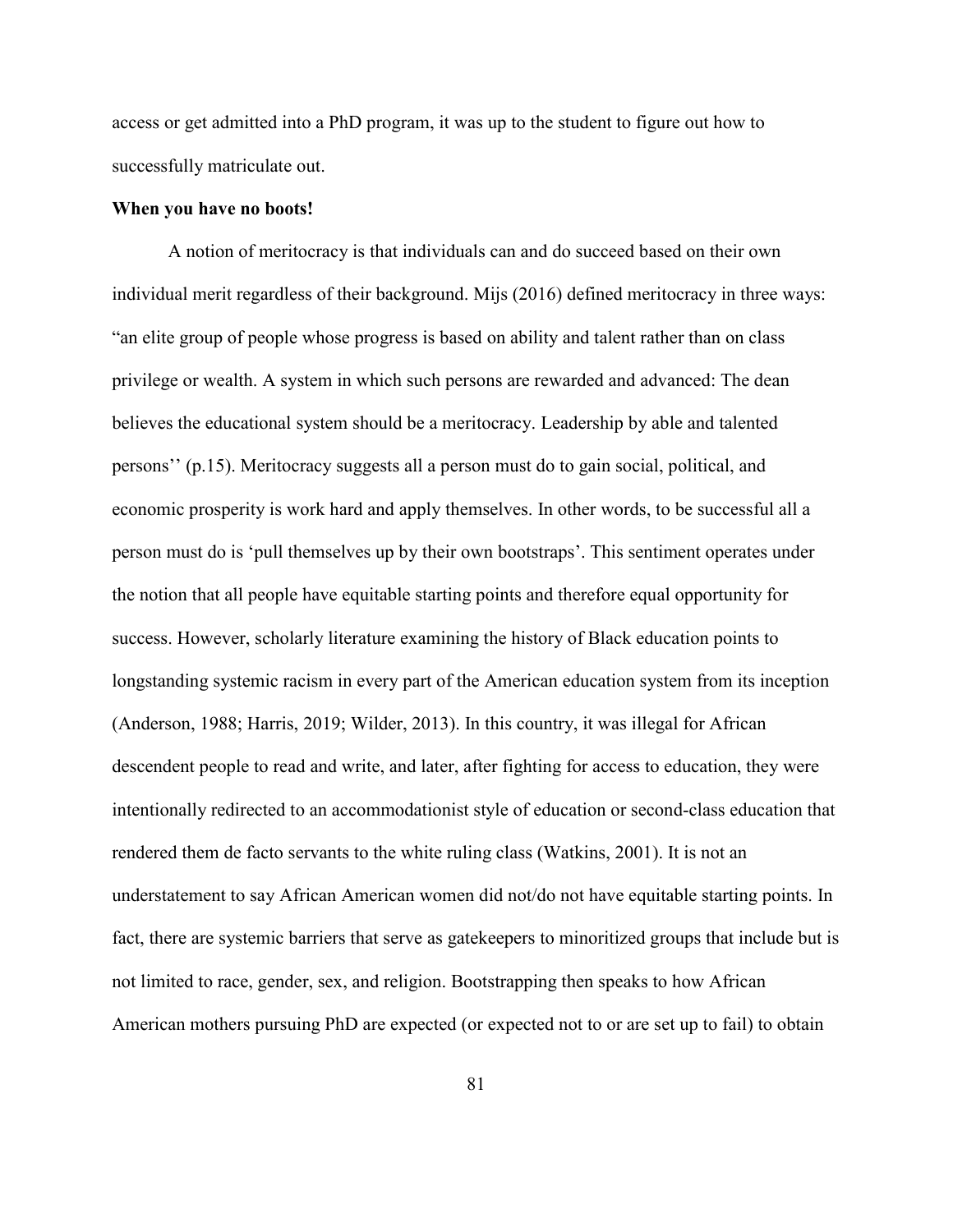access or get admitted into a PhD program, it was up to the student to figure out how to successfully matriculate out.

**When you have no boots!**

A notion of meritocracy is that individuals can and do succeed based on their own individual merit regardless of their background. Mijs (2016) defined meritocracy in three ways: "an elite group of people whose progress is based on ability and talent rather than on class privilege or wealth. A system in which such persons are rewarded and advanced: The dean believes the educational system should be a meritocracy. Leadership by able and talented persons'' (p.15). Meritocracy suggests all a person must do to gain social, political, and economic prosperity is work hard and apply themselves. In other words, to be successful all a person must do is 'pull themselves up by their own bootstraps'. This sentiment operates under the notion that all people have equitable starting points and therefore equal opportunity for success. However, scholarly literature examining the history of Black education points to longstanding systemic racism in every part of the American education system from its inception (Anderson, 1988; Harris, 2019; Wilder, 2013). In this country, it was illegal for African descendent people to read and write, and later, after fighting for access to education, they were intentionally redirected to an accommodationist style of education or second-class education that rendered them de facto servants to the white ruling class (Watkins, 2001). It is not an understatement to say African American women did not/do not have equitable starting points. In fact, there are systemic barriers that serve as gatekeepers to minoritized groups that include but is not limited to race, gender, sex, and religion. Bootstrapping then speaks to how African American mothers pursuing PhD are expected (or expected not to or are set up to fail) to obtain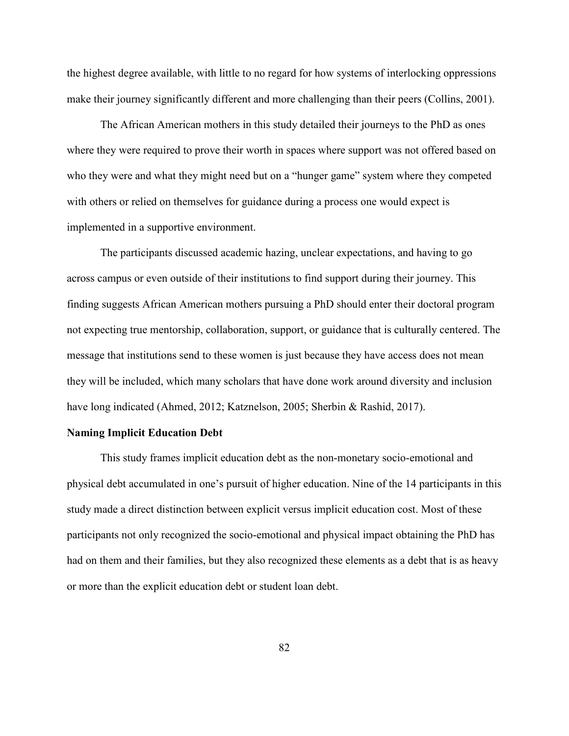the highest degree available, with little to no regard for how systems of interlocking oppressions make their journey significantly different and more challenging than their peers (Collins, 2001).

The African American mothers in this study detailed their journeys to the PhD as ones where they were required to prove their worth in spaces where support was not offered based on who they were and what they might need but on a "hunger game" system where they competed with others or relied on themselves for guidance during a process one would expect is implemented in a supportive environment.

The participants discussed academic hazing, unclear expectations, and having to go across campus or even outside of their institutions to find support during their journey. This finding suggests African American mothers pursuing a PhD should enter their doctoral program not expecting true mentorship, collaboration, support, or guidance that is culturally centered. The message that institutions send to these women is just because they have access does not mean they will be included, which many scholars that have done work around diversity and inclusion have long indicated (Ahmed, 2012; Katznelson, 2005; Sherbin & Rashid, 2017).

**Naming Implicit Education Debt**

This study frames implicit education debt as the non-monetary socio-emotional and physical debt accumulated in one's pursuit of higher education. Nine of the 14 participants in this study made a direct distinction between explicit versus implicit education cost. Most of these participants not only recognized the socio-emotional and physical impact obtaining the PhD has had on them and their families, but they also recognized these elements as a debt that is as heavy or more than the explicit education debt or student loan debt.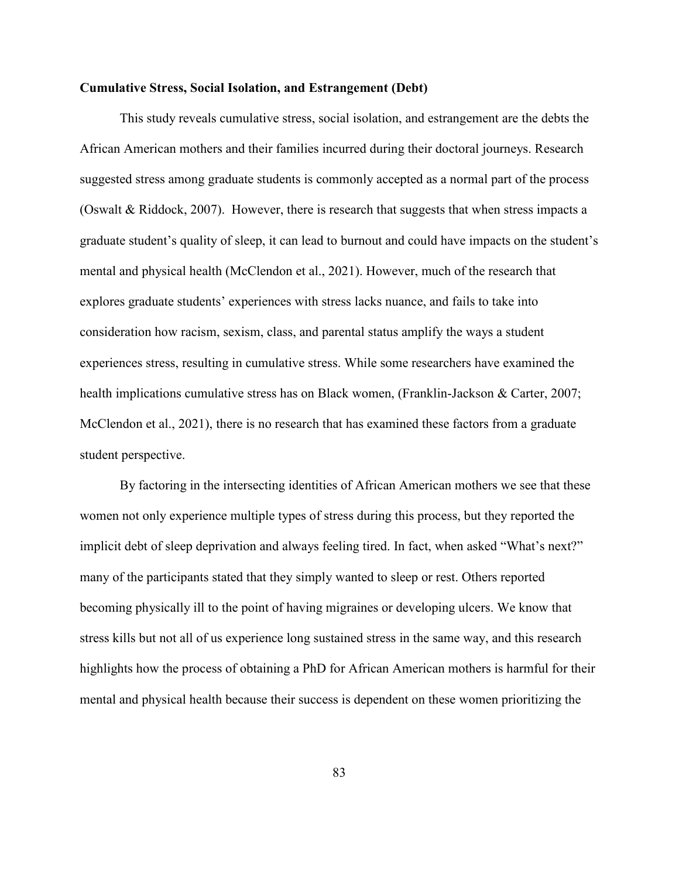**Cumulative Stress, Social Isolation, and Estrangement (Debt)**

This study reveals cumulative stress, social isolation, and estrangement are the debts the African American mothers and their families incurred during their doctoral journeys. Research suggested stress among graduate students is commonly accepted as a normal part of the process (Oswalt & Riddock, 2007). However, there is research that suggests that when stress impacts a graduate student's quality of sleep, it can lead to burnout and could have impacts on the student's mental and physical health (McClendon et al., 2021). However, much of the research that explores graduate students' experiences with stress lacks nuance, and fails to take into consideration how racism, sexism, class, and parental status amplify the ways a student experiences stress, resulting in cumulative stress. While some researchers have examined the health implications cumulative stress has on Black women, (Franklin-Jackson & Carter, 2007; McClendon et al., 2021), there is no research that has examined these factors from a graduate student perspective.

By factoring in the intersecting identities of African American mothers we see that these women not only experience multiple types of stress during this process, but they reported the implicit debt of sleep deprivation and always feeling tired. In fact, when asked "What's next?" many of the participants stated that they simply wanted to sleep or rest. Others reported becoming physically ill to the point of having migraines or developing ulcers. We know that stress kills but not all of us experience long sustained stress in the same way, and this research highlights how the process of obtaining a PhD for African American mothers is harmful for their mental and physical health because their success is dependent on these women prioritizing the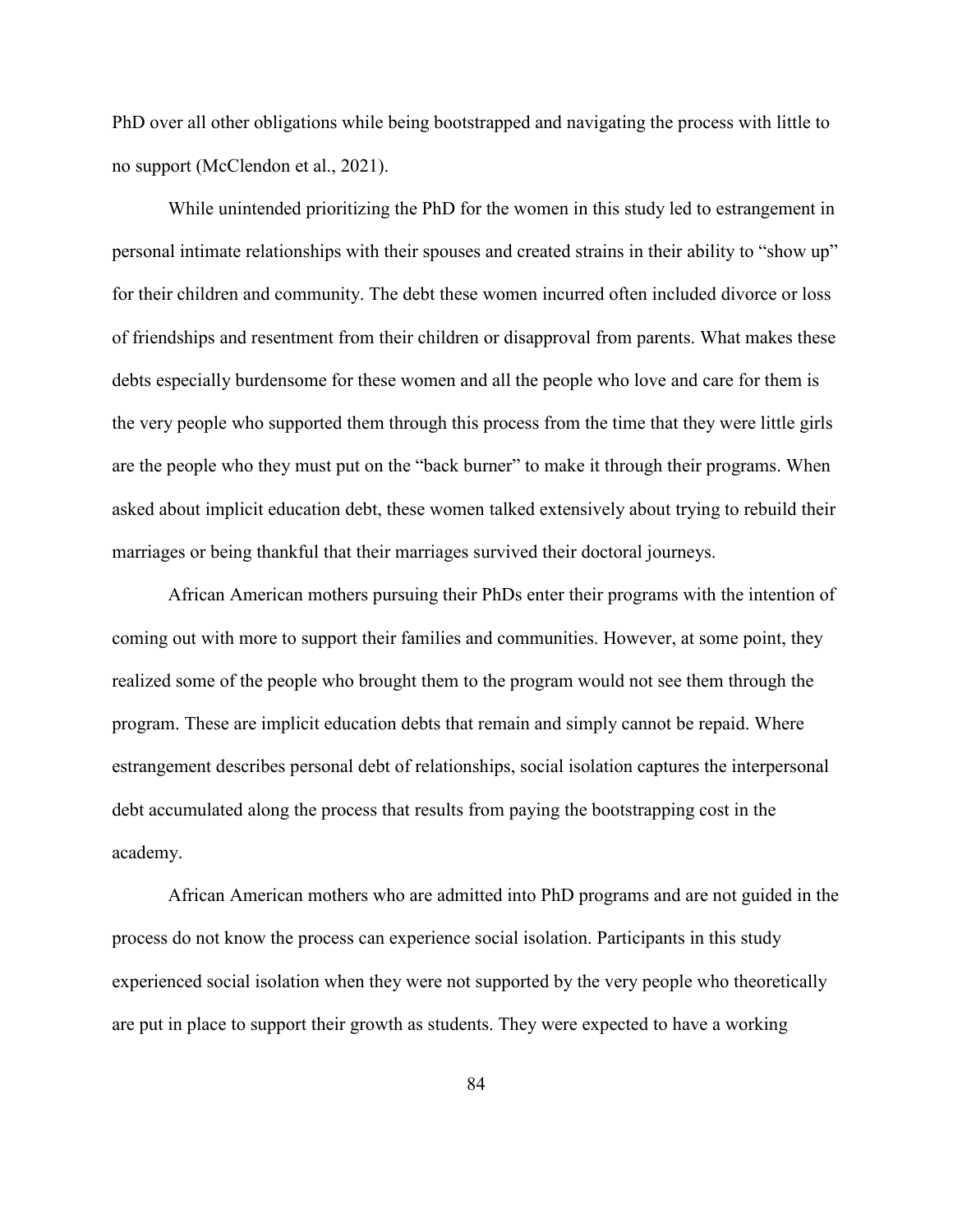PhD over all other obligations while being bootstrapped and navigating the process with little to no support (McClendon et al., 2021).

While unintended prioritizing the PhD for the women in this study led to estrangement in personal intimate relationships with their spouses and created strains in their ability to "show up" for their children and community. The debt these women incurred often included divorce or loss of friendships and resentment from their children or disapproval from parents. What makes these debts especially burdensome for these women and all the people who love and care for them is the very people who supported them through this process from the time that they were little girls are the people who they must put on the "back burner" to make it through their programs. When asked about implicit education debt, these women talked extensively about trying to rebuild their marriages or being thankful that their marriages survived their doctoral journeys.

African American mothers pursuing their PhDs enter their programs with the intention of coming out with more to support their families and communities. However, at some point, they realized some of the people who brought them to the program would not see them through the program. These are implicit education debts that remain and simply cannot be repaid. Where estrangement describes personal debt of relationships, social isolation captures the interpersonal debt accumulated along the process that results from paying the bootstrapping cost in the academy.

African American mothers who are admitted into PhD programs and are not guided in the process do not know the process can experience social isolation. Participants in this study experienced social isolation when they were not supported by the very people who theoretically are put in place to support their growth as students. They were expected to have a working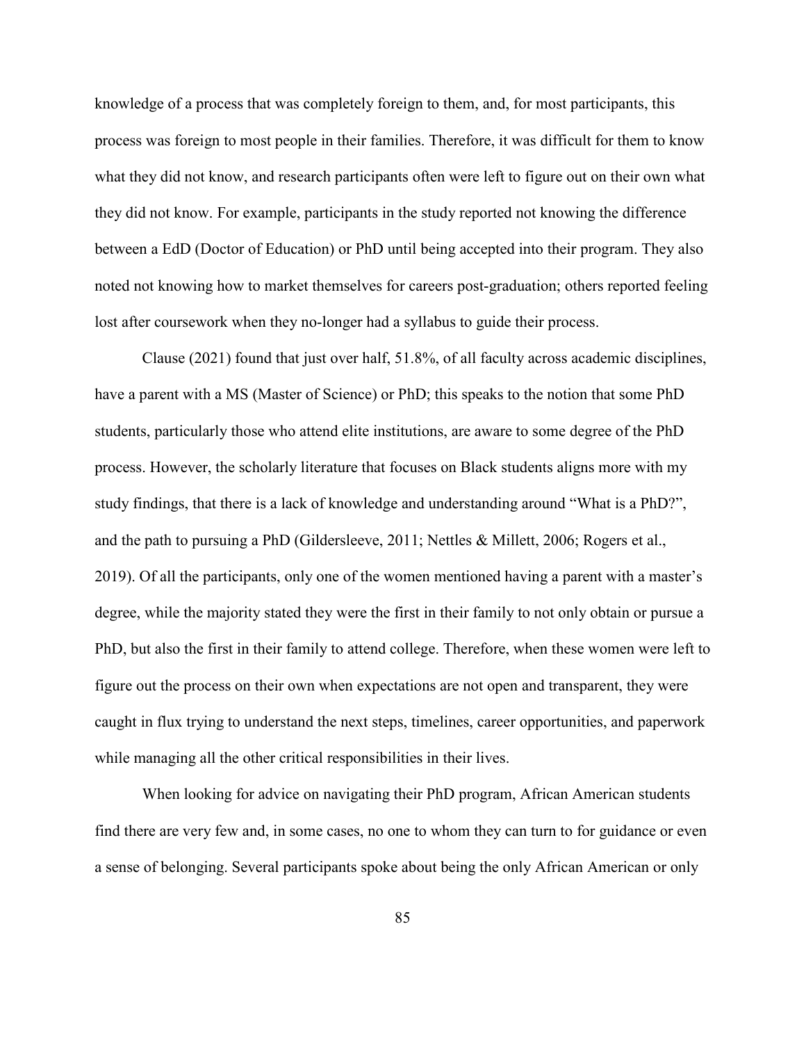knowledge of a process that was completely foreign to them, and, for most participants, this process was foreign to most people in their families. Therefore, it was difficult for them to know what they did not know, and research participants often were left to figure out on their own what they did not know. For example, participants in the study reported not knowing the difference between a EdD (Doctor of Education) or PhD until being accepted into their program. They also noted not knowing how to market themselves for careers post-graduation; others reported feeling lost after coursework when they no-longer had a syllabus to guide their process.

Clause (2021) found that just over half, 51.8%, of all faculty across academic disciplines, have a parent with a MS (Master of Science) or PhD; this speaks to the notion that some PhD students, particularly those who attend elite institutions, are aware to some degree of the PhD process. However, the scholarly literature that focuses on Black students aligns more with my study findings, that there is a lack of knowledge and understanding around "What is a PhD?", and the path to pursuing a PhD (Gildersleeve, 2011; Nettles & Millett, 2006; Rogers et al., 2019). Of all the participants, only one of the women mentioned having a parent with a master's degree, while the majority stated they were the first in their family to not only obtain or pursue a PhD, but also the first in their family to attend college. Therefore, when these women were left to figure out the process on their own when expectations are not open and transparent, they were caught in flux trying to understand the next steps, timelines, career opportunities, and paperwork while managing all the other critical responsibilities in their lives.

When looking for advice on navigating their PhD program, African American students find there are very few and, in some cases, no one to whom they can turn to for guidance or even a sense of belonging. Several participants spoke about being the only African American or only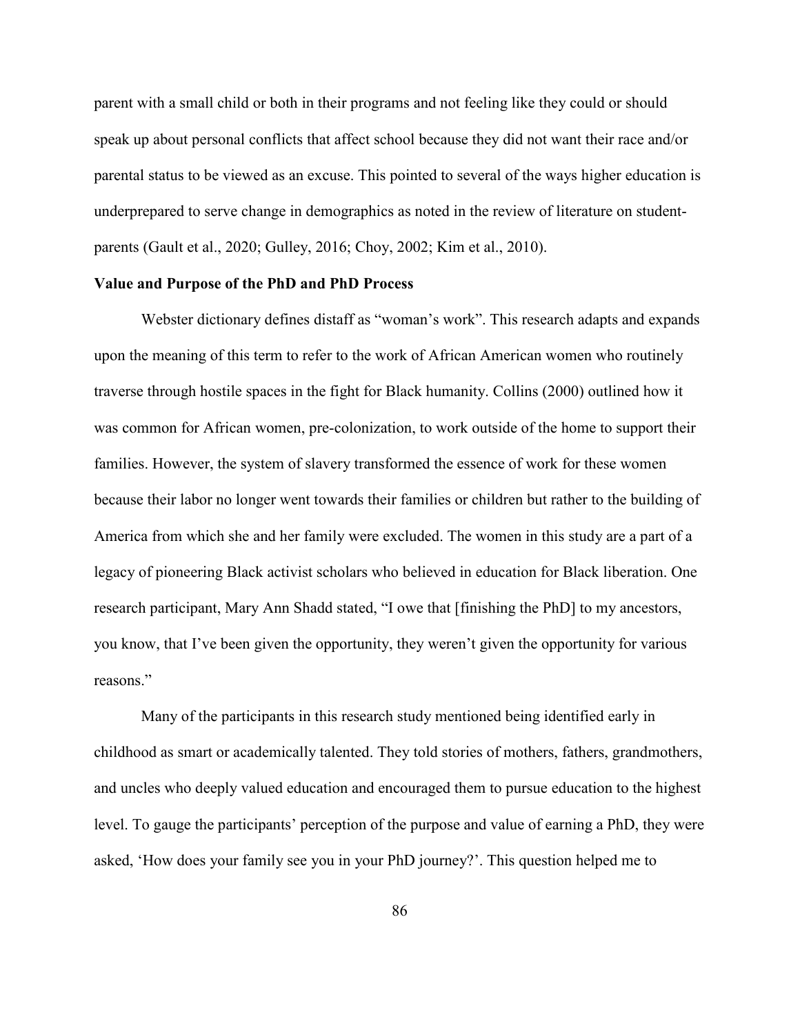parent with a small child or both in their programs and not feeling like they could or should speak up about personal conflicts that affect school because they did not want their race and/or parental status to be viewed as an excuse. This pointed to several of the ways higher education is underprepared to serve change in demographics as noted in the review of literature on student-parents (Gault et al., 2020; Gulley, 2016; Choy, 2002; Kim et al., 2010).

**Value and Purpose of the PhD and PhD Process**

Webster dictionary defines distaff as "woman's work". This research adapts and expands upon the meaning of this term to refer to the work of African American women who routinely traverse through hostile spaces in the fight for Black humanity. Collins (2000) outlined how it was common for African women, pre-colonization, to work outside of the home to support their families. However, the system of slavery transformed the essence of work for these women because their labor no longer went towards their families or children but rather to the building of America from which she and her family were excluded. The women in this study are a part of a legacy of pioneering Black activist scholars who believed in education for Black liberation. One research participant, Mary Ann Shadd stated, "I owe that [finishing the PhD] to my ancestors, you know, that I've been given the opportunity, they weren't given the opportunity for various reasons."

Many of the participants in this research study mentioned being identified early in childhood as smart or academically talented. They told stories of mothers, fathers, grandmothers, and uncles who deeply valued education and encouraged them to pursue education to the highest level. To gauge the participants' perception of the purpose and value of earning a PhD, they were asked, 'How does your family see you in your PhD journey?'. This question helped me to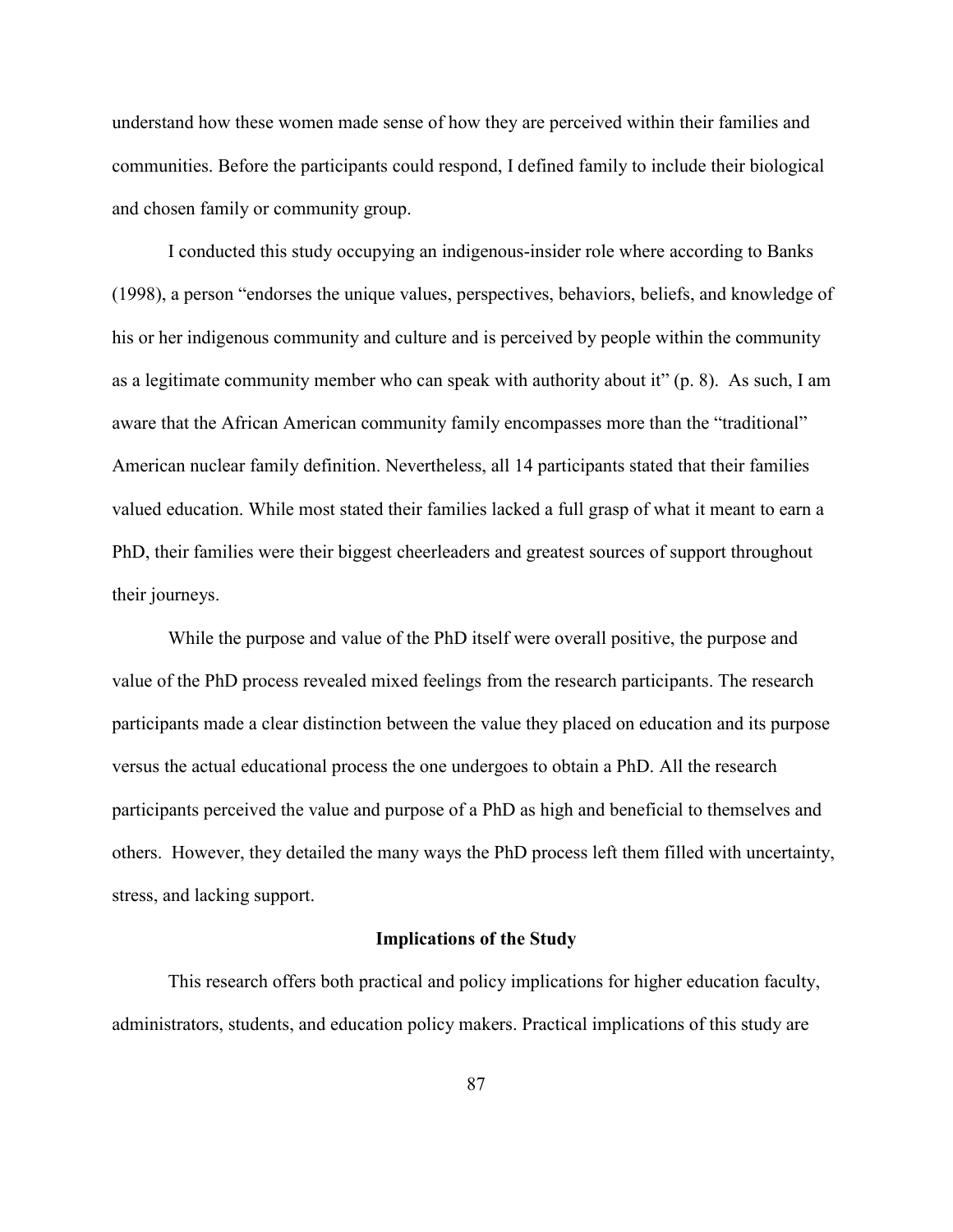understand how these women made sense of how they are perceived within their families and communities. Before the participants could respond, I defined family to include their biological and chosen family or community group.

I conducted this study occupying an indigenous-insider role where according to Banks (1998), a person "endorses the unique values, perspectives, behaviors, beliefs, and knowledge of his or her indigenous community and culture and is perceived by people within the community as a legitimate community member who can speak with authority about it" (p. 8). As such, I am aware that the African American community family encompasses more than the "traditional" American nuclear family definition. Nevertheless, all 14 participants stated that their families valued education. While most stated their families lacked a full grasp of what it meant to earn a PhD, their families were their biggest cheerleaders and greatest sources of support throughout their journeys.

While the purpose and value of the PhD itself were overall positive, the purpose and value of the PhD process revealed mixed feelings from the research participants. The research participants made a clear distinction between the value they placed on education and its purpose versus the actual educational process the one undergoes to obtain a PhD. All the research participants perceived the value and purpose of a PhD as high and beneficial to themselves and others. However, they detailed the many ways the PhD process left them filled with uncertainty, stress, and lacking support.

## Implications of the Study

This research offers both practical and policy implications for higher education faculty, administrators, students, and education policy makers. Practical implications of this study are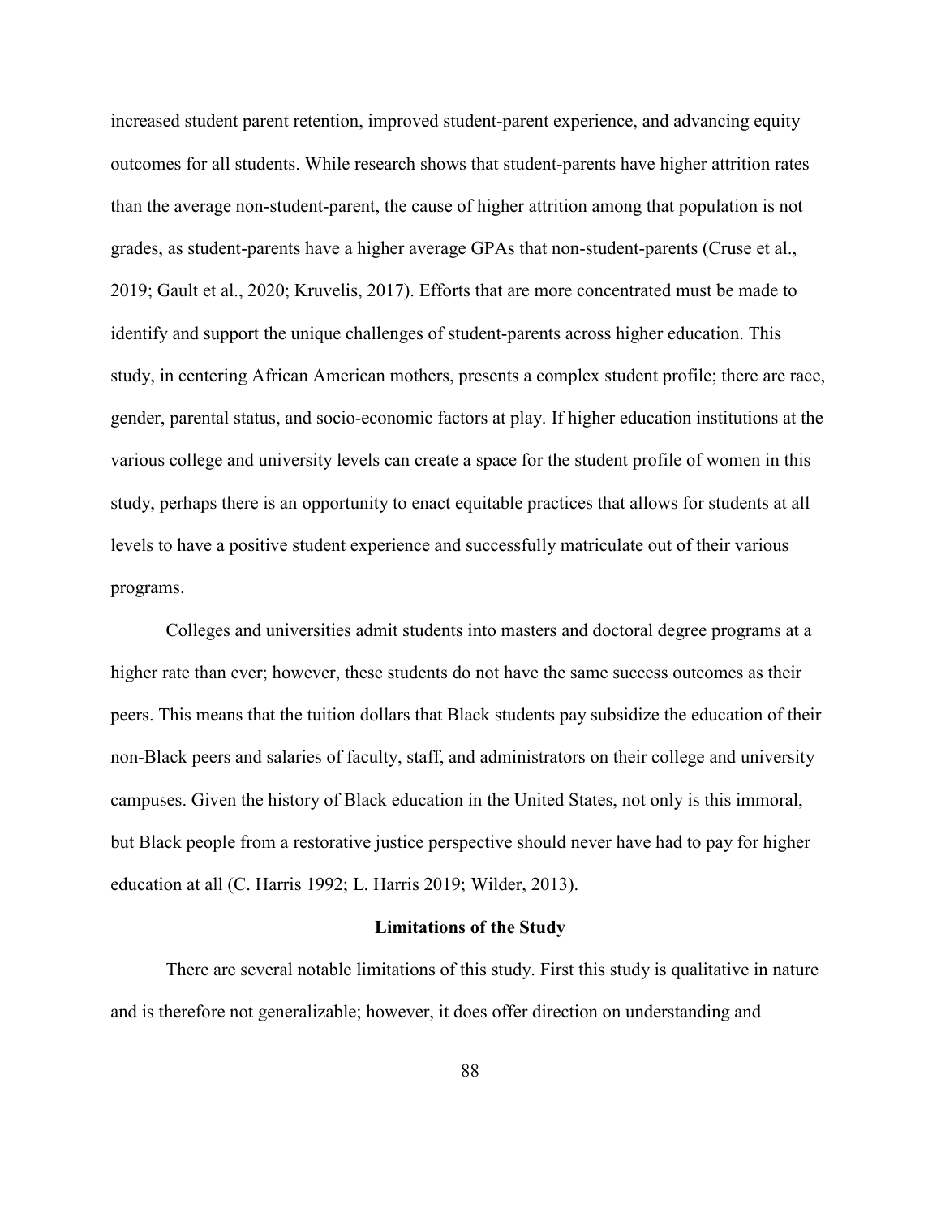increased student parent retention, improved student-parent experience, and advancing equity outcomes for all students. While research shows that student-parents have higher attrition rates than the average non-student-parent, the cause of higher attrition among that population is not grades, as student-parents have a higher average GPAs that non-student-parents (Cruse et al., 2019; Gault et al., 2020; Kruvelis, 2017). Efforts that are more concentrated must be made to identify and support the unique challenges of student-parents across higher education. This study, in centering African American mothers, presents a complex student profile; there are race, gender, parental status, and socio-economic factors at play. If higher education institutions at the various college and university levels can create a space for the student profile of women in this study, perhaps there is an opportunity to enact equitable practices that allows for students at all levels to have a positive student experience and successfully matriculate out of their various programs.

Colleges and universities admit students into masters and doctoral degree programs at a higher rate than ever; however, these students do not have the same success outcomes as their peers. This means that the tuition dollars that Black students pay subsidize the education of their non-Black peers and salaries of faculty, staff, and administrators on their college and university campuses. Given the history of Black education in the United States, not only is this immoral, but Black people from a restorative justice perspective should never have had to pay for higher education at all (C. Harris 1992; L. Harris 2019; Wilder, 2013).

### Limitations of the Study

There are several notable limitations of this study. First this study is qualitative in nature and is therefore not generalizable; however, it does offer direction on understanding and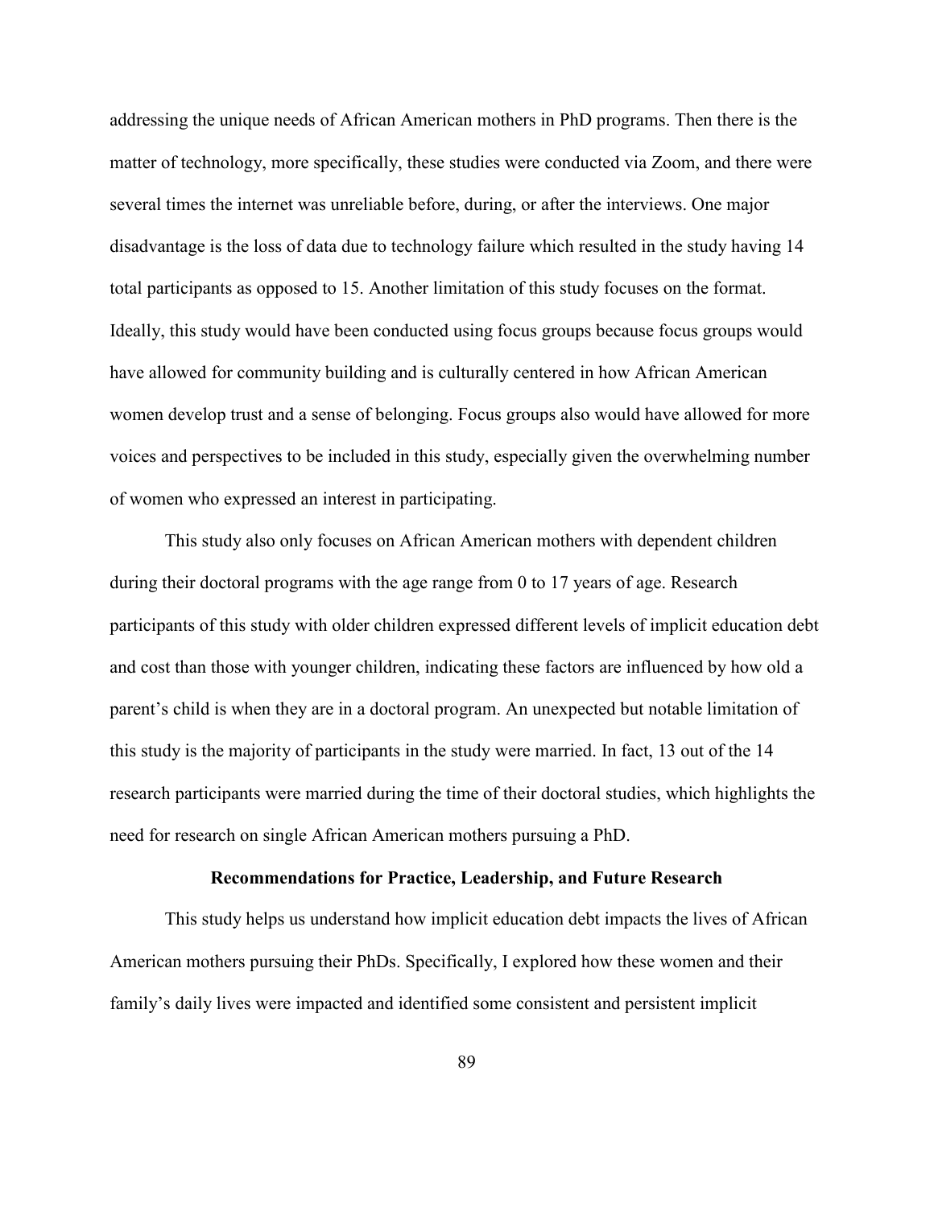addressing the unique needs of African American mothers in PhD programs. Then there is the matter of technology, more specifically, these studies were conducted via Zoom, and there were several times the internet was unreliable before, during, or after the interviews. One major disadvantage is the loss of data due to technology failure which resulted in the study having 14 total participants as opposed to 15. Another limitation of this study focuses on the format. Ideally, this study would have been conducted using focus groups because focus groups would have allowed for community building and is culturally centered in how African American women develop trust and a sense of belonging. Focus groups also would have allowed for more voices and perspectives to be included in this study, especially given the overwhelming number of women who expressed an interest in participating.

This study also only focuses on African American mothers with dependent children during their doctoral programs with the age range from 0 to 17 years of age. Research participants of this study with older children expressed different levels of implicit education debt and cost than those with younger children, indicating these factors are influenced by how old a parent's child is when they are in a doctoral program. An unexpected but notable limitation of this study is the majority of participants in the study were married. In fact, 13 out of the 14 research participants were married during the time of their doctoral studies, which highlights the need for research on single African American mothers pursuing a PhD.

## Recommendations for Practice, Leadership, and Future Research

This study helps us understand how implicit education debt impacts the lives of African American mothers pursuing their PhDs. Specifically, I explored how these women and their family's daily lives were impacted and identified some consistent and persistent implicit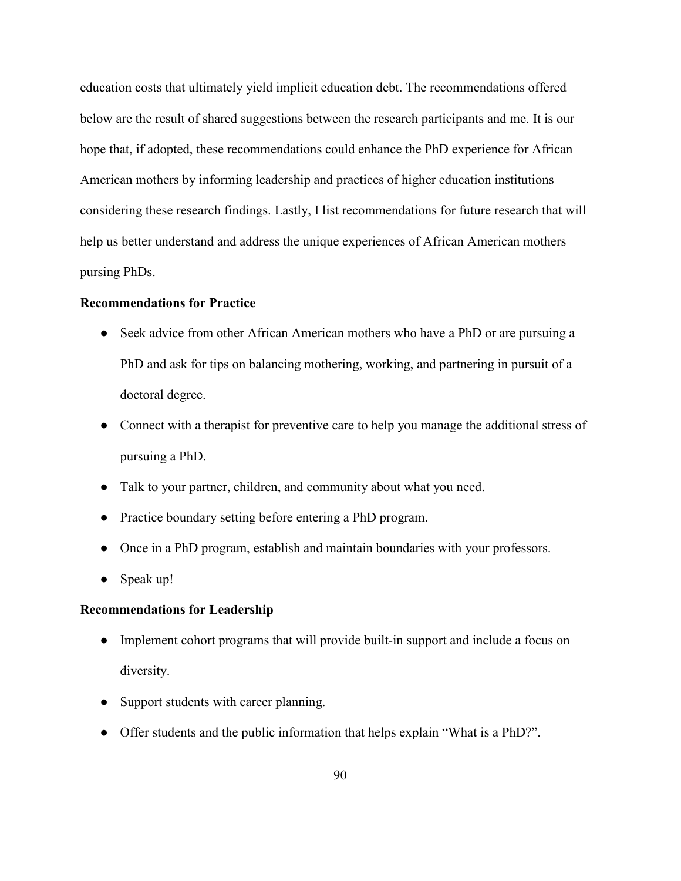education costs that ultimately yield implicit education debt. The recommendations offered below are the result of shared suggestions between the research participants and me. It is our hope that, if adopted, these recommendations could enhance the PhD experience for African American mothers by informing leadership and practices of higher education institutions considering these research findings. Lastly, I list recommendations for future research that will help us better understand and address the unique experiences of African American mothers pursing PhDs.

**Recommendations for Practice**

- Seek advice from other African American mothers who have a PhD or are pursuing a PhD and ask for tips on balancing mothering, working, and partnering in pursuit of a doctoral degree.
- Connect with a therapist for preventive care to help you manage the additional stress of pursuing a PhD.
- Talk to your partner, children, and community about what you need.
- Practice boundary setting before entering a PhD program.
- Once in a PhD program, establish and maintain boundaries with your professors.
- Speak up!

**Recommendations for Leadership**

- Implement cohort programs that will provide built-in support and include a focus on diversity.
- Support students with career planning.
- Offer students and the public information that helps explain "What is a PhD?".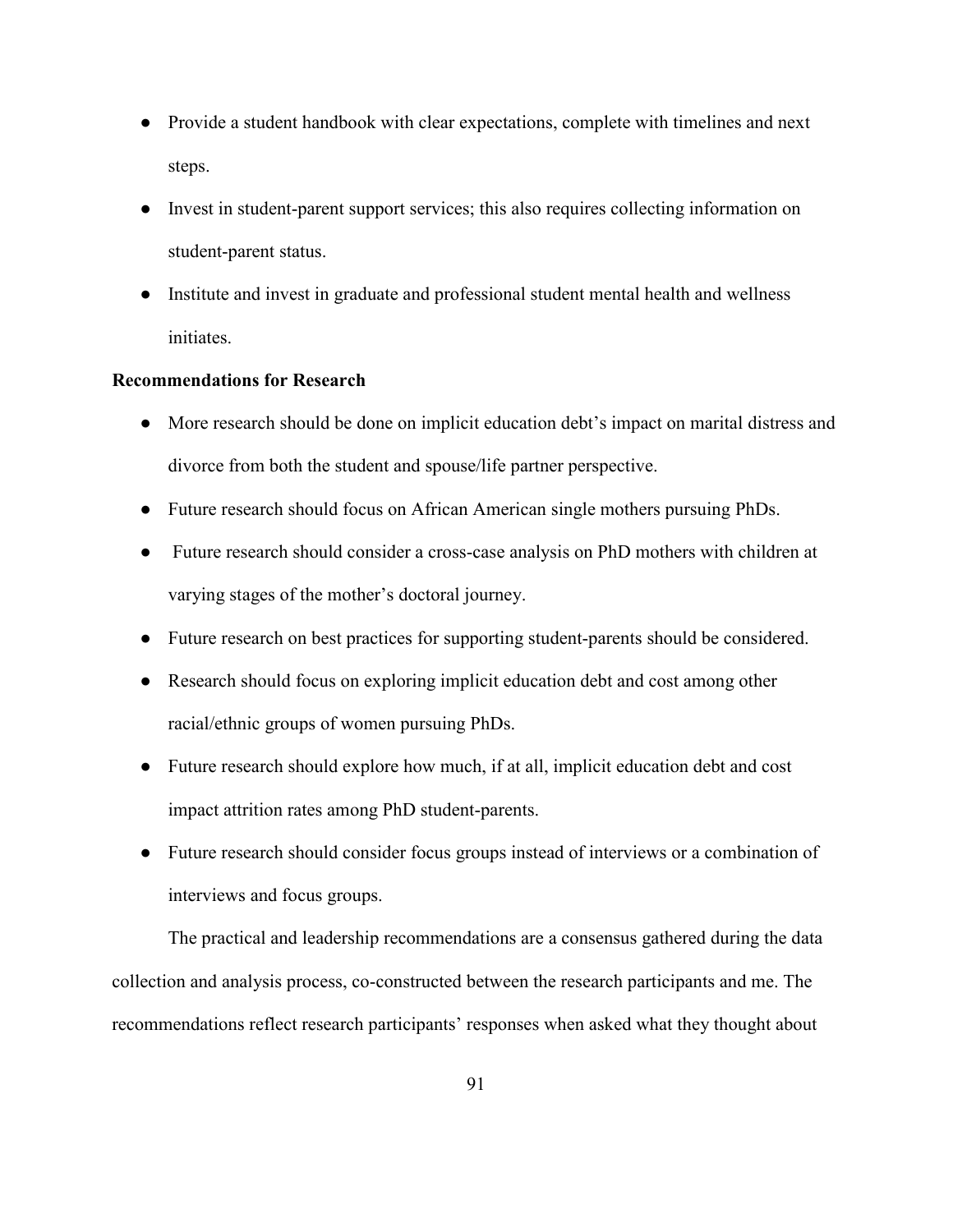- Provide a student handbook with clear expectations, complete with timelines and next steps.
- Invest in student-parent support services; this also requires collecting information on student-parent status.
- Institute and invest in graduate and professional student mental health and wellness initiates.

**Recommendations for Research**

- More research should be done on implicit education debt's impact on marital distress and divorce from both the student and spouse/life partner perspective.
- Future research should focus on African American single mothers pursuing PhDs.
- Future research should consider a cross-case analysis on PhD mothers with children at varying stages of the mother's doctoral journey.
- Future research on best practices for supporting student-parents should be considered.
- Research should focus on exploring implicit education debt and cost among other racial/ethnic groups of women pursuing PhDs.
- Future research should explore how much, if at all, implicit education debt and cost impact attrition rates among PhD student-parents.
- Future research should consider focus groups instead of interviews or a combination of interviews and focus groups.

The practical and leadership recommendations are a consensus gathered during the data collection and analysis process, co-constructed between the research participants and me. The recommendations reflect research participants' responses when asked what they thought about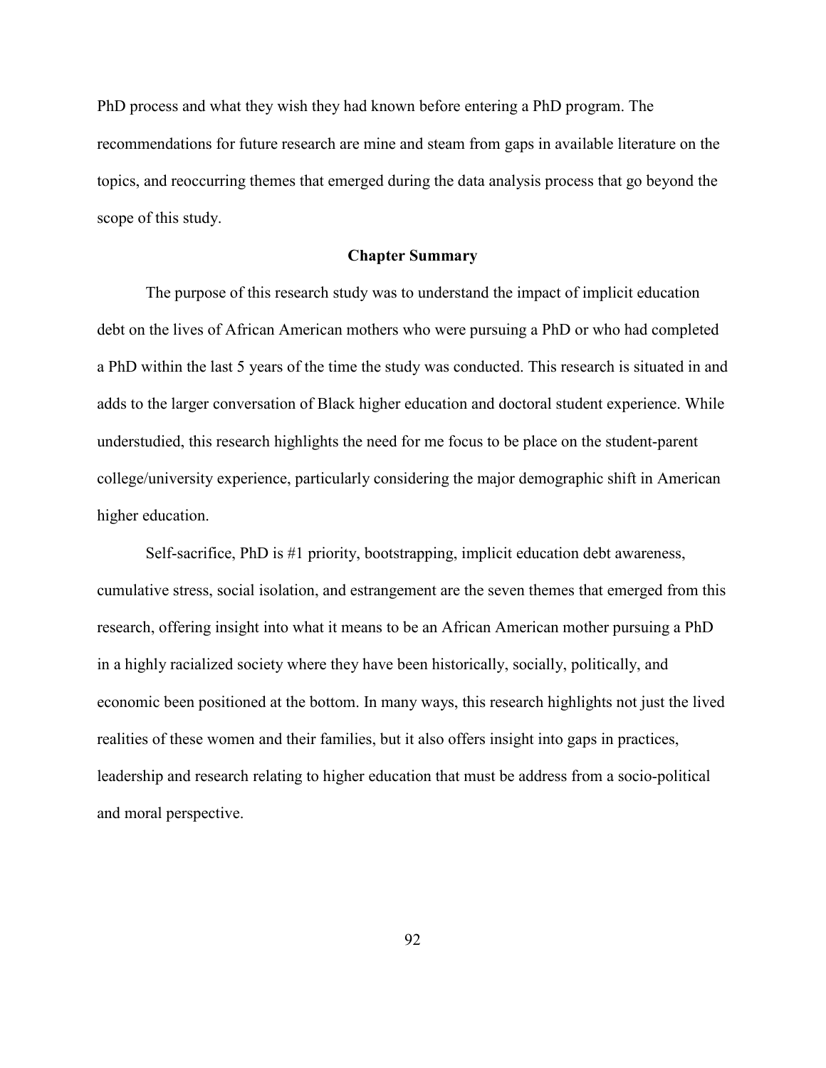PhD process and what they wish they had known before entering a PhD program. The recommendations for future research are mine and steam from gaps in available literature on the topics, and reoccurring themes that emerged during the data analysis process that go beyond the scope of this study.

## Chapter Summary

The purpose of this research study was to understand the impact of implicit education debt on the lives of African American mothers who were pursuing a PhD or who had completed a PhD within the last 5 years of the time the study was conducted. This research is situated in and adds to the larger conversation of Black higher education and doctoral student experience. While understudied, this research highlights the need for me focus to be place on the student-parent college/university experience, particularly considering the major demographic shift in American higher education.

Self-sacrifice, PhD is #1 priority, bootstrapping, implicit education debt awareness, cumulative stress, social isolation, and estrangement are the seven themes that emerged from this research, offering insight into what it means to be an African American mother pursuing a PhD in a highly racialized society where they have been historically, socially, politically, and economic been positioned at the bottom. In many ways, this research highlights not just the lived realities of these women and their families, but it also offers insight into gaps in practices, leadership and research relating to higher education that must be address from a socio-political and moral perspective.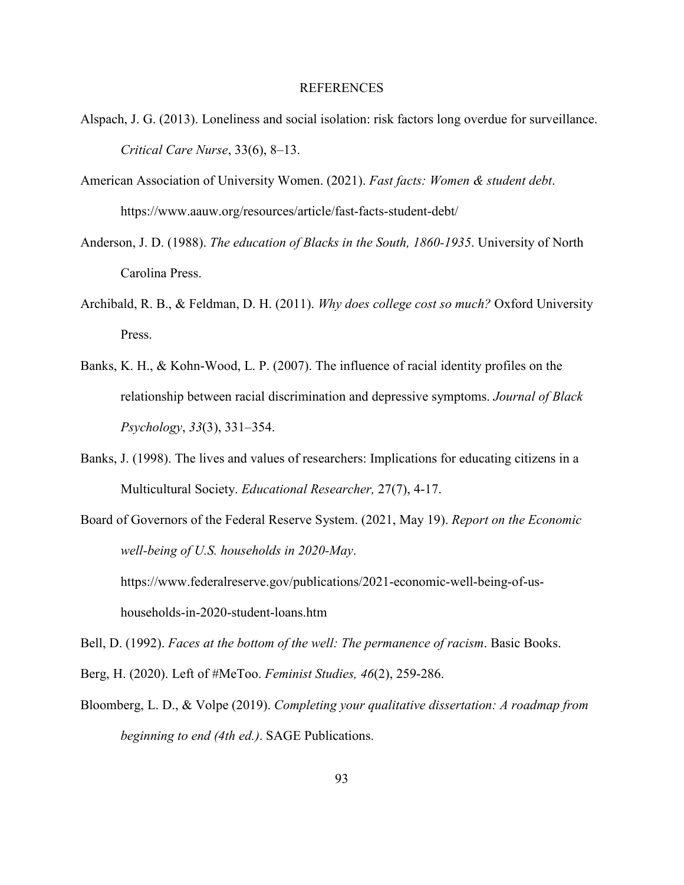# REFERENCES

Alspach, J. G. (2013). Loneliness and social isolation: risk factors long overdue for surveillance. *Critical Care Nurse*, 33(6), 8–13.

American Association of University Women. (2021). *Fast facts: Women & student debt*. https://www.aauw.org/resources/article/fast-facts-student-debt/

Anderson, J. D. (1988). *The education of Blacks in the South, 1860-1935*. University of North Carolina Press.

Archibald, R. B., & Feldman, D. H. (2011). *Why does college cost so much?* Oxford University Press.

Banks, K. H., & Kohn-Wood, L. P. (2007). The influence of racial identity profiles on the relationship between racial discrimination and depressive symptoms. *Journal of Black Psychology*, *33*(3), 331–354.

Banks, J. (1998). The lives and values of researchers: Implications for educating citizens in a Multicultural Society. *Educational Researcher,* 27(7), 4-17.

Board of Governors of the Federal Reserve System. (2021, May 19). *Report on the Economic well-being of U.S. households in 2020-May*. https://www.federalreserve.gov/publications/2021-economic-well-being-of-us-households-in-2020-student-loans.htm

Bell, D. (1992). *Faces at the bottom of the well: The permanence of racism*. Basic Books.

Berg, H. (2020). Left of #MeToo. *Feminist Studies, 46*(2), 259-286.

Bloomberg, L. D., & Volpe (2019). *Completing your qualitative dissertation: A roadmap from beginning to end (4th ed.)*. SAGE Publications.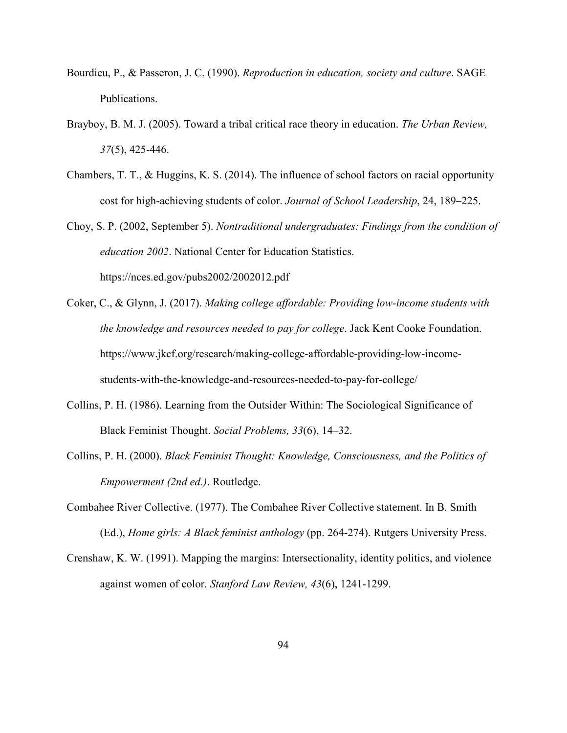Bourdieu, P., & Passeron, J. C. (1990). *Reproduction in education, society and culture*. SAGE Publications.

Brayboy, B. M. J. (2005). Toward a tribal critical race theory in education. *The Urban Review, 37*(5), 425-446.

Chambers, T. T., & Huggins, K. S. (2014). The influence of school factors on racial opportunity cost for high-achieving students of color. *Journal of School Leadership*, 24, 189–225.

Choy, S. P. (2002, September 5). *Nontraditional undergraduates: Findings from the condition of education 2002*. National Center for Education Statistics. https://nces.ed.gov/pubs2002/2002012.pdf

Coker, C., & Glynn, J. (2017). *Making college affordable: Providing low-income students with the knowledge and resources needed to pay for college*. Jack Kent Cooke Foundation. https://www.jkcf.org/research/making-college-affordable-providing-low-income-students-with-the-knowledge-and-resources-needed-to-pay-for-college/

Collins, P. H. (1986). Learning from the Outsider Within: The Sociological Significance of Black Feminist Thought. *Social Problems, 33*(6), 14–32.

Collins, P. H. (2000). *Black Feminist Thought: Knowledge, Consciousness, and the Politics of Empowerment (2nd ed.)*. Routledge.

Combahee River Collective. (1977). The Combahee River Collective statement. In B. Smith (Ed.), *Home girls: A Black feminist anthology* (pp. 264-274). Rutgers University Press.

Crenshaw, K. W. (1991). Mapping the margins: Intersectionality, identity politics, and violence against women of color. *Stanford Law Review, 43*(6), 1241-1299.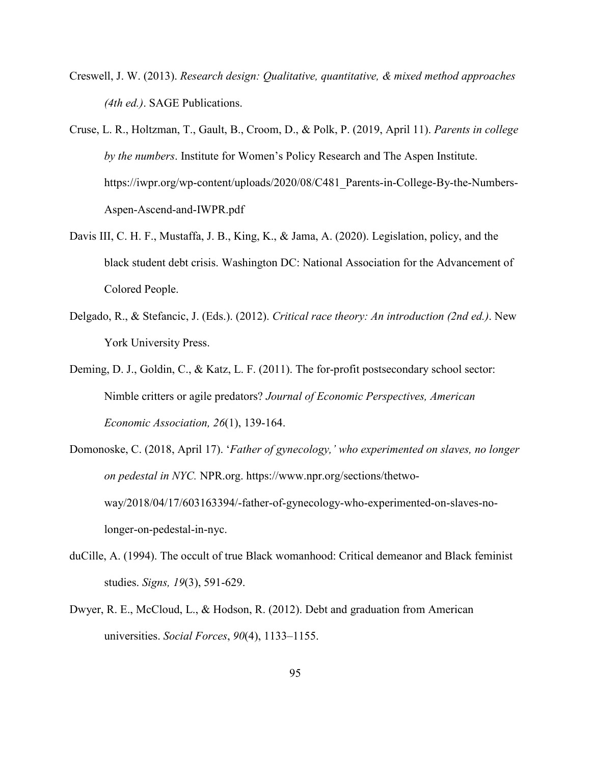Creswell, J. W. (2013). *Research design: Qualitative, quantitative, & mixed method approaches (4th ed.)*. SAGE Publications.

Cruse, L. R., Holtzman, T., Gault, B., Croom, D., & Polk, P. (2019, April 11). *Parents in college by the numbers*. Institute for Women's Policy Research and The Aspen Institute. https://iwpr.org/wp-content/uploads/2020/08/C481_Parents-in-College-By-the-Numbers-Aspen-Ascend-and-IWPR.pdf

Davis III, C. H. F., Mustaffa, J. B., King, K., & Jama, A. (2020). Legislation, policy, and the black student debt crisis. Washington DC: National Association for the Advancement of Colored People.

Delgado, R., & Stefancic, J. (Eds.). (2012). *Critical race theory: An introduction (2nd ed.)*. New York University Press.

Deming, D. J., Goldin, C., & Katz, L. F. (2011). The for-profit postsecondary school sector: Nimble critters or agile predators? *Journal of Economic Perspectives, American Economic Association, 26*(1), 139-164.

Domonoske, C. (2018, April 17). '*Father of gynecology,' who experimented on slaves, no longer on pedestal in NYC.* NPR.org. https://www.npr.org/sections/thetwo-way/2018/04/17/603163394/-father-of-gynecology-who-experimented-on-slaves-no-longer-on-pedestal-in-nyc.

duCille, A. (1994). The occult of true Black womanhood: Critical demeanor and Black feminist studies. *Signs, 19*(3), 591-629.

Dwyer, R. E., McCloud, L., & Hodson, R. (2012). Debt and graduation from American universities. *Social Forces*, *90*(4), 1133–1155.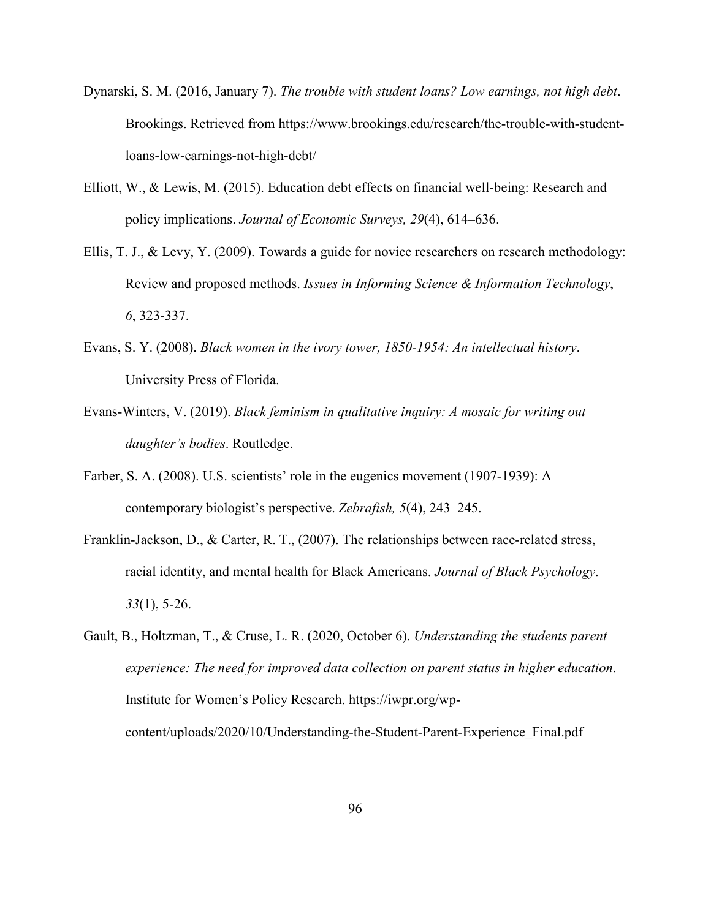Dynarski, S. M. (2016, January 7). *The trouble with student loans? Low earnings, not high debt*. Brookings. Retrieved from https://www.brookings.edu/research/the-trouble-with-student-loans-low-earnings-not-high-debt/

Elliott, W., & Lewis, M. (2015). Education debt effects on financial well-being: Research and policy implications. *Journal of Economic Surveys, 29*(4), 614–636.

Ellis, T. J., & Levy, Y. (2009). Towards a guide for novice researchers on research methodology: Review and proposed methods. *Issues in Informing Science & Information Technology*, *6*, 323-337.

Evans, S. Y. (2008). *Black women in the ivory tower, 1850-1954: An intellectual history*. University Press of Florida.

Evans-Winters, V. (2019). *Black feminism in qualitative inquiry: A mosaic for writing out daughter's bodies*. Routledge.

Farber, S. A. (2008). U.S. scientists' role in the eugenics movement (1907-1939): A contemporary biologist's perspective. *Zebrafish, 5*(4), 243–245.

Franklin-Jackson, D., & Carter, R. T., (2007). The relationships between race-related stress, racial identity, and mental health for Black Americans. *Journal of Black Psychology*. *33*(1), 5-26.

Gault, B., Holtzman, T., & Cruse, L. R. (2020, October 6). *Understanding the students parent experience: The need for improved data collection on parent status in higher education*. Institute for Women's Policy Research. https://iwpr.org/wp-content/uploads/2020/10/Understanding-the-Student-Parent-Experience_Final.pdf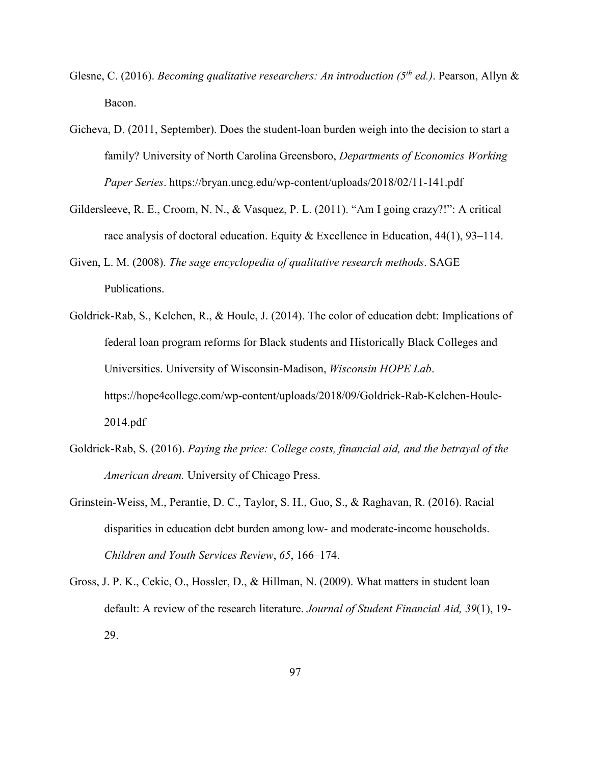Glesne, C. (2016). *Becoming qualitative researchers: An introduction (5th ed.)*. Pearson, Allyn & Bacon.

Gicheva, D. (2011, September). Does the student-loan burden weigh into the decision to start a family? University of North Carolina Greensboro, *Departments of Economics Working Paper Series*. https://bryan.uncg.edu/wp-content/uploads/2018/02/11-141.pdf

Gildersleeve, R. E., Croom, N. N., & Vasquez, P. L. (2011). "Am I going crazy?!": A critical race analysis of doctoral education. Equity & Excellence in Education, 44(1), 93–114.

Given, L. M. (2008). *The sage encyclopedia of qualitative research methods*. SAGE Publications.

Goldrick-Rab, S., Kelchen, R., & Houle, J. (2014). The color of education debt: Implications of federal loan program reforms for Black students and Historically Black Colleges and Universities. University of Wisconsin-Madison, *Wisconsin HOPE Lab*. https://hope4college.com/wp-content/uploads/2018/09/Goldrick-Rab-Kelchen-Houle-2014.pdf

Goldrick-Rab, S. (2016). *Paying the price: College costs, financial aid, and the betrayal of the American dream.* University of Chicago Press.

Grinstein-Weiss, M., Perantie, D. C., Taylor, S. H., Guo, S., & Raghavan, R. (2016). Racial disparities in education debt burden among low- and moderate-income households. *Children and Youth Services Review*, *65*, 166–174.

Gross, J. P. K., Cekic, O., Hossler, D., & Hillman, N. (2009). What matters in student loan default: A review of the research literature. *Journal of Student Financial Aid, 39*(1), 19-29.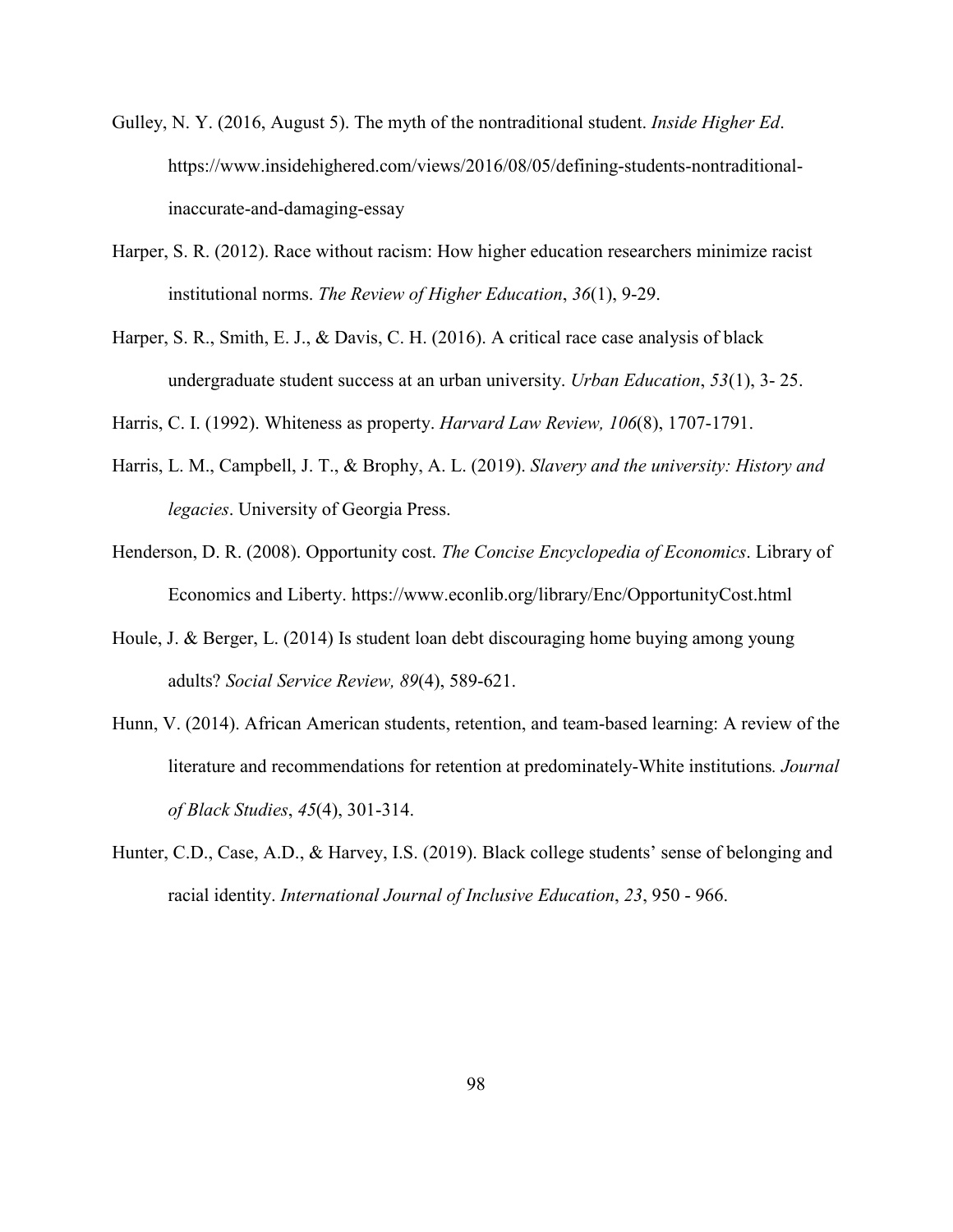Gulley, N. Y. (2016, August 5). The myth of the nontraditional student. *Inside Higher Ed*. https://www.insidehighered.com/views/2016/08/05/defining-students-nontraditional-inaccurate-and-damaging-essay

Harper, S. R. (2012). Race without racism: How higher education researchers minimize racist institutional norms. *The Review of Higher Education*, *36*(1), 9-29.

Harper, S. R., Smith, E. J., & Davis, C. H. (2016). A critical race case analysis of black undergraduate student success at an urban university. *Urban Education*, *53*(1), 3- 25.

Harris, C. I. (1992). Whiteness as property. *Harvard Law Review, 106*(8), 1707-1791.

Harris, L. M., Campbell, J. T., & Brophy, A. L. (2019). *Slavery and the university: History and legacies*. University of Georgia Press.

Henderson, D. R. (2008). Opportunity cost. *The Concise Encyclopedia of Economics*. Library of Economics and Liberty. https://www.econlib.org/library/Enc/OpportunityCost.html

Houle, J. & Berger, L. (2014) Is student loan debt discouraging home buying among young adults? *Social Service Review, 89*(4), 589-621.

Hunn, V. (2014). African American students, retention, and team-based learning: A review of the literature and recommendations for retention at predominately-White institutions. *Journal of Black Studies*, *45*(4), 301-314.

Hunter, C.D., Case, A.D., & Harvey, I.S. (2019). Black college students' sense of belonging and racial identity. *International Journal of Inclusive Education*, *23*, 950 - 966.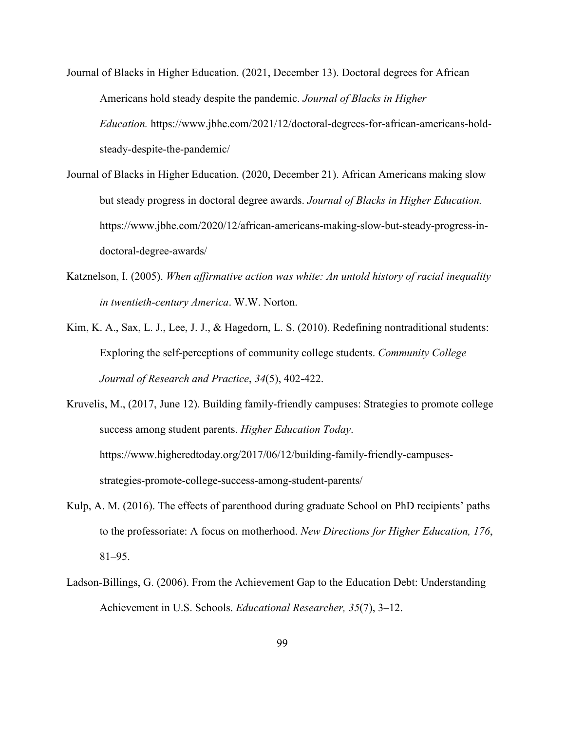Journal of Blacks in Higher Education. (2021, December 13). Doctoral degrees for African Americans hold steady despite the pandemic. *Journal of Blacks in Higher Education.* https://www.jbhe.com/2021/12/doctoral-degrees-for-african-americans-hold-steady-despite-the-pandemic/

Journal of Blacks in Higher Education. (2020, December 21). African Americans making slow but steady progress in doctoral degree awards. *Journal of Blacks in Higher Education.* https://www.jbhe.com/2020/12/african-americans-making-slow-but-steady-progress-in-doctoral-degree-awards/

Katznelson, I. (2005). *When affirmative action was white: An untold history of racial inequality in twentieth-century America*. W.W. Norton.

Kim, K. A., Sax, L. J., Lee, J. J., & Hagedorn, L. S. (2010). Redefining nontraditional students: Exploring the self-perceptions of community college students. *Community College Journal of Research and Practice*, *34*(5), 402-422.

Kruvelis, M., (2017, June 12). Building family-friendly campuses: Strategies to promote college success among student parents. *Higher Education Today*. https://www.higheredtoday.org/2017/06/12/building-family-friendly-campuses-strategies-promote-college-success-among-student-parents/

Kulp, A. M. (2016). The effects of parenthood during graduate School on PhD recipients' paths to the professoriate: A focus on motherhood. *New Directions for Higher Education, 176*, 81–95.

Ladson-Billings, G. (2006). From the Achievement Gap to the Education Debt: Understanding Achievement in U.S. Schools. *Educational Researcher, 35*(7), 3–12.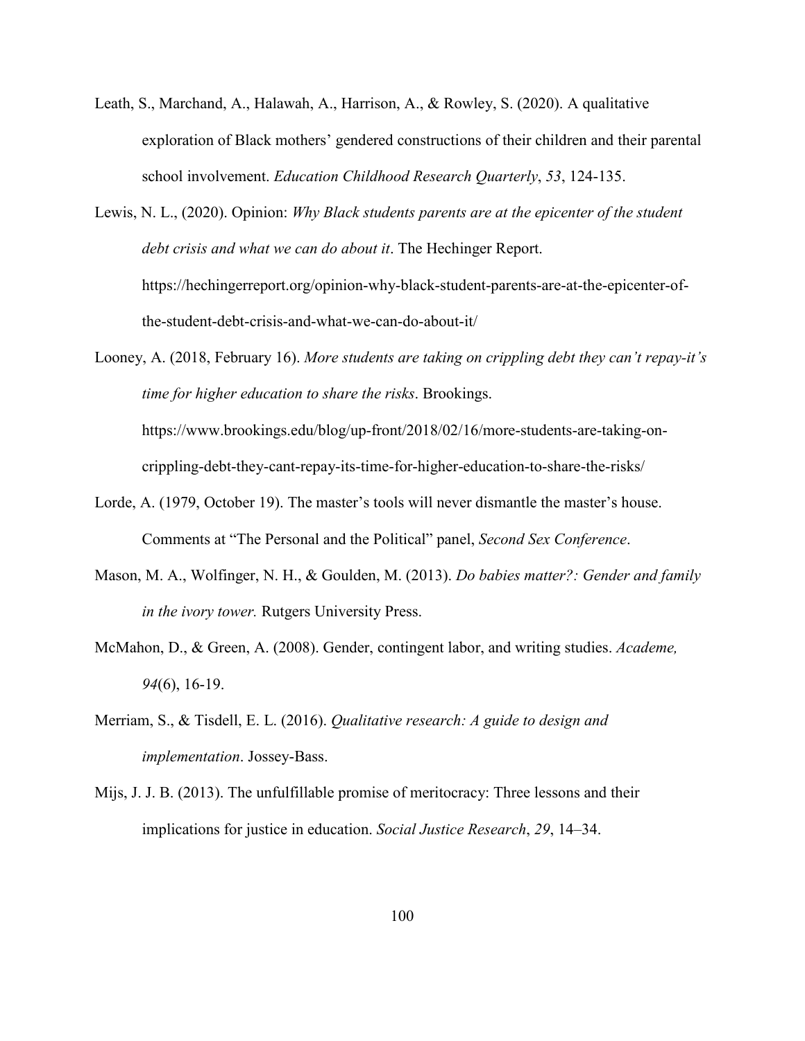Leath, S., Marchand, A., Halawah, A., Harrison, A., & Rowley, S. (2020). A qualitative exploration of Black mothers' gendered constructions of their children and their parental school involvement. *Education Childhood Research Quarterly*, *53*, 124-135.

Lewis, N. L., (2020). Opinion: *Why Black students parents are at the epicenter of the student debt crisis and what we can do about it*. The Hechinger Report. https://hechingerreport.org/opinion-why-black-student-parents-are-at-the-epicenter-of-the-student-debt-crisis-and-what-we-can-do-about-it/

Looney, A. (2018, February 16). *More students are taking on crippling debt they can't repay-it's time for higher education to share the risks*. Brookings. https://www.brookings.edu/blog/up-front/2018/02/16/more-students-are-taking-on-crippling-debt-they-cant-repay-its-time-for-higher-education-to-share-the-risks/

Lorde, A. (1979, October 19). The master's tools will never dismantle the master's house. Comments at "The Personal and the Political" panel, *Second Sex Conference*.

Mason, M. A., Wolfinger, N. H., & Goulden, M. (2013). *Do babies matter?: Gender and family in the ivory tower.* Rutgers University Press.

McMahon, D., & Green, A. (2008). Gender, contingent labor, and writing studies. *Academe, 94*(6), 16-19.

Merriam, S., & Tisdell, E. L. (2016). *Qualitative research: A guide to design and implementation*. Jossey-Bass.

Mijs, J. J. B. (2013). The unfulfillable promise of meritocracy: Three lessons and their implications for justice in education. *Social Justice Research*, *29*, 14–34.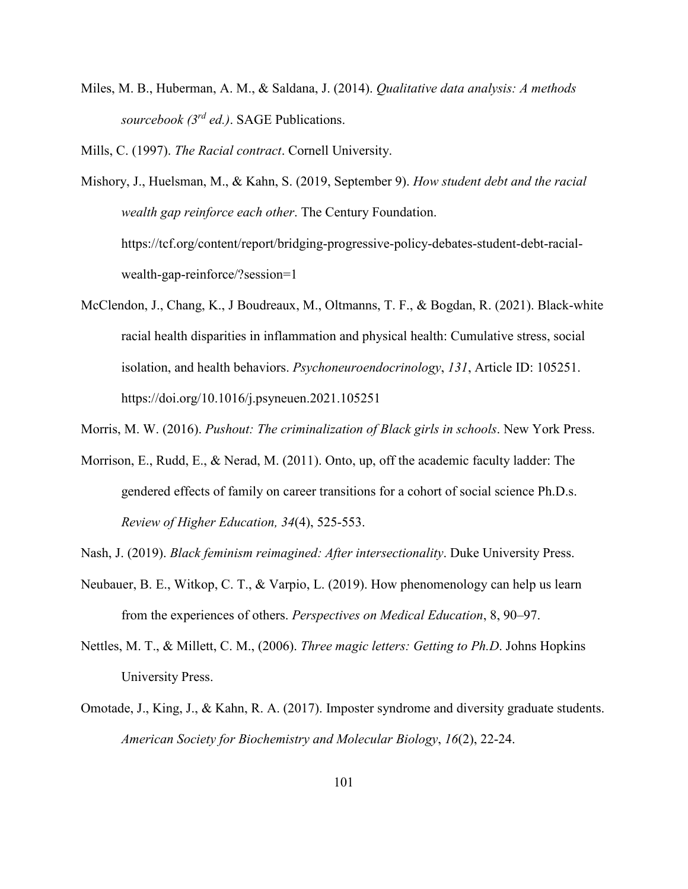Miles, M. B., Huberman, A. M., & Saldana, J. (2014). *Qualitative data analysis: A methods sourcebook (3rd ed.)*. SAGE Publications.

Mills, C. (1997). *The Racial contract*. Cornell University.

Mishory, J., Huelsman, M., & Kahn, S. (2019, September 9). *How student debt and the racial wealth gap reinforce each other*. The Century Foundation. https://tcf.org/content/report/bridging-progressive-policy-debates-student-debt-racial-wealth-gap-reinforce/?session=1

McClendon, J., Chang, K., J Boudreaux, M., Oltmanns, T. F., & Bogdan, R. (2021). Black-white racial health disparities in inflammation and physical health: Cumulative stress, social isolation, and health behaviors. *Psychoneuroendocrinology*, *131*, Article ID: 105251. https://doi.org/10.1016/j.psyneuen.2021.105251

Morris, M. W. (2016). *Pushout: The criminalization of Black girls in schools*. New York Press.

Morrison, E., Rudd, E., & Nerad, M. (2011). Onto, up, off the academic faculty ladder: The gendered effects of family on career transitions for a cohort of social science Ph.D.s. *Review of Higher Education, 34*(4), 525-553.

Nash, J. (2019). *Black feminism reimagined: After intersectionality*. Duke University Press.

Neubauer, B. E., Witkop, C. T., & Varpio, L. (2019). How phenomenology can help us learn from the experiences of others. *Perspectives on Medical Education*, 8, 90–97.

Nettles, M. T., & Millett, C. M., (2006). *Three magic letters: Getting to Ph.D*. Johns Hopkins University Press.

Omotade, J., King, J., & Kahn, R. A. (2017). Imposter syndrome and diversity graduate students. *American Society for Biochemistry and Molecular Biology*, *16*(2), 22-24.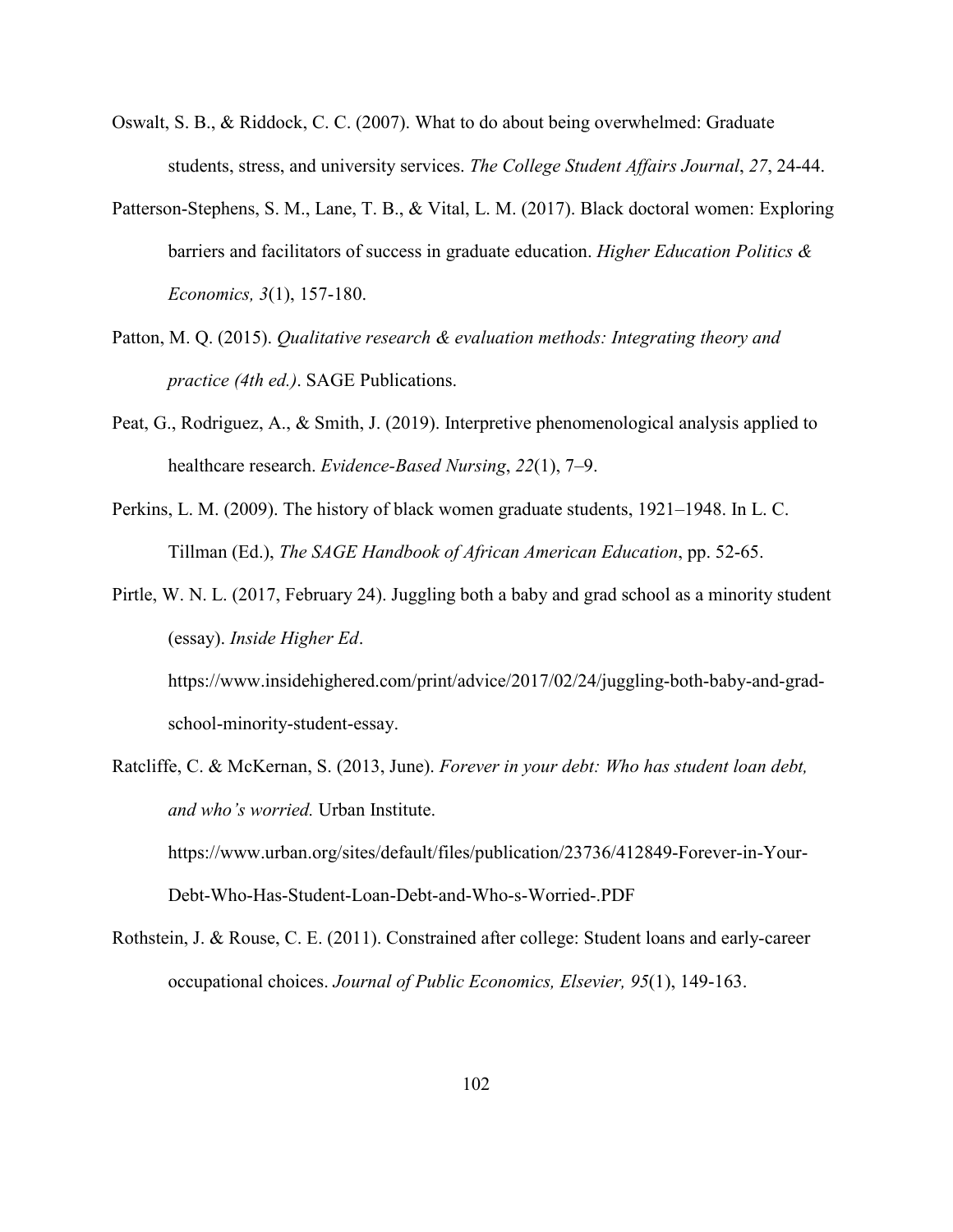Oswalt, S. B., & Riddock, C. C. (2007). What to do about being overwhelmed: Graduate students, stress, and university services. *The College Student Affairs Journal*, *27*, 24-44.

Patterson-Stephens, S. M., Lane, T. B., & Vital, L. M. (2017). Black doctoral women: Exploring barriers and facilitators of success in graduate education. *Higher Education Politics & Economics, 3*(1), 157-180.

Patton, M. Q. (2015). *Qualitative research & evaluation methods: Integrating theory and practice (4th ed.)*. SAGE Publications.

Peat, G., Rodriguez, A., & Smith, J. (2019). Interpretive phenomenological analysis applied to healthcare research. *Evidence-Based Nursing*, *22*(1), 7–9.

Perkins, L. M. (2009). The history of black women graduate students, 1921–1948. In L. C. Tillman (Ed.), *The SAGE Handbook of African American Education*, pp. 52-65.

Pirtle, W. N. L. (2017, February 24). Juggling both a baby and grad school as a minority student (essay). *Inside Higher Ed*. https://www.insidehighered.com/print/advice/2017/02/24/juggling-both-baby-and-grad-school-minority-student-essay.

Ratcliffe, C. & McKernan, S. (2013, June). *Forever in your debt: Who has student loan debt, and who's worried.* Urban Institute. https://www.urban.org/sites/default/files/publication/23736/412849-Forever-in-Your-Debt-Who-Has-Student-Loan-Debt-and-Who-s-Worried-.PDF

Rothstein, J. & Rouse, C. E. (2011). Constrained after college: Student loans and early-career occupational choices. *Journal of Public Economics, Elsevier, 95*(1), 149-163.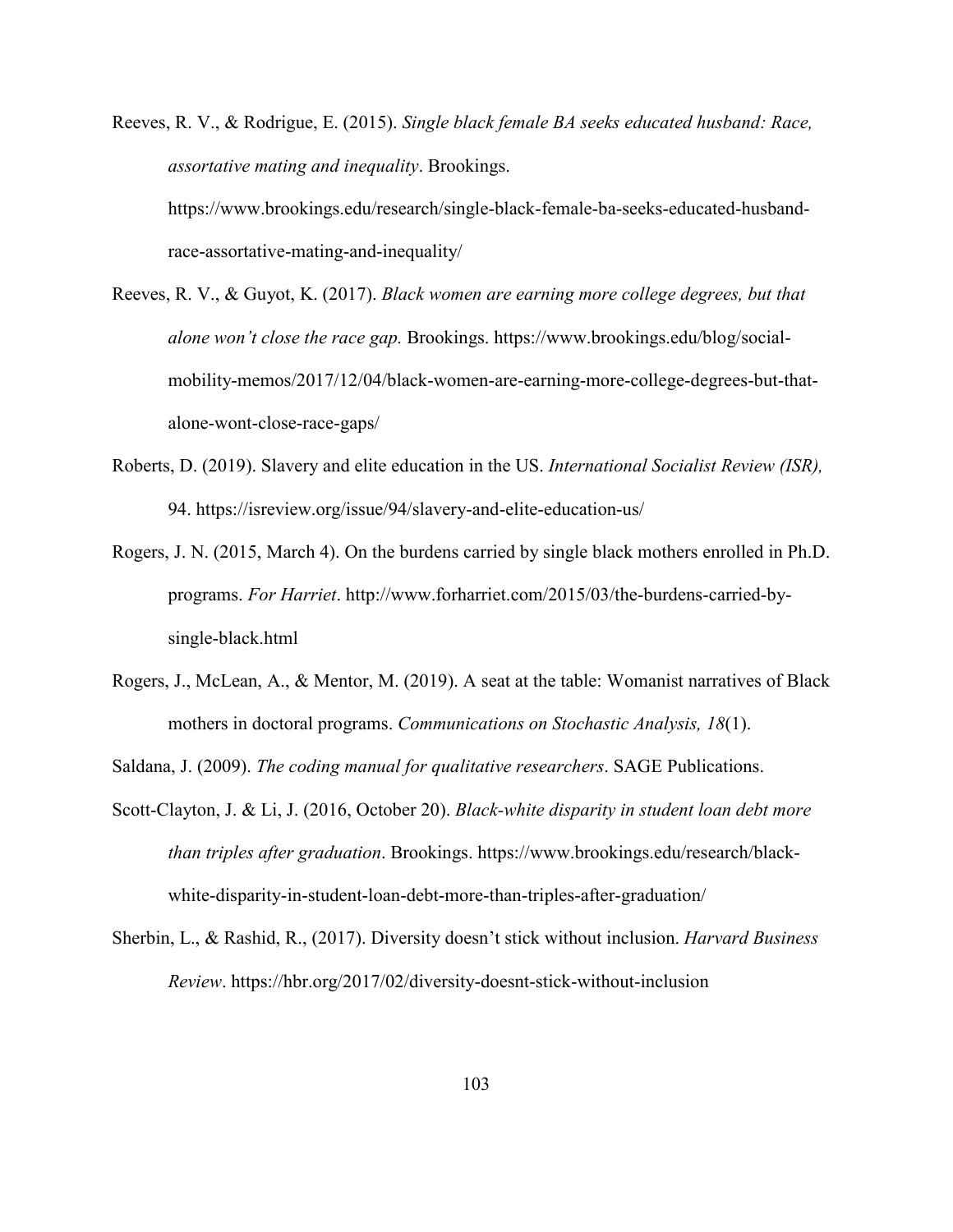Reeves, R. V., & Rodrigue, E. (2015). *Single black female BA seeks educated husband: Race, assortative mating and inequality*. Brookings. https://www.brookings.edu/research/single-black-female-ba-seeks-educated-husband-race-assortative-mating-and-inequality/

Reeves, R. V., & Guyot, K. (2017). *Black women are earning more college degrees, but that alone won't close the race gap.* Brookings. https://www.brookings.edu/blog/social-mobility-memos/2017/12/04/black-women-are-earning-more-college-degrees-but-that-alone-wont-close-race-gaps/

Roberts, D. (2019). Slavery and elite education in the US. *International Socialist Review (ISR),* 94. https://isreview.org/issue/94/slavery-and-elite-education-us/

Rogers, J. N. (2015, March 4). On the burdens carried by single black mothers enrolled in Ph.D. programs. *For Harriet*. http://www.forharriet.com/2015/03/the-burdens-carried-by-single-black.html

Rogers, J., McLean, A., & Mentor, M. (2019). A seat at the table: Womanist narratives of Black mothers in doctoral programs. *Communications on Stochastic Analysis, 18*(1).

Saldana, J. (2009). *The coding manual for qualitative researchers*. SAGE Publications.

Scott-Clayton, J. & Li, J. (2016, October 20). *Black-white disparity in student loan debt more than triples after graduation*. Brookings. https://www.brookings.edu/research/black-white-disparity-in-student-loan-debt-more-than-triples-after-graduation/

Sherbin, L., & Rashid, R., (2017). Diversity doesn't stick without inclusion. *Harvard Business Review*. https://hbr.org/2017/02/diversity-doesnt-stick-without-inclusion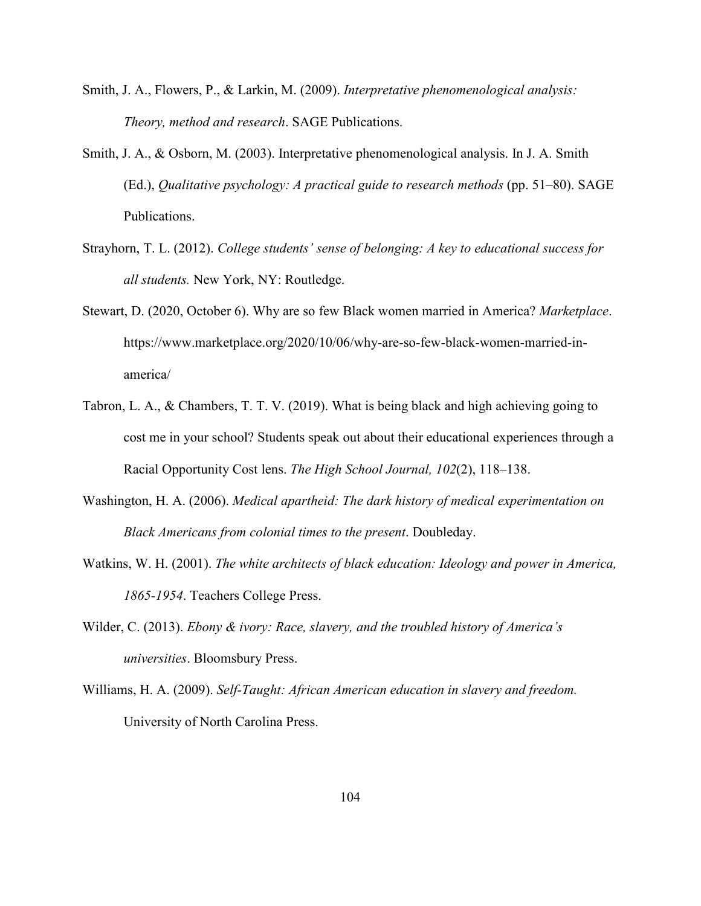Smith, J. A., Flowers, P., & Larkin, M. (2009). *Interpretative phenomenological analysis: Theory, method and research*. SAGE Publications.

Smith, J. A., & Osborn, M. (2003). Interpretative phenomenological analysis. In J. A. Smith (Ed.), *Qualitative psychology: A practical guide to research methods* (pp. 51–80). SAGE Publications.

Strayhorn, T. L. (2012). *College students' sense of belonging: A key to educational success for all students.* New York, NY: Routledge.

Stewart, D. (2020, October 6). Why are so few Black women married in America? *Marketplace*. https://www.marketplace.org/2020/10/06/why-are-so-few-black-women-married-in-america/

Tabron, L. A., & Chambers, T. T. V. (2019). What is being black and high achieving going to cost me in your school? Students speak out about their educational experiences through a Racial Opportunity Cost lens. *The High School Journal, 102*(2), 118–138.

Washington, H. A. (2006). *Medical apartheid: The dark history of medical experimentation on Black Americans from colonial times to the present*. Doubleday.

Watkins, W. H. (2001). *The white architects of black education: Ideology and power in America, 1865-1954*. Teachers College Press.

Wilder, C. (2013). *Ebony & ivory: Race, slavery, and the troubled history of America's universities*. Bloomsbury Press.

Williams, H. A. (2009). *Self-Taught: African American education in slavery and freedom.* University of North Carolina Press.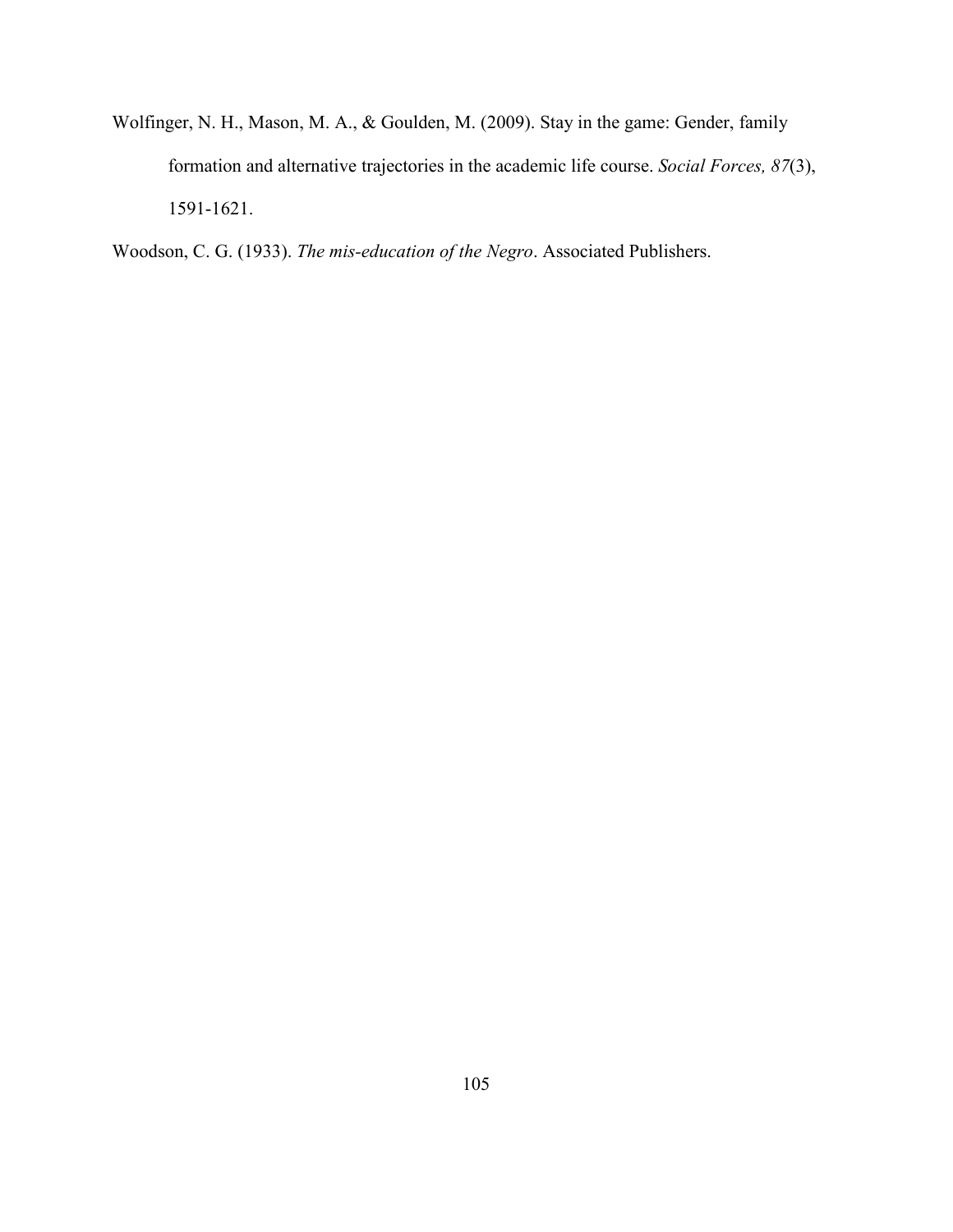Wolfinger, N. H., Mason, M. A., & Goulden, M. (2009). Stay in the game: Gender, family formation and alternative trajectories in the academic life course. *Social Forces, 87*(3), 1591-1621.

Woodson, C. G. (1933). *The mis-education of the Negro*. Associated Publishers.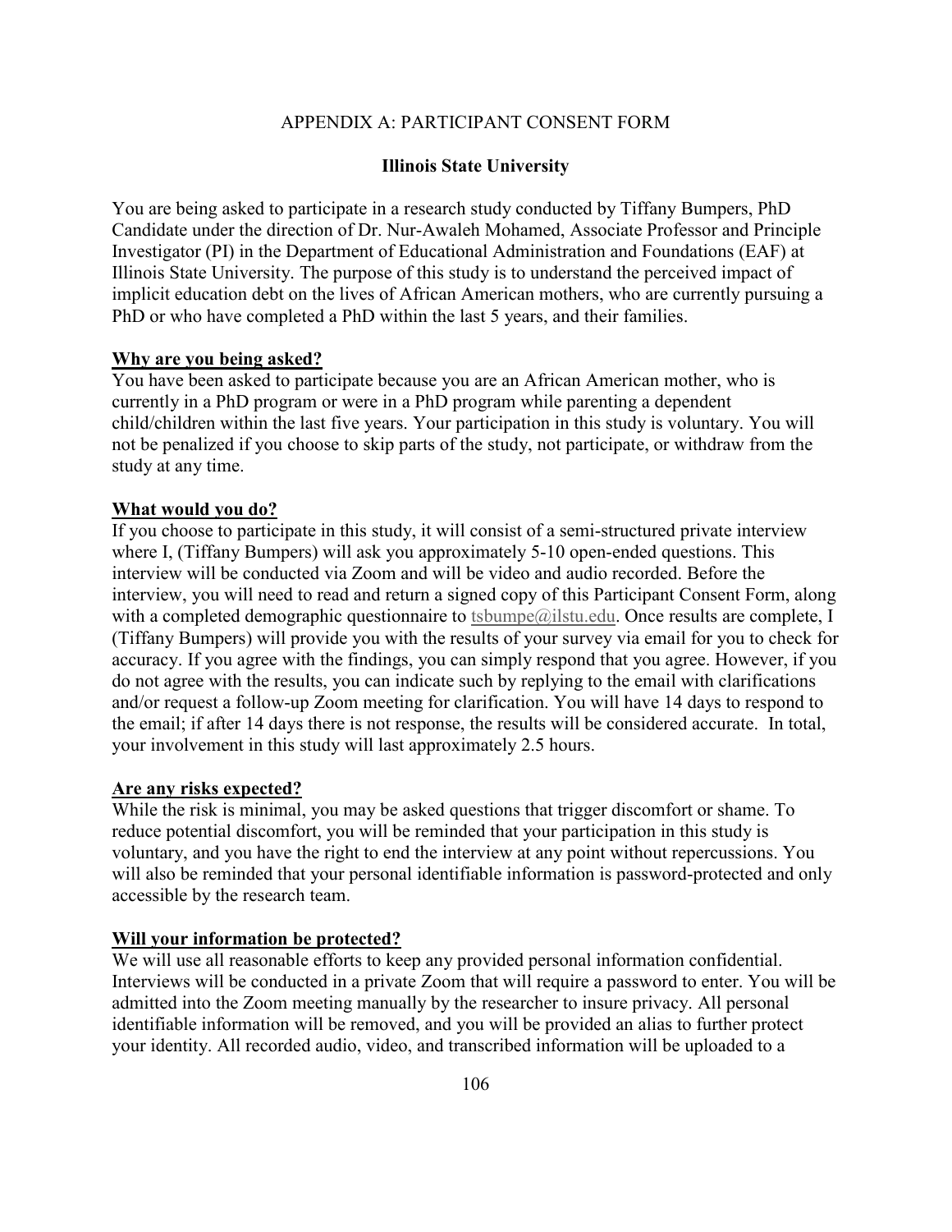APPENDIX A: PARTICIPANT CONSENT FORM

**Illinois State University**

You are being asked to participate in a research study conducted by Tiffany Bumpers, PhD Candidate under the direction of Dr. Nur-Awaleh Mohamed, Associate Professor and Principle Investigator (PI) in the Department of Educational Administration and Foundations (EAF) at Illinois State University. The purpose of this study is to understand the perceived impact of implicit education debt on the lives of African American mothers, who are currently pursuing a PhD or who have completed a PhD within the last 5 years, and their families.

**<u>Why are you being asked?</u>**

You have been asked to participate because you are an African American mother, who is currently in a PhD program or were in a PhD program while parenting a dependent child/children within the last five years. Your participation in this study is voluntary. You will not be penalized if you choose to skip parts of the study, not participate, or withdraw from the study at any time.

**<u>What would you do?</u>**

If you choose to participate in this study, it will consist of a semi-structured private interview where I, (Tiffany Bumpers) will ask you approximately 5-10 open-ended questions. This interview will be conducted via Zoom and will be video and audio recorded. Before the interview, you will need to read and return a signed copy of this Participant Consent Form, along with a completed demographic questionnaire to tsbumpe@ilstu.edu. Once results are complete, I (Tiffany Bumpers) will provide you with the results of your survey via email for you to check for accuracy. If you agree with the findings, you can simply respond that you agree. However, if you do not agree with the results, you can indicate such by replying to the email with clarifications and/or request a follow-up Zoom meeting for clarification. You will have 14 days to respond to the email; if after 14 days there is not response, the results will be considered accurate. In total, your involvement in this study will last approximately 2.5 hours.

**<u>Are any risks expected?</u>**

While the risk is minimal, you may be asked questions that trigger discomfort or shame. To reduce potential discomfort, you will be reminded that your participation in this study is voluntary, and you have the right to end the interview at any point without repercussions. You will also be reminded that your personal identifiable information is password-protected and only accessible by the research team.

**<u>Will your information be protected?</u>**

We will use all reasonable efforts to keep any provided personal information confidential. Interviews will be conducted in a private Zoom that will require a password to enter. You will be admitted into the Zoom meeting manually by the researcher to insure privacy. All personal identifiable information will be removed, and you will be provided an alias to further protect your identity. All recorded audio, video, and transcribed information will be uploaded to a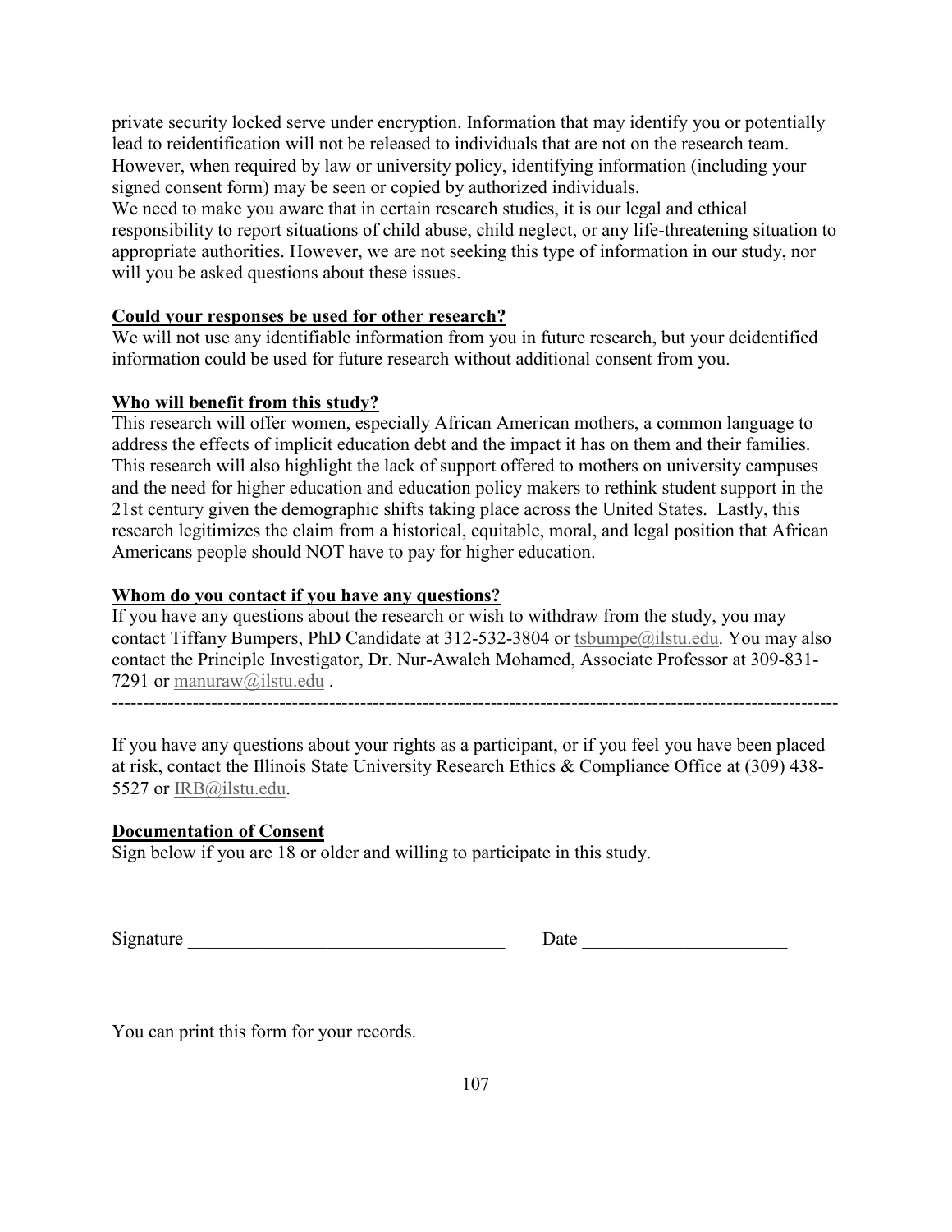private security locked serve under encryption. Information that may identify you or potentially lead to reidentification will not be released to individuals that are not on the research team. However, when required by law or university policy, identifying information (including your signed consent form) may be seen or copied by authorized individuals.
We need to make you aware that in certain research studies, it is our legal and ethical responsibility to report situations of child abuse, child neglect, or any life-threatening situation to appropriate authorities. However, we are not seeking this type of information in our study, nor will you be asked questions about these issues.

**Could your responses be used for other research?**
We will not use any identifiable information from you in future research, but your deidentified information could be used for future research without additional consent from you.

**Who will benefit from this study?**
This research will offer women, especially African American mothers, a common language to address the effects of implicit education debt and the impact it has on them and their families. This research will also highlight the lack of support offered to mothers on university campuses and the need for higher education and education policy makers to rethink student support in the 21st century given the demographic shifts taking place across the United States. Lastly, this research legitimizes the claim from a historical, equitable, moral, and legal position that African Americans people should NOT have to pay for higher education.

**Whom do you contact if you have any questions?**
If you have any questions about the research or wish to withdraw from the study, you may contact Tiffany Bumpers, PhD Candidate at 312-532-3804 or tsbumpe@ilstu.edu. You may also contact the Principle Investigator, Dr. Nur-Awaleh Mohamed, Associate Professor at 309-831-7291 or manuraw@ilstu.edu .

---

If you have any questions about your rights as a participant, or if you feel you have been placed at risk, contact the Illinois State University Research Ethics & Compliance Office at (309) 438-5527 or IRB@ilstu.edu.

**Documentation of Consent**
Sign below if you are 18 or older and willing to participate in this study.

Signature ___________________________________ Date ______________________

You can print this form for your records.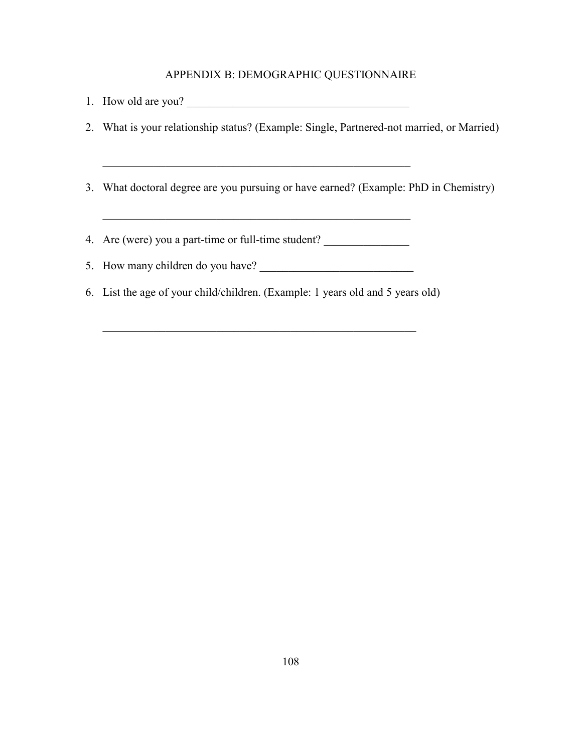# APPENDIX B: DEMOGRAPHIC QUESTIONNAIRE

1. How old are you? ________________________________________

2. What is your relationship status? (Example: Single, Partnered-not married, or Married)

   ________________________________________________________

3. What doctoral degree are you pursuing or have earned? (Example: PhD in Chemistry)

   ________________________________________________________

4. Are (were) you a part-time or full-time student? _______________

5. How many children do you have? ___________________________

6. List the age of your child/children. (Example: 1 years old and 5 years old)

   _________________________________________________________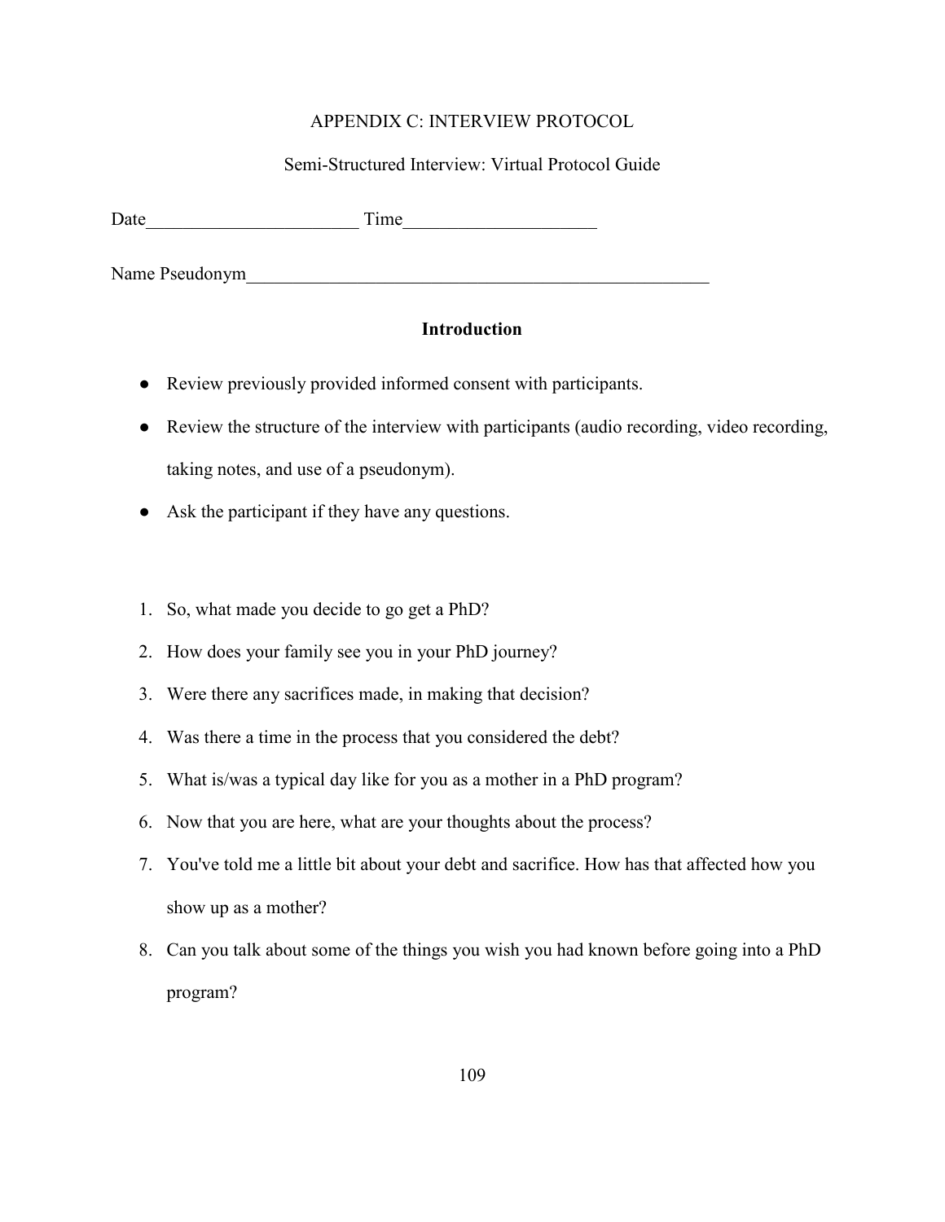# APPENDIX C: INTERVIEW PROTOCOL

Semi-Structured Interview: Virtual Protocol Guide

Date_______________________ Time____________________

Name Pseudonym__________________________________________________

**Introduction**

- Review previously provided informed consent with participants.
- Review the structure of the interview with participants (audio recording, video recording, taking notes, and use of a pseudonym).
- Ask the participant if they have any questions.

1. So, what made you decide to go get a PhD?
2. How does your family see you in your PhD journey?
3. Were there any sacrifices made, in making that decision?
4. Was there a time in the process that you considered the debt?
5. What is/was a typical day like for you as a mother in a PhD program?
6. Now that you are here, what are your thoughts about the process?
7. You've told me a little bit about your debt and sacrifice. How has that affected how you show up as a mother?
8. Can you talk about some of the things you wish you had known before going into a PhD program?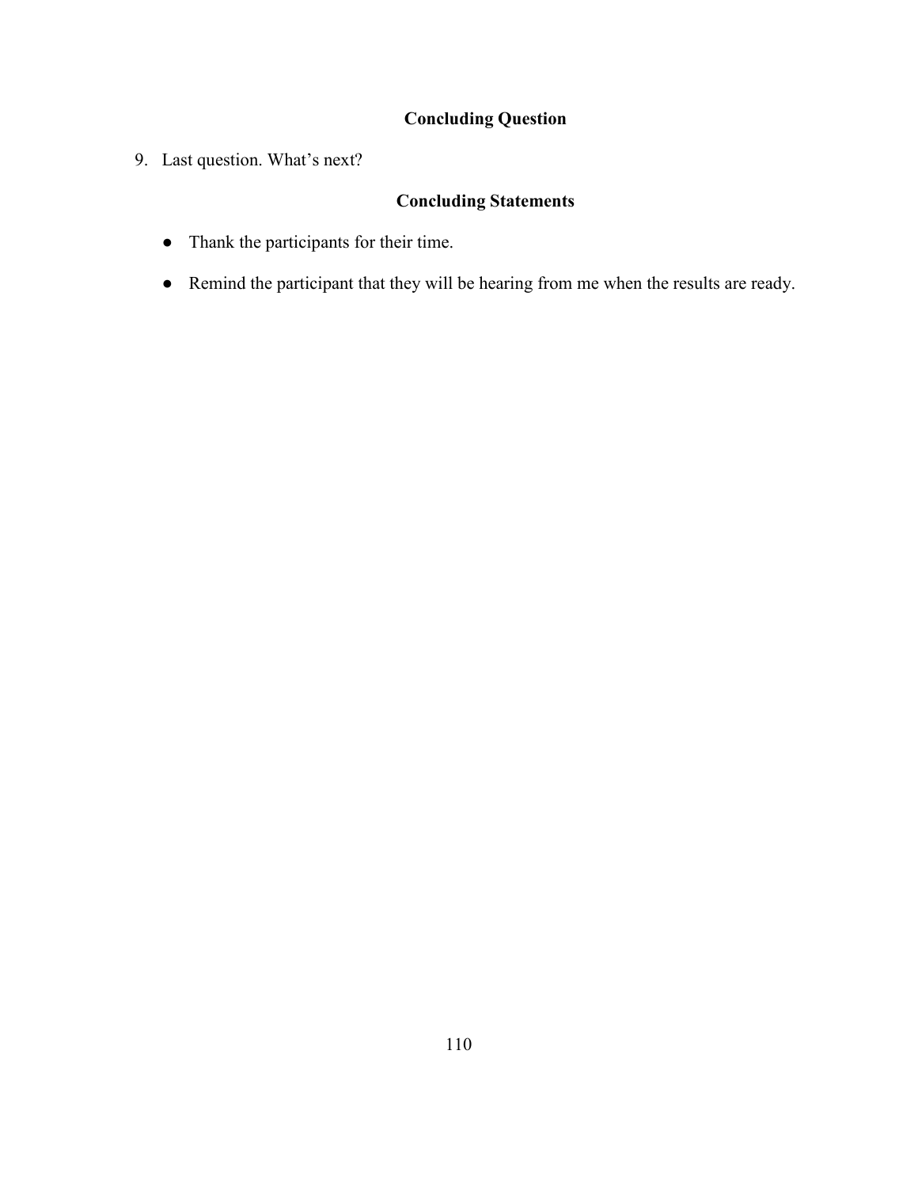### Concluding Question

9. Last question. What's next?

### Concluding Statements

- Thank the participants for their time.
- Remind the participant that they will be hearing from me when the results are ready.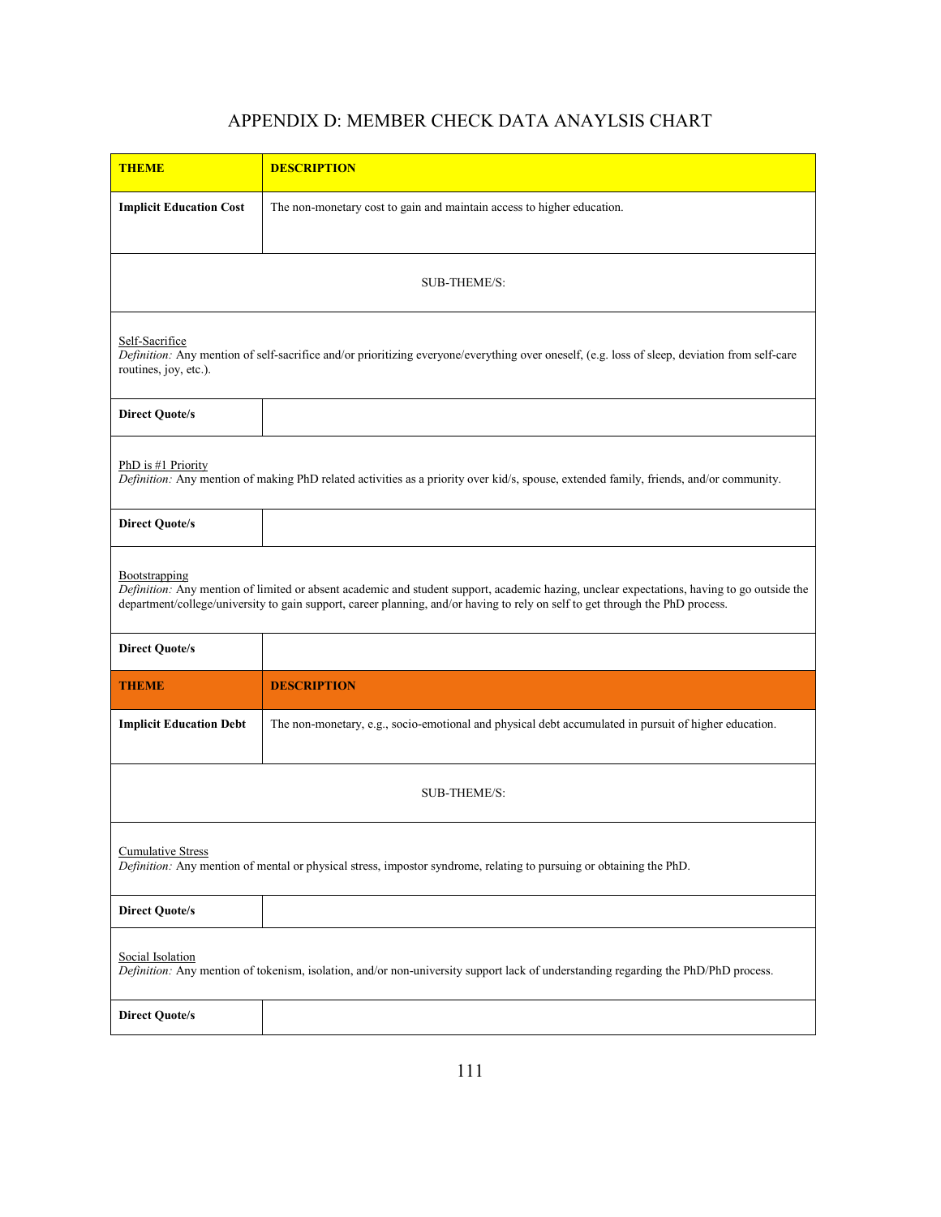## APPENDIX D: MEMBER CHECK DATA ANAYLSIS CHART

| THEME | DESCRIPTION |
|---|---|
| **Implicit Education Cost** | The non-monetary cost to gain and maintain access to higher education. |
| SUB-THEME/S: | |
| Self-Sacrifice<br>*Definition:* Any mention of self-sacrifice and/or prioritizing everyone/everything over oneself, (e.g. loss of sleep, deviation from self-care routines, joy, etc.). | |
| **Direct Quote/s** | |
| PhD is #1 Priority<br>*Definition:* Any mention of making PhD related activities as a priority over kid/s, spouse, extended family, friends, and/or community. | |
| **Direct Quote/s** | |
| Bootstrapping<br>*Definition:* Any mention of limited or absent academic and student support, academic hazing, unclear expectations, having to go outside the department/college/university to gain support, career planning, and/or having to rely on self to get through the PhD process. | |
| **Direct Quote/s** | |
| **THEME** | **DESCRIPTION** |
| **Implicit Education Debt** | The non-monetary, e.g., socio-emotional and physical debt accumulated in pursuit of higher education. |
| SUB-THEME/S: | |
| Cumulative Stress<br>*Definition:* Any mention of mental or physical stress, impostor syndrome, relating to pursuing or obtaining the PhD. | |
| **Direct Quote/s** | |
| Social Isolation<br>*Definition:* Any mention of tokenism, isolation, and/or non-university support lack of understanding regarding the PhD/PhD process. | |
| **Direct Quote/s** | |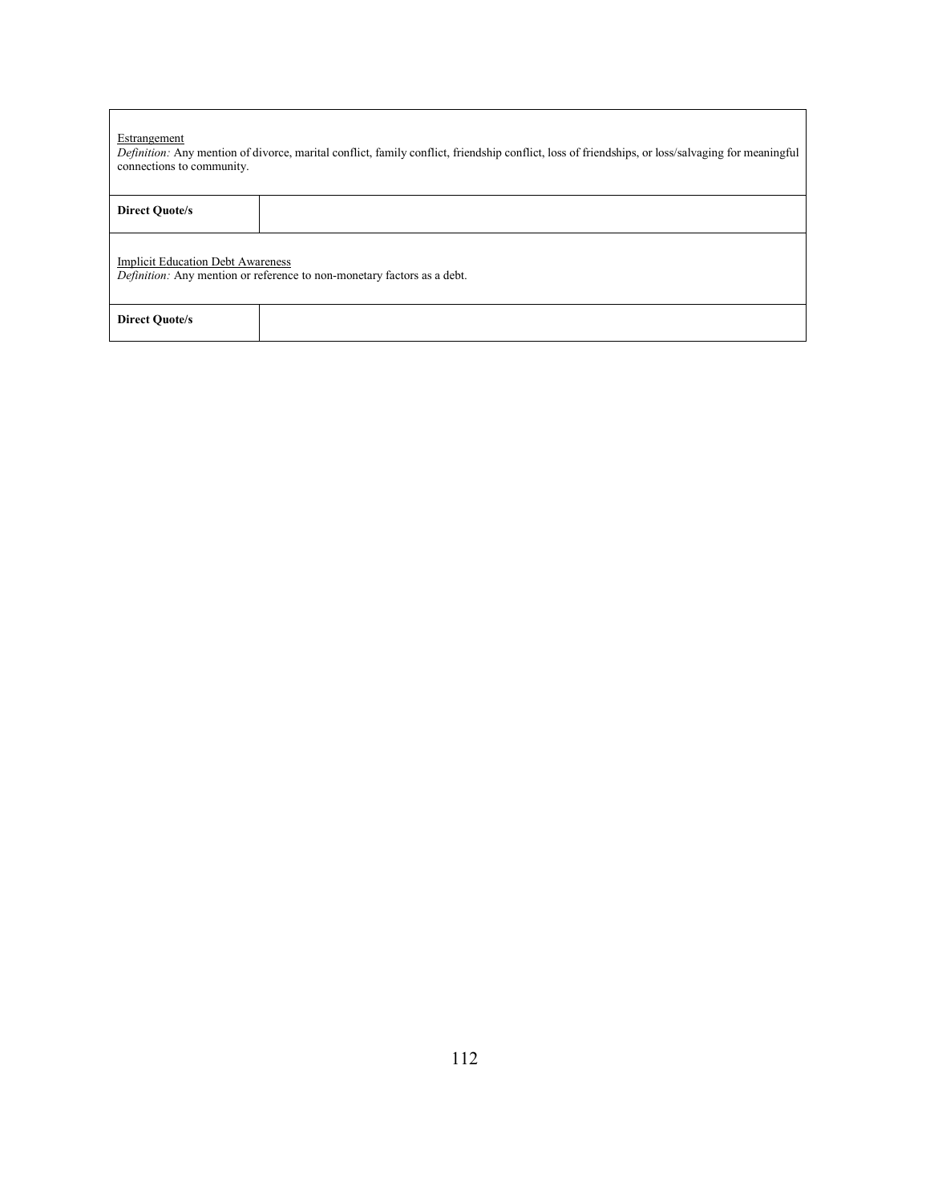| | |
|---|---|
| <u>Estrangement</u><br>*Definition:* Any mention of divorce, marital conflict, family conflict, friendship conflict, loss of friendships, or loss/salvaging for meaningful connections to community. | |
| **Direct Quote/s** | |
| <u>Implicit Education Debt Awareness</u><br>*Definition:* Any mention or reference to non-monetary factors as a debt. | |
| **Direct Quote/s** | |